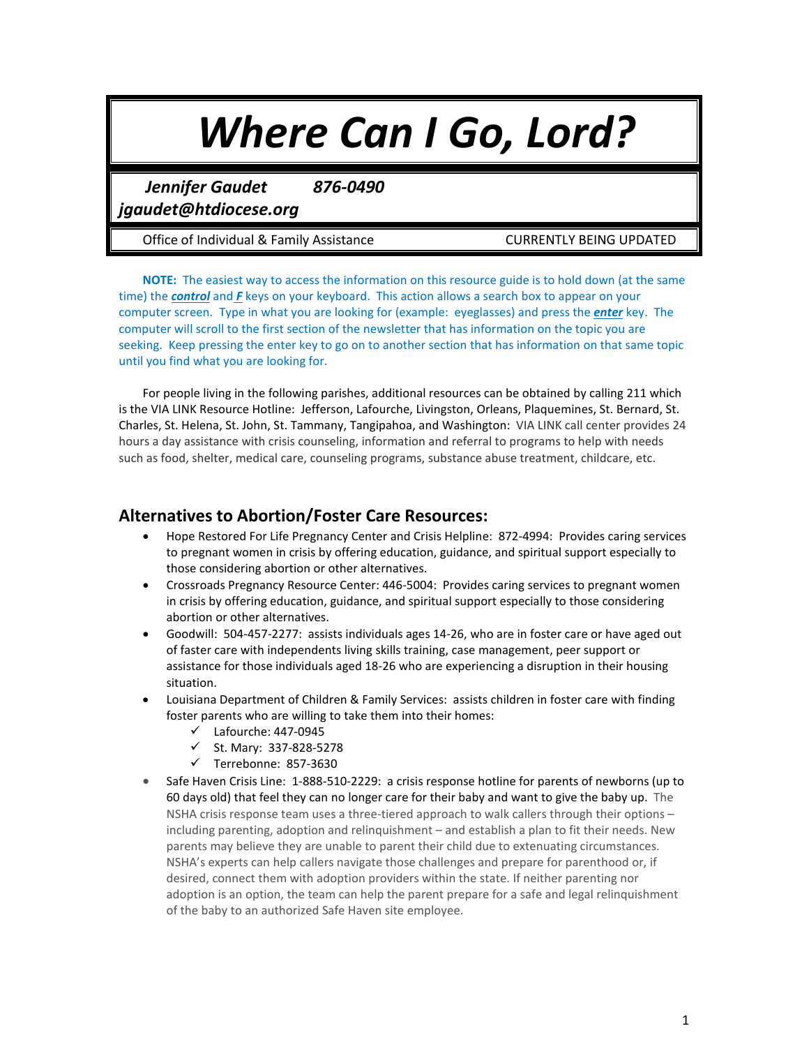# *Where Can I Go, Lord?*

***Jennifer Gaudet*** ***876-0490***
***jgaudet@htdiocese.org***

Office of Individual & Family Assistance CURRENTLY BEING UPDATED

**NOTE:** The easiest way to access the information on this resource guide is to hold down (at the same time) the ***control*** and ***F*** keys on your keyboard. This action allows a search box to appear on your computer screen. Type in what you are looking for (example: eyeglasses) and press the ***enter*** key. The computer will scroll to the first section of the newsletter that has information on the topic you are seeking. Keep pressing the enter key to go on to another section that has information on that same topic until you find what you are looking for.

For people living in the following parishes, additional resources can be obtained by calling 211 which is the VIA LINK Resource Hotline: Jefferson, Lafourche, Livingston, Orleans, Plaquemines, St. Bernard, St. Charles, St. Helena, St. John, St. Tammany, Tangipahoa, and Washington: VIA LINK call center provides 24 hours a day assistance with crisis counseling, information and referral to programs to help with needs such as food, shelter, medical care, counseling programs, substance abuse treatment, childcare, etc.

## Alternatives to Abortion/Foster Care Resources:

- Hope Restored For Life Pregnancy Center and Crisis Helpline: 872-4994: Provides caring services to pregnant women in crisis by offering education, guidance, and spiritual support especially to those considering abortion or other alternatives.
- Crossroads Pregnancy Resource Center: 446-5004: Provides caring services to pregnant women in crisis by offering education, guidance, and spiritual support especially to those considering abortion or other alternatives.
- Goodwill: 504-457-2277: assists individuals ages 14-26, who are in foster care or have aged out of faster care with independents living skills training, case management, peer support or assistance for those individuals aged 18-26 who are experiencing a disruption in their housing situation.
- Louisiana Department of Children & Family Services: assists children in foster care with finding foster parents who are willing to take them into their homes:
  - ✓ Lafourche: 447-0945
  - ✓ St. Mary: 337-828-5278
  - ✓ Terrebonne: 857-3630
- Safe Haven Crisis Line: 1-888-510-2229: a crisis response hotline for parents of newborns (up to 60 days old) that feel they can no longer care for their baby and want to give the baby up. The NSHA crisis response team uses a three-tiered approach to walk callers through their options – including parenting, adoption and relinquishment – and establish a plan to fit their needs. New parents may believe they are unable to parent their child due to extenuating circumstances. NSHA's experts can help callers navigate those challenges and prepare for parenthood or, if desired, connect them with adoption providers within the state. If neither parenting nor adoption is an option, the team can help the parent prepare for a safe and legal relinquishment of the baby to an authorized Safe Haven site employee.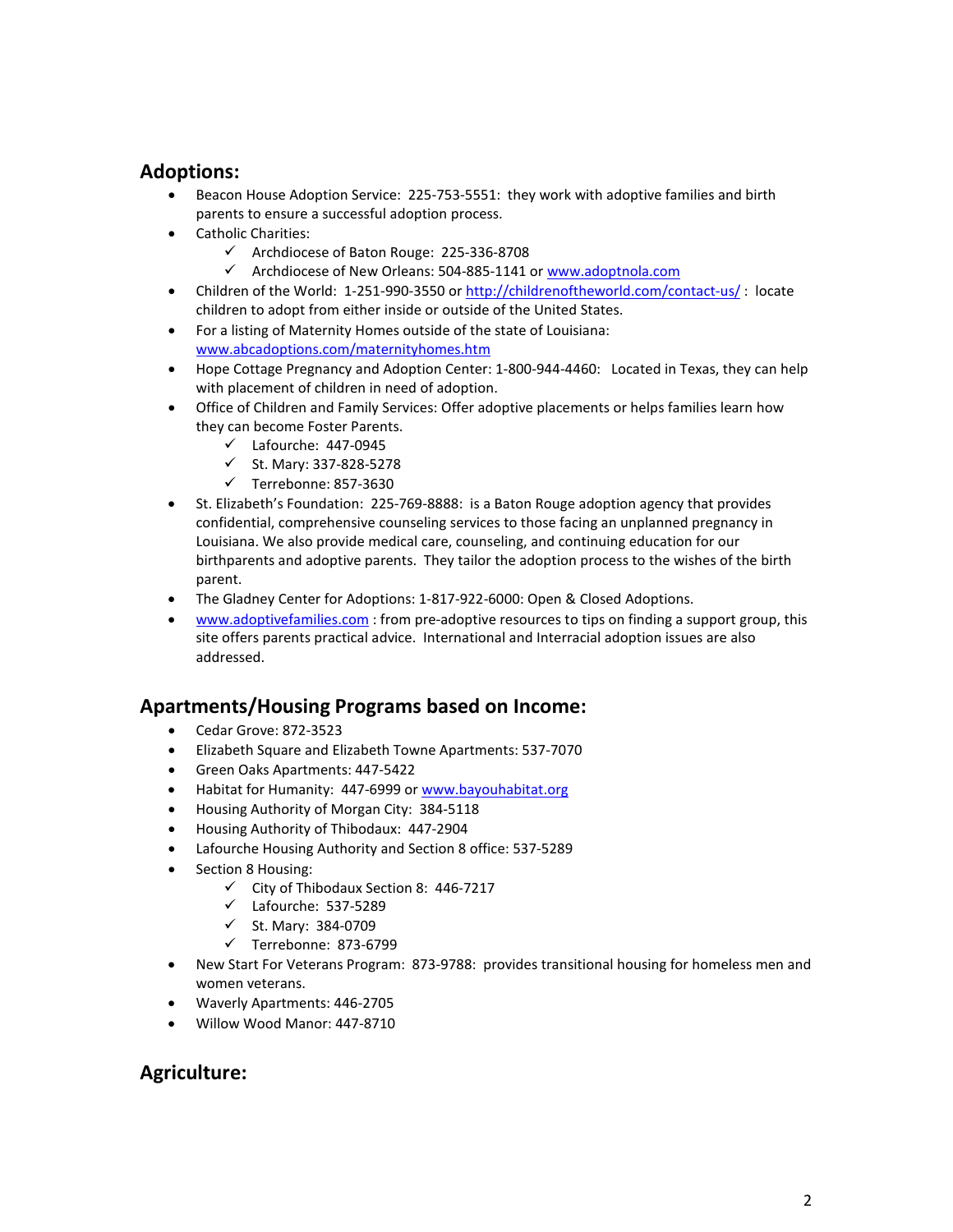## Adoptions:

- Beacon House Adoption Service: 225-753-5551: they work with adoptive families and birth parents to ensure a successful adoption process.
- Catholic Charities:
  - ✓ Archdiocese of Baton Rouge: 225-336-8708
  - ✓ Archdiocese of New Orleans: 504-885-1141 or www.adoptnola.com
- Children of the World: 1-251-990-3550 or http://childrenoftheworld.com/contact-us/ : locate children to adopt from either inside or outside of the United States.
- For a listing of Maternity Homes outside of the state of Louisiana: www.abcadoptions.com/maternityhomes.htm
- Hope Cottage Pregnancy and Adoption Center: 1-800-944-4460: Located in Texas, they can help with placement of children in need of adoption.
- Office of Children and Family Services: Offer adoptive placements or helps families learn how they can become Foster Parents.
  - ✓ Lafourche: 447-0945
  - ✓ St. Mary: 337-828-5278
  - ✓ Terrebonne: 857-3630
- St. Elizabeth's Foundation: 225-769-8888: is a Baton Rouge adoption agency that provides confidential, comprehensive counseling services to those facing an unplanned pregnancy in Louisiana. We also provide medical care, counseling, and continuing education for our birthparents and adoptive parents. They tailor the adoption process to the wishes of the birth parent.
- The Gladney Center for Adoptions: 1-817-922-6000: Open & Closed Adoptions.
- www.adoptivefamilies.com : from pre-adoptive resources to tips on finding a support group, this site offers parents practical advice. International and Interracial adoption issues are also addressed.

## Apartments/Housing Programs based on Income:

- Cedar Grove: 872-3523
- Elizabeth Square and Elizabeth Towne Apartments: 537-7070
- Green Oaks Apartments: 447-5422
- Habitat for Humanity: 447-6999 or www.bayouhabitat.org
- Housing Authority of Morgan City: 384-5118
- Housing Authority of Thibodaux: 447-2904
- Lafourche Housing Authority and Section 8 office: 537-5289
- Section 8 Housing:
  - ✓ City of Thibodaux Section 8: 446-7217
  - ✓ Lafourche: 537-5289
  - ✓ St. Mary: 384-0709
  - ✓ Terrebonne: 873-6799
- New Start For Veterans Program: 873-9788: provides transitional housing for homeless men and women veterans.
- Waverly Apartments: 446-2705
- Willow Wood Manor: 447-8710

## Agriculture: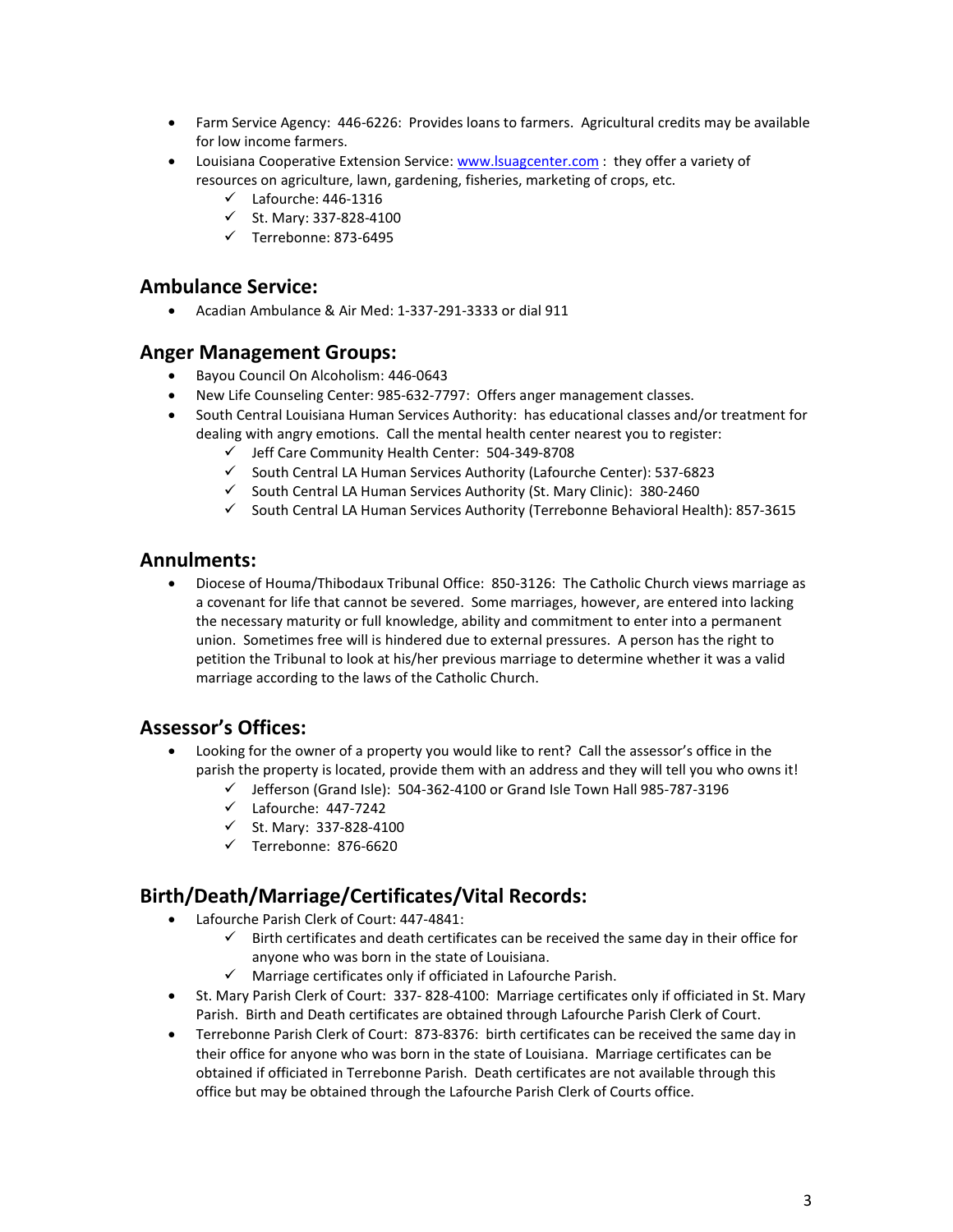- Farm Service Agency: 446-6226: Provides loans to farmers. Agricultural credits may be available for low income farmers.
- Louisiana Cooperative Extension Service: www.lsuagcenter.com : they offer a variety of resources on agriculture, lawn, gardening, fisheries, marketing of crops, etc.
  - ✓ Lafourche: 446-1316
  - ✓ St. Mary: 337-828-4100
  - ✓ Terrebonne: 873-6495

## Ambulance Service:

- Acadian Ambulance & Air Med: 1-337-291-3333 or dial 911

## Anger Management Groups:

- Bayou Council On Alcoholism: 446-0643
- New Life Counseling Center: 985-632-7797: Offers anger management classes.
- South Central Louisiana Human Services Authority: has educational classes and/or treatment for dealing with angry emotions. Call the mental health center nearest you to register:
  - ✓ Jeff Care Community Health Center: 504-349-8708
  - ✓ South Central LA Human Services Authority (Lafourche Center): 537-6823
  - ✓ South Central LA Human Services Authority (St. Mary Clinic): 380-2460
  - ✓ South Central LA Human Services Authority (Terrebonne Behavioral Health): 857-3615

## Annulments:

- Diocese of Houma/Thibodaux Tribunal Office: 850-3126: The Catholic Church views marriage as a covenant for life that cannot be severed. Some marriages, however, are entered into lacking the necessary maturity or full knowledge, ability and commitment to enter into a permanent union. Sometimes free will is hindered due to external pressures. A person has the right to petition the Tribunal to look at his/her previous marriage to determine whether it was a valid marriage according to the laws of the Catholic Church.

## Assessor's Offices:

- Looking for the owner of a property you would like to rent? Call the assessor's office in the parish the property is located, provide them with an address and they will tell you who owns it!
  - ✓ Jefferson (Grand Isle): 504-362-4100 or Grand Isle Town Hall 985-787-3196
  - ✓ Lafourche: 447-7242
  - ✓ St. Mary: 337-828-4100
  - ✓ Terrebonne: 876-6620

## Birth/Death/Marriage/Certificates/Vital Records:

- Lafourche Parish Clerk of Court: 447-4841:
  - ✓ Birth certificates and death certificates can be received the same day in their office for anyone who was born in the state of Louisiana.
  - ✓ Marriage certificates only if officiated in Lafourche Parish.
- St. Mary Parish Clerk of Court: 337- 828-4100: Marriage certificates only if officiated in St. Mary Parish. Birth and Death certificates are obtained through Lafourche Parish Clerk of Court.
- Terrebonne Parish Clerk of Court: 873-8376: birth certificates can be received the same day in their office for anyone who was born in the state of Louisiana. Marriage certificates can be obtained if officiated in Terrebonne Parish. Death certificates are not available through this office but may be obtained through the Lafourche Parish Clerk of Courts office.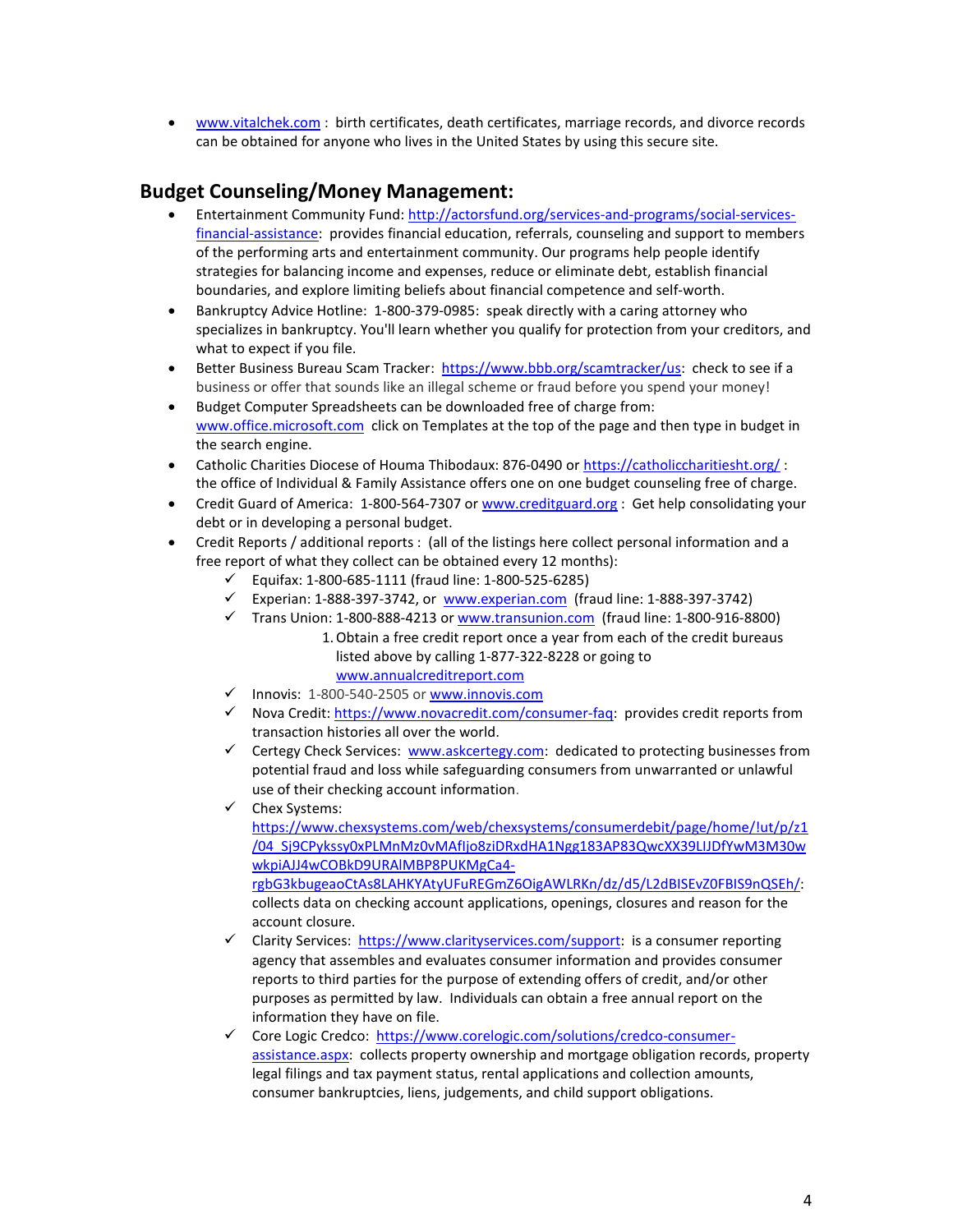- www.vitalchek.com : birth certificates, death certificates, marriage records, and divorce records can be obtained for anyone who lives in the United States by using this secure site.

## Budget Counseling/Money Management:

- Entertainment Community Fund: http://actorsfund.org/services-and-programs/social-services-financial-assistance: provides financial education, referrals, counseling and support to members of the performing arts and entertainment community. Our programs help people identify strategies for balancing income and expenses, reduce or eliminate debt, establish financial boundaries, and explore limiting beliefs about financial competence and self-worth.
- Bankruptcy Advice Hotline: 1-800-379-0985: speak directly with a caring attorney who specializes in bankruptcy. You'll learn whether you qualify for protection from your creditors, and what to expect if you file.
- Better Business Bureau Scam Tracker: https://www.bbb.org/scamtracker/us: check to see if a business or offer that sounds like an illegal scheme or fraud before you spend your money!
- Budget Computer Spreadsheets can be downloaded free of charge from: www.office.microsoft.com click on Templates at the top of the page and then type in budget in the search engine.
- Catholic Charities Diocese of Houma Thibodaux: 876-0490 or https://catholiccharitiesht.org/ : the office of Individual & Family Assistance offers one on one budget counseling free of charge.
- Credit Guard of America: 1-800-564-7307 or www.creditguard.org : Get help consolidating your debt or in developing a personal budget.
- Credit Reports / additional reports : (all of the listings here collect personal information and a free report of what they collect can be obtained every 12 months):
  - ✓ Equifax: 1-800-685-1111 (fraud line: 1-800-525-6285)
  - ✓ Experian: 1-888-397-3742, or www.experian.com (fraud line: 1-888-397-3742)
  - ✓ Trans Union: 1-800-888-4213 or www.transunion.com (fraud line: 1-800-916-8800)
    1. Obtain a free credit report once a year from each of the credit bureaus listed above by calling 1-877-322-8228 or going to www.annualcreditreport.com
  - ✓ Innovis: 1-800-540-2505 or www.innovis.com
  - ✓ Nova Credit: https://www.novacredit.com/consumer-faq: provides credit reports from transaction histories all over the world.
  - ✓ Certegy Check Services: www.askcertegy.com: dedicated to protecting businesses from potential fraud and loss while safeguarding consumers from unwarranted or unlawful use of their checking account information.
  - ✓ Chex Systems: https://www.chexsystems.com/web/chexsystems/consumerdebit/page/home/!ut/p/z1/04_Sj9CPykssy0xPLMnMz0vMAfIjo8ziDRxdHA1Ngg183AP83QwcXX39LIJDfYwM3M30wwkpiAJJ4wCOBkD9URAlMBP8PUKMgCa4-rgbG3kbugeaoCtAs8LAHKYAtyUFuREGmZ6OigAWLRKn/dz/d5/L2dBISEvZ0FBIS9nQSEh/: collects data on checking account applications, openings, closures and reason for the account closure.
  - ✓ Clarity Services: https://www.clarityservices.com/support: is a consumer reporting agency that assembles and evaluates consumer information and provides consumer reports to third parties for the purpose of extending offers of credit, and/or other purposes as permitted by law. Individuals can obtain a free annual report on the information they have on file.
  - ✓ Core Logic Credco: https://www.corelogic.com/solutions/credco-consumer-assistance.aspx: collects property ownership and mortgage obligation records, property legal filings and tax payment status, rental applications and collection amounts, consumer bankruptcies, liens, judgements, and child support obligations.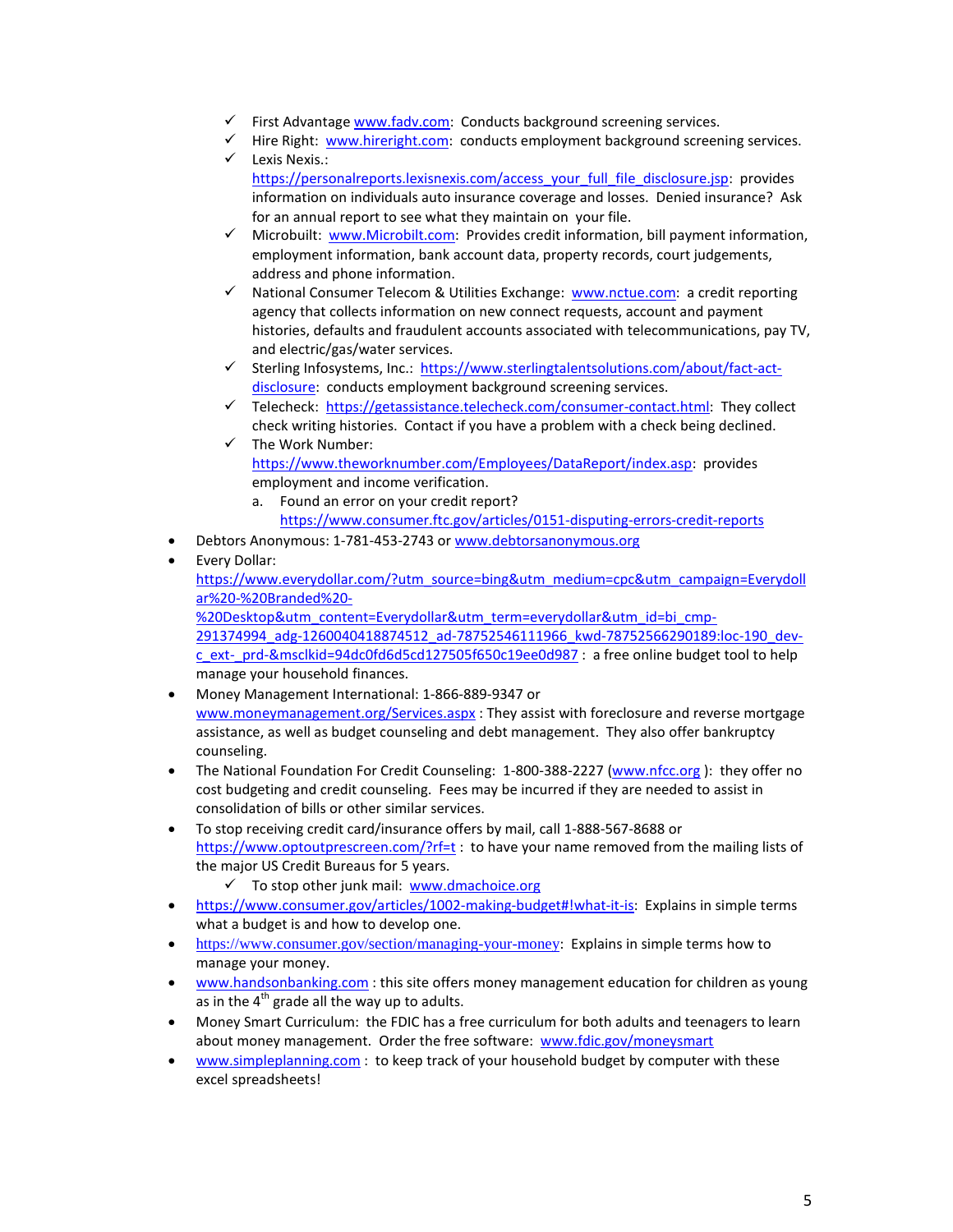- ✓ First Advantage www.fadv.com: Conducts background screening services.
  - ✓ Hire Right: www.hireright.com: conducts employment background screening services.
  - ✓ Lexis Nexis.: https://personalreports.lexisnexis.com/access_your_full_file_disclosure.jsp: provides information on individuals auto insurance coverage and losses. Denied insurance? Ask for an annual report to see what they maintain on your file.
  - ✓ Microbuilt: www.Microbilt.com: Provides credit information, bill payment information, employment information, bank account data, property records, court judgements, address and phone information.
  - ✓ National Consumer Telecom & Utilities Exchange: www.nctue.com: a credit reporting agency that collects information on new connect requests, account and payment histories, defaults and fraudulent accounts associated with telecommunications, pay TV, and electric/gas/water services.
  - ✓ Sterling Infosystems, Inc.: https://www.sterlingtalentsolutions.com/about/fact-act-disclosure: conducts employment background screening services.
  - ✓ Telecheck: https://getassistance.telecheck.com/consumer-contact.html: They collect check writing histories. Contact if you have a problem with a check being declined.
  - ✓ The Work Number: https://www.theworknumber.com/Employees/DataReport/index.asp: provides employment and income verification.
    a. Found an error on your credit report? https://www.consumer.ftc.gov/articles/0151-disputing-errors-credit-reports
- Debtors Anonymous: 1-781-453-2743 or www.debtorsanonymous.org
- Every Dollar: https://www.everydollar.com/?utm_source=bing&utm_medium=cpc&utm_campaign=Everydollar%20-%20Branded%20-%20Desktop&utm_content=Everydollar&utm_term=everydollar&utm_id=bi_cmp-291374994_adg-1260040418874512_ad-78752546111966_kwd-78752566290189:loc-190_dev-c_ext-_prd-&msclkid=94dc0fd6d5cd127505f650c19ee0d987 : a free online budget tool to help manage your household finances.
- Money Management International: 1-866-889-9347 or www.moneymanagement.org/Services.aspx : They assist with foreclosure and reverse mortgage assistance, as well as budget counseling and debt management. They also offer bankruptcy counseling.
- The National Foundation For Credit Counseling: 1-800-388-2227 (www.nfcc.org ): they offer no cost budgeting and credit counseling. Fees may be incurred if they are needed to assist in consolidation of bills or other similar services.
- To stop receiving credit card/insurance offers by mail, call 1-888-567-8688 or https://www.optoutprescreen.com/?rf=t : to have your name removed from the mailing lists of the major US Credit Bureaus for 5 years.
  - ✓ To stop other junk mail: www.dmachoice.org
- https://www.consumer.gov/articles/1002-making-budget#!what-it-is: Explains in simple terms what a budget is and how to develop one.
- https://www.consumer.gov/section/managing-your-money: Explains in simple terms how to manage your money.
- www.handsonbanking.com : this site offers money management education for children as young as in the 4th grade all the way up to adults.
- Money Smart Curriculum: the FDIC has a free curriculum for both adults and teenagers to learn about money management. Order the free software: www.fdic.gov/moneysmart
- www.simpleplanning.com : to keep track of your household budget by computer with these excel spreadsheets!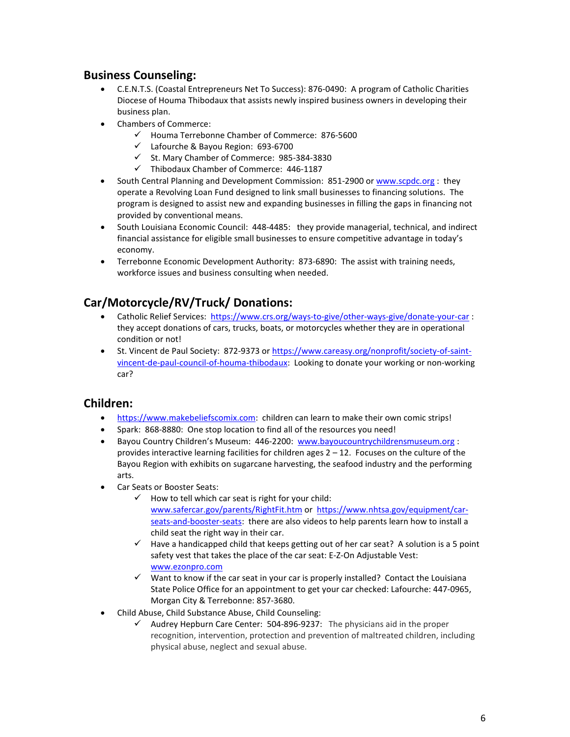## Business Counseling:

- C.E.N.T.S. (Coastal Entrepreneurs Net To Success): 876-0490: A program of Catholic Charities Diocese of Houma Thibodaux that assists newly inspired business owners in developing their business plan.
- Chambers of Commerce:
  - ✓ Houma Terrebonne Chamber of Commerce: 876-5600
  - ✓ Lafourche & Bayou Region: 693-6700
  - ✓ St. Mary Chamber of Commerce: 985-384-3830
  - ✓ Thibodaux Chamber of Commerce: 446-1187
- South Central Planning and Development Commission: 851-2900 or www.scpdc.org : they operate a Revolving Loan Fund designed to link small businesses to financing solutions. The program is designed to assist new and expanding businesses in filling the gaps in financing not provided by conventional means.
- South Louisiana Economic Council: 448-4485: they provide managerial, technical, and indirect financial assistance for eligible small businesses to ensure competitive advantage in today's economy.
- Terrebonne Economic Development Authority: 873-6890: The assist with training needs, workforce issues and business consulting when needed.

## Car/Motorcycle/RV/Truck/ Donations:

- Catholic Relief Services: https://www.crs.org/ways-to-give/other-ways-give/donate-your-car : they accept donations of cars, trucks, boats, or motorcycles whether they are in operational condition or not!
- St. Vincent de Paul Society: 872-9373 or https://www.careasy.org/nonprofit/society-of-saint-vincent-de-paul-council-of-houma-thibodaux: Looking to donate your working or non-working car?

## Children:

- https://www.makebeliefscomix.com: children can learn to make their own comic strips!
- Spark: 868-8880: One stop location to find all of the resources you need!
- Bayou Country Children's Museum: 446-2200: www.bayoucountrychildrensmuseum.org : provides interactive learning facilities for children ages 2 – 12. Focuses on the culture of the Bayou Region with exhibits on sugarcane harvesting, the seafood industry and the performing arts.
- Car Seats or Booster Seats:
  - ✓ How to tell which car seat is right for your child: www.safercar.gov/parents/RightFit.htm or https://www.nhtsa.gov/equipment/car-seats-and-booster-seats: there are also videos to help parents learn how to install a child seat the right way in their car.
  - ✓ Have a handicapped child that keeps getting out of her car seat? A solution is a 5 point safety vest that takes the place of the car seat: E-Z-On Adjustable Vest: www.ezonpro.com
  - ✓ Want to know if the car seat in your car is properly installed? Contact the Louisiana State Police Office for an appointment to get your car checked: Lafourche: 447-0965, Morgan City & Terrebonne: 857-3680.
- Child Abuse, Child Substance Abuse, Child Counseling:
  - ✓ Audrey Hepburn Care Center: 504-896-9237: The physicians aid in the proper recognition, intervention, protection and prevention of maltreated children, including physical abuse, neglect and sexual abuse.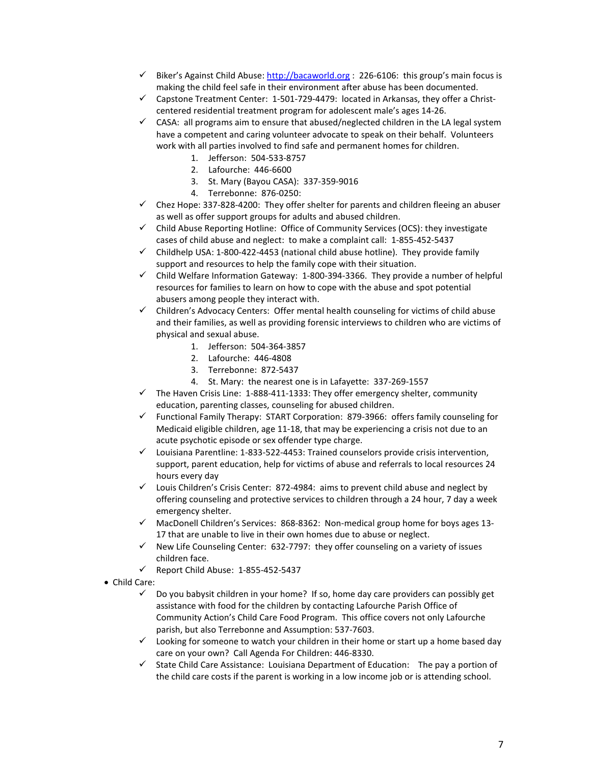- ✓ Biker's Against Child Abuse: http://bacaworld.org : 226-6106: this group's main focus is making the child feel safe in their environment after abuse has been documented.
- ✓ Capstone Treatment Center: 1-501-729-4479: located in Arkansas, they offer a Christ-centered residential treatment program for adolescent male's ages 14-26.
- ✓ CASA: all programs aim to ensure that abused/neglected children in the LA legal system have a competent and caring volunteer advocate to speak on their behalf. Volunteers work with all parties involved to find safe and permanent homes for children.
    1. Jefferson: 504-533-8757
    2. Lafourche: 446-6600
    3. St. Mary (Bayou CASA): 337-359-9016
    4. Terrebonne: 876-0250:
- ✓ Chez Hope: 337-828-4200: They offer shelter for parents and children fleeing an abuser as well as offer support groups for adults and abused children.
- ✓ Child Abuse Reporting Hotline: Office of Community Services (OCS): they investigate cases of child abuse and neglect: to make a complaint call: 1-855-452-5437
- ✓ Childhelp USA: 1-800-422-4453 (national child abuse hotline). They provide family support and resources to help the family cope with their situation.
- ✓ Child Welfare Information Gateway: 1-800-394-3366. They provide a number of helpful resources for families to learn on how to cope with the abuse and spot potential abusers among people they interact with.
- ✓ Children's Advocacy Centers: Offer mental health counseling for victims of child abuse and their families, as well as providing forensic interviews to children who are victims of physical and sexual abuse.
    1. Jefferson: 504-364-3857
    2. Lafourche: 446-4808
    3. Terrebonne: 872-5437
    4. St. Mary: the nearest one is in Lafayette: 337-269-1557
- ✓ The Haven Crisis Line: 1-888-411-1333: They offer emergency shelter, community education, parenting classes, counseling for abused children.
- ✓ Functional Family Therapy: START Corporation: 879-3966: offers family counseling for Medicaid eligible children, age 11-18, that may be experiencing a crisis not due to an acute psychotic episode or sex offender type charge.
- ✓ Louisiana Parentline: 1-833-522-4453: Trained counselors provide crisis intervention, support, parent education, help for victims of abuse and referrals to local resources 24 hours every day
- ✓ Louis Children's Crisis Center: 872-4984: aims to prevent child abuse and neglect by offering counseling and protective services to children through a 24 hour, 7 day a week emergency shelter.
- ✓ MacDonell Children's Services: 868-8362: Non-medical group home for boys ages 13-17 that are unable to live in their own homes due to abuse or neglect.
- ✓ New Life Counseling Center: 632-7797: they offer counseling on a variety of issues children face.
- ✓ Report Child Abuse: 1-855-452-5437

- Child Care:
    - ✓ Do you babysit children in your home? If so, home day care providers can possibly get assistance with food for the children by contacting Lafourche Parish Office of Community Action's Child Care Food Program. This office covers not only Lafourche parish, but also Terrebonne and Assumption: 537-7603.
    - ✓ Looking for someone to watch your children in their home or start up a home based day care on your own? Call Agenda For Children: 446-8330.
    - ✓ State Child Care Assistance: Louisiana Department of Education: The pay a portion of the child care costs if the parent is working in a low income job or is attending school.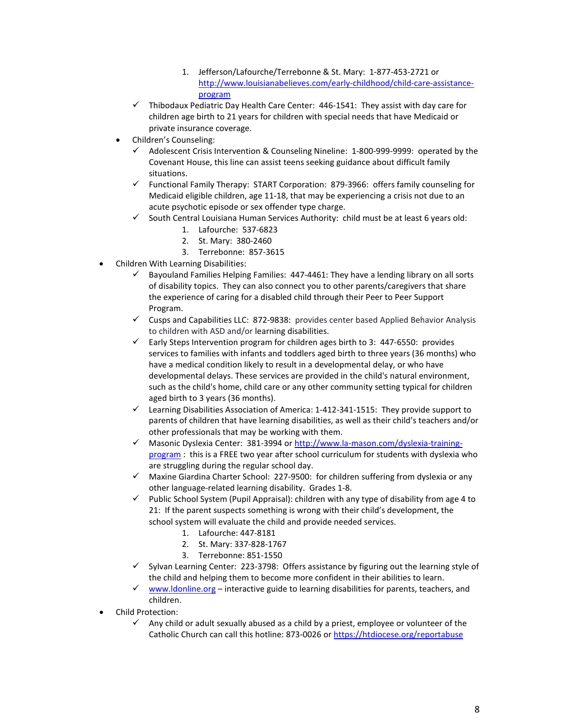1. Jefferson/Lafourche/Terrebonne & St. Mary: 1-877-453-2721 or http://www.louisianabelieves.com/early-childhood/child-care-assistance-program
    - ✓ Thibodaux Pediatric Day Health Care Center: 446-1541: They assist with day care for children age birth to 21 years for children with special needs that have Medicaid or private insurance coverage.
  - Children's Counseling:
    - ✓ Adolescent Crisis Intervention & Counseling Nineline: 1-800-999-9999: operated by the Covenant House, this line can assist teens seeking guidance about difficult family situations.
    - ✓ Functional Family Therapy: START Corporation: 879-3966: offers family counseling for Medicaid eligible children, age 11-18, that may be experiencing a crisis not due to an acute psychotic episode or sex offender type charge.
    - ✓ South Central Louisiana Human Services Authority: child must be at least 6 years old:
        1. Lafourche: 537-6823
        2. St. Mary: 380-2460
        3. Terrebonne: 857-3615
- Children With Learning Disabilities:
    - ✓ Bayouland Families Helping Families: 447-4461: They have a lending library on all sorts of disability topics. They can also connect you to other parents/caregivers that share the experience of caring for a disabled child through their Peer to Peer Support Program.
    - ✓ Cusps and Capabilities LLC: 872-9838: provides center based Applied Behavior Analysis to children with ASD and/or learning disabilities.
    - ✓ Early Steps Intervention program for children ages birth to 3: 447-6550: provides services to families with infants and toddlers aged birth to three years (36 months) who have a medical condition likely to result in a developmental delay, or who have developmental delays. These services are provided in the child's natural environment, such as the child's home, child care or any other community setting typical for children aged birth to 3 years (36 months).
    - ✓ Learning Disabilities Association of America: 1-412-341-1515: They provide support to parents of children that have learning disabilities, as well as their child's teachers and/or other professionals that may be working with them.
    - ✓ Masonic Dyslexia Center: 381-3994 or http://www.la-mason.com/dyslexia-training-program : this is a FREE two year after school curriculum for students with dyslexia who are struggling during the regular school day.
    - ✓ Maxine Giardina Charter School: 227-9500: for children suffering from dyslexia or any other language-related learning disability. Grades 1-8.
    - ✓ Public School System (Pupil Appraisal): children with any type of disability from age 4 to 21: If the parent suspects something is wrong with their child's development, the school system will evaluate the child and provide needed services.
        1. Lafourche: 447-8181
        2. St. Mary: 337-828-1767
        3. Terrebonne: 851-1550
    - ✓ Sylvan Learning Center: 223-3798: Offers assistance by figuring out the learning style of the child and helping them to become more confident in their abilities to learn.
    - ✓ www.ldonline.org – interactive guide to learning disabilities for parents, teachers, and children.
- Child Protection:
    - ✓ Any child or adult sexually abused as a child by a priest, employee or volunteer of the Catholic Church can call this hotline: 873-0026 or https://htdiocese.org/reportabuse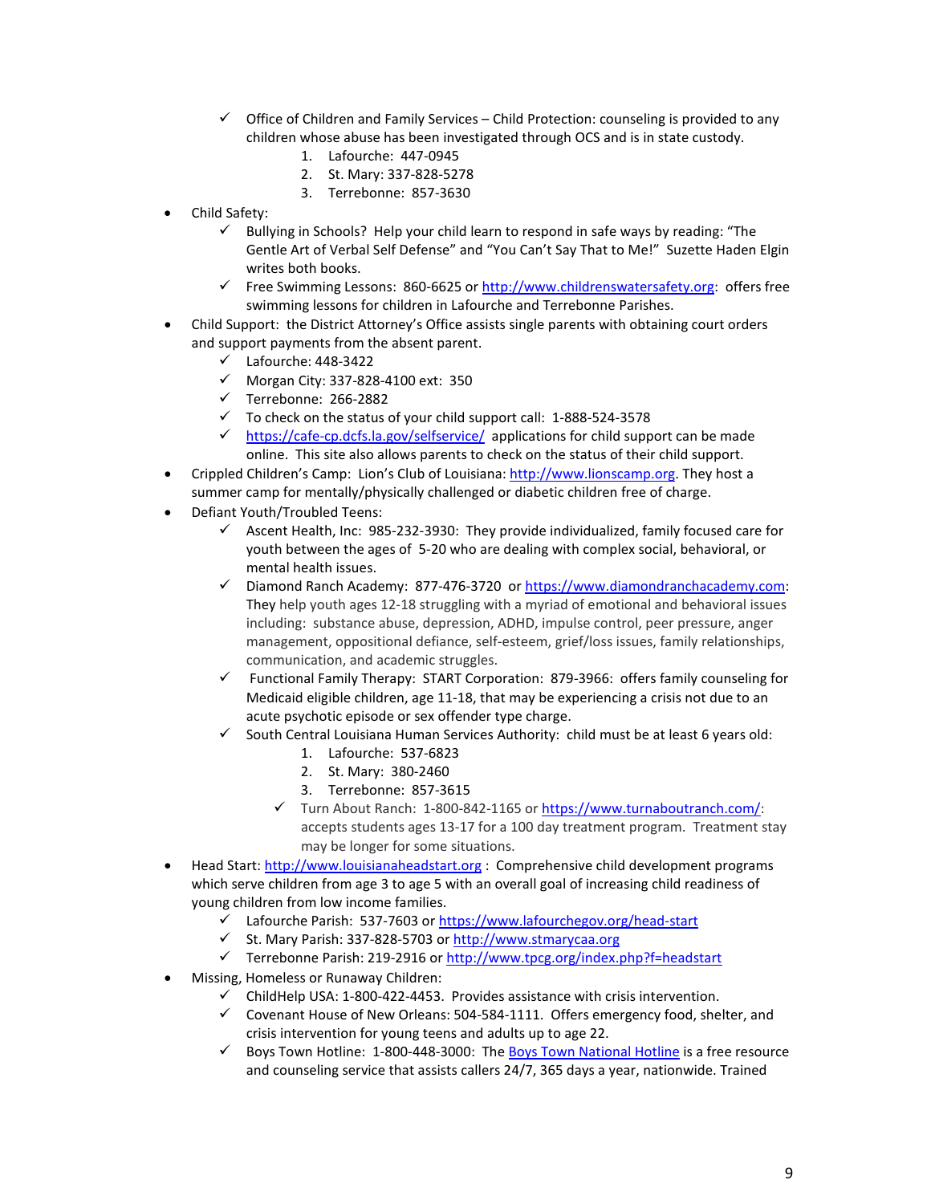- ✓ Office of Children and Family Services – Child Protection: counseling is provided to any children whose abuse has been investigated through OCS and is in state custody.
    1. Lafourche: 447-0945
    2. St. Mary: 337-828-5278
    3. Terrebonne: 857-3630

- Child Safety:
  - ✓ Bullying in Schools? Help your child learn to respond in safe ways by reading: "The Gentle Art of Verbal Self Defense" and "You Can't Say That to Me!" Suzette Haden Elgin writes both books.
  - ✓ Free Swimming Lessons: 860-6625 or [http://www.childrenswatersafety.org](http://www.childrenswatersafety.org): offers free swimming lessons for children in Lafourche and Terrebonne Parishes.
- Child Support: the District Attorney's Office assists single parents with obtaining court orders and support payments from the absent parent.
  - ✓ Lafourche: 448-3422
  - ✓ Morgan City: 337-828-4100 ext: 350
  - ✓ Terrebonne: 266-2882
  - ✓ To check on the status of your child support call: 1-888-524-3578
  - ✓ [https://cafe-cp.dcfs.la.gov/selfservice/](https://cafe-cp.dcfs.la.gov/selfservice/) applications for child support can be made online. This site also allows parents to check on the status of their child support.
- Crippled Children's Camp: Lion's Club of Louisiana: [http://www.lionscamp.org](http://www.lionscamp.org). They host a summer camp for mentally/physically challenged or diabetic children free of charge.
- Defiant Youth/Troubled Teens:
  - ✓ Ascent Health, Inc: 985-232-3930: They provide individualized, family focused care for youth between the ages of 5-20 who are dealing with complex social, behavioral, or mental health issues.
  - ✓ Diamond Ranch Academy: 877-476-3720 or [https://www.diamondranchacademy.com](https://www.diamondranchacademy.com): They help youth ages 12-18 struggling with a myriad of emotional and behavioral issues including: substance abuse, depression, ADHD, impulse control, peer pressure, anger management, oppositional defiance, self-esteem, grief/loss issues, family relationships, communication, and academic struggles.
  - ✓ Functional Family Therapy: START Corporation: 879-3966: offers family counseling for Medicaid eligible children, age 11-18, that may be experiencing a crisis not due to an acute psychotic episode or sex offender type charge.
  - ✓ South Central Louisiana Human Services Authority: child must be at least 6 years old:
    1. Lafourche: 537-6823
    2. St. Mary: 380-2460
    3. Terrebonne: 857-3615
  - ✓ Turn About Ranch: 1-800-842-1165 or [https://www.turnaboutranch.com/](https://www.turnaboutranch.com/): accepts students ages 13-17 for a 100 day treatment program. Treatment stay may be longer for some situations.
- Head Start: [http://www.louisianaheadstart.org](http://www.louisianaheadstart.org) : Comprehensive child development programs which serve children from age 3 to age 5 with an overall goal of increasing child readiness of young children from low income families.
  - ✓ Lafourche Parish: 537-7603 or [https://www.lafourchegov.org/head-start](https://www.lafourchegov.org/head-start)
  - ✓ St. Mary Parish: 337-828-5703 or [http://www.stmarycaa.org](http://www.stmarycaa.org)
  - ✓ Terrebonne Parish: 219-2916 or [http://www.tpcg.org/index.php?f=headstart](http://www.tpcg.org/index.php?f=headstart)
- Missing, Homeless or Runaway Children:
  - ✓ ChildHelp USA: 1-800-422-4453. Provides assistance with crisis intervention.
  - ✓ Covenant House of New Orleans: 504-584-1111. Offers emergency food, shelter, and crisis intervention for young teens and adults up to age 22.
  - ✓ Boys Town Hotline: 1-800-448-3000: The Boys Town National Hotline is a free resource and counseling service that assists callers 24/7, 365 days a year, nationwide. Trained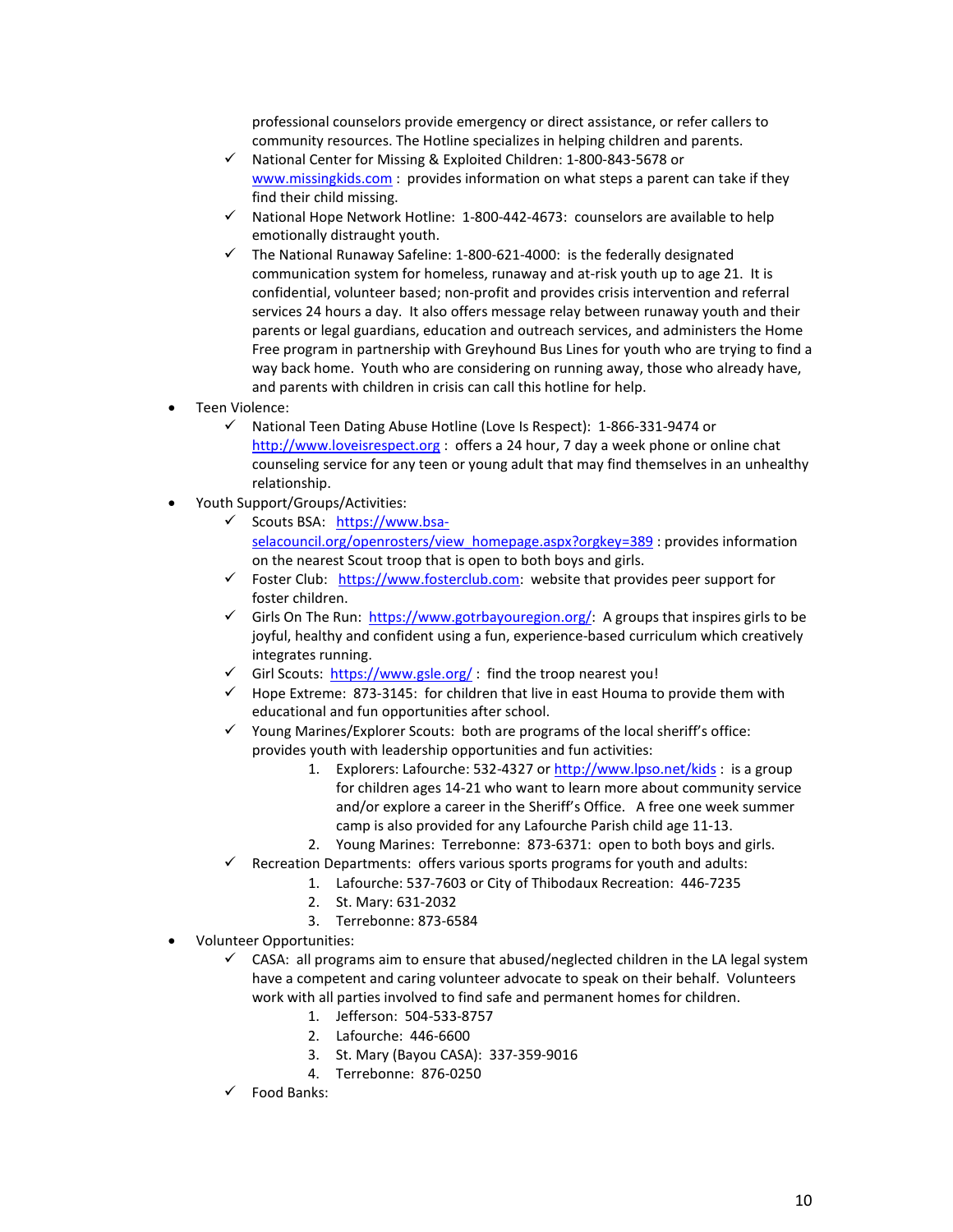professional counselors provide emergency or direct assistance, or refer callers to community resources. The Hotline specializes in helping children and parents.

  - ✓ National Center for Missing & Exploited Children: 1-800-843-5678 or www.missingkids.com : provides information on what steps a parent can take if they find their child missing.
  - ✓ National Hope Network Hotline: 1-800-442-4673: counselors are available to help emotionally distraught youth.
  - ✓ The National Runaway Safeline: 1-800-621-4000: is the federally designated communication system for homeless, runaway and at-risk youth up to age 21. It is confidential, volunteer based; non-profit and provides crisis intervention and referral services 24 hours a day. It also offers message relay between runaway youth and their parents or legal guardians, education and outreach services, and administers the Home Free program in partnership with Greyhound Bus Lines for youth who are trying to find a way back home. Youth who are considering on running away, those who already have, and parents with children in crisis can call this hotline for help.

- Teen Violence:
  - ✓ National Teen Dating Abuse Hotline (Love Is Respect): 1-866-331-9474 or http://www.loveisrespect.org : offers a 24 hour, 7 day a week phone or online chat counseling service for any teen or young adult that may find themselves in an unhealthy relationship.
- Youth Support/Groups/Activities:
  - ✓ Scouts BSA: https://www.bsa-selacouncil.org/openrosters/view_homepage.aspx?orgkey=389 : provides information on the nearest Scout troop that is open to both boys and girls.
  - ✓ Foster Club: https://www.fosterclub.com: website that provides peer support for foster children.
  - ✓ Girls On The Run: https://www.gotrbayouregion.org/: A groups that inspires girls to be joyful, healthy and confident using a fun, experience-based curriculum which creatively integrates running.
  - ✓ Girl Scouts: https://www.gsle.org/ : find the troop nearest you!
  - ✓ Hope Extreme: 873-3145: for children that live in east Houma to provide them with educational and fun opportunities after school.
  - ✓ Young Marines/Explorer Scouts: both are programs of the local sheriff's office: provides youth with leadership opportunities and fun activities:
    1. Explorers: Lafourche: 532-4327 or http://www.lpso.net/kids : is a group for children ages 14-21 who want to learn more about community service and/or explore a career in the Sheriff's Office. A free one week summer camp is also provided for any Lafourche Parish child age 11-13.
    2. Young Marines: Terrebonne: 873-6371: open to both boys and girls.
  - ✓ Recreation Departments: offers various sports programs for youth and adults:
    1. Lafourche: 537-7603 or City of Thibodaux Recreation: 446-7235
    2. St. Mary: 631-2032
    3. Terrebonne: 873-6584
- Volunteer Opportunities:
  - ✓ CASA: all programs aim to ensure that abused/neglected children in the LA legal system have a competent and caring volunteer advocate to speak on their behalf. Volunteers work with all parties involved to find safe and permanent homes for children.
    1. Jefferson: 504-533-8757
    2. Lafourche: 446-6600
    3. St. Mary (Bayou CASA): 337-359-9016
    4. Terrebonne: 876-0250
  - ✓ Food Banks: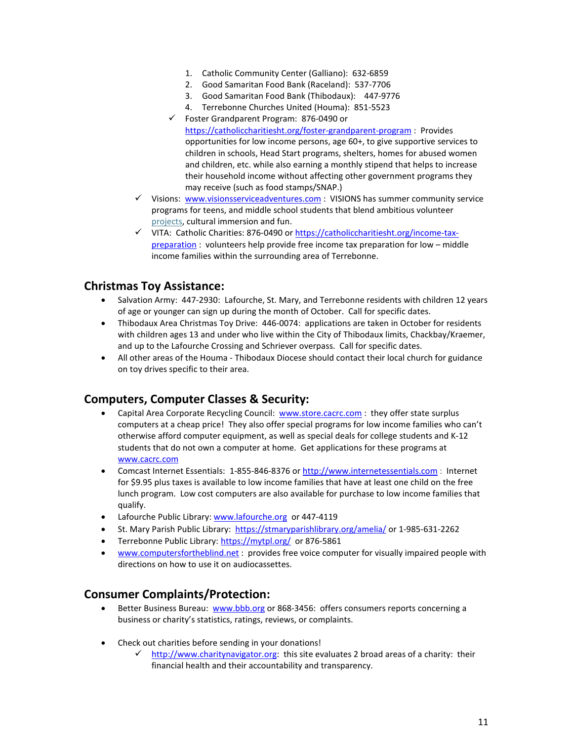1. Catholic Community Center (Galliano): 632-6859
2. Good Samaritan Food Bank (Raceland): 537-7706
3. Good Samaritan Food Bank (Thibodaux): 447-9776
4. Terrebonne Churches United (Houma): 851-5523

- ✓ Foster Grandparent Program: 876-0490 or https://catholiccharitiesht.org/foster-grandparent-program : Provides opportunities for low income persons, age 60+, to give supportive services to children in schools, Head Start programs, shelters, homes for abused women and children, etc. while also earning a monthly stipend that helps to increase their household income without affecting other government programs they may receive (such as food stamps/SNAP.)

- ✓ Visions: www.visionsserviceadventures.com : VISIONS has summer community service programs for teens, and middle school students that blend ambitious volunteer projects, cultural immersion and fun.
- ✓ VITA: Catholic Charities: 876-0490 or https://catholiccharitiesht.org/income-tax-preparation : volunteers help provide free income tax preparation for low – middle income families within the surrounding area of Terrebonne.

## Christmas Toy Assistance:

- Salvation Army: 447-2930: Lafourche, St. Mary, and Terrebonne residents with children 12 years of age or younger can sign up during the month of October. Call for specific dates.
- Thibodaux Area Christmas Toy Drive: 446-0074: applications are taken in October for residents with children ages 13 and under who live within the City of Thibodaux limits, Chackbay/Kraemer, and up to the Lafourche Crossing and Schriever overpass. Call for specific dates.
- All other areas of the Houma - Thibodaux Diocese should contact their local church for guidance on toy drives specific to their area.

## Computers, Computer Classes & Security:

- Capital Area Corporate Recycling Council: www.store.cacrc.com : they offer state surplus computers at a cheap price! They also offer special programs for low income families who can't otherwise afford computer equipment, as well as special deals for college students and K-12 students that do not own a computer at home. Get applications for these programs at www.cacrc.com
- Comcast Internet Essentials: 1-855-846-8376 or http://www.internetessentials.com : Internet for $9.95 plus taxes is available to low income families that have at least one child on the free lunch program. Low cost computers are also available for purchase to low income families that qualify.
- Lafourche Public Library: www.lafourche.org or 447-4119
- St. Mary Parish Public Library: https://stmaryparishlibrary.org/amelia/ or 1-985-631-2262
- Terrebonne Public Library: https://mytpl.org/ or 876-5861
- www.computersfortheblind.net : provides free voice computer for visually impaired people with directions on how to use it on audiocassettes.

## Consumer Complaints/Protection:

- Better Business Bureau: www.bbb.org or 868-3456: offers consumers reports concerning a business or charity's statistics, ratings, reviews, or complaints.

- Check out charities before sending in your donations!
  - ✓ http://www.charitynavigator.org: this site evaluates 2 broad areas of a charity: their financial health and their accountability and transparency.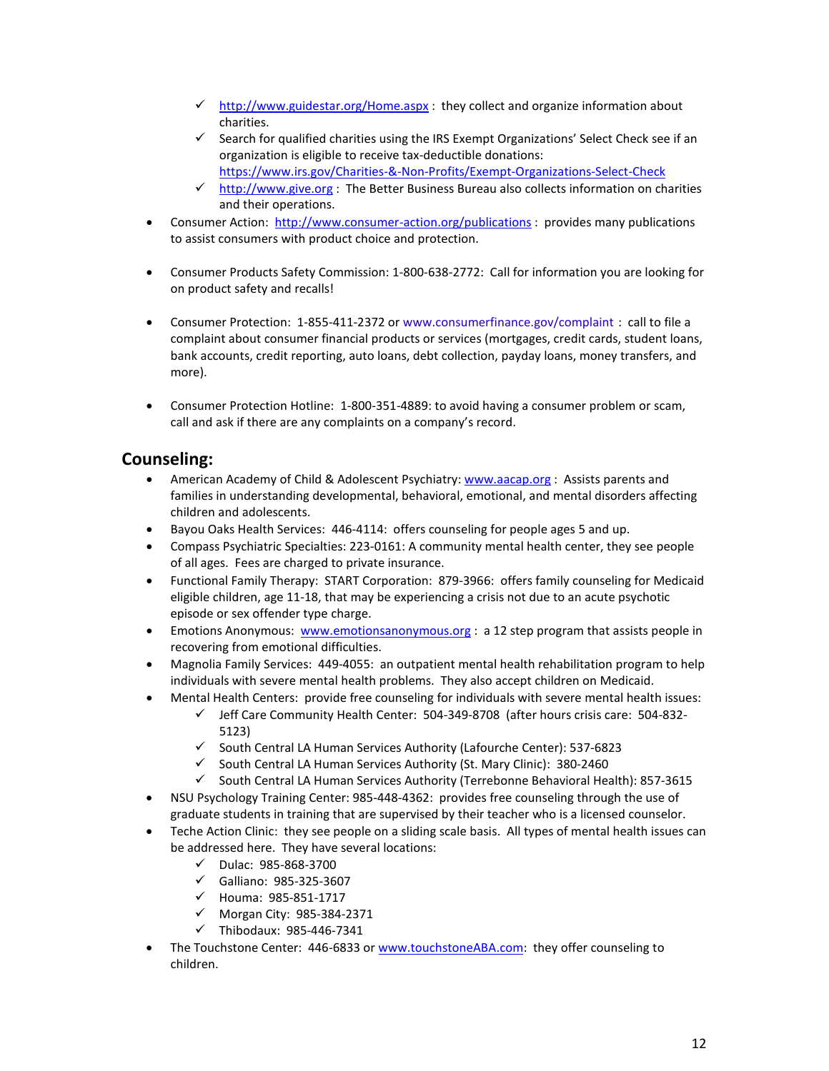- ✓ http://www.guidestar.org/Home.aspx : they collect and organize information about charities.
- ✓ Search for qualified charities using the IRS Exempt Organizations' Select Check see if an organization is eligible to receive tax-deductible donations: https://www.irs.gov/Charities-&-Non-Profits/Exempt-Organizations-Select-Check
- ✓ http://www.give.org : The Better Business Bureau also collects information on charities and their operations.

- Consumer Action: http://www.consumer-action.org/publications : provides many publications to assist consumers with product choice and protection.

- Consumer Products Safety Commission: 1-800-638-2772: Call for information you are looking for on product safety and recalls!

- Consumer Protection: 1-855-411-2372 or www.consumerfinance.gov/complaint : call to file a complaint about consumer financial products or services (mortgages, credit cards, student loans, bank accounts, credit reporting, auto loans, debt collection, payday loans, money transfers, and more).

- Consumer Protection Hotline: 1-800-351-4889: to avoid having a consumer problem or scam, call and ask if there are any complaints on a company's record.

## Counseling:

- American Academy of Child & Adolescent Psychiatry: www.aacap.org : Assists parents and families in understanding developmental, behavioral, emotional, and mental disorders affecting children and adolescents.
- Bayou Oaks Health Services: 446-4114: offers counseling for people ages 5 and up.
- Compass Psychiatric Specialties: 223-0161: A community mental health center, they see people of all ages. Fees are charged to private insurance.
- Functional Family Therapy: START Corporation: 879-3966: offers family counseling for Medicaid eligible children, age 11-18, that may be experiencing a crisis not due to an acute psychotic episode or sex offender type charge.
- Emotions Anonymous: www.emotionsanonymous.org : a 12 step program that assists people in recovering from emotional difficulties.
- Magnolia Family Services: 449-4055: an outpatient mental health rehabilitation program to help individuals with severe mental health problems. They also accept children on Medicaid.
- Mental Health Centers: provide free counseling for individuals with severe mental health issues:
  - ✓ Jeff Care Community Health Center: 504-349-8708 (after hours crisis care: 504-832-5123)
  - ✓ South Central LA Human Services Authority (Lafourche Center): 537-6823
  - ✓ South Central LA Human Services Authority (St. Mary Clinic): 380-2460
  - ✓ South Central LA Human Services Authority (Terrebonne Behavioral Health): 857-3615
- NSU Psychology Training Center: 985-448-4362: provides free counseling through the use of graduate students in training that are supervised by their teacher who is a licensed counselor.
- Teche Action Clinic: they see people on a sliding scale basis. All types of mental health issues can be addressed here. They have several locations:
  - ✓ Dulac: 985-868-3700
  - ✓ Galliano: 985-325-3607
  - ✓ Houma: 985-851-1717
  - ✓ Morgan City: 985-384-2371
  - ✓ Thibodaux: 985-446-7341
- The Touchstone Center: 446-6833 or www.touchstoneABA.com: they offer counseling to children.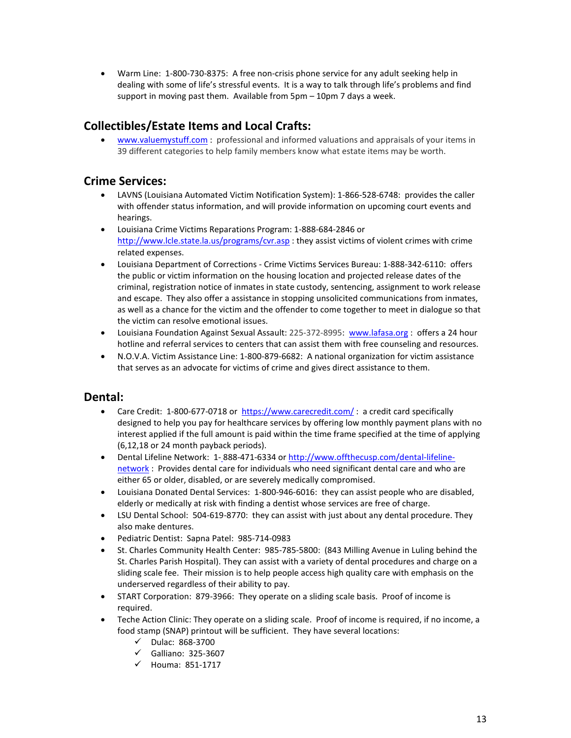- Warm Line: 1-800-730-8375: A free non-crisis phone service for any adult seeking help in dealing with some of life's stressful events. It is a way to talk through life's problems and find support in moving past them. Available from 5pm – 10pm 7 days a week.

## Collectibles/Estate Items and Local Crafts:

- www.valuemystuff.com : professional and informed valuations and appraisals of your items in 39 different categories to help family members know what estate items may be worth.

## Crime Services:

- LAVNS (Louisiana Automated Victim Notification System): 1-866-528-6748: provides the caller with offender status information, and will provide information on upcoming court events and hearings.
- Louisiana Crime Victims Reparations Program: 1-888-684-2846 or http://www.lcle.state.la.us/programs/cvr.asp : they assist victims of violent crimes with crime related expenses.
- Louisiana Department of Corrections - Crime Victims Services Bureau: 1-888-342-6110: offers the public or victim information on the housing location and projected release dates of the criminal, registration notice of inmates in state custody, sentencing, assignment to work release and escape. They also offer a assistance in stopping unsolicited communications from inmates, as well as a chance for the victim and the offender to come together to meet in dialogue so that the victim can resolve emotional issues.
- Louisiana Foundation Against Sexual Assault: 225-372-8995: www.lafasa.org : offers a 24 hour hotline and referral services to centers that can assist them with free counseling and resources.
- N.O.V.A. Victim Assistance Line: 1-800-879-6682: A national organization for victim assistance that serves as an advocate for victims of crime and gives direct assistance to them.

## Dental:

- Care Credit: 1-800-677-0718 or https://www.carecredit.com/ : a credit card specifically designed to help you pay for healthcare services by offering low monthly payment plans with no interest applied if the full amount is paid within the time frame specified at the time of applying (6,12,18 or 24 month payback periods).
- Dental Lifeline Network: 1- 888-471-6334 or http://www.offthecusp.com/dental-lifeline-network : Provides dental care for individuals who need significant dental care and who are either 65 or older, disabled, or are severely medically compromised.
- Louisiana Donated Dental Services: 1-800-946-6016: they can assist people who are disabled, elderly or medically at risk with finding a dentist whose services are free of charge.
- LSU Dental School: 504-619-8770: they can assist with just about any dental procedure. They also make dentures.
- Pediatric Dentist: Sapna Patel: 985-714-0983
- St. Charles Community Health Center: 985-785-5800: (843 Milling Avenue in Luling behind the St. Charles Parish Hospital). They can assist with a variety of dental procedures and charge on a sliding scale fee. Their mission is to help people access high quality care with emphasis on the underserved regardless of their ability to pay.
- START Corporation: 879-3966: They operate on a sliding scale basis. Proof of income is required.
- Teche Action Clinic: They operate on a sliding scale. Proof of income is required, if no income, a food stamp (SNAP) printout will be sufficient. They have several locations:
  - ✓ Dulac: 868-3700
  - ✓ Galliano: 325-3607
  - ✓ Houma: 851-1717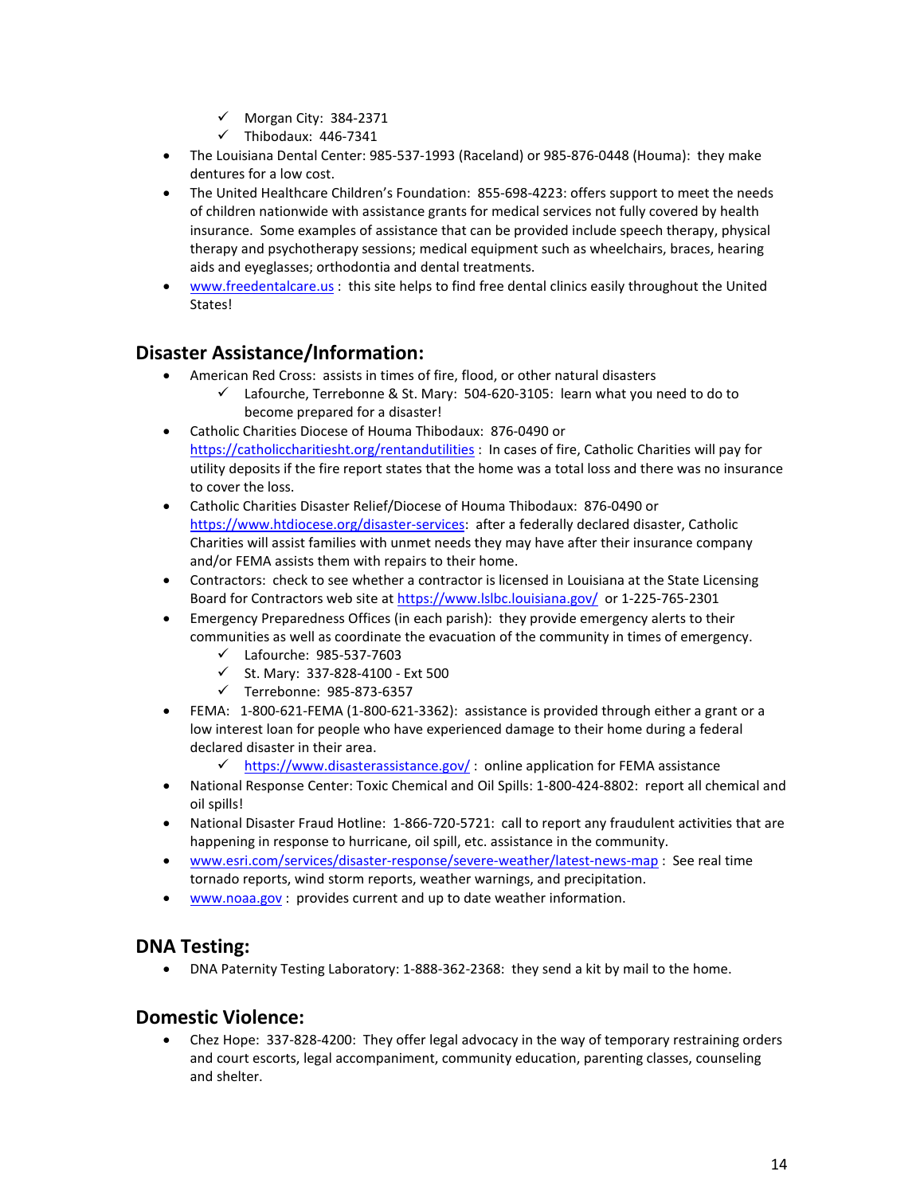- ✓ Morgan City: 384-2371
  - ✓ Thibodaux: 446-7341
- The Louisiana Dental Center: 985-537-1993 (Raceland) or 985-876-0448 (Houma): they make dentures for a low cost.
- The United Healthcare Children's Foundation: 855-698-4223: offers support to meet the needs of children nationwide with assistance grants for medical services not fully covered by health insurance. Some examples of assistance that can be provided include speech therapy, physical therapy and psychotherapy sessions; medical equipment such as wheelchairs, braces, hearing aids and eyeglasses; orthodontia and dental treatments.
- www.freedentalcare.us : this site helps to find free dental clinics easily throughout the United States!

## Disaster Assistance/Information:

- American Red Cross: assists in times of fire, flood, or other natural disasters
  - ✓ Lafourche, Terrebonne & St. Mary: 504-620-3105: learn what you need to do to become prepared for a disaster!
- Catholic Charities Diocese of Houma Thibodaux: 876-0490 or https://catholiccharitiesht.org/rentandutilities : In cases of fire, Catholic Charities will pay for utility deposits if the fire report states that the home was a total loss and there was no insurance to cover the loss.
- Catholic Charities Disaster Relief/Diocese of Houma Thibodaux: 876-0490 or https://www.htdiocese.org/disaster-services: after a federally declared disaster, Catholic Charities will assist families with unmet needs they may have after their insurance company and/or FEMA assists them with repairs to their home.
- Contractors: check to see whether a contractor is licensed in Louisiana at the State Licensing Board for Contractors web site at https://www.lslbc.louisiana.gov/ or 1-225-765-2301
- Emergency Preparedness Offices (in each parish): they provide emergency alerts to their communities as well as coordinate the evacuation of the community in times of emergency.
  - ✓ Lafourche: 985-537-7603
  - ✓ St. Mary: 337-828-4100 - Ext 500
  - ✓ Terrebonne: 985-873-6357
- FEMA: 1-800-621-FEMA (1-800-621-3362): assistance is provided through either a grant or a low interest loan for people who have experienced damage to their home during a federal declared disaster in their area.
  - ✓ https://www.disasterassistance.gov/ : online application for FEMA assistance
- National Response Center: Toxic Chemical and Oil Spills: 1-800-424-8802: report all chemical and oil spills!
- National Disaster Fraud Hotline: 1-866-720-5721: call to report any fraudulent activities that are happening in response to hurricane, oil spill, etc. assistance in the community.
- www.esri.com/services/disaster-response/severe-weather/latest-news-map : See real time tornado reports, wind storm reports, weather warnings, and precipitation.
- www.noaa.gov : provides current and up to date weather information.

## DNA Testing:

- DNA Paternity Testing Laboratory: 1-888-362-2368: they send a kit by mail to the home.

## Domestic Violence:

- Chez Hope: 337-828-4200: They offer legal advocacy in the way of temporary restraining orders and court escorts, legal accompaniment, community education, parenting classes, counseling and shelter.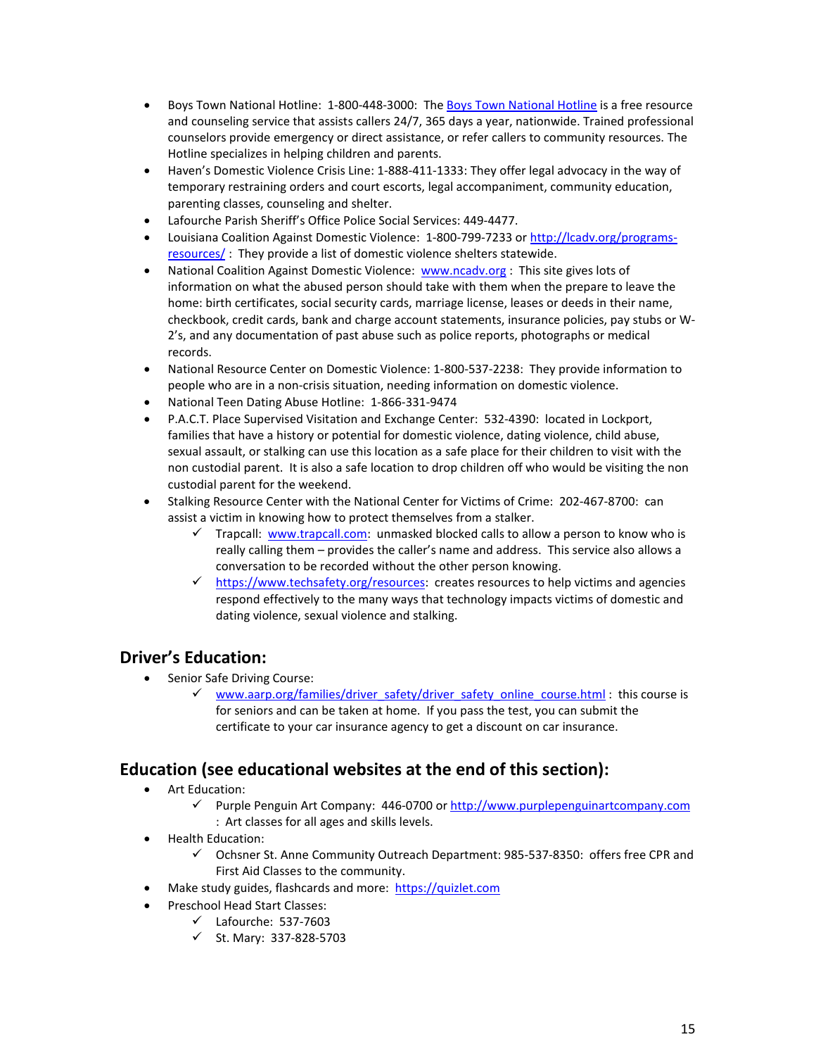- Boys Town National Hotline: 1-800-448-3000: The Boys Town National Hotline is a free resource and counseling service that assists callers 24/7, 365 days a year, nationwide. Trained professional counselors provide emergency or direct assistance, or refer callers to community resources. The Hotline specializes in helping children and parents.
- Haven's Domestic Violence Crisis Line: 1-888-411-1333: They offer legal advocacy in the way of temporary restraining orders and court escorts, legal accompaniment, community education, parenting classes, counseling and shelter.
- Lafourche Parish Sheriff's Office Police Social Services: 449-4477.
- Louisiana Coalition Against Domestic Violence: 1-800-799-7233 or http://lcadv.org/programs-resources/ : They provide a list of domestic violence shelters statewide.
- National Coalition Against Domestic Violence: www.ncadv.org : This site gives lots of information on what the abused person should take with them when the prepare to leave the home: birth certificates, social security cards, marriage license, leases or deeds in their name, checkbook, credit cards, bank and charge account statements, insurance policies, pay stubs or W-2's, and any documentation of past abuse such as police reports, photographs or medical records.
- National Resource Center on Domestic Violence: 1-800-537-2238: They provide information to people who are in a non-crisis situation, needing information on domestic violence.
- National Teen Dating Abuse Hotline: 1-866-331-9474
- P.A.C.T. Place Supervised Visitation and Exchange Center: 532-4390: located in Lockport, families that have a history or potential for domestic violence, dating violence, child abuse, sexual assault, or stalking can use this location as a safe place for their children to visit with the non custodial parent. It is also a safe location to drop children off who would be visiting the non custodial parent for the weekend.
- Stalking Resource Center with the National Center for Victims of Crime: 202-467-8700: can assist a victim in knowing how to protect themselves from a stalker.
  - ✓ Trapcall: www.trapcall.com: unmasked blocked calls to allow a person to know who is really calling them – provides the caller's name and address. This service also allows a conversation to be recorded without the other person knowing.
  - ✓ https://www.techsafety.org/resources: creates resources to help victims and agencies respond effectively to the many ways that technology impacts victims of domestic and dating violence, sexual violence and stalking.

## Driver's Education:

- Senior Safe Driving Course:
  - ✓ www.aarp.org/families/driver_safety/driver_safety_online_course.html : this course is for seniors and can be taken at home. If you pass the test, you can submit the certificate to your car insurance agency to get a discount on car insurance.

## Education (see educational websites at the end of this section):

- Art Education:
  - ✓ Purple Penguin Art Company: 446-0700 or http://www.purplepenguinartcompany.com : Art classes for all ages and skills levels.
- Health Education:
  - ✓ Ochsner St. Anne Community Outreach Department: 985-537-8350: offers free CPR and First Aid Classes to the community.
- Make study guides, flashcards and more: https://quizlet.com
- Preschool Head Start Classes:
  - ✓ Lafourche: 537-7603
  - ✓ St. Mary: 337-828-5703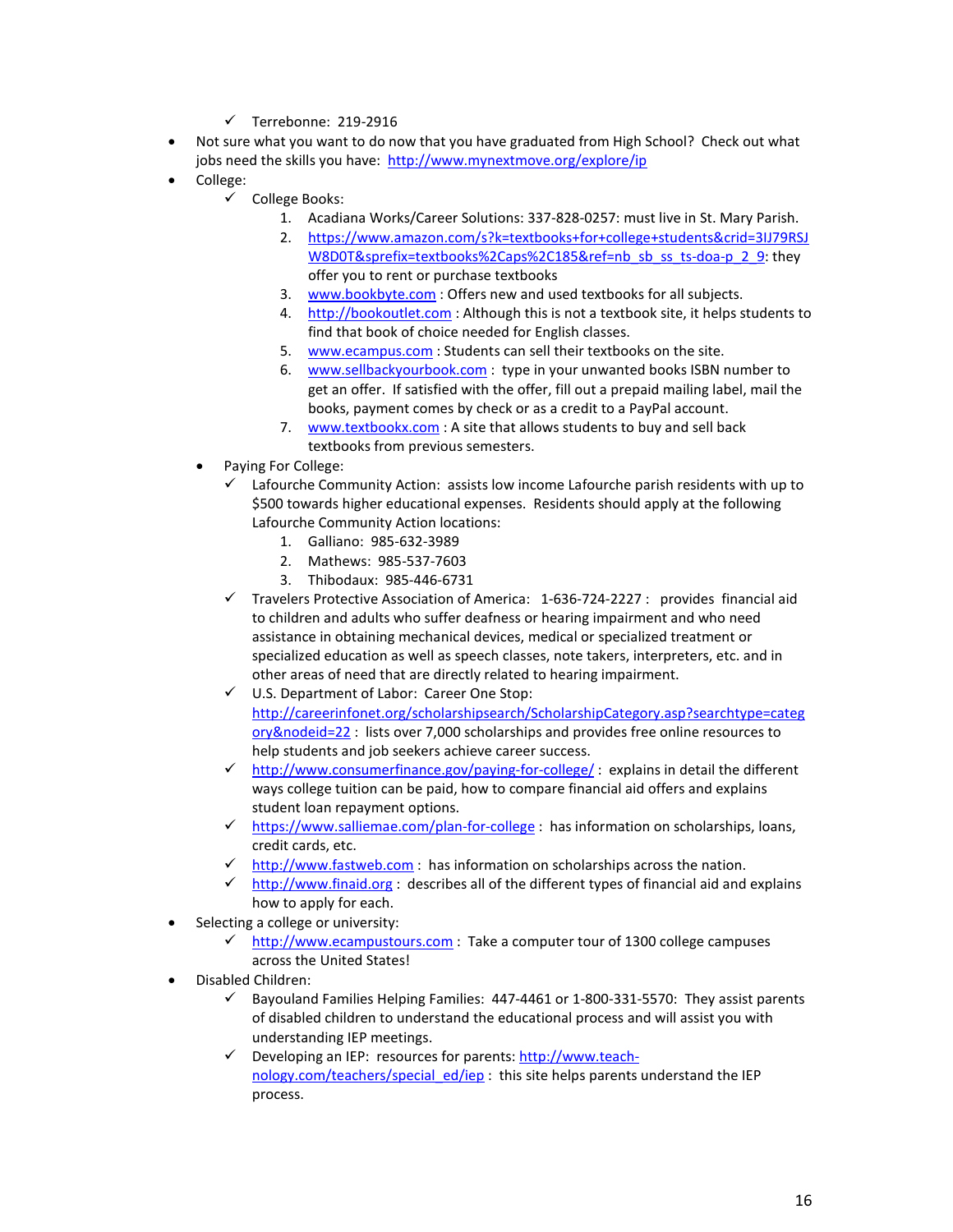- ✓ Terrebonne: 219-2916

- Not sure what you want to do now that you have graduated from High School? Check out what jobs need the skills you have: http://www.mynextmove.org/explore/ip
- College:
    - ✓ College Books:
        1. Acadiana Works/Career Solutions: 337-828-0257: must live in St. Mary Parish.
        2. https://www.amazon.com/s?k=textbooks+for+college+students&crid=3IJ79RSJW8D0T&sprefix=textbooks%2Caps%2C185&ref=nb_sb_ss_ts-doa-p_2_9: they offer you to rent or purchase textbooks
        3. www.bookbyte.com : Offers new and used textbooks for all subjects.
        4. http://bookoutlet.com : Although this is not a textbook site, it helps students to find that book of choice needed for English classes.
        5. www.ecampus.com : Students can sell their textbooks on the site.
        6. www.sellbackyourbook.com : type in your unwanted books ISBN number to get an offer. If satisfied with the offer, fill out a prepaid mailing label, mail the books, payment comes by check or as a credit to a PayPal account.
        7. www.textbookx.com : A site that allows students to buy and sell back textbooks from previous semesters.
    - Paying For College:
        - ✓ Lafourche Community Action: assists low income Lafourche parish residents with up to $500 towards higher educational expenses. Residents should apply at the following Lafourche Community Action locations:
            1. Galliano: 985-632-3989
            2. Mathews: 985-537-7603
            3. Thibodaux: 985-446-6731
        - ✓ Travelers Protective Association of America: 1-636-724-2227 : provides financial aid to children and adults who suffer deafness or hearing impairment and who need assistance in obtaining mechanical devices, medical or specialized treatment or specialized education as well as speech classes, note takers, interpreters, etc. and in other areas of need that are directly related to hearing impairment.
        - ✓ U.S. Department of Labor: Career One Stop: http://careerinfonet.org/scholarshipsearch/ScholarshipCategory.asp?searchtype=category&nodeid=22 : lists over 7,000 scholarships and provides free online resources to help students and job seekers achieve career success.
        - ✓ http://www.consumerfinance.gov/paying-for-college/ : explains in detail the different ways college tuition can be paid, how to compare financial aid offers and explains student loan repayment options.
        - ✓ https://www.salliemae.com/plan-for-college : has information on scholarships, loans, credit cards, etc.
        - ✓ http://www.fastweb.com : has information on scholarships across the nation.
        - ✓ http://www.finaid.org : describes all of the different types of financial aid and explains how to apply for each.
- Selecting a college or university:
    - ✓ http://www.ecampustours.com : Take a computer tour of 1300 college campuses across the United States!
- Disabled Children:
    - ✓ Bayouland Families Helping Families: 447-4461 or 1-800-331-5570: They assist parents of disabled children to understand the educational process and will assist you with understanding IEP meetings.
    - ✓ Developing an IEP: resources for parents: http://www.teach-nology.com/teachers/special_ed/iep : this site helps parents understand the IEP process.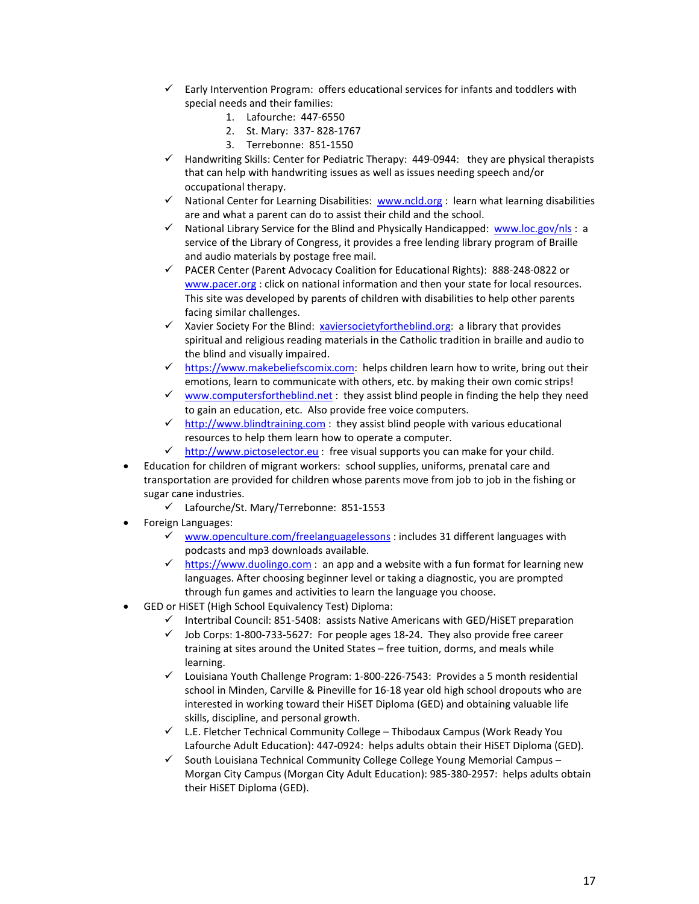- ✓ Early Intervention Program: offers educational services for infants and toddlers with special needs and their families:
    1. Lafourche: 447-6550
    2. St. Mary: 337- 828-1767
    3. Terrebonne: 851-1550
  - ✓ Handwriting Skills: Center for Pediatric Therapy: 449-0944: they are physical therapists that can help with handwriting issues as well as issues needing speech and/or occupational therapy.
  - ✓ National Center for Learning Disabilities: [www.ncld.org](www.ncld.org) : learn what learning disabilities are and what a parent can do to assist their child and the school.
  - ✓ National Library Service for the Blind and Physically Handicapped: [www.loc.gov/nls](www.loc.gov/nls) : a service of the Library of Congress, it provides a free lending library program of Braille and audio materials by postage free mail.
  - ✓ PACER Center (Parent Advocacy Coalition for Educational Rights): 888-248-0822 or [www.pacer.org](www.pacer.org) : click on national information and then your state for local resources. This site was developed by parents of children with disabilities to help other parents facing similar challenges.
  - ✓ Xavier Society For the Blind: [xaviersocietyfortheblind.org](xaviersocietyfortheblind.org): a library that provides spiritual and religious reading materials in the Catholic tradition in braille and audio to the blind and visually impaired.
  - ✓ [https://www.makebeliefscomix.com](https://www.makebeliefscomix.com): helps children learn how to write, bring out their emotions, learn to communicate with others, etc. by making their own comic strips!
  - ✓ [www.computersfortheblind.net](www.computersfortheblind.net) : they assist blind people in finding the help they need to gain an education, etc. Also provide free voice computers.
  - ✓ [http://www.blindtraining.com](http://www.blindtraining.com) : they assist blind people with various educational resources to help them learn how to operate a computer.
  - ✓ [http://www.pictoselector.eu](http://www.pictoselector.eu) : free visual supports you can make for your child.
- Education for children of migrant workers: school supplies, uniforms, prenatal care and transportation are provided for children whose parents move from job to job in the fishing or sugar cane industries.
  - ✓ Lafourche/St. Mary/Terrebonne: 851-1553
- Foreign Languages:
  - ✓ [www.openculture.com/freelanguagelessons](www.openculture.com/freelanguagelessons) : includes 31 different languages with podcasts and mp3 downloads available.
  - ✓ [https://www.duolingo.com](https://www.duolingo.com) : an app and a website with a fun format for learning new languages. After choosing beginner level or taking a diagnostic, you are prompted through fun games and activities to learn the language you choose.
- GED or HiSET (High School Equivalency Test) Diploma:
  - ✓ Intertribal Council: 851-5408: assists Native Americans with GED/HiSET preparation
  - ✓ Job Corps: 1-800-733-5627: For people ages 18-24. They also provide free career training at sites around the United States – free tuition, dorms, and meals while learning.
  - ✓ Louisiana Youth Challenge Program: 1-800-226-7543: Provides a 5 month residential school in Minden, Carville & Pineville for 16-18 year old high school dropouts who are interested in working toward their HiSET Diploma (GED) and obtaining valuable life skills, discipline, and personal growth.
  - ✓ L.E. Fletcher Technical Community College – Thibodaux Campus (Work Ready You Lafourche Adult Education): 447-0924: helps adults obtain their HiSET Diploma (GED).
  - ✓ South Louisiana Technical Community College College Young Memorial Campus – Morgan City Campus (Morgan City Adult Education): 985-380-2957: helps adults obtain their HiSET Diploma (GED).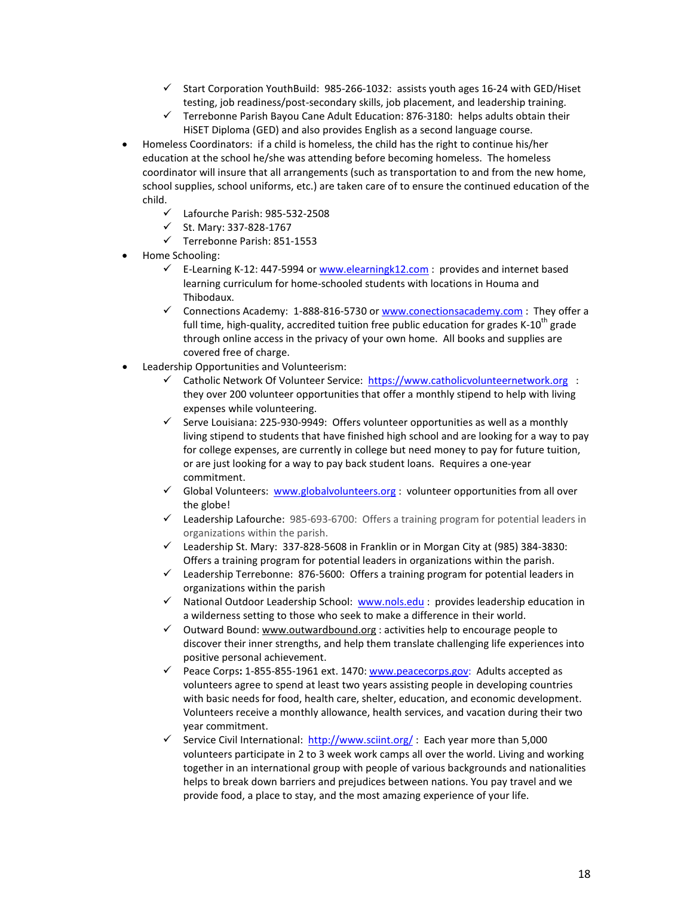- ✓ Start Corporation YouthBuild: 985-266-1032: assists youth ages 16-24 with GED/Hiset testing, job readiness/post-secondary skills, job placement, and leadership training.
  - ✓ Terrebonne Parish Bayou Cane Adult Education: 876-3180: helps adults obtain their HiSET Diploma (GED) and also provides English as a second language course.
- Homeless Coordinators: if a child is homeless, the child has the right to continue his/her education at the school he/she was attending before becoming homeless. The homeless coordinator will insure that all arrangements (such as transportation to and from the new home, school supplies, school uniforms, etc.) are taken care of to ensure the continued education of the child.
  - ✓ Lafourche Parish: 985-532-2508
  - ✓ St. Mary: 337-828-1767
  - ✓ Terrebonne Parish: 851-1553
- Home Schooling:
  - ✓ E-Learning K-12: 447-5994 or www.elearningk12.com : provides and internet based learning curriculum for home-schooled students with locations in Houma and Thibodaux.
  - ✓ Connections Academy: 1-888-816-5730 or www.conectionsacademy.com : They offer a full time, high-quality, accredited tuition free public education for grades K-10th grade through online access in the privacy of your own home. All books and supplies are covered free of charge.
- Leadership Opportunities and Volunteerism:
  - ✓ Catholic Network Of Volunteer Service: https://www.catholicvolunteernetwork.org : they over 200 volunteer opportunities that offer a monthly stipend to help with living expenses while volunteering.
  - ✓ Serve Louisiana: 225-930-9949: Offers volunteer opportunities as well as a monthly living stipend to students that have finished high school and are looking for a way to pay for college expenses, are currently in college but need money to pay for future tuition, or are just looking for a way to pay back student loans. Requires a one-year commitment.
  - ✓ Global Volunteers: www.globalvolunteers.org : volunteer opportunities from all over the globe!
  - ✓ Leadership Lafourche: 985-693-6700: Offers a training program for potential leaders in organizations within the parish.
  - ✓ Leadership St. Mary: 337-828-5608 in Franklin or in Morgan City at (985) 384-3830: Offers a training program for potential leaders in organizations within the parish.
  - ✓ Leadership Terrebonne: 876-5600: Offers a training program for potential leaders in organizations within the parish
  - ✓ National Outdoor Leadership School: www.nols.edu : provides leadership education in a wilderness setting to those who seek to make a difference in their world.
  - ✓ Outward Bound: www.outwardbound.org : activities help to encourage people to discover their inner strengths, and help them translate challenging life experiences into positive personal achievement.
  - ✓ Peace Corps**:** 1-855-855-1961 ext. 1470: www.peacecorps.gov: Adults accepted as volunteers agree to spend at least two years assisting people in developing countries with basic needs for food, health care, shelter, education, and economic development. Volunteers receive a monthly allowance, health services, and vacation during their two year commitment.
  - ✓ Service Civil International: http://www.sciint.org/ : Each year more than 5,000 volunteers participate in 2 to 3 week work camps all over the world. Living and working together in an international group with people of various backgrounds and nationalities helps to break down barriers and prejudices between nations. You pay travel and we provide food, a place to stay, and the most amazing experience of your life.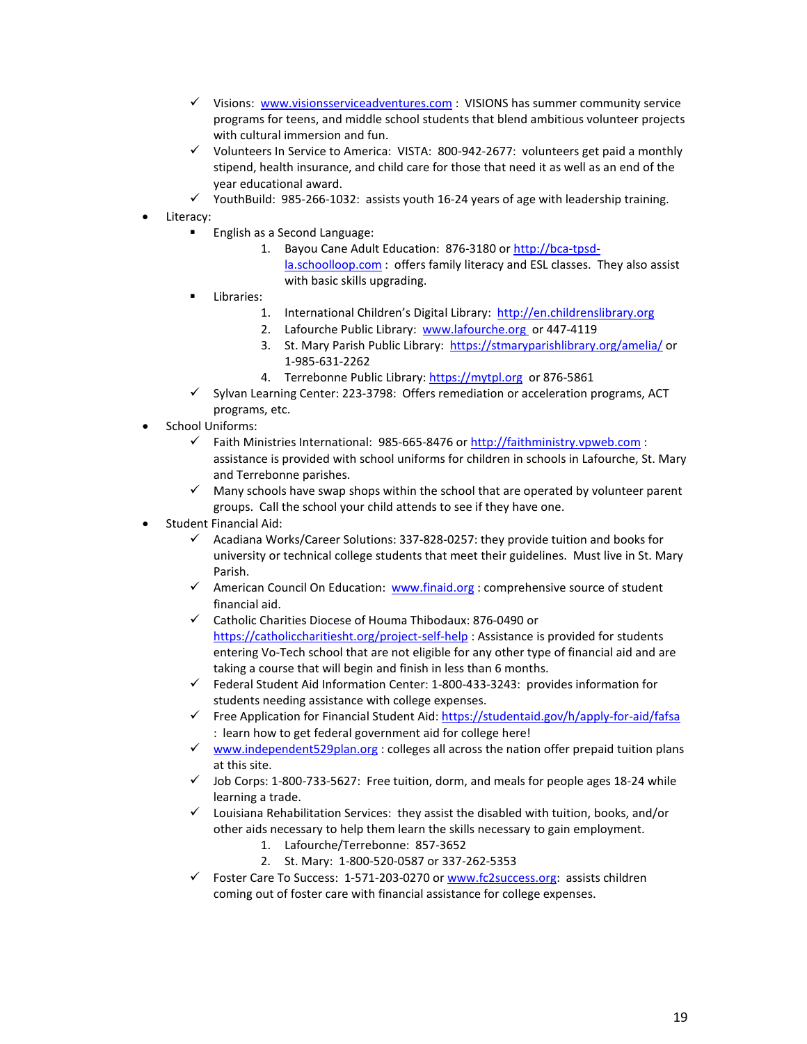- ✓ Visions: www.visionsserviceadventures.com : VISIONS has summer community service programs for teens, and middle school students that blend ambitious volunteer projects with cultural immersion and fun.
  - ✓ Volunteers In Service to America: VISTA: 800-942-2677: volunteers get paid a monthly stipend, health insurance, and child care for those that need it as well as an end of the year educational award.
  - ✓ YouthBuild: 985-266-1032: assists youth 16-24 years of age with leadership training.

- Literacy:
  - ▪ English as a Second Language:
    1. Bayou Cane Adult Education: 876-3180 or http://bca-tpsd-la.schoolloop.com : offers family literacy and ESL classes. They also assist with basic skills upgrading.
  - ▪ Libraries:
    1. International Children's Digital Library: http://en.childrenslibrary.org
    2. Lafourche Public Library: www.lafourche.org or 447-4119
    3. St. Mary Parish Public Library: https://stmaryparishlibrary.org/amelia/ or 1-985-631-2262
    4. Terrebonne Public Library: https://mytpl.org or 876-5861
  - ✓ Sylvan Learning Center: 223-3798: Offers remediation or acceleration programs, ACT programs, etc.

- School Uniforms:
  - ✓ Faith Ministries International: 985-665-8476 or http://faithministry.vpweb.com : assistance is provided with school uniforms for children in schools in Lafourche, St. Mary and Terrebonne parishes.
  - ✓ Many schools have swap shops within the school that are operated by volunteer parent groups. Call the school your child attends to see if they have one.

- Student Financial Aid:
  - ✓ Acadiana Works/Career Solutions: 337-828-0257: they provide tuition and books for university or technical college students that meet their guidelines. Must live in St. Mary Parish.
  - ✓ American Council On Education: www.finaid.org : comprehensive source of student financial aid.
  - ✓ Catholic Charities Diocese of Houma Thibodaux: 876-0490 or https://catholiccharitiesht.org/project-self-help : Assistance is provided for students entering Vo-Tech school that are not eligible for any other type of financial aid and are taking a course that will begin and finish in less than 6 months.
  - ✓ Federal Student Aid Information Center: 1-800-433-3243: provides information for students needing assistance with college expenses.
  - ✓ Free Application for Financial Student Aid: https://studentaid.gov/h/apply-for-aid/fafsa : learn how to get federal government aid for college here!
  - ✓ www.independent529plan.org : colleges all across the nation offer prepaid tuition plans at this site.
  - ✓ Job Corps: 1-800-733-5627: Free tuition, dorm, and meals for people ages 18-24 while learning a trade.
  - ✓ Louisiana Rehabilitation Services: they assist the disabled with tuition, books, and/or other aids necessary to help them learn the skills necessary to gain employment.
    1. Lafourche/Terrebonne: 857-3652
    2. St. Mary: 1-800-520-0587 or 337-262-5353
  - ✓ Foster Care To Success: 1-571-203-0270 or www.fc2success.org: assists children coming out of foster care with financial assistance for college expenses.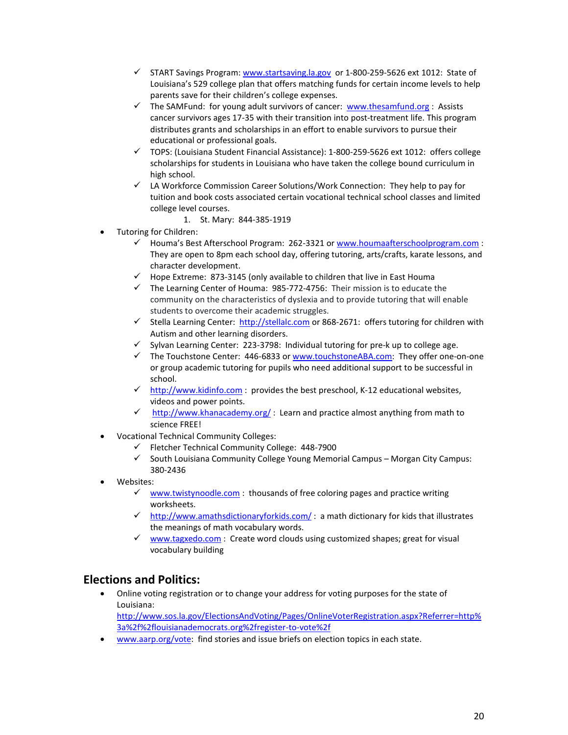- ✓ START Savings Program: www.startsaving.la.gov or 1-800-259-5626 ext 1012: State of Louisiana's 529 college plan that offers matching funds for certain income levels to help parents save for their children's college expenses.
- ✓ The SAMFund: for young adult survivors of cancer: www.thesamfund.org : Assists cancer survivors ages 17-35 with their transition into post-treatment life. This program distributes grants and scholarships in an effort to enable survivors to pursue their educational or professional goals.
- ✓ TOPS: (Louisiana Student Financial Assistance): 1-800-259-5626 ext 1012: offers college scholarships for students in Louisiana who have taken the college bound curriculum in high school.
- ✓ LA Workforce Commission Career Solutions/Work Connection: They help to pay for tuition and book costs associated certain vocational technical school classes and limited college level courses.
    1. St. Mary: 844-385-1919

- Tutoring for Children:
    - ✓ Houma's Best Afterschool Program: 262-3321 or www.houmaafterschoolprogram.com : They are open to 8pm each school day, offering tutoring, arts/crafts, karate lessons, and character development.
    - ✓ Hope Extreme: 873-3145 (only available to children that live in East Houma
    - ✓ The Learning Center of Houma: 985-772-4756: Their mission is to educate the community on the characteristics of dyslexia and to provide tutoring that will enable students to overcome their academic struggles.
    - ✓ Stella Learning Center: http://stellalc.com or 868-2671: offers tutoring for children with Autism and other learning disorders.
    - ✓ Sylvan Learning Center: 223-3798: Individual tutoring for pre-k up to college age.
    - ✓ The Touchstone Center: 446-6833 or www.touchstoneABA.com: They offer one-on-one or group academic tutoring for pupils who need additional support to be successful in school.
    - ✓ http://www.kidinfo.com : provides the best preschool, K-12 educational websites, videos and power points.
    - ✓ http://www.khanacademy.org/ : Learn and practice almost anything from math to science FREE!
- Vocational Technical Community Colleges:
    - ✓ Fletcher Technical Community College: 448-7900
    - ✓ South Louisiana Community College Young Memorial Campus – Morgan City Campus: 380-2436
- Websites:
    - ✓ www.twistynoodle.com : thousands of free coloring pages and practice writing worksheets.
    - ✓ http://www.amathsdictionaryforkids.com/ : a math dictionary for kids that illustrates the meanings of math vocabulary words.
    - ✓ www.tagxedo.com : Create word clouds using customized shapes; great for visual vocabulary building

## Elections and Politics:

- Online voting registration or to change your address for voting purposes for the state of Louisiana: http://www.sos.la.gov/ElectionsAndVoting/Pages/OnlineVoterRegistration.aspx?Referrer=http%3a%2f%2flouisianademocrats.org%2fregister-to-vote%2f
- www.aarp.org/vote: find stories and issue briefs on election topics in each state.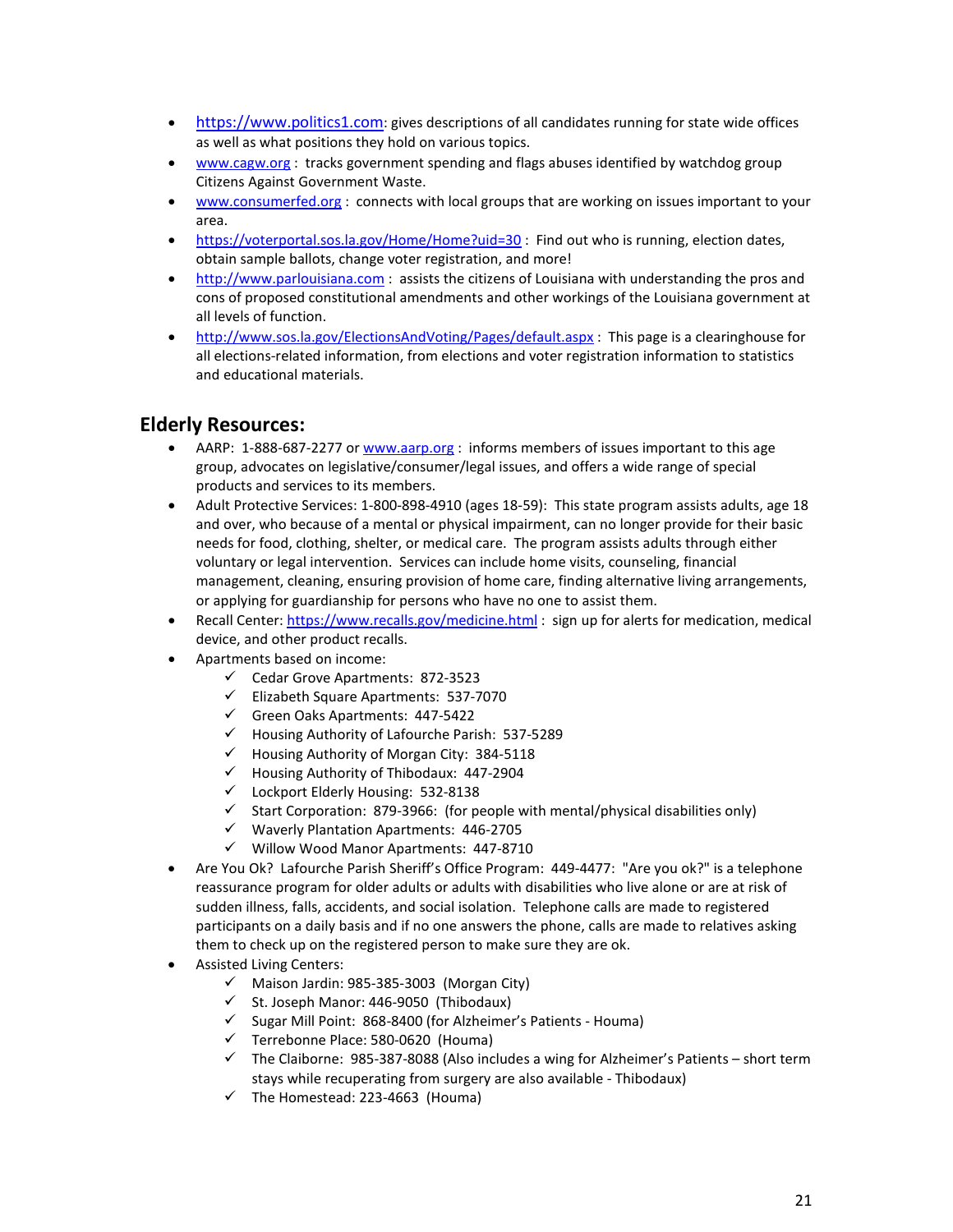- [https://www.politics1.com](https://www.politics1.com): gives descriptions of all candidates running for state wide offices as well as what positions they hold on various topics.
- [www.cagw.org](http://www.cagw.org) : tracks government spending and flags abuses identified by watchdog group Citizens Against Government Waste.
- [www.consumerfed.org](http://www.consumerfed.org) : connects with local groups that are working on issues important to your area.
- [https://voterportal.sos.la.gov/Home/Home?uid=30](https://voterportal.sos.la.gov/Home/Home?uid=30) : Find out who is running, election dates, obtain sample ballots, change voter registration, and more!
- [http://www.parlouisiana.com](http://www.parlouisiana.com) : assists the citizens of Louisiana with understanding the pros and cons of proposed constitutional amendments and other workings of the Louisiana government at all levels of function.
- [http://www.sos.la.gov/ElectionsAndVoting/Pages/default.aspx](http://www.sos.la.gov/ElectionsAndVoting/Pages/default.aspx) : This page is a clearinghouse for all elections-related information, from elections and voter registration information to statistics and educational materials.

## Elderly Resources:

- AARP: 1-888-687-2277 or [www.aarp.org](http://www.aarp.org) : informs members of issues important to this age group, advocates on legislative/consumer/legal issues, and offers a wide range of special products and services to its members.
- Adult Protective Services: 1-800-898-4910 (ages 18-59): This state program assists adults, age 18 and over, who because of a mental or physical impairment, can no longer provide for their basic needs for food, clothing, shelter, or medical care. The program assists adults through either voluntary or legal intervention. Services can include home visits, counseling, financial management, cleaning, ensuring provision of home care, finding alternative living arrangements, or applying for guardianship for persons who have no one to assist them.
- Recall Center: [https://www.recalls.gov/medicine.html](https://www.recalls.gov/medicine.html) : sign up for alerts for medication, medical device, and other product recalls.
- Apartments based on income:
  - ✓ Cedar Grove Apartments: 872-3523
  - ✓ Elizabeth Square Apartments: 537-7070
  - ✓ Green Oaks Apartments: 447-5422
  - ✓ Housing Authority of Lafourche Parish: 537-5289
  - ✓ Housing Authority of Morgan City: 384-5118
  - ✓ Housing Authority of Thibodaux: 447-2904
  - ✓ Lockport Elderly Housing: 532-8138
  - ✓ Start Corporation: 879-3966: (for people with mental/physical disabilities only)
  - ✓ Waverly Plantation Apartments: 446-2705
  - ✓ Willow Wood Manor Apartments: 447-8710
- Are You Ok? Lafourche Parish Sheriff's Office Program: 449-4477: "Are you ok?" is a telephone reassurance program for older adults or adults with disabilities who live alone or are at risk of sudden illness, falls, accidents, and social isolation. Telephone calls are made to registered participants on a daily basis and if no one answers the phone, calls are made to relatives asking them to check up on the registered person to make sure they are ok.
- Assisted Living Centers:
  - ✓ Maison Jardin: 985-385-3003 (Morgan City)
  - ✓ St. Joseph Manor: 446-9050 (Thibodaux)
  - ✓ Sugar Mill Point: 868-8400 (for Alzheimer's Patients - Houma)
  - ✓ Terrebonne Place: 580-0620 (Houma)
  - ✓ The Claiborne: 985-387-8088 (Also includes a wing for Alzheimer's Patients – short term stays while recuperating from surgery are also available - Thibodaux)
  - ✓ The Homestead: 223-4663 (Houma)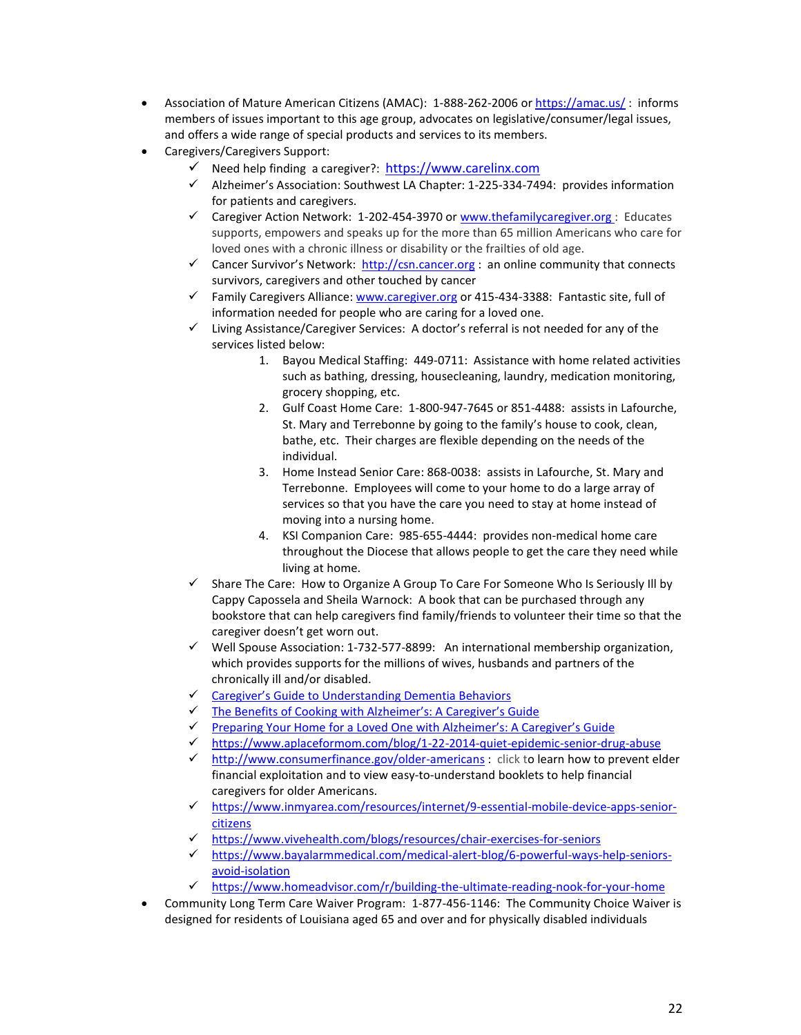- Association of Mature American Citizens (AMAC): 1-888-262-2006 or https://amac.us/ : informs members of issues important to this age group, advocates on legislative/consumer/legal issues, and offers a wide range of special products and services to its members.
- Caregivers/Caregivers Support:
  - ✓ Need help finding a caregiver?: https://www.carelinx.com
  - ✓ Alzheimer's Association: Southwest LA Chapter: 1-225-334-7494: provides information for patients and caregivers.
  - ✓ Caregiver Action Network: 1-202-454-3970 or www.thefamilycaregiver.org : Educates supports, empowers and speaks up for the more than 65 million Americans who care for loved ones with a chronic illness or disability or the frailties of old age.
  - ✓ Cancer Survivor's Network: http://csn.cancer.org : an online community that connects survivors, caregivers and other touched by cancer
  - ✓ Family Caregivers Alliance: www.caregiver.org or 415-434-3388: Fantastic site, full of information needed for people who are caring for a loved one.
  - ✓ Living Assistance/Caregiver Services: A doctor's referral is not needed for any of the services listed below:
    1. Bayou Medical Staffing: 449-0711: Assistance with home related activities such as bathing, dressing, housecleaning, laundry, medication monitoring, grocery shopping, etc.
    2. Gulf Coast Home Care: 1-800-947-7645 or 851-4488: assists in Lafourche, St. Mary and Terrebonne by going to the family's house to cook, clean, bathe, etc. Their charges are flexible depending on the needs of the individual.
    3. Home Instead Senior Care: 868-0038: assists in Lafourche, St. Mary and Terrebonne. Employees will come to your home to do a large array of services so that you have the care you need to stay at home instead of moving into a nursing home.
    4. KSI Companion Care: 985-655-4444: provides non-medical home care throughout the Diocese that allows people to get the care they need while living at home.
  - ✓ Share The Care: How to Organize A Group To Care For Someone Who Is Seriously Ill by Cappy Capossela and Sheila Warnock: A book that can be purchased through any bookstore that can help caregivers find family/friends to volunteer their time so that the caregiver doesn't get worn out.
  - ✓ Well Spouse Association: 1-732-577-8899: An international membership organization, which provides supports for the millions of wives, husbands and partners of the chronically ill and/or disabled.
  - ✓ Caregiver's Guide to Understanding Dementia Behaviors
  - ✓ The Benefits of Cooking with Alzheimer's: A Caregiver's Guide
  - ✓ Preparing Your Home for a Loved One with Alzheimer's: A Caregiver's Guide
  - ✓ https://www.aplaceformom.com/blog/1-22-2014-quiet-epidemic-senior-drug-abuse
  - ✓ http://www.consumerfinance.gov/older-americans : click to learn how to prevent elder financial exploitation and to view easy-to-understand booklets to help financial caregivers for older Americans.
  - ✓ https://www.inmyarea.com/resources/internet/9-essential-mobile-device-apps-senior-citizens
  - ✓ https://www.vivehealth.com/blogs/resources/chair-exercises-for-seniors
  - ✓ https://www.bayalarmmedical.com/medical-alert-blog/6-powerful-ways-help-seniors-avoid-isolation
  - ✓ https://www.homeadvisor.com/r/building-the-ultimate-reading-nook-for-your-home
- Community Long Term Care Waiver Program: 1-877-456-1146: The Community Choice Waiver is designed for residents of Louisiana aged 65 and over and for physically disabled individuals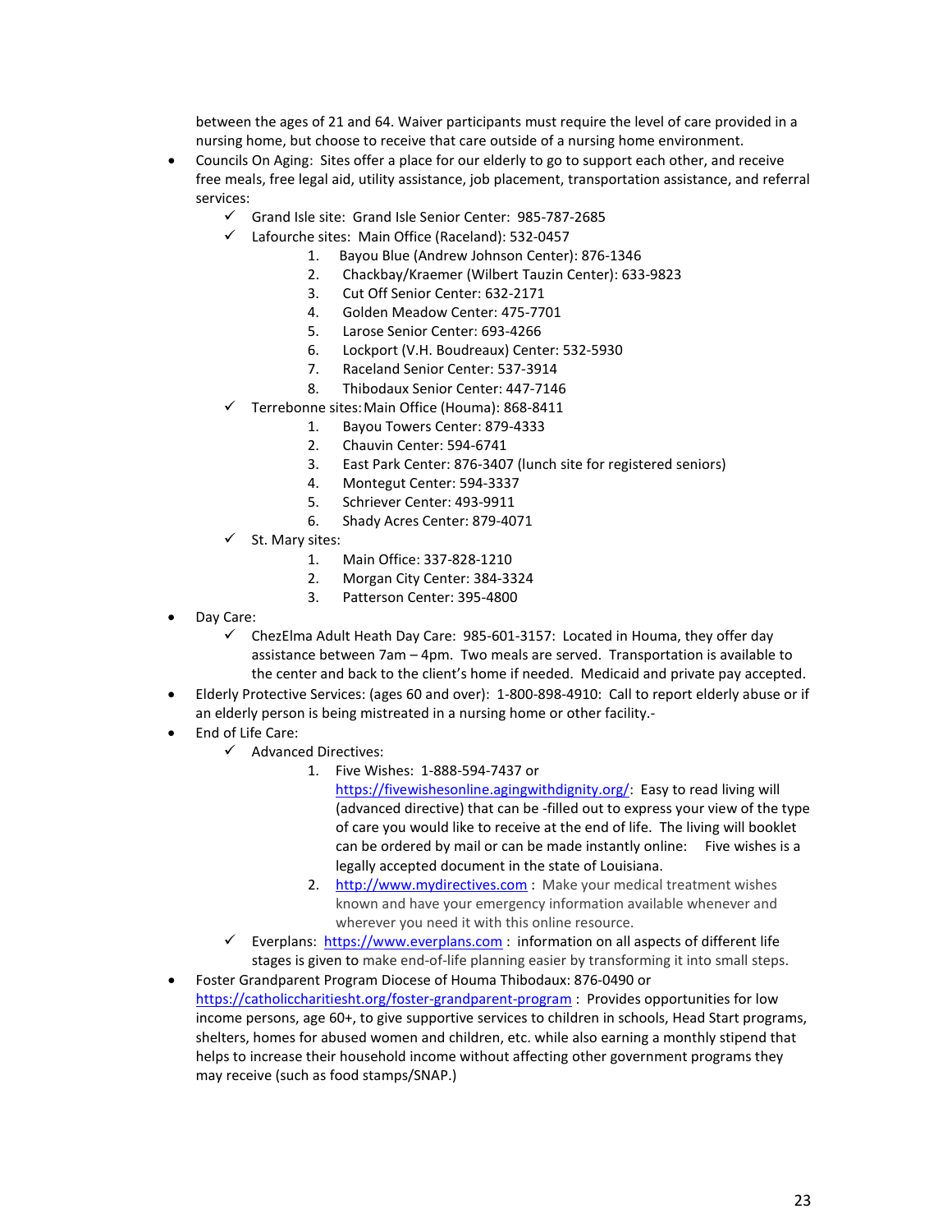between the ages of 21 and 64. Waiver participants must require the level of care provided in a nursing home, but choose to receive that care outside of a nursing home environment.

- Councils On Aging: Sites offer a place for our elderly to go to support each other, and receive free meals, free legal aid, utility assistance, job placement, transportation assistance, and referral services:
  - ✓ Grand Isle site: Grand Isle Senior Center: 985-787-2685
  - ✓ Lafourche sites: Main Office (Raceland): 532-0457
    1. Bayou Blue (Andrew Johnson Center): 876-1346
    2. Chackbay/Kraemer (Wilbert Tauzin Center): 633-9823
    3. Cut Off Senior Center: 632-2171
    4. Golden Meadow Center: 475-7701
    5. Larose Senior Center: 693-4266
    6. Lockport (V.H. Boudreaux) Center: 532-5930
    7. Raceland Senior Center: 537-3914
    8. Thibodaux Senior Center: 447-7146
  - ✓ Terrebonne sites: Main Office (Houma): 868-8411
    1. Bayou Towers Center: 879-4333
    2. Chauvin Center: 594-6741
    3. East Park Center: 876-3407 (lunch site for registered seniors)
    4. Montegut Center: 594-3337
    5. Schriever Center: 493-9911
    6. Shady Acres Center: 879-4071
  - ✓ St. Mary sites:
    1. Main Office: 337-828-1210
    2. Morgan City Center: 384-3324
    3. Patterson Center: 395-4800
- Day Care:
  - ✓ ChezElma Adult Heath Day Care: 985-601-3157: Located in Houma, they offer day assistance between 7am – 4pm. Two meals are served. Transportation is available to the center and back to the client's home if needed. Medicaid and private pay accepted.
- Elderly Protective Services: (ages 60 and over): 1-800-898-4910: Call to report elderly abuse or if an elderly person is being mistreated in a nursing home or other facility.-
- End of Life Care:
  - ✓ Advanced Directives:
    1. Five Wishes: 1-888-594-7437 or https://fivewishesonline.agingwithdignity.org/: Easy to read living will (advanced directive) that can be -filled out to express your view of the type of care you would like to receive at the end of life. The living will booklet can be ordered by mail or can be made instantly online: Five wishes is a legally accepted document in the state of Louisiana.
    2. http://www.mydirectives.com : Make your medical treatment wishes known and have your emergency information available whenever and wherever you need it with this online resource.
  - ✓ Everplans: https://www.everplans.com : information on all aspects of different life stages is given to make end-of-life planning easier by transforming it into small steps.
- Foster Grandparent Program Diocese of Houma Thibodaux: 876-0490 or https://catholiccharitiesht.org/foster-grandparent-program : Provides opportunities for low income persons, age 60+, to give supportive services to children in schools, Head Start programs, shelters, homes for abused women and children, etc. while also earning a monthly stipend that helps to increase their household income without affecting other government programs they may receive (such as food stamps/SNAP.)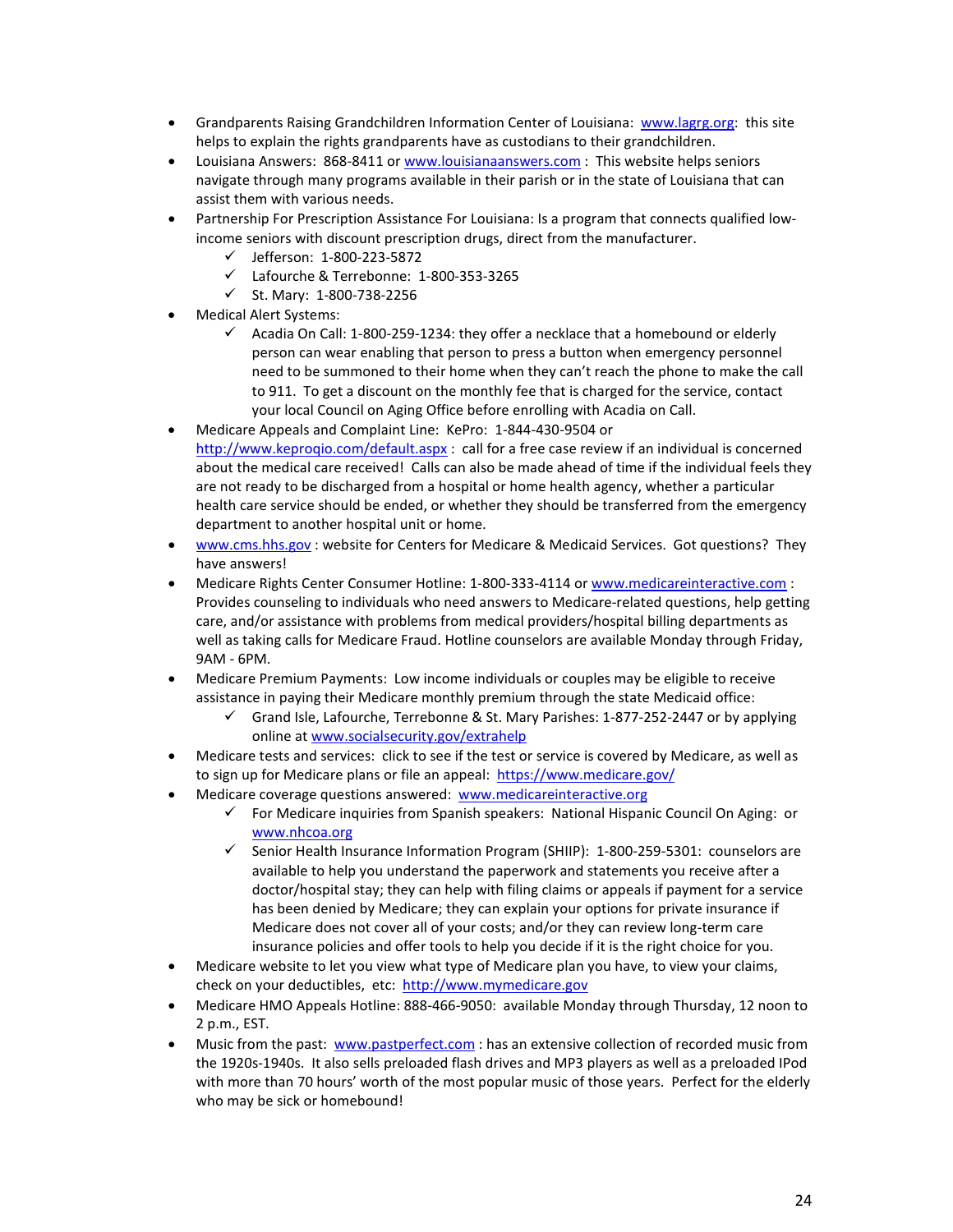- Grandparents Raising Grandchildren Information Center of Louisiana: www.lagrg.org: this site helps to explain the rights grandparents have as custodians to their grandchildren.
- Louisiana Answers: 868-8411 or www.louisianaanswers.com : This website helps seniors navigate through many programs available in their parish or in the state of Louisiana that can assist them with various needs.
- Partnership For Prescription Assistance For Louisiana: Is a program that connects qualified low-income seniors with discount prescription drugs, direct from the manufacturer.
  - ✓ Jefferson: 1-800-223-5872
  - ✓ Lafourche & Terrebonne: 1-800-353-3265
  - ✓ St. Mary: 1-800-738-2256
- Medical Alert Systems:
  - ✓ Acadia On Call: 1-800-259-1234: they offer a necklace that a homebound or elderly person can wear enabling that person to press a button when emergency personnel need to be summoned to their home when they can't reach the phone to make the call to 911. To get a discount on the monthly fee that is charged for the service, contact your local Council on Aging Office before enrolling with Acadia on Call.
- Medicare Appeals and Complaint Line: KePro: 1-844-430-9504 or http://www.keproqio.com/default.aspx : call for a free case review if an individual is concerned about the medical care received! Calls can also be made ahead of time if the individual feels they are not ready to be discharged from a hospital or home health agency, whether a particular health care service should be ended, or whether they should be transferred from the emergency department to another hospital unit or home.
- www.cms.hhs.gov : website for Centers for Medicare & Medicaid Services. Got questions? They have answers!
- Medicare Rights Center Consumer Hotline: 1-800-333-4114 or www.medicareinteractive.com : Provides counseling to individuals who need answers to Medicare-related questions, help getting care, and/or assistance with problems from medical providers/hospital billing departments as well as taking calls for Medicare Fraud. Hotline counselors are available Monday through Friday, 9AM - 6PM.
- Medicare Premium Payments: Low income individuals or couples may be eligible to receive assistance in paying their Medicare monthly premium through the state Medicaid office:
  - ✓ Grand Isle, Lafourche, Terrebonne & St. Mary Parishes: 1-877-252-2447 or by applying online at www.socialsecurity.gov/extrahelp
- Medicare tests and services: click to see if the test or service is covered by Medicare, as well as to sign up for Medicare plans or file an appeal: https://www.medicare.gov/
- Medicare coverage questions answered: www.medicareinteractive.org
  - ✓ For Medicare inquiries from Spanish speakers: National Hispanic Council On Aging: or www.nhcoa.org
  - ✓ Senior Health Insurance Information Program (SHIIP): 1-800-259-5301: counselors are available to help you understand the paperwork and statements you receive after a doctor/hospital stay; they can help with filing claims or appeals if payment for a service has been denied by Medicare; they can explain your options for private insurance if Medicare does not cover all of your costs; and/or they can review long-term care insurance policies and offer tools to help you decide if it is the right choice for you.
- Medicare website to let you view what type of Medicare plan you have, to view your claims, check on your deductibles, etc: http://www.mymedicare.gov
- Medicare HMO Appeals Hotline: 888-466-9050: available Monday through Thursday, 12 noon to 2 p.m., EST.
- Music from the past: www.pastperfect.com : has an extensive collection of recorded music from the 1920s-1940s. It also sells preloaded flash drives and MP3 players as well as a preloaded IPod with more than 70 hours' worth of the most popular music of those years. Perfect for the elderly who may be sick or homebound!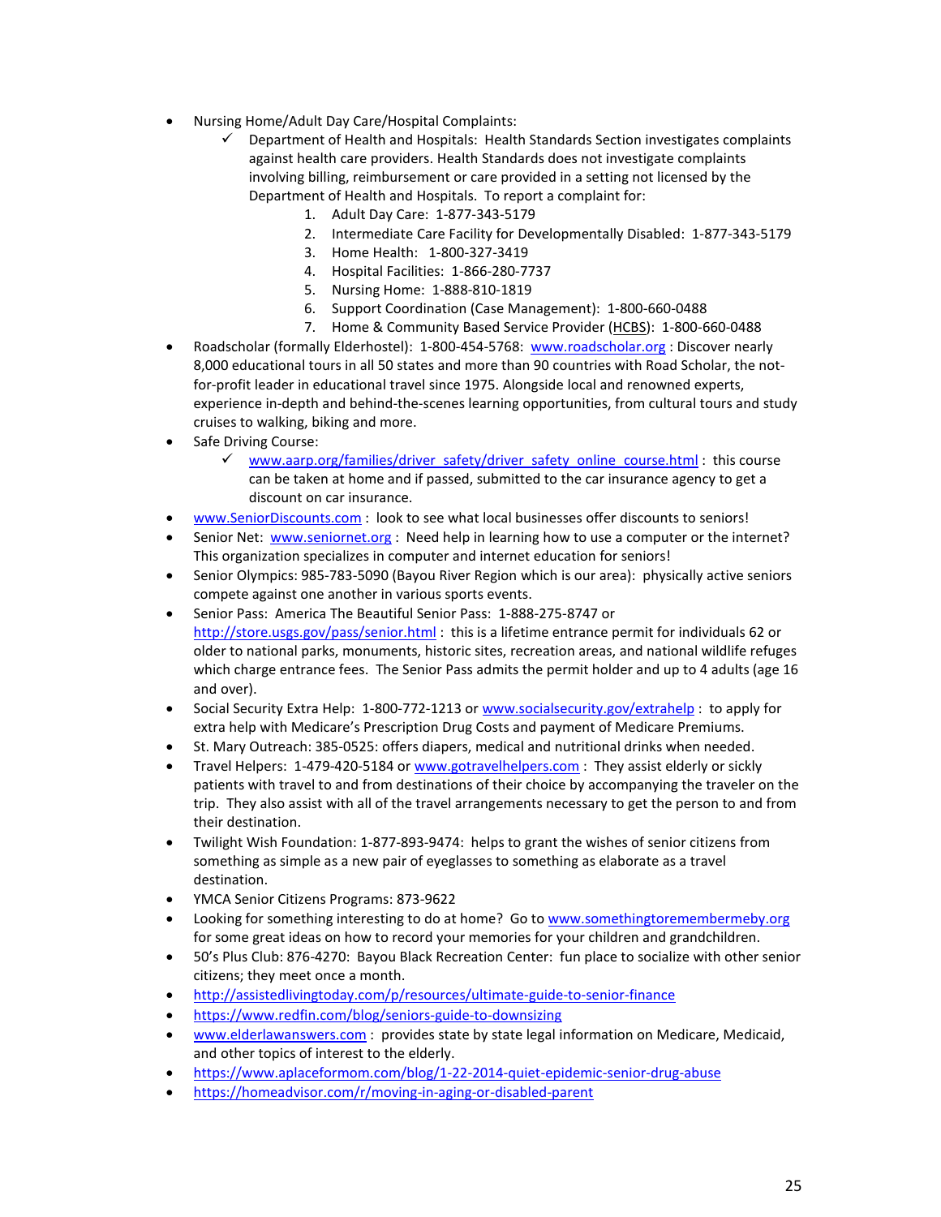- Nursing Home/Adult Day Care/Hospital Complaints:
  - ✓ Department of Health and Hospitals: Health Standards Section investigates complaints against health care providers. Health Standards does not investigate complaints involving billing, reimbursement or care provided in a setting not licensed by the Department of Health and Hospitals. To report a complaint for:
    1. Adult Day Care: 1-877-343-5179
    2. Intermediate Care Facility for Developmentally Disabled: 1-877-343-5179
    3. Home Health: 1-800-327-3419
    4. Hospital Facilities: 1-866-280-7737
    5. Nursing Home: 1-888-810-1819
    6. Support Coordination (Case Management): 1-800-660-0488
    7. Home & Community Based Service Provider (HCBS): 1-800-660-0488
- Roadscholar (formally Elderhostel): 1-800-454-5768: www.roadscholar.org : Discover nearly 8,000 educational tours in all 50 states and more than 90 countries with Road Scholar, the not-for-profit leader in educational travel since 1975. Alongside local and renowned experts, experience in-depth and behind-the-scenes learning opportunities, from cultural tours and study cruises to walking, biking and more.
- Safe Driving Course:
  - ✓ www.aarp.org/families/driver_safety/driver_safety_online_course.html : this course can be taken at home and if passed, submitted to the car insurance agency to get a discount on car insurance.
- www.SeniorDiscounts.com : look to see what local businesses offer discounts to seniors!
- Senior Net: www.seniornet.org : Need help in learning how to use a computer or the internet? This organization specializes in computer and internet education for seniors!
- Senior Olympics: 985-783-5090 (Bayou River Region which is our area): physically active seniors compete against one another in various sports events.
- Senior Pass: America The Beautiful Senior Pass: 1-888-275-8747 or http://store.usgs.gov/pass/senior.html : this is a lifetime entrance permit for individuals 62 or older to national parks, monuments, historic sites, recreation areas, and national wildlife refuges which charge entrance fees. The Senior Pass admits the permit holder and up to 4 adults (age 16 and over).
- Social Security Extra Help: 1-800-772-1213 or www.socialsecurity.gov/extrahelp : to apply for extra help with Medicare's Prescription Drug Costs and payment of Medicare Premiums.
- St. Mary Outreach: 385-0525: offers diapers, medical and nutritional drinks when needed.
- Travel Helpers: 1-479-420-5184 or www.gotravelhelpers.com : They assist elderly or sickly patients with travel to and from destinations of their choice by accompanying the traveler on the trip. They also assist with all of the travel arrangements necessary to get the person to and from their destination.
- Twilight Wish Foundation: 1-877-893-9474: helps to grant the wishes of senior citizens from something as simple as a new pair of eyeglasses to something as elaborate as a travel destination.
- YMCA Senior Citizens Programs: 873-9622
- Looking for something interesting to do at home? Go to www.somethingtoremembermeby.org for some great ideas on how to record your memories for your children and grandchildren.
- 50's Plus Club: 876-4270: Bayou Black Recreation Center: fun place to socialize with other senior citizens; they meet once a month.
- http://assistedlivingtoday.com/p/resources/ultimate-guide-to-senior-finance
- https://www.redfin.com/blog/seniors-guide-to-downsizing
- www.elderlawanswers.com : provides state by state legal information on Medicare, Medicaid, and other topics of interest to the elderly.
- https://www.aplaceformom.com/blog/1-22-2014-quiet-epidemic-senior-drug-abuse
- https://homeadvisor.com/r/moving-in-aging-or-disabled-parent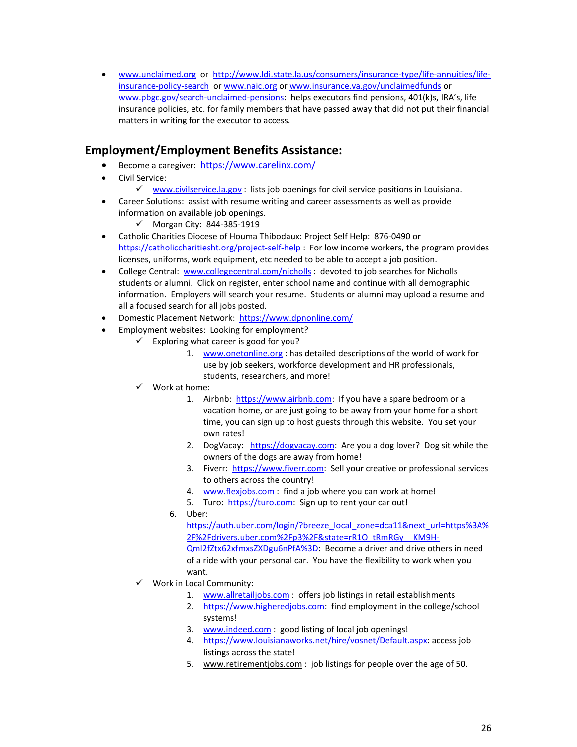- www.unclaimed.org or http://www.ldi.state.la.us/consumers/insurance-type/life-annuities/life-insurance-policy-search or www.naic.org or www.insurance.va.gov/unclaimedfunds or www.pbgc.gov/search-unclaimed-pensions: helps executors find pensions, 401(k)s, IRA's, life insurance policies, etc. for family members that have passed away that did not put their financial matters in writing for the executor to access.

## Employment/Employment Benefits Assistance:

- Become a caregiver: https://www.carelinx.com/
- Civil Service:
  - ✓ www.civilservice.la.gov : lists job openings for civil service positions in Louisiana.
- Career Solutions: assist with resume writing and career assessments as well as provide information on available job openings.
  - ✓ Morgan City: 844-385-1919
- Catholic Charities Diocese of Houma Thibodaux: Project Self Help: 876-0490 or https://catholiccharitiesht.org/project-self-help : For low income workers, the program provides licenses, uniforms, work equipment, etc needed to be able to accept a job position.
- College Central: www.collegecentral.com/nicholls : devoted to job searches for Nicholls students or alumni. Click on register, enter school name and continue with all demographic information. Employers will search your resume. Students or alumni may upload a resume and all a focused search for all jobs posted.
- Domestic Placement Network: https://www.dpnonline.com/
- Employment websites: Looking for employment?
  - ✓ Exploring what career is good for you?
    1. www.onetonline.org : has detailed descriptions of the world of work for use by job seekers, workforce development and HR professionals, students, researchers, and more!
  - ✓ Work at home:
    1. Airbnb: https://www.airbnb.com: If you have a spare bedroom or a vacation home, or are just going to be away from your home for a short time, you can sign up to host guests through this website. You set your own rates!
    2. DogVacay: https://dogvacay.com: Are you a dog lover? Dog sit while the owners of the dogs are away from home!
    3. Fiverr: https://www.fiverr.com: Sell your creative or professional services to others across the country!
    4. www.flexjobs.com : find a job where you can work at home!
    5. Turo: https://turo.com: Sign up to rent your car out!
    6. Uber: https://auth.uber.com/login/?breeze_local_zone=dca11&next_url=https%3A%2F%2Fdrivers.uber.com%2Fp3%2F&state=rR1O_tRmRGy__KM9H-Qml2fZtx62xfmxsZXDgu6nPfA%3D: Become a driver and drive others in need of a ride with your personal car. You have the flexibility to work when you want.
  - ✓ Work in Local Community:
    1. www.allretailjobs.com : offers job listings in retail establishments
    2. https://www.higheredjobs.com: find employment in the college/school systems!
    3. www.indeed.com : good listing of local job openings!
    4. https://www.louisianaworks.net/hire/vosnet/Default.aspx: access job listings across the state!
    5. www.retirementjobs.com : job listings for people over the age of 50.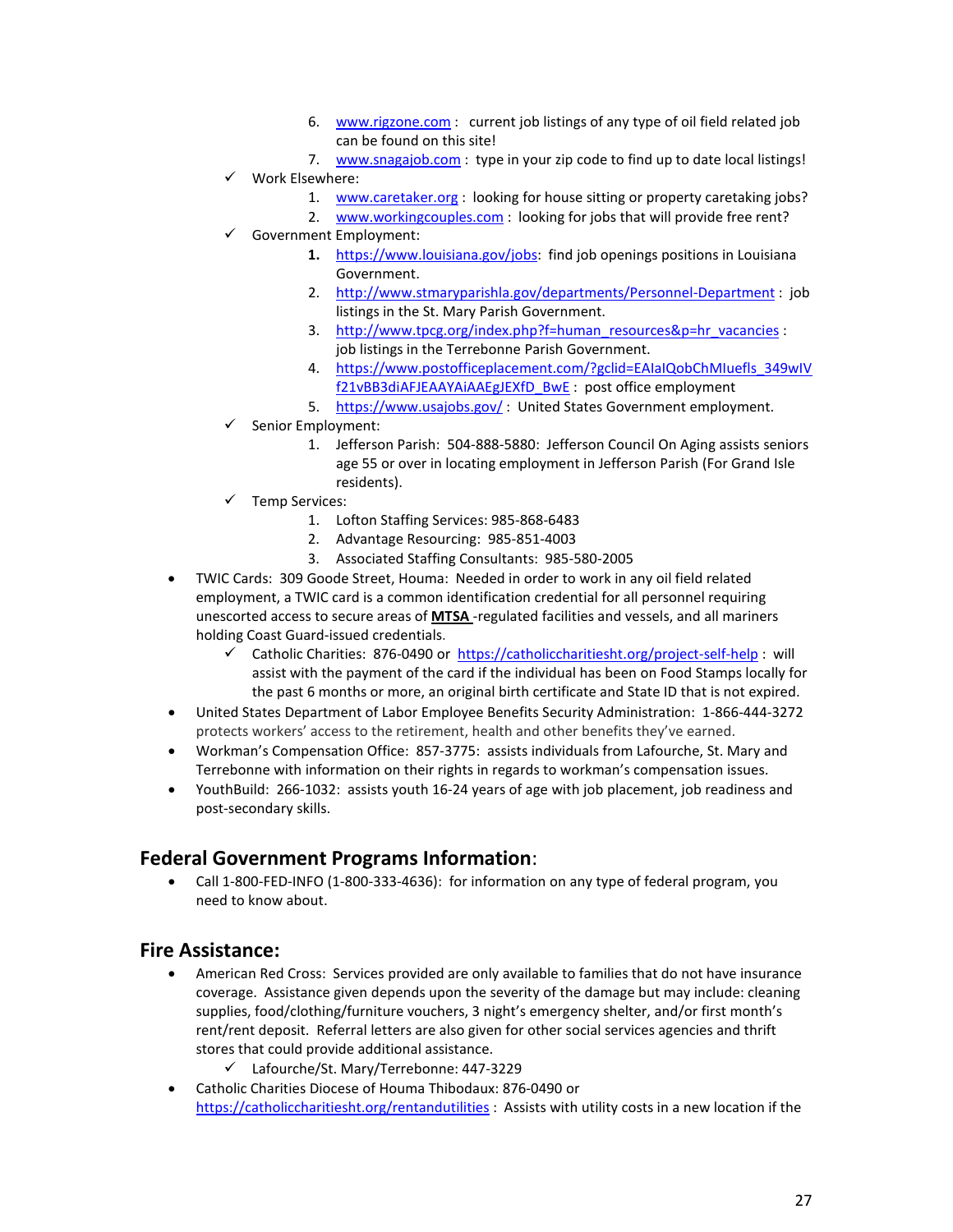6. www.rigzone.com : current job listings of any type of oil field related job can be found on this site!
7. www.snagajob.com : type in your zip code to find up to date local listings!

- ✓ Work Elsewhere:
  1. www.caretaker.org : looking for house sitting or property caretaking jobs?
  2. www.workingcouples.com : looking for jobs that will provide free rent?
- ✓ Government Employment:
  1. https://www.louisiana.gov/jobs: find job openings positions in Louisiana Government.
  2. http://www.stmaryparishla.gov/departments/Personnel-Department : job listings in the St. Mary Parish Government.
  3. http://www.tpcg.org/index.php?f=human_resources&p=hr_vacancies : job listings in the Terrebonne Parish Government.
  4. https://www.postofficeplacement.com/?gclid=EAIaIQobChMIuefls_349wIVf21vBB3diAFJEAAYAiAAEgJEXfD_BwE : post office employment
  5. https://www.usajobs.gov/ : United States Government employment.
- ✓ Senior Employment:
  1. Jefferson Parish: 504-888-5880: Jefferson Council On Aging assists seniors age 55 or over in locating employment in Jefferson Parish (For Grand Isle residents).
- ✓ Temp Services:
  1. Lofton Staffing Services: 985-868-6483
  2. Advantage Resourcing: 985-851-4003
  3. Associated Staffing Consultants: 985-580-2005

- TWIC Cards: 309 Goode Street, Houma: Needed in order to work in any oil field related employment, a TWIC card is a common identification credential for all personnel requiring unescorted access to secure areas of **MTSA** -regulated facilities and vessels, and all mariners holding Coast Guard-issued credentials.
  - ✓ Catholic Charities: 876-0490 or https://catholiccharitiesht.org/project-self-help : will assist with the payment of the card if the individual has been on Food Stamps locally for the past 6 months or more, an original birth certificate and State ID that is not expired.
- United States Department of Labor Employee Benefits Security Administration: 1-866-444-3272 protects workers' access to the retirement, health and other benefits they've earned.
- Workman's Compensation Office: 857-3775: assists individuals from Lafourche, St. Mary and Terrebonne with information on their rights in regards to workman's compensation issues.
- YouthBuild: 266-1032: assists youth 16-24 years of age with job placement, job readiness and post-secondary skills.

## Federal Government Programs Information:

- Call 1-800-FED-INFO (1-800-333-4636): for information on any type of federal program, you need to know about.

## Fire Assistance:

- American Red Cross: Services provided are only available to families that do not have insurance coverage. Assistance given depends upon the severity of the damage but may include: cleaning supplies, food/clothing/furniture vouchers, 3 night's emergency shelter, and/or first month's rent/rent deposit. Referral letters are also given for other social services agencies and thrift stores that could provide additional assistance.
  - ✓ Lafourche/St. Mary/Terrebonne: 447-3229
- Catholic Charities Diocese of Houma Thibodaux: 876-0490 or https://catholiccharitiesht.org/rentandutilities : Assists with utility costs in a new location if the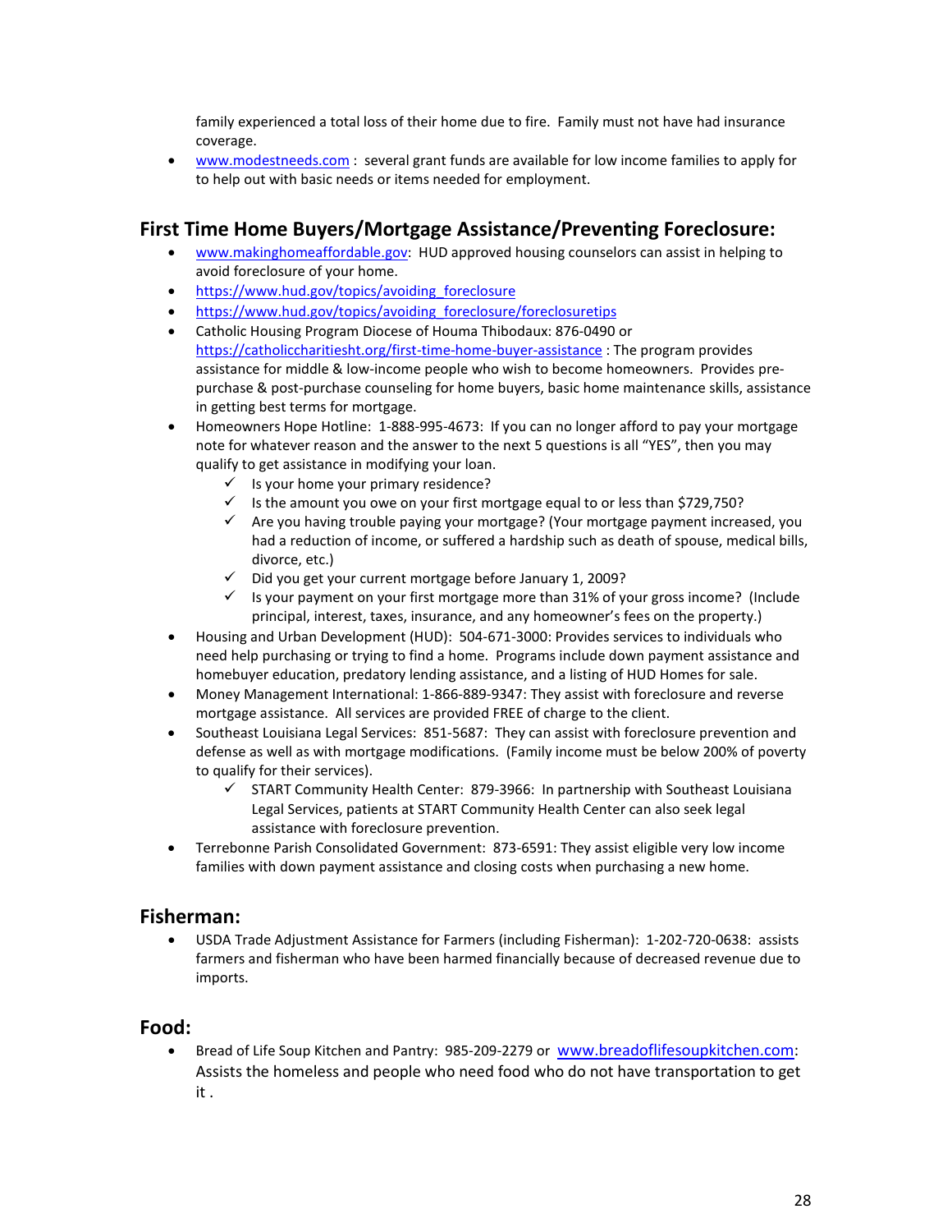family experienced a total loss of their home due to fire. Family must not have had insurance coverage.

- www.modestneeds.com : several grant funds are available for low income families to apply for to help out with basic needs or items needed for employment.

## First Time Home Buyers/Mortgage Assistance/Preventing Foreclosure:

- www.makinghomeaffordable.gov: HUD approved housing counselors can assist in helping to avoid foreclosure of your home.
- https://www.hud.gov/topics/avoiding_foreclosure
- https://www.hud.gov/topics/avoiding_foreclosure/foreclosuretips
- Catholic Housing Program Diocese of Houma Thibodaux: 876-0490 or https://catholiccharitiesht.org/first-time-home-buyer-assistance : The program provides assistance for middle & low-income people who wish to become homeowners. Provides pre-purchase & post-purchase counseling for home buyers, basic home maintenance skills, assistance in getting best terms for mortgage.
- Homeowners Hope Hotline: 1-888-995-4673: If you can no longer afford to pay your mortgage note for whatever reason and the answer to the next 5 questions is all "YES", then you may qualify to get assistance in modifying your loan.
  - ✓ Is your home your primary residence?
  - ✓ Is the amount you owe on your first mortgage equal to or less than $729,750?
  - ✓ Are you having trouble paying your mortgage? (Your mortgage payment increased, you had a reduction of income, or suffered a hardship such as death of spouse, medical bills, divorce, etc.)
  - ✓ Did you get your current mortgage before January 1, 2009?
  - ✓ Is your payment on your first mortgage more than 31% of your gross income? (Include principal, interest, taxes, insurance, and any homeowner's fees on the property.)
- Housing and Urban Development (HUD): 504-671-3000: Provides services to individuals who need help purchasing or trying to find a home. Programs include down payment assistance and homebuyer education, predatory lending assistance, and a listing of HUD Homes for sale.
- Money Management International: 1-866-889-9347: They assist with foreclosure and reverse mortgage assistance. All services are provided FREE of charge to the client.
- Southeast Louisiana Legal Services: 851-5687: They can assist with foreclosure prevention and defense as well as with mortgage modifications. (Family income must be below 200% of poverty to qualify for their services).
  - ✓ START Community Health Center: 879-3966: In partnership with Southeast Louisiana Legal Services, patients at START Community Health Center can also seek legal assistance with foreclosure prevention.
- Terrebonne Parish Consolidated Government: 873-6591: They assist eligible very low income families with down payment assistance and closing costs when purchasing a new home.

## Fisherman:

- USDA Trade Adjustment Assistance for Farmers (including Fisherman): 1-202-720-0638: assists farmers and fisherman who have been harmed financially because of decreased revenue due to imports.

## Food:

- Bread of Life Soup Kitchen and Pantry: 985-209-2279 or www.breadoflifesoupkitchen.com: Assists the homeless and people who need food who do not have transportation to get it .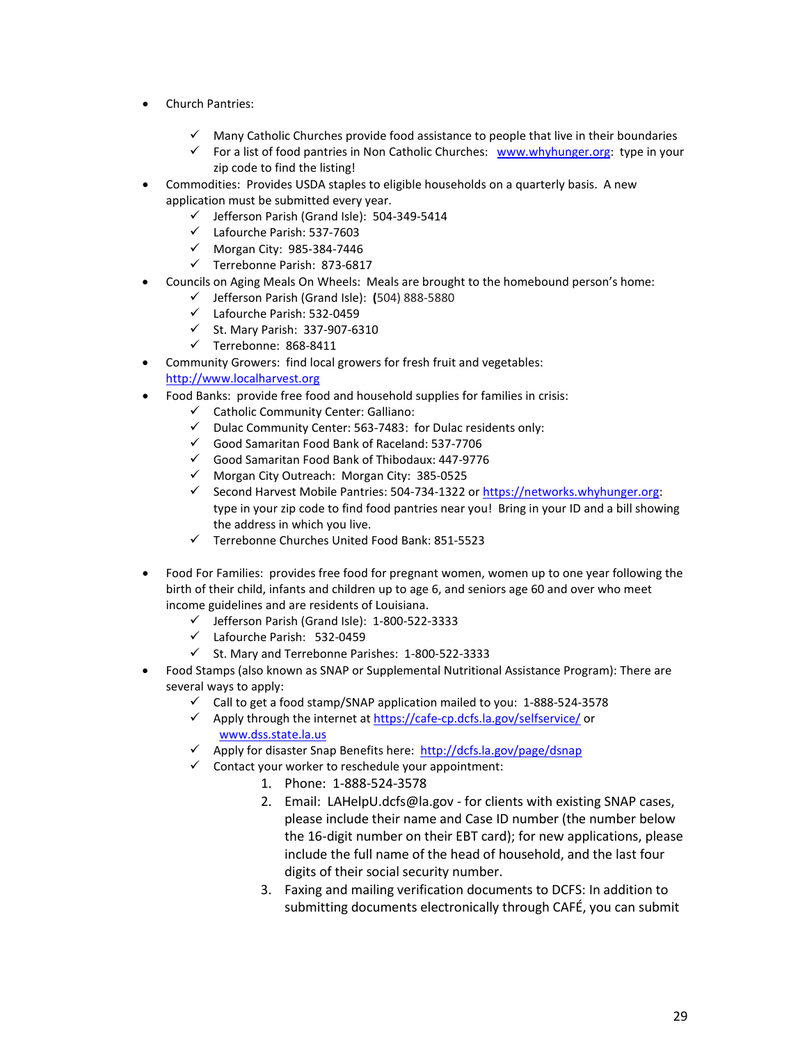- Church Pantries:
  - ✓ Many Catholic Churches provide food assistance to people that live in their boundaries
  - ✓ For a list of food pantries in Non Catholic Churches: www.whyhunger.org: type in your zip code to find the listing!
- Commodities: Provides USDA staples to eligible households on a quarterly basis. A new application must be submitted every year.
  - ✓ Jefferson Parish (Grand Isle): 504-349-5414
  - ✓ Lafourche Parish: 537-7603
  - ✓ Morgan City: 985-384-7446
  - ✓ Terrebonne Parish: 873-6817
- Councils on Aging Meals On Wheels: Meals are brought to the homebound person's home:
  - ✓ Jefferson Parish (Grand Isle): (504) 888-5880
  - ✓ Lafourche Parish: 532-0459
  - ✓ St. Mary Parish: 337-907-6310
  - ✓ Terrebonne: 868-8411
- Community Growers: find local growers for fresh fruit and vegetables: http://www.localharvest.org
- Food Banks: provide free food and household supplies for families in crisis:
  - ✓ Catholic Community Center: Galliano:
  - ✓ Dulac Community Center: 563-7483: for Dulac residents only:
  - ✓ Good Samaritan Food Bank of Raceland: 537-7706
  - ✓ Good Samaritan Food Bank of Thibodaux: 447-9776
  - ✓ Morgan City Outreach: Morgan City: 385-0525
  - ✓ Second Harvest Mobile Pantries: 504-734-1322 or https://networks.whyhunger.org: type in your zip code to find food pantries near you! Bring in your ID and a bill showing the address in which you live.
  - ✓ Terrebonne Churches United Food Bank: 851-5523

- Food For Families: provides free food for pregnant women, women up to one year following the birth of their child, infants and children up to age 6, and seniors age 60 and over who meet income guidelines and are residents of Louisiana.
  - ✓ Jefferson Parish (Grand Isle): 1-800-522-3333
  - ✓ Lafourche Parish: 532-0459
  - ✓ St. Mary and Terrebonne Parishes: 1-800-522-3333
- Food Stamps (also known as SNAP or Supplemental Nutritional Assistance Program): There are several ways to apply:
  - ✓ Call to get a food stamp/SNAP application mailed to you: 1-888-524-3578
  - ✓ Apply through the internet at https://cafe-cp.dcfs.la.gov/selfservice/ or www.dss.state.la.us
  - ✓ Apply for disaster Snap Benefits here: http://dcfs.la.gov/page/dsnap
  - ✓ Contact your worker to reschedule your appointment:
    1. Phone: 1-888-524-3578
    2. Email: LAHelpU.dcfs@la.gov - for clients with existing SNAP cases, please include their name and Case ID number (the number below the 16-digit number on their EBT card); for new applications, please include the full name of the head of household, and the last four digits of their social security number.
    3. Faxing and mailing verification documents to DCFS: In addition to submitting documents electronically through CAFÉ, you can submit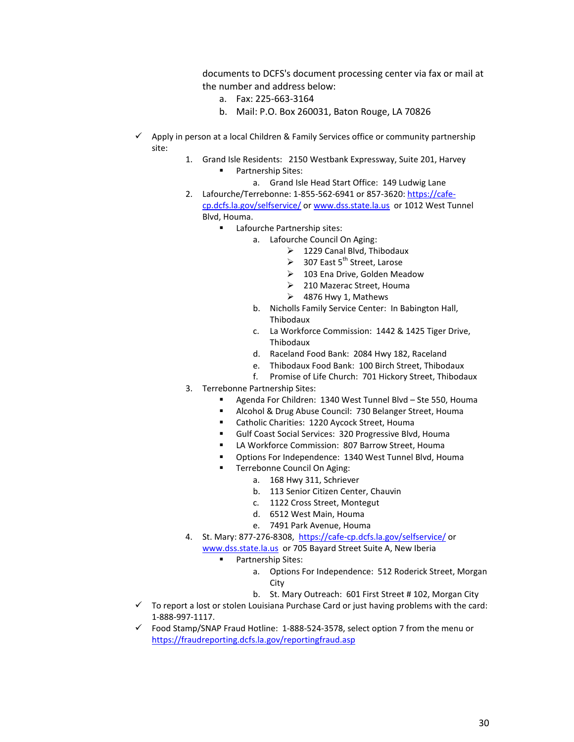documents to DCFS's document processing center via fax or mail at the number and address below:

   a. Fax: 225-663-3164
   b. Mail: P.O. Box 260031, Baton Rouge, LA 70826

- ✓ Apply in person at a local Children & Family Services office or community partnership site:
  1. Grand Isle Residents: 2150 Westbank Expressway, Suite 201, Harvey
     - Partnership Sites:
       a. Grand Isle Head Start Office: 149 Ludwig Lane
  2. Lafourche/Terrebonne: 1-855-562-6941 or 857-3620: https://cafe-cp.dcfs.la.gov/selfservice/ or www.dss.state.la.us or 1012 West Tunnel Blvd, Houma.
     - Lafourche Partnership sites:
       a. Lafourche Council On Aging:
          - ➢ 1229 Canal Blvd, Thibodaux
          - ➢ 307 East 5th Street, Larose
          - ➢ 103 Ena Drive, Golden Meadow
          - ➢ 210 Mazerac Street, Houma
          - ➢ 4876 Hwy 1, Mathews
       b. Nicholls Family Service Center: In Babington Hall, Thibodaux
       c. La Workforce Commission: 1442 & 1425 Tiger Drive, Thibodaux
       d. Raceland Food Bank: 2084 Hwy 182, Raceland
       e. Thibodaux Food Bank: 100 Birch Street, Thibodaux
       f. Promise of Life Church: 701 Hickory Street, Thibodaux
  3. Terrebonne Partnership Sites:
     - Agenda For Children: 1340 West Tunnel Blvd – Ste 550, Houma
     - Alcohol & Drug Abuse Council: 730 Belanger Street, Houma
     - Catholic Charities: 1220 Aycock Street, Houma
     - Gulf Coast Social Services: 320 Progressive Blvd, Houma
     - LA Workforce Commission: 807 Barrow Street, Houma
     - Options For Independence: 1340 West Tunnel Blvd, Houma
     - Terrebonne Council On Aging:
       a. 168 Hwy 311, Schriever
       b. 113 Senior Citizen Center, Chauvin
       c. 1122 Cross Street, Montegut
       d. 6512 West Main, Houma
       e. 7491 Park Avenue, Houma
  4. St. Mary: 877-276-8308, https://cafe-cp.dcfs.la.gov/selfservice/ or www.dss.state.la.us or 705 Bayard Street Suite A, New Iberia
     - Partnership Sites:
       a. Options For Independence: 512 Roderick Street, Morgan City
       b. St. Mary Outreach: 601 First Street # 102, Morgan City
- ✓ To report a lost or stolen Louisiana Purchase Card or just having problems with the card: 1-888-997-1117.
- ✓ Food Stamp/SNAP Fraud Hotline: 1-888-524-3578, select option 7 from the menu or https://fraudreporting.dcfs.la.gov/reportingfraud.asp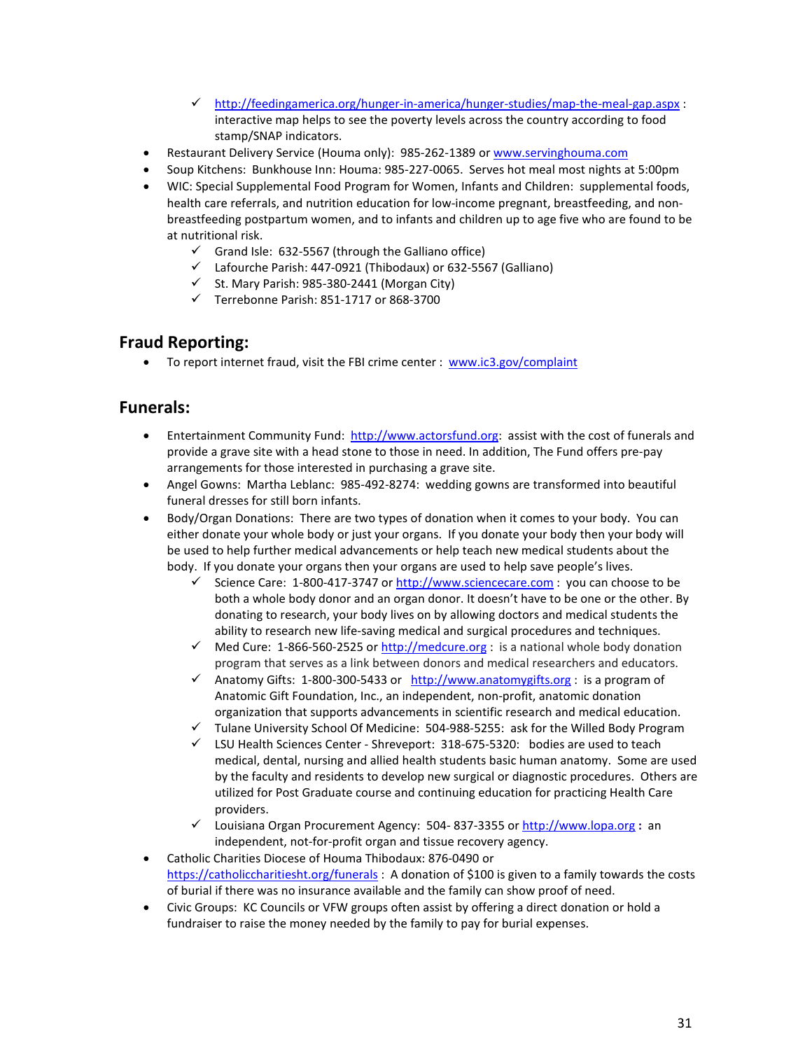- http://feedingamerica.org/hunger-in-america/hunger-studies/map-the-meal-gap.aspx : interactive map helps to see the poverty levels across the country according to food stamp/SNAP indicators.
- Restaurant Delivery Service (Houma only): 985-262-1389 or www.servinghouma.com
- Soup Kitchens: Bunkhouse Inn: Houma: 985-227-0065. Serves hot meal most nights at 5:00pm
- WIC: Special Supplemental Food Program for Women, Infants and Children: supplemental foods, health care referrals, and nutrition education for low-income pregnant, breastfeeding, and non-breastfeeding postpartum women, and to infants and children up to age five who are found to be at nutritional risk.
    - Grand Isle: 632-5567 (through the Galliano office)
    - Lafourche Parish: 447-0921 (Thibodaux) or 632-5567 (Galliano)
    - St. Mary Parish: 985-380-2441 (Morgan City)
    - Terrebonne Parish: 851-1717 or 868-3700

## Fraud Reporting:

- To report internet fraud, visit the FBI crime center : www.ic3.gov/complaint

## Funerals:

- Entertainment Community Fund: http://www.actorsfund.org: assist with the cost of funerals and provide a grave site with a head stone to those in need. In addition, The Fund offers pre-pay arrangements for those interested in purchasing a grave site.
- Angel Gowns: Martha Leblanc: 985-492-8274: wedding gowns are transformed into beautiful funeral dresses for still born infants.
- Body/Organ Donations: There are two types of donation when it comes to your body. You can either donate your whole body or just your organs. If you donate your body then your body will be used to help further medical advancements or help teach new medical students about the body. If you donate your organs then your organs are used to help save people's lives.
    - Science Care: 1-800-417-3747 or http://www.sciencecare.com : you can choose to be both a whole body donor and an organ donor. It doesn't have to be one or the other. By donating to research, your body lives on by allowing doctors and medical students the ability to research new life-saving medical and surgical procedures and techniques.
    - Med Cure: 1-866-560-2525 or http://medcure.org : is a national whole body donation program that serves as a link between donors and medical researchers and educators.
    - Anatomy Gifts: 1-800-300-5433 or http://www.anatomygifts.org : is a program of Anatomic Gift Foundation, Inc., an independent, non-profit, anatomic donation organization that supports advancements in scientific research and medical education.
    - Tulane University School Of Medicine: 504-988-5255: ask for the Willed Body Program
    - LSU Health Sciences Center - Shreveport: 318-675-5320: bodies are used to teach medical, dental, nursing and allied health students basic human anatomy. Some are used by the faculty and residents to develop new surgical or diagnostic procedures. Others are utilized for Post Graduate course and continuing education for practicing Health Care providers.
    - Louisiana Organ Procurement Agency: 504- 837-3355 or http://www.lopa.org **:** an independent, not-for-profit organ and tissue recovery agency.
- Catholic Charities Diocese of Houma Thibodaux: 876-0490 or https://catholiccharitiesht.org/funerals : A donation of $100 is given to a family towards the costs of burial if there was no insurance available and the family can show proof of need.
- Civic Groups: KC Councils or VFW groups often assist by offering a direct donation or hold a fundraiser to raise the money needed by the family to pay for burial expenses.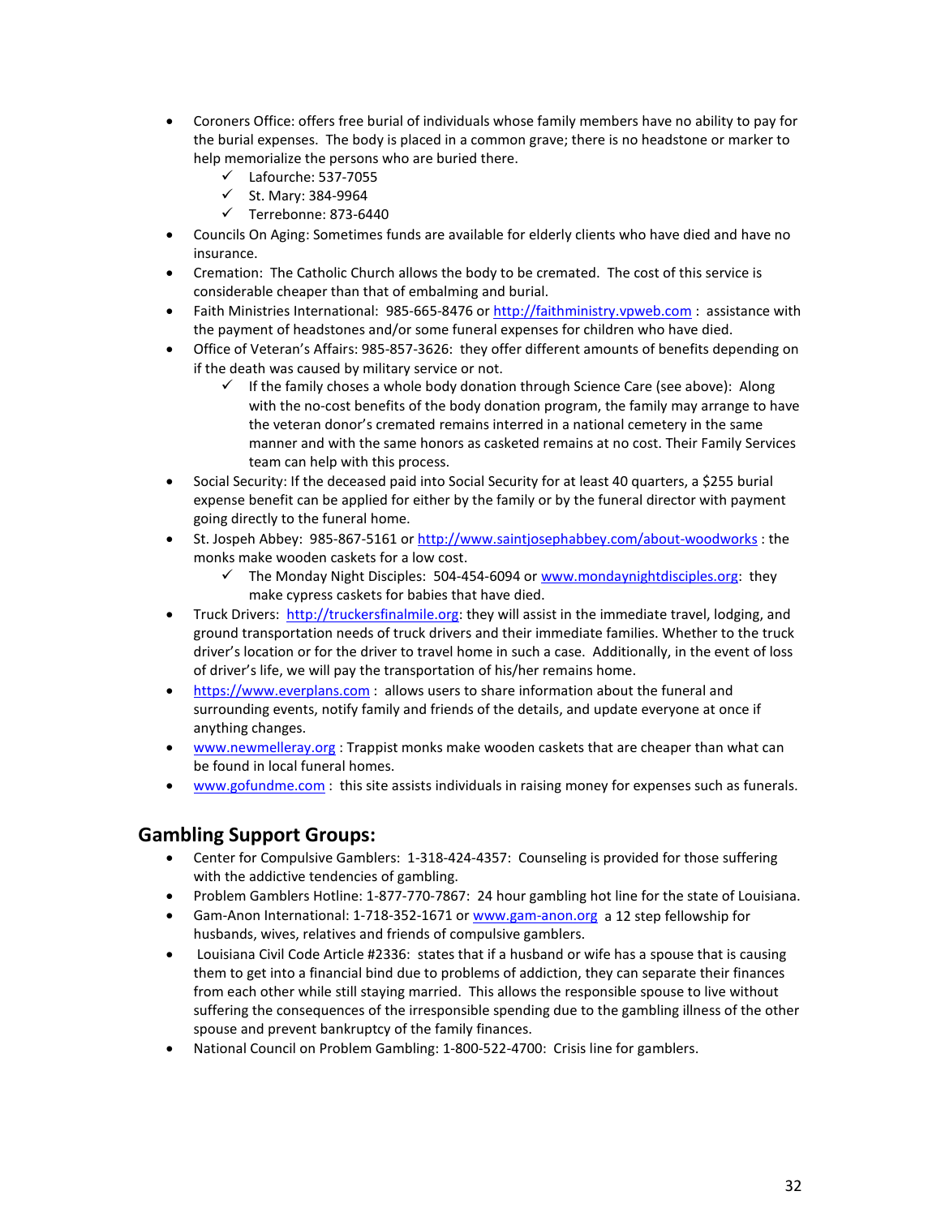- Coroners Office: offers free burial of individuals whose family members have no ability to pay for the burial expenses. The body is placed in a common grave; there is no headstone or marker to help memorialize the persons who are buried there.
  - ✓ Lafourche: 537-7055
  - ✓ St. Mary: 384-9964
  - ✓ Terrebonne: 873-6440
- Councils On Aging: Sometimes funds are available for elderly clients who have died and have no insurance.
- Cremation: The Catholic Church allows the body to be cremated. The cost of this service is considerable cheaper than that of embalming and burial.
- Faith Ministries International: 985-665-8476 or http://faithministry.vpweb.com : assistance with the payment of headstones and/or some funeral expenses for children who have died.
- Office of Veteran's Affairs: 985-857-3626: they offer different amounts of benefits depending on if the death was caused by military service or not.
  - ✓ If the family choses a whole body donation through Science Care (see above): Along with the no-cost benefits of the body donation program, the family may arrange to have the veteran donor's cremated remains interred in a national cemetery in the same manner and with the same honors as casketed remains at no cost. Their Family Services team can help with this process.
- Social Security: If the deceased paid into Social Security for at least 40 quarters, a $255 burial expense benefit can be applied for either by the family or by the funeral director with payment going directly to the funeral home.
- St. Jospeh Abbey: 985-867-5161 or http://www.saintjosephabbey.com/about-woodworks : the monks make wooden caskets for a low cost.
  - ✓ The Monday Night Disciples: 504-454-6094 or www.mondaynightdisciples.org: they make cypress caskets for babies that have died.
- Truck Drivers: http://truckersfinalmile.org: they will assist in the immediate travel, lodging, and ground transportation needs of truck drivers and their immediate families. Whether to the truck driver's location or for the driver to travel home in such a case. Additionally, in the event of loss of driver's life, we will pay the transportation of his/her remains home.
- https://www.everplans.com : allows users to share information about the funeral and surrounding events, notify family and friends of the details, and update everyone at once if anything changes.
- www.newmelleray.org : Trappist monks make wooden caskets that are cheaper than what can be found in local funeral homes.
- www.gofundme.com : this site assists individuals in raising money for expenses such as funerals.

## Gambling Support Groups:

- Center for Compulsive Gamblers: 1-318-424-4357: Counseling is provided for those suffering with the addictive tendencies of gambling.
- Problem Gamblers Hotline: 1-877-770-7867: 24 hour gambling hot line for the state of Louisiana.
- Gam-Anon International: 1-718-352-1671 or www.gam-anon.org a 12 step fellowship for husbands, wives, relatives and friends of compulsive gamblers.
- Louisiana Civil Code Article #2336: states that if a husband or wife has a spouse that is causing them to get into a financial bind due to problems of addiction, they can separate their finances from each other while still staying married. This allows the responsible spouse to live without suffering the consequences of the irresponsible spending due to the gambling illness of the other spouse and prevent bankruptcy of the family finances.
- National Council on Problem Gambling: 1-800-522-4700: Crisis line for gamblers.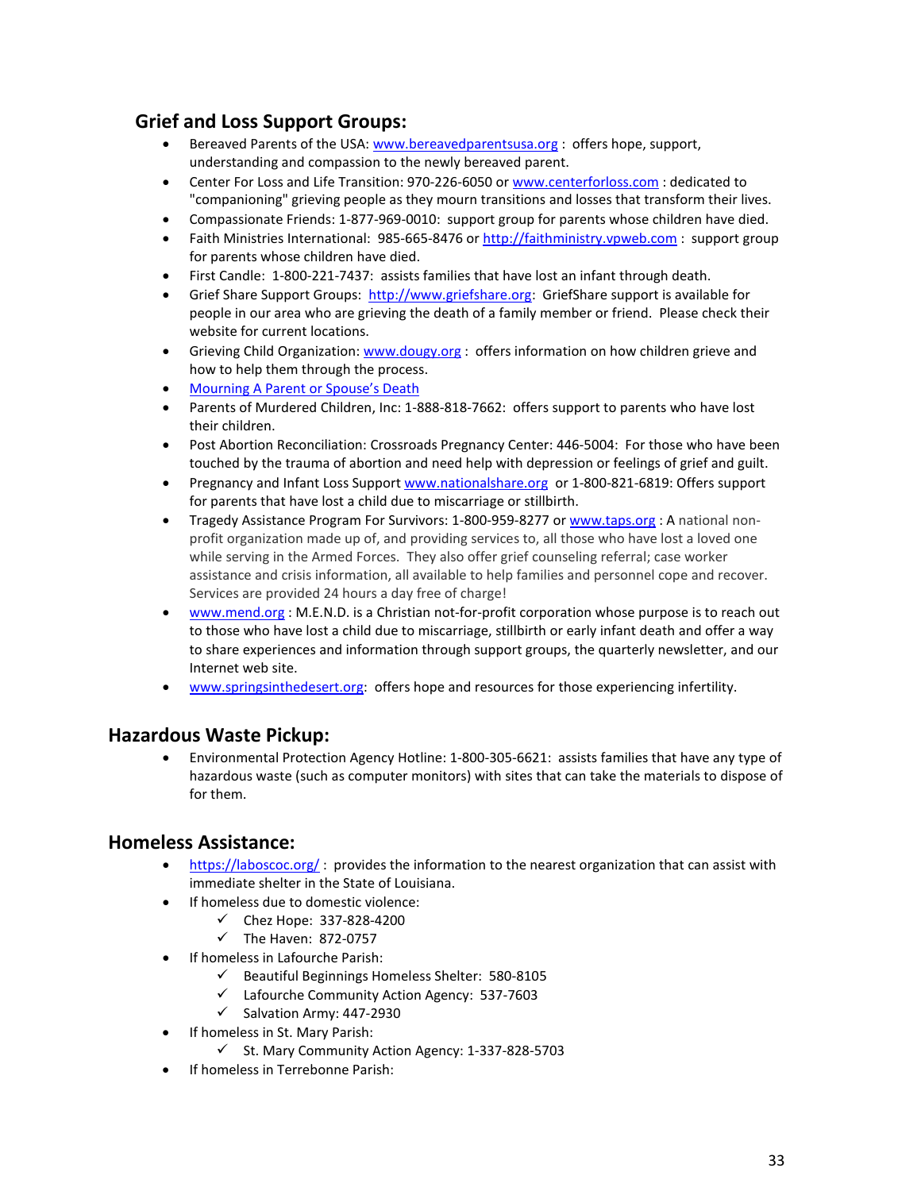## Grief and Loss Support Groups:

- Bereaved Parents of the USA: www.bereavedparentsusa.org : offers hope, support, understanding and compassion to the newly bereaved parent.
- Center For Loss and Life Transition: 970-226-6050 or www.centerforloss.com : dedicated to "companioning" grieving people as they mourn transitions and losses that transform their lives.
- Compassionate Friends: 1-877-969-0010: support group for parents whose children have died.
- Faith Ministries International: 985-665-8476 or http://faithministry.vpweb.com : support group for parents whose children have died.
- First Candle: 1-800-221-7437: assists families that have lost an infant through death.
- Grief Share Support Groups: http://www.griefshare.org: GriefShare support is available for people in our area who are grieving the death of a family member or friend. Please check their website for current locations.
- Grieving Child Organization: www.dougy.org : offers information on how children grieve and how to help them through the process.
- Mourning A Parent or Spouse's Death
- Parents of Murdered Children, Inc: 1-888-818-7662: offers support to parents who have lost their children.
- Post Abortion Reconciliation: Crossroads Pregnancy Center: 446-5004: For those who have been touched by the trauma of abortion and need help with depression or feelings of grief and guilt.
- Pregnancy and Infant Loss Support www.nationalshare.org or 1-800-821-6819: Offers support for parents that have lost a child due to miscarriage or stillbirth.
- Tragedy Assistance Program For Survivors: 1-800-959-8277 or www.taps.org : A national non-profit organization made up of, and providing services to, all those who have lost a loved one while serving in the Armed Forces. They also offer grief counseling referral; case worker assistance and crisis information, all available to help families and personnel cope and recover. Services are provided 24 hours a day free of charge!
- www.mend.org : M.E.N.D. is a Christian not-for-profit corporation whose purpose is to reach out to those who have lost a child due to miscarriage, stillbirth or early infant death and offer a way to share experiences and information through support groups, the quarterly newsletter, and our Internet web site.
- www.springsinthedesert.org: offers hope and resources for those experiencing infertility.

## Hazardous Waste Pickup:

- Environmental Protection Agency Hotline: 1-800-305-6621: assists families that have any type of hazardous waste (such as computer monitors) with sites that can take the materials to dispose of for them.

## Homeless Assistance:

- https://laboscoc.org/ : provides the information to the nearest organization that can assist with immediate shelter in the State of Louisiana.
- If homeless due to domestic violence:
  - ✓ Chez Hope: 337-828-4200
  - ✓ The Haven: 872-0757
- If homeless in Lafourche Parish:
  - ✓ Beautiful Beginnings Homeless Shelter: 580-8105
  - ✓ Lafourche Community Action Agency: 537-7603
  - ✓ Salvation Army: 447-2930
- If homeless in St. Mary Parish:
  - ✓ St. Mary Community Action Agency: 1-337-828-5703
- If homeless in Terrebonne Parish: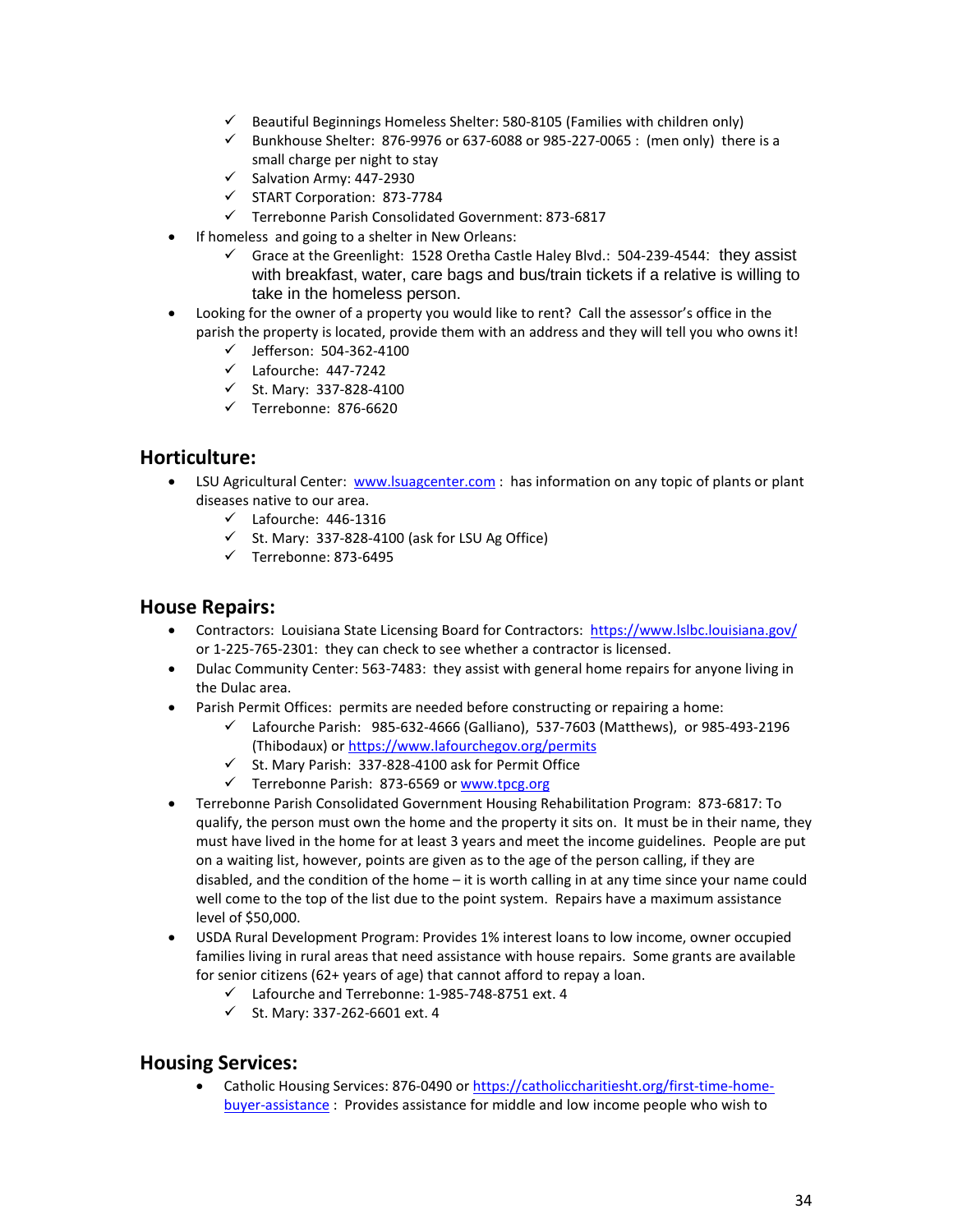- ✓ Beautiful Beginnings Homeless Shelter: 580-8105 (Families with children only)
  - ✓ Bunkhouse Shelter: 876-9976 or 637-6088 or 985-227-0065 : (men only) there is a small charge per night to stay
  - ✓ Salvation Army: 447-2930
  - ✓ START Corporation: 873-7784
  - ✓ Terrebonne Parish Consolidated Government: 873-6817
- If homeless and going to a shelter in New Orleans:
  - ✓ Grace at the Greenlight: 1528 Oretha Castle Haley Blvd.: 504-239-4544: they assist with breakfast, water, care bags and bus/train tickets if a relative is willing to take in the homeless person.
- Looking for the owner of a property you would like to rent? Call the assessor's office in the parish the property is located, provide them with an address and they will tell you who owns it!
  - ✓ Jefferson: 504-362-4100
  - ✓ Lafourche: 447-7242
  - ✓ St. Mary: 337-828-4100
  - ✓ Terrebonne: 876-6620

## Horticulture:

- LSU Agricultural Center: [www.lsuagcenter.com](http://www.lsuagcenter.com) : has information on any topic of plants or plant diseases native to our area.
  - ✓ Lafourche: 446-1316
  - ✓ St. Mary: 337-828-4100 (ask for LSU Ag Office)
  - ✓ Terrebonne: 873-6495

## House Repairs:

- Contractors: Louisiana State Licensing Board for Contractors: [https://www.lslbc.louisiana.gov/](https://www.lslbc.louisiana.gov/) or 1-225-765-2301: they can check to see whether a contractor is licensed.
- Dulac Community Center: 563-7483: they assist with general home repairs for anyone living in the Dulac area.
- Parish Permit Offices: permits are needed before constructing or repairing a home:
  - ✓ Lafourche Parish: 985-632-4666 (Galliano), 537-7603 (Matthews), or 985-493-2196 (Thibodaux) or [https://www.lafourchegov.org/permits](https://www.lafourchegov.org/permits)
  - ✓ St. Mary Parish: 337-828-4100 ask for Permit Office
  - ✓ Terrebonne Parish: 873-6569 or [www.tpcg.org](http://www.tpcg.org)
- Terrebonne Parish Consolidated Government Housing Rehabilitation Program: 873-6817: To qualify, the person must own the home and the property it sits on. It must be in their name, they must have lived in the home for at least 3 years and meet the income guidelines. People are put on a waiting list, however, points are given as to the age of the person calling, if they are disabled, and the condition of the home – it is worth calling in at any time since your name could well come to the top of the list due to the point system. Repairs have a maximum assistance level of $50,000.
- USDA Rural Development Program: Provides 1% interest loans to low income, owner occupied families living in rural areas that need assistance with house repairs. Some grants are available for senior citizens (62+ years of age) that cannot afford to repay a loan.
  - ✓ Lafourche and Terrebonne: 1-985-748-8751 ext. 4
  - ✓ St. Mary: 337-262-6601 ext. 4

## Housing Services:

- Catholic Housing Services: 876-0490 or [https://catholiccharitiesht.org/first-time-home-buyer-assistance](https://catholiccharitiesht.org/first-time-home-buyer-assistance) : Provides assistance for middle and low income people who wish to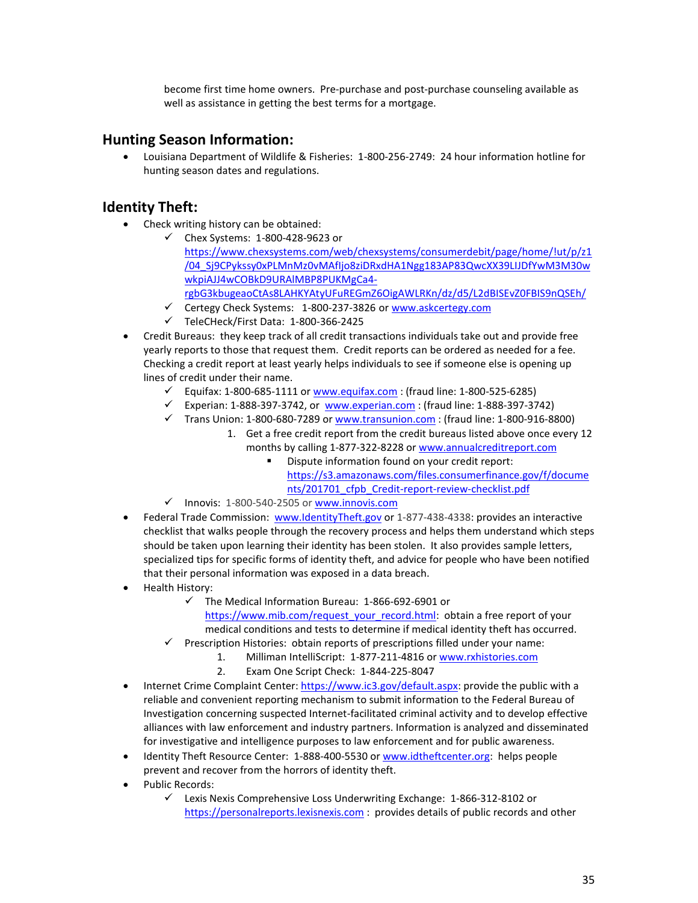become first time home owners. Pre-purchase and post-purchase counseling available as well as assistance in getting the best terms for a mortgage.

## Hunting Season Information:

- Louisiana Department of Wildlife & Fisheries: 1-800-256-2749: 24 hour information hotline for hunting season dates and regulations.

## Identity Theft:

- Check writing history can be obtained:
  - ✓ Chex Systems: 1-800-428-9623 or https://www.chexsystems.com/web/chexsystems/consumerdebit/page/home/!ut/p/z1/04_Sj9CPykssy0xPLMnMz0vMAfIjo8ziDRxdHA1Ngg183AP83QwcXX39LIJDfYwM3M30wwkpiAJJ4wCOBkD9URAlMBP8PUKMgCa4-rgbG3kbugeaoCtAs8LAHKYAtyUFuREGmZ6OigAWLRKn/dz/d5/L2dBISEvZ0FBIS9nQSEh/
  - ✓ Certegy Check Systems: 1-800-237-3826 or www.askcertegy.com
  - ✓ TeleCHeck/First Data: 1-800-366-2425
- Credit Bureaus: they keep track of all credit transactions individuals take out and provide free yearly reports to those that request them. Credit reports can be ordered as needed for a fee. Checking a credit report at least yearly helps individuals to see if someone else is opening up lines of credit under their name.
  - ✓ Equifax: 1-800-685-1111 or www.equifax.com : (fraud line: 1-800-525-6285)
  - ✓ Experian: 1-888-397-3742, or www.experian.com : (fraud line: 1-888-397-3742)
  - ✓ Trans Union: 1-800-680-7289 or www.transunion.com : (fraud line: 1-800-916-8800)
    1. Get a free credit report from the credit bureaus listed above once every 12 months by calling 1-877-322-8228 or www.annualcreditreport.com
       - Dispute information found on your credit report: https://s3.amazonaws.com/files.consumerfinance.gov/f/documents/201701_cfpb_Credit-report-review-checklist.pdf
  - ✓ Innovis: 1-800-540-2505 or www.innovis.com
- Federal Trade Commission: www.IdentityTheft.gov or 1-877-438-4338: provides an interactive checklist that walks people through the recovery process and helps them understand which steps should be taken upon learning their identity has been stolen. It also provides sample letters, specialized tips for specific forms of identity theft, and advice for people who have been notified that their personal information was exposed in a data breach.
- Health History:
  - ✓ The Medical Information Bureau: 1-866-692-6901 or https://www.mib.com/request_your_record.html: obtain a free report of your medical conditions and tests to determine if medical identity theft has occurred.
  - ✓ Prescription Histories: obtain reports of prescriptions filled under your name:
    1. Milliman IntelliScript: 1-877-211-4816 or www.rxhistories.com
    2. Exam One Script Check: 1-844-225-8047
- Internet Crime Complaint Center: https://www.ic3.gov/default.aspx: provide the public with a reliable and convenient reporting mechanism to submit information to the Federal Bureau of Investigation concerning suspected Internet-facilitated criminal activity and to develop effective alliances with law enforcement and industry partners. Information is analyzed and disseminated for investigative and intelligence purposes to law enforcement and for public awareness.
- Identity Theft Resource Center: 1-888-400-5530 or www.idtheftcenter.org: helps people prevent and recover from the horrors of identity theft.
- Public Records:
  - ✓ Lexis Nexis Comprehensive Loss Underwriting Exchange: 1-866-312-8102 or https://personalreports.lexisnexis.com : provides details of public records and other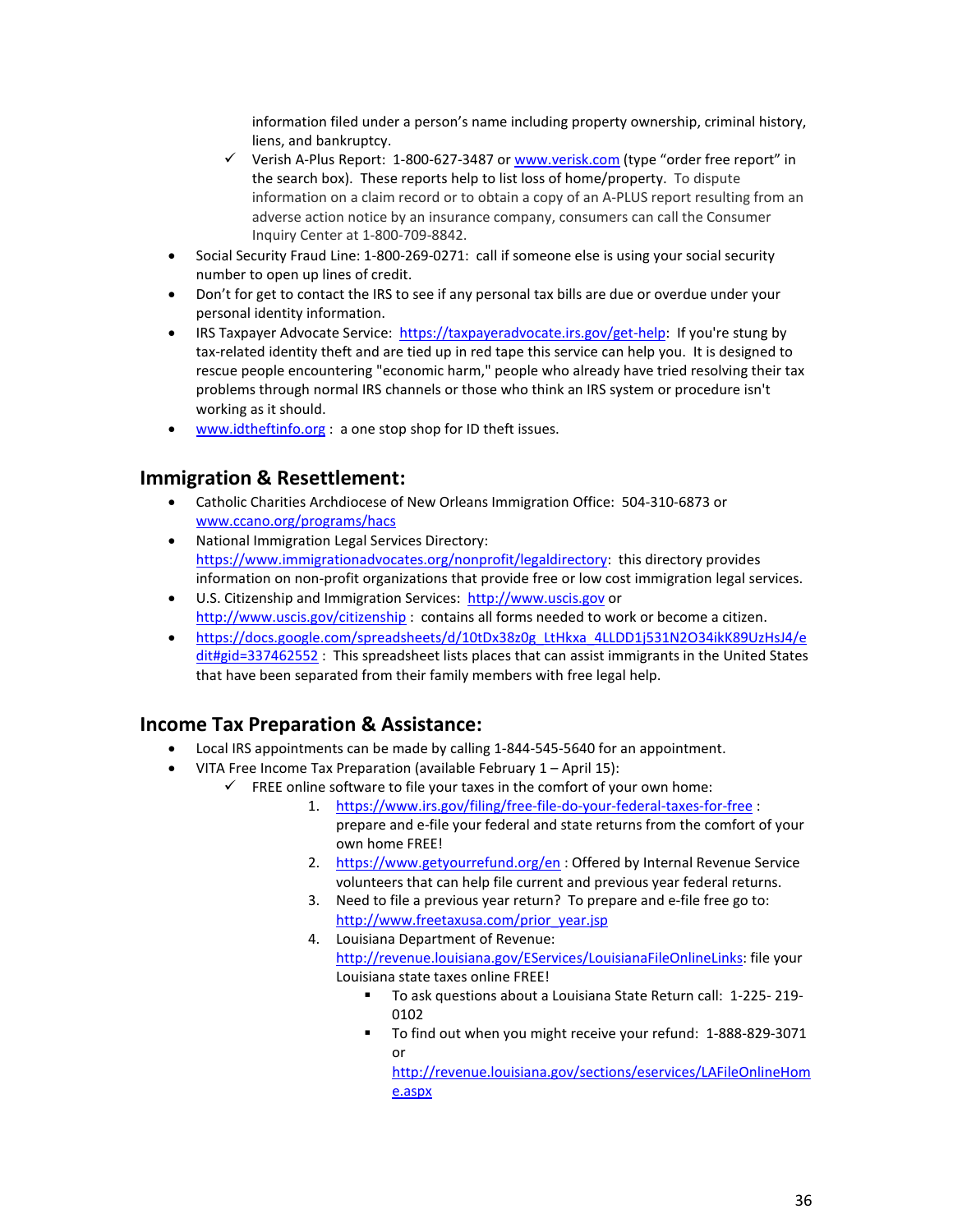information filed under a person's name including property ownership, criminal history, liens, and bankruptcy.

- ✓ Verish A-Plus Report: 1-800-627-3487 or www.verisk.com (type "order free report" in the search box). These reports help to list loss of home/property. To dispute information on a claim record or to obtain a copy of an A-PLUS report resulting from an adverse action notice by an insurance company, consumers can call the Consumer Inquiry Center at 1-800-709-8842.

- Social Security Fraud Line: 1-800-269-0271: call if someone else is using your social security number to open up lines of credit.
- Don't for get to contact the IRS to see if any personal tax bills are due or overdue under your personal identity information.
- IRS Taxpayer Advocate Service: https://taxpayeradvocate.irs.gov/get-help: If you're stung by tax-related identity theft and are tied up in red tape this service can help you. It is designed to rescue people encountering "economic harm," people who already have tried resolving their tax problems through normal IRS channels or those who think an IRS system or procedure isn't working as it should.
- www.idtheftinfo.org : a one stop shop for ID theft issues.

## Immigration & Resettlement:

- Catholic Charities Archdiocese of New Orleans Immigration Office: 504-310-6873 or www.ccano.org/programs/hacs
- National Immigration Legal Services Directory: https://www.immigrationadvocates.org/nonprofit/legaldirectory: this directory provides information on non-profit organizations that provide free or low cost immigration legal services.
- U.S. Citizenship and Immigration Services: http://www.uscis.gov or http://www.uscis.gov/citizenship : contains all forms needed to work or become a citizen.
- https://docs.google.com/spreadsheets/d/10tDx38z0g_LtHkxa_4LLDD1j531N2O34ikK89UzHsJ4/edit#gid=337462552 : This spreadsheet lists places that can assist immigrants in the United States that have been separated from their family members with free legal help.

## Income Tax Preparation & Assistance:

- Local IRS appointments can be made by calling 1-844-545-5640 for an appointment.
- VITA Free Income Tax Preparation (available February 1 – April 15):
  - ✓ FREE online software to file your taxes in the comfort of your own home:
    1. https://www.irs.gov/filing/free-file-do-your-federal-taxes-for-free : prepare and e-file your federal and state returns from the comfort of your own home FREE!
    2. https://www.getyourrefund.org/en : Offered by Internal Revenue Service volunteers that can help file current and previous year federal returns.
    3. Need to file a previous year return? To prepare and e-file free go to: http://www.freetaxusa.com/prior_year.jsp
    4. Louisiana Department of Revenue: http://revenue.louisiana.gov/EServices/LouisianaFileOnlineLinks: file your Louisiana state taxes online FREE!
       - To ask questions about a Louisiana State Return call: 1-225- 219-0102
       - To find out when you might receive your refund: 1-888-829-3071 or http://revenue.louisiana.gov/sections/eservices/LAFileOnlineHome.aspx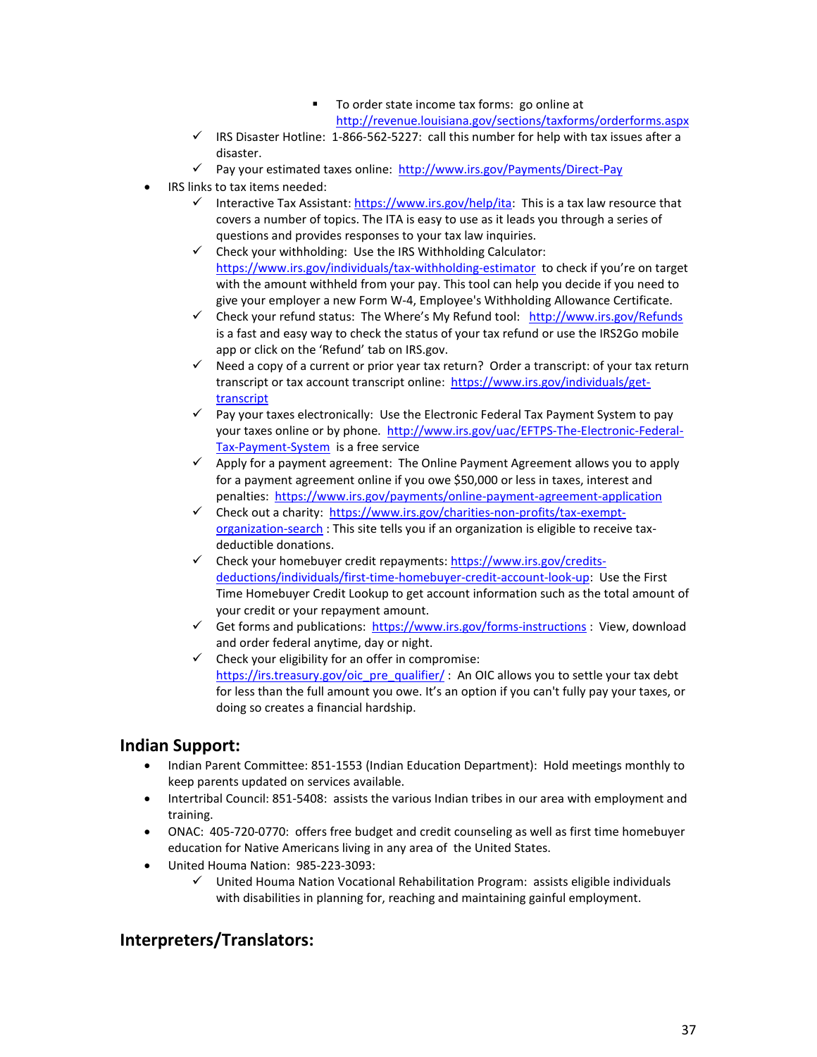- To order state income tax forms: go online at http://revenue.louisiana.gov/sections/taxforms/orderforms.aspx
    - ✓ IRS Disaster Hotline: 1-866-562-5227: call this number for help with tax issues after a disaster.
    - ✓ Pay your estimated taxes online: http://www.irs.gov/Payments/Direct-Pay
- IRS links to tax items needed:
    - ✓ Interactive Tax Assistant: https://www.irs.gov/help/ita: This is a tax law resource that covers a number of topics. The ITA is easy to use as it leads you through a series of questions and provides responses to your tax law inquiries.
    - ✓ Check your withholding: Use the IRS Withholding Calculator: https://www.irs.gov/individuals/tax-withholding-estimator to check if you're on target with the amount withheld from your pay. This tool can help you decide if you need to give your employer a new Form W-4, Employee's Withholding Allowance Certificate.
    - ✓ Check your refund status: The Where's My Refund tool: http://www.irs.gov/Refunds is a fast and easy way to check the status of your tax refund or use the IRS2Go mobile app or click on the 'Refund' tab on IRS.gov.
    - ✓ Need a copy of a current or prior year tax return? Order a transcript: of your tax return transcript or tax account transcript online: https://www.irs.gov/individuals/get-transcript
    - ✓ Pay your taxes electronically: Use the Electronic Federal Tax Payment System to pay your taxes online or by phone. http://www.irs.gov/uac/EFTPS-The-Electronic-Federal-Tax-Payment-System is a free service
    - ✓ Apply for a payment agreement: The Online Payment Agreement allows you to apply for a payment agreement online if you owe $50,000 or less in taxes, interest and penalties: https://www.irs.gov/payments/online-payment-agreement-application
    - ✓ Check out a charity: https://www.irs.gov/charities-non-profits/tax-exempt-organization-search : This site tells you if an organization is eligible to receive tax-deductible donations.
    - ✓ Check your homebuyer credit repayments: https://www.irs.gov/credits-deductions/individuals/first-time-homebuyer-credit-account-look-up: Use the First Time Homebuyer Credit Lookup to get account information such as the total amount of your credit or your repayment amount.
    - ✓ Get forms and publications: https://www.irs.gov/forms-instructions : View, download and order federal anytime, day or night.
    - ✓ Check your eligibility for an offer in compromise: https://irs.treasury.gov/oic_pre_qualifier/ : An OIC allows you to settle your tax debt for less than the full amount you owe. It's an option if you can't fully pay your taxes, or doing so creates a financial hardship.

## Indian Support:

- Indian Parent Committee: 851-1553 (Indian Education Department): Hold meetings monthly to keep parents updated on services available.
- Intertribal Council: 851-5408: assists the various Indian tribes in our area with employment and training.
- ONAC: 405-720-0770: offers free budget and credit counseling as well as first time homebuyer education for Native Americans living in any area of the United States.
- United Houma Nation: 985-223-3093:
    - ✓ United Houma Nation Vocational Rehabilitation Program: assists eligible individuals with disabilities in planning for, reaching and maintaining gainful employment.

## Interpreters/Translators: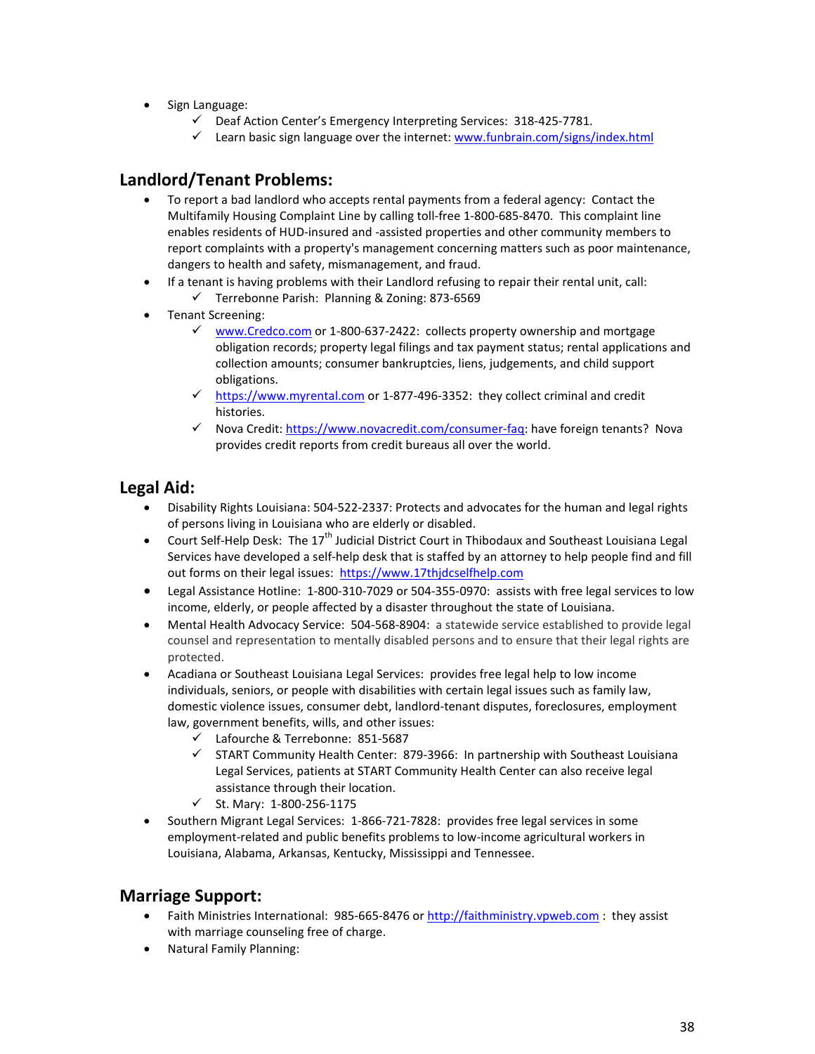- Sign Language:
  - ✓ Deaf Action Center's Emergency Interpreting Services: 318-425-7781.
  - ✓ Learn basic sign language over the internet: www.funbrain.com/signs/index.html

## Landlord/Tenant Problems:

- To report a bad landlord who accepts rental payments from a federal agency: Contact the Multifamily Housing Complaint Line by calling toll-free 1-800-685-8470. This complaint line enables residents of HUD-insured and -assisted properties and other community members to report complaints with a property's management concerning matters such as poor maintenance, dangers to health and safety, mismanagement, and fraud.
- If a tenant is having problems with their Landlord refusing to repair their rental unit, call:
  - ✓ Terrebonne Parish: Planning & Zoning: 873-6569
- Tenant Screening:
  - ✓ www.Credco.com or 1-800-637-2422: collects property ownership and mortgage obligation records; property legal filings and tax payment status; rental applications and collection amounts; consumer bankruptcies, liens, judgements, and child support obligations.
  - ✓ https://www.myrental.com or 1-877-496-3352: they collect criminal and credit histories.
  - ✓ Nova Credit: https://www.novacredit.com/consumer-faq: have foreign tenants? Nova provides credit reports from credit bureaus all over the world.

## Legal Aid:

- Disability Rights Louisiana: 504-522-2337: Protects and advocates for the human and legal rights of persons living in Louisiana who are elderly or disabled.
- Court Self-Help Desk: The 17th Judicial District Court in Thibodaux and Southeast Louisiana Legal Services have developed a self-help desk that is staffed by an attorney to help people find and fill out forms on their legal issues: https://www.17thjdcselfhelp.com
- Legal Assistance Hotline: 1-800-310-7029 or 504-355-0970: assists with free legal services to low income, elderly, or people affected by a disaster throughout the state of Louisiana.
- Mental Health Advocacy Service: 504-568-8904: a statewide service established to provide legal counsel and representation to mentally disabled persons and to ensure that their legal rights are protected.
- Acadiana or Southeast Louisiana Legal Services: provides free legal help to low income individuals, seniors, or people with disabilities with certain legal issues such as family law, domestic violence issues, consumer debt, landlord-tenant disputes, foreclosures, employment law, government benefits, wills, and other issues:
  - ✓ Lafourche & Terrebonne: 851-5687
  - ✓ START Community Health Center: 879-3966: In partnership with Southeast Louisiana Legal Services, patients at START Community Health Center can also receive legal assistance through their location.
  - ✓ St. Mary: 1-800-256-1175
- Southern Migrant Legal Services: 1-866-721-7828: provides free legal services in some employment-related and public benefits problems to low-income agricultural workers in Louisiana, Alabama, Arkansas, Kentucky, Mississippi and Tennessee.

## Marriage Support:

- Faith Ministries International: 985-665-8476 or http://faithministry.vpweb.com : they assist with marriage counseling free of charge.
- Natural Family Planning: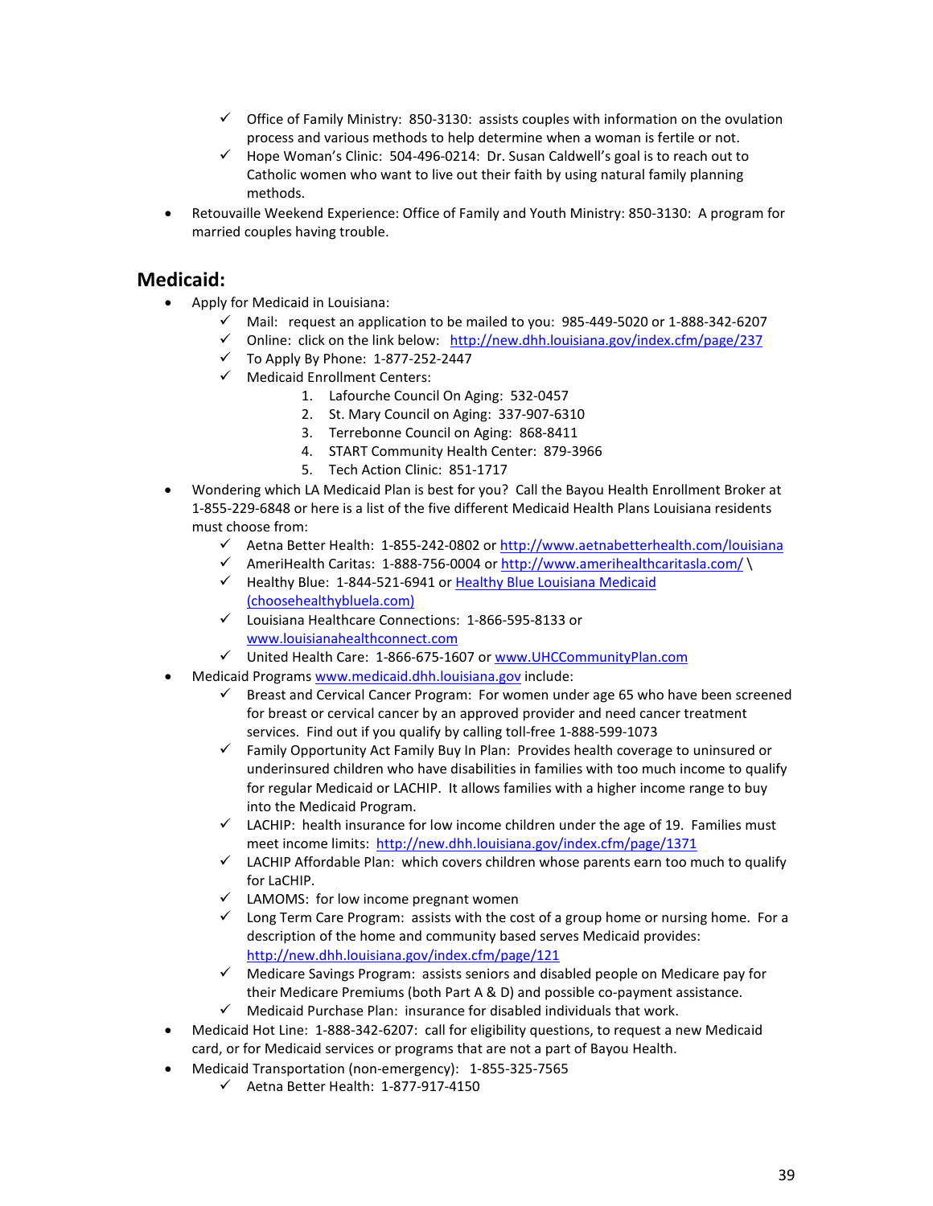- ✓ Office of Family Ministry: 850-3130: assists couples with information on the ovulation process and various methods to help determine when a woman is fertile or not.
  - ✓ Hope Woman's Clinic: 504-496-0214: Dr. Susan Caldwell's goal is to reach out to Catholic women who want to live out their faith by using natural family planning methods.
- Retouvaille Weekend Experience: Office of Family and Youth Ministry: 850-3130: A program for married couples having trouble.

## Medicaid:

- Apply for Medicaid in Louisiana:
  - ✓ Mail: request an application to be mailed to you: 985-449-5020 or 1-888-342-6207
  - ✓ Online: click on the link below: http://new.dhh.louisiana.gov/index.cfm/page/237
  - ✓ To Apply By Phone: 1-877-252-2447
  - ✓ Medicaid Enrollment Centers:
    1. Lafourche Council On Aging: 532-0457
    2. St. Mary Council on Aging: 337-907-6310
    3. Terrebonne Council on Aging: 868-8411
    4. START Community Health Center: 879-3966
    5. Tech Action Clinic: 851-1717
- Wondering which LA Medicaid Plan is best for you? Call the Bayou Health Enrollment Broker at 1-855-229-6848 or here is a list of the five different Medicaid Health Plans Louisiana residents must choose from:
  - ✓ Aetna Better Health: 1-855-242-0802 or http://www.aetnabetterhealth.com/louisiana
  - ✓ AmeriHealth Caritas: 1-888-756-0004 or http://www.amerihealthcaritasla.com/ \
  - ✓ Healthy Blue: 1-844-521-6941 or Healthy Blue Louisiana Medicaid (choosehealthybluela.com)
  - ✓ Louisiana Healthcare Connections: 1-866-595-8133 or www.louisianahealthconnect.com
  - ✓ United Health Care: 1-866-675-1607 or www.UHCCommunityPlan.com
- Medicaid Programs www.medicaid.dhh.louisiana.gov include:
  - ✓ Breast and Cervical Cancer Program: For women under age 65 who have been screened for breast or cervical cancer by an approved provider and need cancer treatment services. Find out if you qualify by calling toll-free 1-888-599-1073
  - ✓ Family Opportunity Act Family Buy In Plan: Provides health coverage to uninsured or underinsured children who have disabilities in families with too much income to qualify for regular Medicaid or LACHIP. It allows families with a higher income range to buy into the Medicaid Program.
  - ✓ LACHIP: health insurance for low income children under the age of 19. Families must meet income limits: http://new.dhh.louisiana.gov/index.cfm/page/1371
  - ✓ LACHIP Affordable Plan: which covers children whose parents earn too much to qualify for LaCHIP.
  - ✓ LAMOMS: for low income pregnant women
  - ✓ Long Term Care Program: assists with the cost of a group home or nursing home. For a description of the home and community based serves Medicaid provides: http://new.dhh.louisiana.gov/index.cfm/page/121
  - ✓ Medicare Savings Program: assists seniors and disabled people on Medicare pay for their Medicare Premiums (both Part A & D) and possible co-payment assistance.
  - ✓ Medicaid Purchase Plan: insurance for disabled individuals that work.
- Medicaid Hot Line: 1-888-342-6207: call for eligibility questions, to request a new Medicaid card, or for Medicaid services or programs that are not a part of Bayou Health.
- Medicaid Transportation (non-emergency): 1-855-325-7565
  - ✓ Aetna Better Health: 1-877-917-4150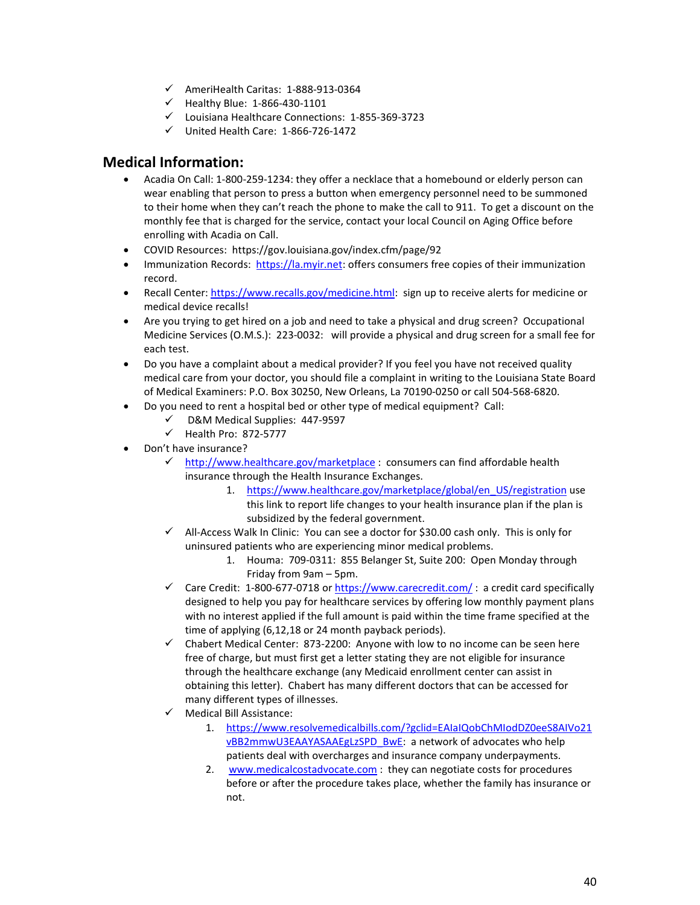- ✓ AmeriHealth Caritas: 1-888-913-0364
- ✓ Healthy Blue: 1-866-430-1101
- ✓ Louisiana Healthcare Connections: 1-855-369-3723
- ✓ United Health Care: 1-866-726-1472

## Medical Information:

- Acadia On Call: 1-800-259-1234: they offer a necklace that a homebound or elderly person can wear enabling that person to press a button when emergency personnel need to be summoned to their home when they can't reach the phone to make the call to 911. To get a discount on the monthly fee that is charged for the service, contact your local Council on Aging Office before enrolling with Acadia on Call.
- COVID Resources: https://gov.louisiana.gov/index.cfm/page/92
- Immunization Records: [https://la.myir.net](https://la.myir.net): offers consumers free copies of their immunization record.
- Recall Center: [https://www.recalls.gov/medicine.html](https://www.recalls.gov/medicine.html): sign up to receive alerts for medicine or medical device recalls!
- Are you trying to get hired on a job and need to take a physical and drug screen? Occupational Medicine Services (O.M.S.): 223-0032: will provide a physical and drug screen for a small fee for each test.
- Do you have a complaint about a medical provider? If you feel you have not received quality medical care from your doctor, you should file a complaint in writing to the Louisiana State Board of Medical Examiners: P.O. Box 30250, New Orleans, La 70190-0250 or call 504-568-6820.
- Do you need to rent a hospital bed or other type of medical equipment? Call:
  - ✓ D&M Medical Supplies: 447-9597
  - ✓ Health Pro: 872-5777
- Don't have insurance?
  - ✓ [http://www.healthcare.gov/marketplace](http://www.healthcare.gov/marketplace) : consumers can find affordable health insurance through the Health Insurance Exchanges.
    1. [https://www.healthcare.gov/marketplace/global/en_US/registration](https://www.healthcare.gov/marketplace/global/en_US/registration) use this link to report life changes to your health insurance plan if the plan is subsidized by the federal government.
  - ✓ All-Access Walk In Clinic: You can see a doctor for $30.00 cash only. This is only for uninsured patients who are experiencing minor medical problems.
    1. Houma: 709-0311: 855 Belanger St, Suite 200: Open Monday through Friday from 9am – 5pm.
  - ✓ Care Credit: 1-800-677-0718 or [https://www.carecredit.com/](https://www.carecredit.com/) : a credit card specifically designed to help you pay for healthcare services by offering low monthly payment plans with no interest applied if the full amount is paid within the time frame specified at the time of applying (6,12,18 or 24 month payback periods).
  - ✓ Chabert Medical Center: 873-2200: Anyone with low to no income can be seen here free of charge, but must first get a letter stating they are not eligible for insurance through the healthcare exchange (any Medicaid enrollment center can assist in obtaining this letter). Chabert has many different doctors that can be accessed for many different types of illnesses.
  - ✓ Medical Bill Assistance:
    1. [https://www.resolvemedicalbills.com/?gclid=EAIaIQobChMIodDZ0eeS8AIVo21vBB2mmwU3EAAYASAAEgLzSPD_BwE](https://www.resolvemedicalbills.com/?gclid=EAIaIQobChMIodDZ0eeS8AIVo21vBB2mmwU3EAAYASAAEgLzSPD_BwE): a network of advocates who help patients deal with overcharges and insurance company underpayments.
    2. [www.medicalcostadvocate.com](www.medicalcostadvocate.com) : they can negotiate costs for procedures before or after the procedure takes place, whether the family has insurance or not.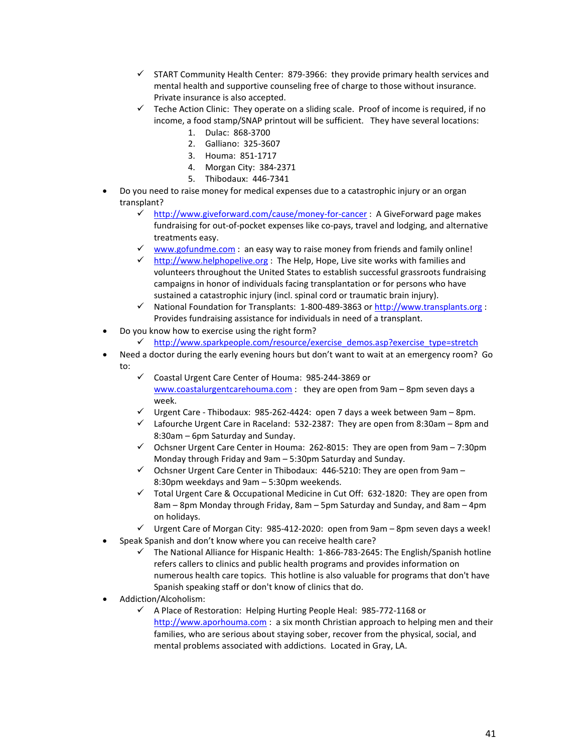- ✓ START Community Health Center: 879-3966: they provide primary health services and mental health and supportive counseling free of charge to those without insurance. Private insurance is also accepted.
- ✓ Teche Action Clinic: They operate on a sliding scale. Proof of income is required, if no income, a food stamp/SNAP printout will be sufficient. They have several locations:
    1. Dulac: 868-3700
    2. Galliano: 325-3607
    3. Houma: 851-1717
    4. Morgan City: 384-2371
    5. Thibodaux: 446-7341

- Do you need to raise money for medical expenses due to a catastrophic injury or an organ transplant?
    - ✓ http://www.giveforward.com/cause/money-for-cancer : A GiveForward page makes fundraising for out-of-pocket expenses like co-pays, travel and lodging, and alternative treatments easy.
    - ✓ www.gofundme.com : an easy way to raise money from friends and family online!
    - ✓ http://www.helphopelive.org : The Help, Hope, Live site works with families and volunteers throughout the United States to establish successful grassroots fundraising campaigns in honor of individuals facing transplantation or for persons who have sustained a catastrophic injury (incl. spinal cord or traumatic brain injury).
    - ✓ National Foundation for Transplants: 1-800-489-3863 or http://www.transplants.org : Provides fundraising assistance for individuals in need of a transplant.
- Do you know how to exercise using the right form?
    - ✓ http://www.sparkpeople.com/resource/exercise_demos.asp?exercise_type=stretch
- Need a doctor during the early evening hours but don't want to wait at an emergency room? Go to:
    - ✓ Coastal Urgent Care Center of Houma: 985-244-3869 or www.coastalurgentcarehouma.com : they are open from 9am – 8pm seven days a week.
    - ✓ Urgent Care - Thibodaux: 985-262-4424: open 7 days a week between 9am – 8pm.
    - ✓ Lafourche Urgent Care in Raceland: 532-2387: They are open from 8:30am – 8pm and 8:30am – 6pm Saturday and Sunday.
    - ✓ Ochsner Urgent Care Center in Houma: 262-8015: They are open from 9am – 7:30pm Monday through Friday and 9am – 5:30pm Saturday and Sunday.
    - ✓ Ochsner Urgent Care Center in Thibodaux: 446-5210: They are open from 9am – 8:30pm weekdays and 9am – 5:30pm weekends.
    - ✓ Total Urgent Care & Occupational Medicine in Cut Off: 632-1820: They are open from 8am – 8pm Monday through Friday, 8am – 5pm Saturday and Sunday, and 8am – 4pm on holidays.
    - ✓ Urgent Care of Morgan City: 985-412-2020: open from 9am – 8pm seven days a week!
- Speak Spanish and don't know where you can receive health care?
    - ✓ The National Alliance for Hispanic Health: 1-866-783-2645: The English/Spanish hotline refers callers to clinics and public health programs and provides information on numerous health care topics. This hotline is also valuable for programs that don't have Spanish speaking staff or don't know of clinics that do.
- Addiction/Alcoholism:
    - ✓ A Place of Restoration: Helping Hurting People Heal: 985-772-1168 or http://www.aporhouma.com : a six month Christian approach to helping men and their families, who are serious about staying sober, recover from the physical, social, and mental problems associated with addictions. Located in Gray, LA.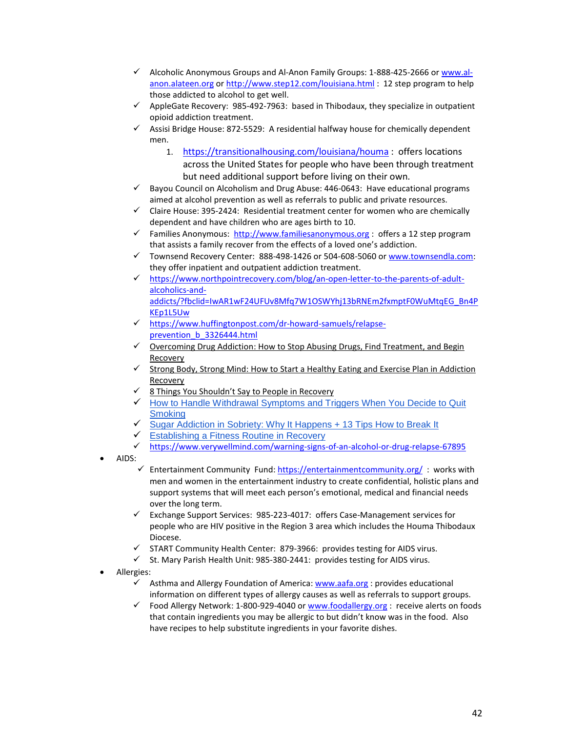- ✓ Alcoholic Anonymous Groups and Al-Anon Family Groups: 1-888-425-2666 or www.al-anon.alateen.org or http://www.step12.com/louisiana.html : 12 step program to help those addicted to alcohol to get well.
- ✓ AppleGate Recovery: 985-492-7963: based in Thibodaux, they specialize in outpatient opioid addiction treatment.
- ✓ Assisi Bridge House: 872-5529: A residential halfway house for chemically dependent men.
  1. https://transitionalhousing.com/louisiana/houma : offers locations across the United States for people who have been through treatment but need additional support before living on their own.
- ✓ Bayou Council on Alcoholism and Drug Abuse: 446-0643: Have educational programs aimed at alcohol prevention as well as referrals to public and private resources.
- ✓ Claire House: 395-2424: Residential treatment center for women who are chemically dependent and have children who are ages birth to 10.
- ✓ Families Anonymous: http://www.familiesanonymous.org : offers a 12 step program that assists a family recover from the effects of a loved one's addiction.
- ✓ Townsend Recovery Center: 888-498-1426 or 504-608-5060 or www.townsendla.com: they offer inpatient and outpatient addiction treatment.
- ✓ https://www.northpointrecovery.com/blog/an-open-letter-to-the-parents-of-adult-alcoholics-and-addicts/?fbclid=IwAR1wF24UFUv8Mfq7W1OSWYhj13bRNEm2fxmptF0WuMtqEG_Bn4PKEp1L5Uw
- ✓ https://www.huffingtonpost.com/dr-howard-samuels/relapse-prevention_b_3326444.html
- ✓ Overcoming Drug Addiction: How to Stop Abusing Drugs, Find Treatment, and Begin Recovery
- ✓ Strong Body, Strong Mind: How to Start a Healthy Eating and Exercise Plan in Addiction Recovery
- ✓ 8 Things You Shouldn't Say to People in Recovery
- ✓ How to Handle Withdrawal Symptoms and Triggers When You Decide to Quit Smoking
- ✓ Sugar Addiction in Sobriety: Why It Happens + 13 Tips How to Break It
- ✓ Establishing a Fitness Routine in Recovery
- ✓ https://www.verywellmind.com/warning-signs-of-an-alcohol-or-drug-relapse-67895

- AIDS:
  - ✓ Entertainment Community Fund: https://entertainmentcommunity.org/ : works with men and women in the entertainment industry to create confidential, holistic plans and support systems that will meet each person's emotional, medical and financial needs over the long term.
  - ✓ Exchange Support Services: 985-223-4017: offers Case-Management services for people who are HIV positive in the Region 3 area which includes the Houma Thibodaux Diocese.
  - ✓ START Community Health Center: 879-3966: provides testing for AIDS virus.
  - ✓ St. Mary Parish Health Unit: 985-380-2441: provides testing for AIDS virus.
- Allergies:
  - ✓ Asthma and Allergy Foundation of America: www.aafa.org : provides educational information on different types of allergy causes as well as referrals to support groups.
  - ✓ Food Allergy Network: 1-800-929-4040 or www.foodallergy.org : receive alerts on foods that contain ingredients you may be allergic to but didn't know was in the food. Also have recipes to help substitute ingredients in your favorite dishes.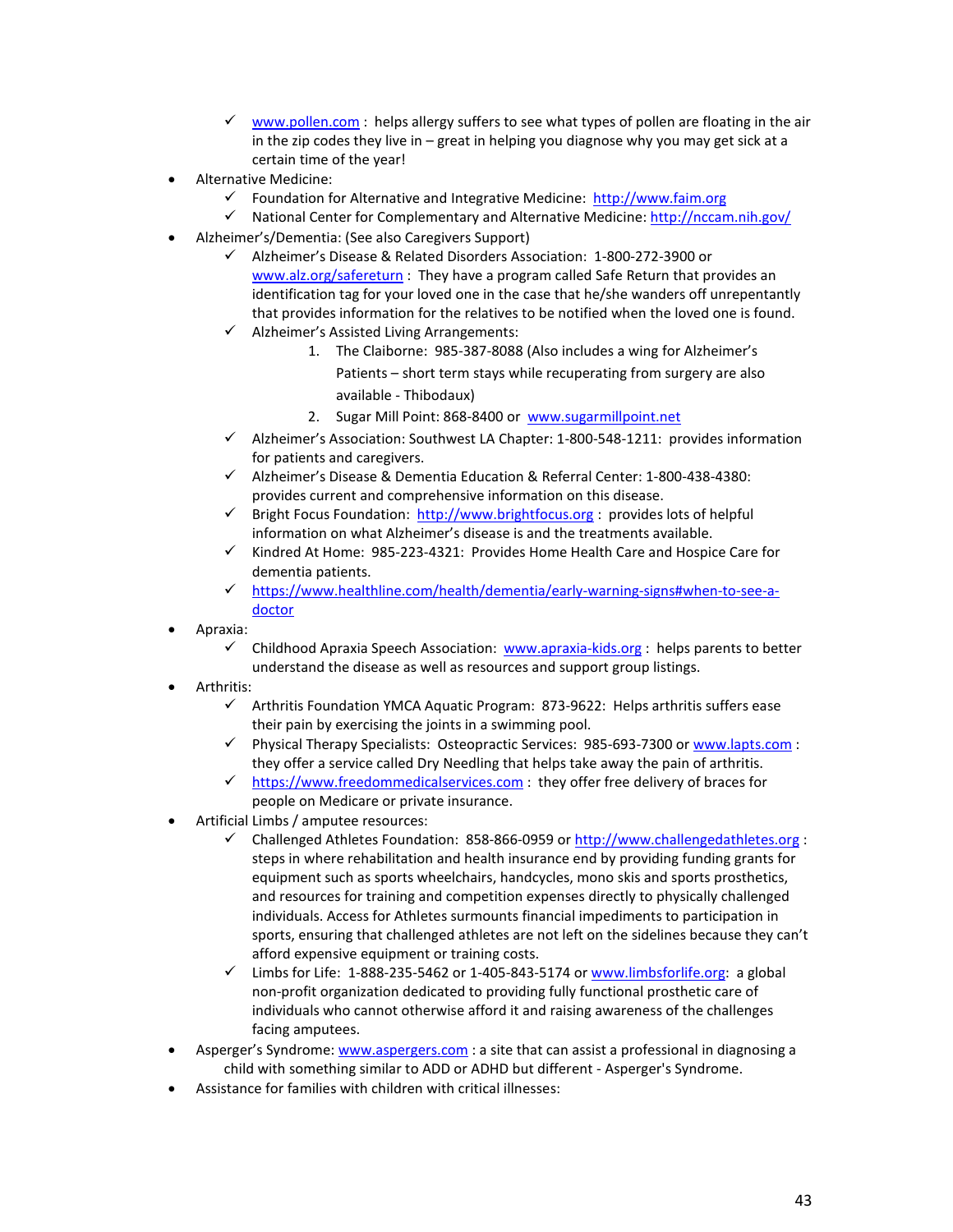- ✓ www.pollen.com : helps allergy suffers to see what types of pollen are floating in the air in the zip codes they live in – great in helping you diagnose why you may get sick at a certain time of the year!
- Alternative Medicine:
  - ✓ Foundation for Alternative and Integrative Medicine: http://www.faim.org
  - ✓ National Center for Complementary and Alternative Medicine: http://nccam.nih.gov/
- Alzheimer's/Dementia: (See also Caregivers Support)
  - ✓ Alzheimer's Disease & Related Disorders Association: 1-800-272-3900 or www.alz.org/safereturn : They have a program called Safe Return that provides an identification tag for your loved one in the case that he/she wanders off unrepentantly that provides information for the relatives to be notified when the loved one is found.
  - ✓ Alzheimer's Assisted Living Arrangements:
    1. The Claiborne: 985-387-8088 (Also includes a wing for Alzheimer's Patients – short term stays while recuperating from surgery are also available - Thibodaux)
    2. Sugar Mill Point: 868-8400 or www.sugarmillpoint.net
  - ✓ Alzheimer's Association: Southwest LA Chapter: 1-800-548-1211: provides information for patients and caregivers.
  - ✓ Alzheimer's Disease & Dementia Education & Referral Center: 1-800-438-4380: provides current and comprehensive information on this disease.
  - ✓ Bright Focus Foundation: http://www.brightfocus.org : provides lots of helpful information on what Alzheimer's disease is and the treatments available.
  - ✓ Kindred At Home: 985-223-4321: Provides Home Health Care and Hospice Care for dementia patients.
  - ✓ https://www.healthline.com/health/dementia/early-warning-signs#when-to-see-a-doctor
- Apraxia:
  - ✓ Childhood Apraxia Speech Association: www.apraxia-kids.org : helps parents to better understand the disease as well as resources and support group listings.
- Arthritis:
  - ✓ Arthritis Foundation YMCA Aquatic Program: 873-9622: Helps arthritis suffers ease their pain by exercising the joints in a swimming pool.
  - ✓ Physical Therapy Specialists: Osteopractic Services: 985-693-7300 or www.lapts.com : they offer a service called Dry Needling that helps take away the pain of arthritis.
  - ✓ https://www.freedommedicalservices.com : they offer free delivery of braces for people on Medicare or private insurance.
- Artificial Limbs / amputee resources:
  - ✓ Challenged Athletes Foundation: 858-866-0959 or http://www.challengedathletes.org : steps in where rehabilitation and health insurance end by providing funding grants for equipment such as sports wheelchairs, handcycles, mono skis and sports prosthetics, and resources for training and competition expenses directly to physically challenged individuals. Access for Athletes surmounts financial impediments to participation in sports, ensuring that challenged athletes are not left on the sidelines because they can't afford expensive equipment or training costs.
  - ✓ Limbs for Life: 1-888-235-5462 or 1-405-843-5174 or www.limbsforlife.org: a global non-profit organization dedicated to providing fully functional prosthetic care of individuals who cannot otherwise afford it and raising awareness of the challenges facing amputees.
- Asperger's Syndrome: www.aspergers.com : a site that can assist a professional in diagnosing a child with something similar to ADD or ADHD but different - Asperger's Syndrome.
- Assistance for families with children with critical illnesses: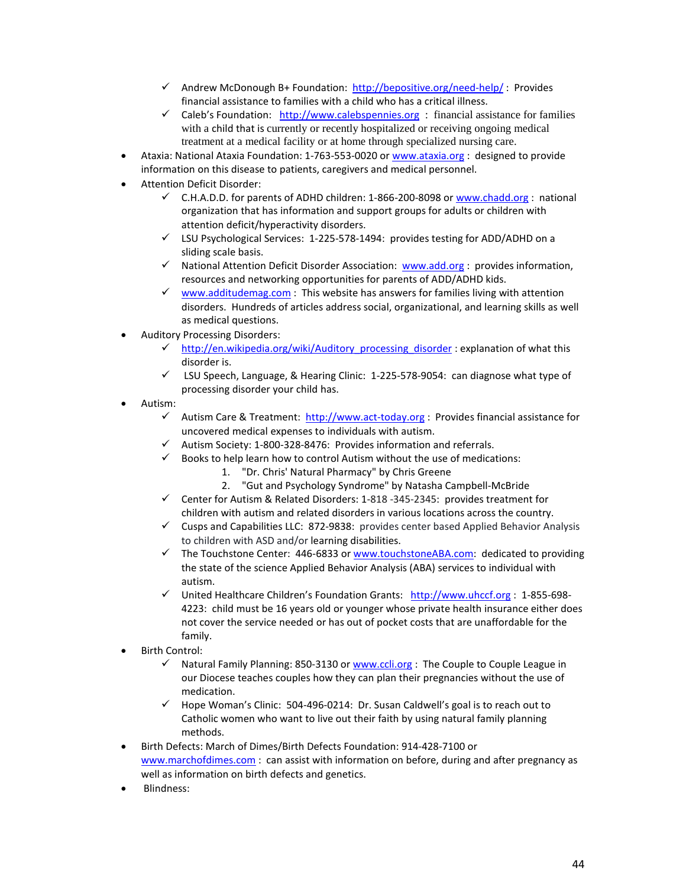- ✓ Andrew McDonough B+ Foundation: http://bepositive.org/need-help/ : Provides financial assistance to families with a child who has a critical illness.
  - ✓ Caleb's Foundation: http://www.calebspennies.org : financial assistance for families with a child that is currently or recently hospitalized or receiving ongoing medical treatment at a medical facility or at home through specialized nursing care.
- Ataxia: National Ataxia Foundation: 1-763-553-0020 or www.ataxia.org : designed to provide information on this disease to patients, caregivers and medical personnel.
- Attention Deficit Disorder:
  - ✓ C.H.A.D.D. for parents of ADHD children: 1-866-200-8098 or www.chadd.org : national organization that has information and support groups for adults or children with attention deficit/hyperactivity disorders.
  - ✓ LSU Psychological Services: 1-225-578-1494: provides testing for ADD/ADHD on a sliding scale basis.
  - ✓ National Attention Deficit Disorder Association: www.add.org : provides information, resources and networking opportunities for parents of ADD/ADHD kids.
  - ✓ www.additudemag.com : This website has answers for families living with attention disorders. Hundreds of articles address social, organizational, and learning skills as well as medical questions.
- Auditory Processing Disorders:
  - ✓ http://en.wikipedia.org/wiki/Auditory_processing_disorder : explanation of what this disorder is.
  - ✓ LSU Speech, Language, & Hearing Clinic: 1-225-578-9054: can diagnose what type of processing disorder your child has.
- Autism:
  - ✓ Autism Care & Treatment: http://www.act-today.org : Provides financial assistance for uncovered medical expenses to individuals with autism.
  - ✓ Autism Society: 1-800-328-8476: Provides information and referrals.
  - ✓ Books to help learn how to control Autism without the use of medications:
    1. "Dr. Chris' Natural Pharmacy" by Chris Greene
    2. "Gut and Psychology Syndrome" by Natasha Campbell-McBride
  - ✓ Center for Autism & Related Disorders: 1-818 -345-2345: provides treatment for children with autism and related disorders in various locations across the country.
  - ✓ Cusps and Capabilities LLC: 872-9838: provides center based Applied Behavior Analysis to children with ASD and/or learning disabilities.
  - ✓ The Touchstone Center: 446-6833 or www.touchstoneABA.com: dedicated to providing the state of the science Applied Behavior Analysis (ABA) services to individual with autism.
  - ✓ United Healthcare Children's Foundation Grants: http://www.uhccf.org : 1-855-698-4223: child must be 16 years old or younger whose private health insurance either does not cover the service needed or has out of pocket costs that are unaffordable for the family.
- Birth Control:
  - ✓ Natural Family Planning: 850-3130 or www.ccli.org : The Couple to Couple League in our Diocese teaches couples how they can plan their pregnancies without the use of medication.
  - ✓ Hope Woman's Clinic: 504-496-0214: Dr. Susan Caldwell's goal is to reach out to Catholic women who want to live out their faith by using natural family planning methods.
- Birth Defects: March of Dimes/Birth Defects Foundation: 914-428-7100 or www.marchofdimes.com : can assist with information on before, during and after pregnancy as well as information on birth defects and genetics.
- Blindness: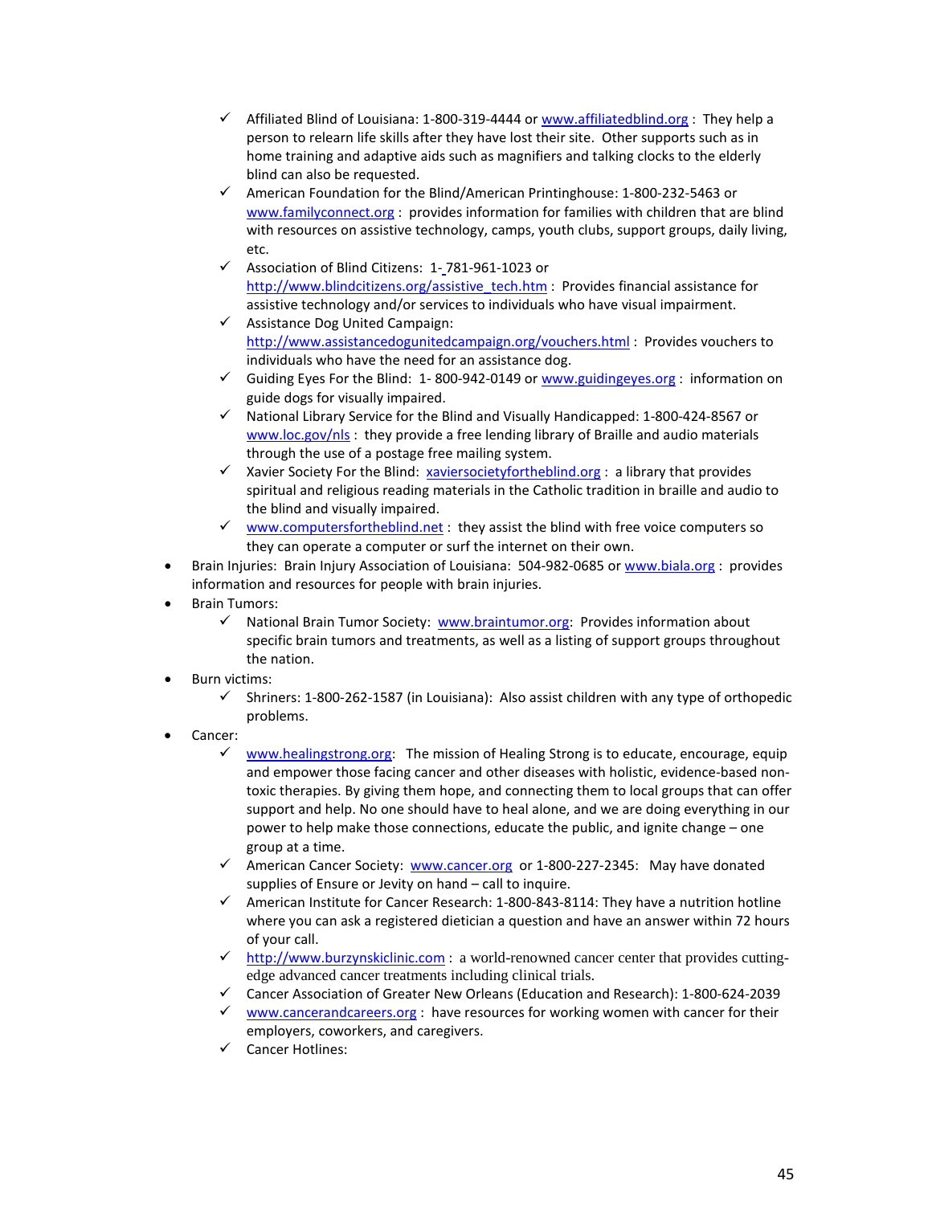- ✓ Affiliated Blind of Louisiana: 1-800-319-4444 or www.affiliatedblind.org : They help a person to relearn life skills after they have lost their site. Other supports such as in home training and adaptive aids such as magnifiers and talking clocks to the elderly blind can also be requested.
  - ✓ American Foundation for the Blind/American Printinghouse: 1-800-232-5463 or www.familyconnect.org : provides information for families with children that are blind with resources on assistive technology, camps, youth clubs, support groups, daily living, etc.
  - ✓ Association of Blind Citizens: 1- 781-961-1023 or http://www.blindcitizens.org/assistive_tech.htm : Provides financial assistance for assistive technology and/or services to individuals who have visual impairment.
  - ✓ Assistance Dog United Campaign: http://www.assistancedogunitedcampaign.org/vouchers.html : Provides vouchers to individuals who have the need for an assistance dog.
  - ✓ Guiding Eyes For the Blind: 1- 800-942-0149 or www.guidingeyes.org : information on guide dogs for visually impaired.
  - ✓ National Library Service for the Blind and Visually Handicapped: 1-800-424-8567 or www.loc.gov/nls : they provide a free lending library of Braille and audio materials through the use of a postage free mailing system.
  - ✓ Xavier Society For the Blind: xaviersocietyfortheblind.org : a library that provides spiritual and religious reading materials in the Catholic tradition in braille and audio to the blind and visually impaired.
  - ✓ www.computersfortheblind.net : they assist the blind with free voice computers so they can operate a computer or surf the internet on their own.
- Brain Injuries: Brain Injury Association of Louisiana: 504-982-0685 or www.biala.org : provides information and resources for people with brain injuries.
- Brain Tumors:
  - ✓ National Brain Tumor Society: www.braintumor.org: Provides information about specific brain tumors and treatments, as well as a listing of support groups throughout the nation.
- Burn victims:
  - ✓ Shriners: 1-800-262-1587 (in Louisiana): Also assist children with any type of orthopedic problems.
- Cancer:
  - ✓ www.healingstrong.org: The mission of Healing Strong is to educate, encourage, equip and empower those facing cancer and other diseases with holistic, evidence-based non-toxic therapies. By giving them hope, and connecting them to local groups that can offer support and help. No one should have to heal alone, and we are doing everything in our power to help make those connections, educate the public, and ignite change – one group at a time.
  - ✓ American Cancer Society: www.cancer.org or 1-800-227-2345: May have donated supplies of Ensure or Jevity on hand – call to inquire.
  - ✓ American Institute for Cancer Research: 1-800-843-8114: They have a nutrition hotline where you can ask a registered dietician a question and have an answer within 72 hours of your call.
  - ✓ http://www.burzynskiclinic.com : a world-renowned cancer center that provides cutting-edge advanced cancer treatments including clinical trials.
  - ✓ Cancer Association of Greater New Orleans (Education and Research): 1-800-624-2039
  - ✓ www.cancerandcareers.org : have resources for working women with cancer for their employers, coworkers, and caregivers.
  - ✓ Cancer Hotlines: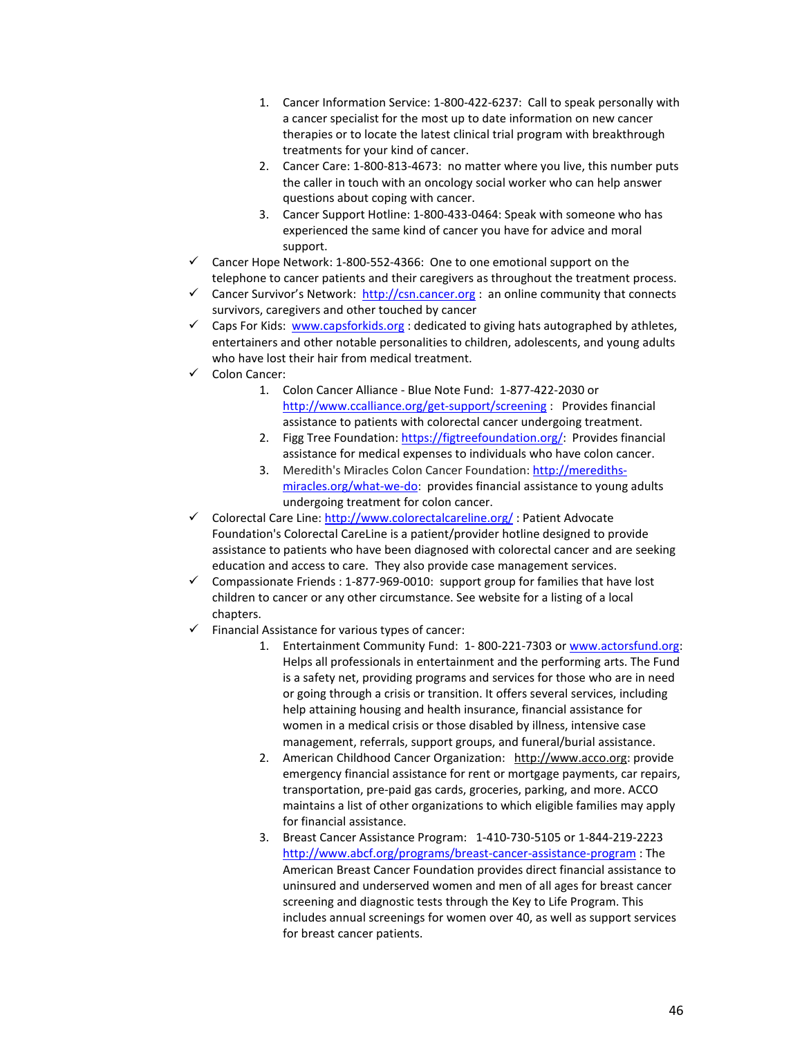1. Cancer Information Service: 1-800-422-6237: Call to speak personally with a cancer specialist for the most up to date information on new cancer therapies or to locate the latest clinical trial program with breakthrough treatments for your kind of cancer.
2. Cancer Care: 1-800-813-4673: no matter where you live, this number puts the caller in touch with an oncology social worker who can help answer questions about coping with cancer.
3. Cancer Support Hotline: 1-800-433-0464: Speak with someone who has experienced the same kind of cancer you have for advice and moral support.

- ✓ Cancer Hope Network: 1-800-552-4366: One to one emotional support on the telephone to cancer patients and their caregivers as throughout the treatment process.
- ✓ Cancer Survivor's Network: http://csn.cancer.org : an online community that connects survivors, caregivers and other touched by cancer
- ✓ Caps For Kids: www.capsforkids.org : dedicated to giving hats autographed by athletes, entertainers and other notable personalities to children, adolescents, and young adults who have lost their hair from medical treatment.
- ✓ Colon Cancer:
  1. Colon Cancer Alliance - Blue Note Fund: 1-877-422-2030 or http://www.ccalliance.org/get-support/screening : Provides financial assistance to patients with colorectal cancer undergoing treatment.
  2. Figg Tree Foundation: https://figtreefoundation.org/: Provides financial assistance for medical expenses to individuals who have colon cancer.
  3. Meredith's Miracles Colon Cancer Foundation: http://merediths-miracles.org/what-we-do: provides financial assistance to young adults undergoing treatment for colon cancer.
- ✓ Colorectal Care Line: http://www.colorectalcareline.org/ : Patient Advocate Foundation's Colorectal CareLine is a patient/provider hotline designed to provide assistance to patients who have been diagnosed with colorectal cancer and are seeking education and access to care. They also provide case management services.
- ✓ Compassionate Friends : 1-877-969-0010: support group for families that have lost children to cancer or any other circumstance. See website for a listing of a local chapters.
- ✓ Financial Assistance for various types of cancer:
  1. Entertainment Community Fund: 1- 800-221-7303 or www.actorsfund.org: Helps all professionals in entertainment and the performing arts. The Fund is a safety net, providing programs and services for those who are in need or going through a crisis or transition. It offers several services, including help attaining housing and health insurance, financial assistance for women in a medical crisis or those disabled by illness, intensive case management, referrals, support groups, and funeral/burial assistance.
  2. American Childhood Cancer Organization: http://www.acco.org: provide emergency financial assistance for rent or mortgage payments, car repairs, transportation, pre-paid gas cards, groceries, parking, and more. ACCO maintains a list of other organizations to which eligible families may apply for financial assistance.
  3. Breast Cancer Assistance Program: 1-410-730-5105 or 1-844-219-2223 http://www.abcf.org/programs/breast-cancer-assistance-program : The American Breast Cancer Foundation provides direct financial assistance to uninsured and underserved women and men of all ages for breast cancer screening and diagnostic tests through the Key to Life Program. This includes annual screenings for women over 40, as well as support services for breast cancer patients.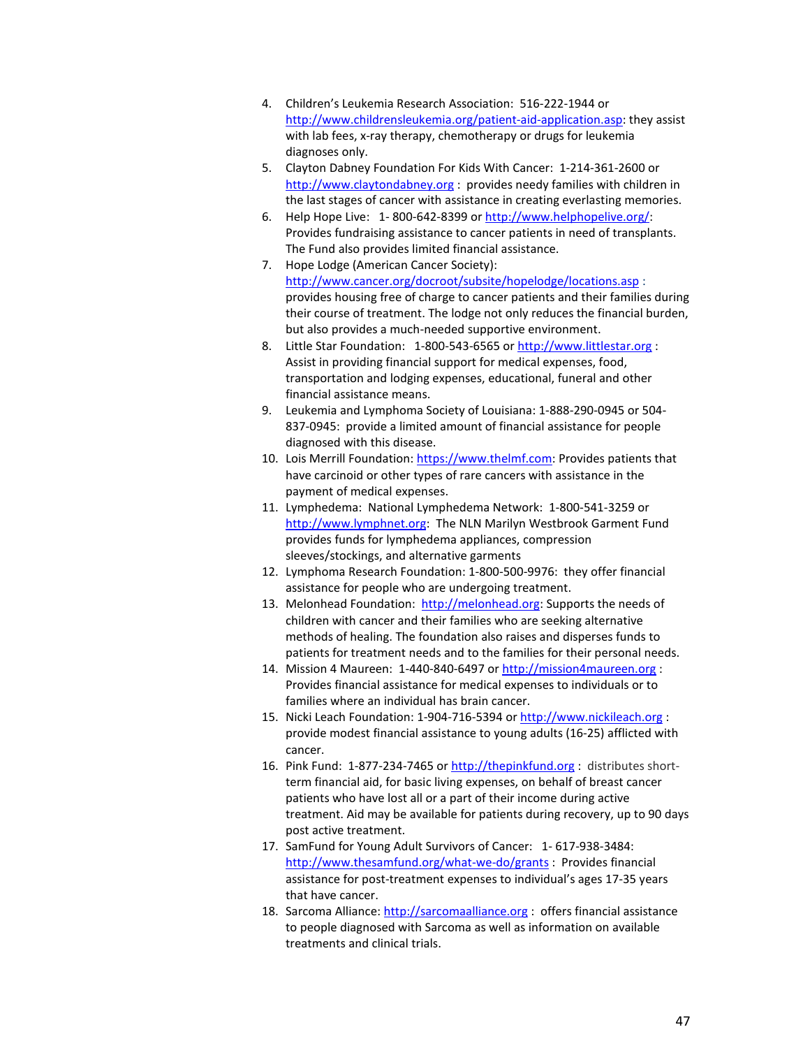4. Children's Leukemia Research Association: 516-222-1944 or http://www.childrensleukemia.org/patient-aid-application.asp: they assist with lab fees, x-ray therapy, chemotherapy or drugs for leukemia diagnoses only.
5. Clayton Dabney Foundation For Kids With Cancer: 1-214-361-2600 or http://www.claytondabney.org : provides needy families with children in the last stages of cancer with assistance in creating everlasting memories.
6. Help Hope Live: 1- 800-642-8399 or http://www.helphopelive.org/: Provides fundraising assistance to cancer patients in need of transplants. The Fund also provides limited financial assistance.
7. Hope Lodge (American Cancer Society): http://www.cancer.org/docroot/subsite/hopelodge/locations.asp : provides housing free of charge to cancer patients and their families during their course of treatment. The lodge not only reduces the financial burden, but also provides a much-needed supportive environment.
8. Little Star Foundation: 1-800-543-6565 or http://www.littlestar.org : Assist in providing financial support for medical expenses, food, transportation and lodging expenses, educational, funeral and other financial assistance means.
9. Leukemia and Lymphoma Society of Louisiana: 1-888-290-0945 or 504-837-0945: provide a limited amount of financial assistance for people diagnosed with this disease.
10. Lois Merrill Foundation: https://www.thelmf.com: Provides patients that have carcinoid or other types of rare cancers with assistance in the payment of medical expenses.
11. Lymphedema: National Lymphedema Network: 1-800-541-3259 or http://www.lymphnet.org: The NLN Marilyn Westbrook Garment Fund provides funds for lymphedema appliances, compression sleeves/stockings, and alternative garments
12. Lymphoma Research Foundation: 1-800-500-9976: they offer financial assistance for people who are undergoing treatment.
13. Melonhead Foundation: http://melonhead.org: Supports the needs of children with cancer and their families who are seeking alternative methods of healing. The foundation also raises and disperses funds to patients for treatment needs and to the families for their personal needs.
14. Mission 4 Maureen: 1-440-840-6497 or http://mission4maureen.org : Provides financial assistance for medical expenses to individuals or to families where an individual has brain cancer.
15. Nicki Leach Foundation: 1-904-716-5394 or http://www.nickileach.org : provide modest financial assistance to young adults (16-25) afflicted with cancer.
16. Pink Fund: 1-877-234-7465 or http://thepinkfund.org : distributes short-term financial aid, for basic living expenses, on behalf of breast cancer patients who have lost all or a part of their income during active treatment. Aid may be available for patients during recovery, up to 90 days post active treatment.
17. SamFund for Young Adult Survivors of Cancer: 1- 617-938-3484: http://www.thesamfund.org/what-we-do/grants : Provides financial assistance for post-treatment expenses to individual's ages 17-35 years that have cancer.
18. Sarcoma Alliance: http://sarcomaalliance.org : offers financial assistance to people diagnosed with Sarcoma as well as information on available treatments and clinical trials.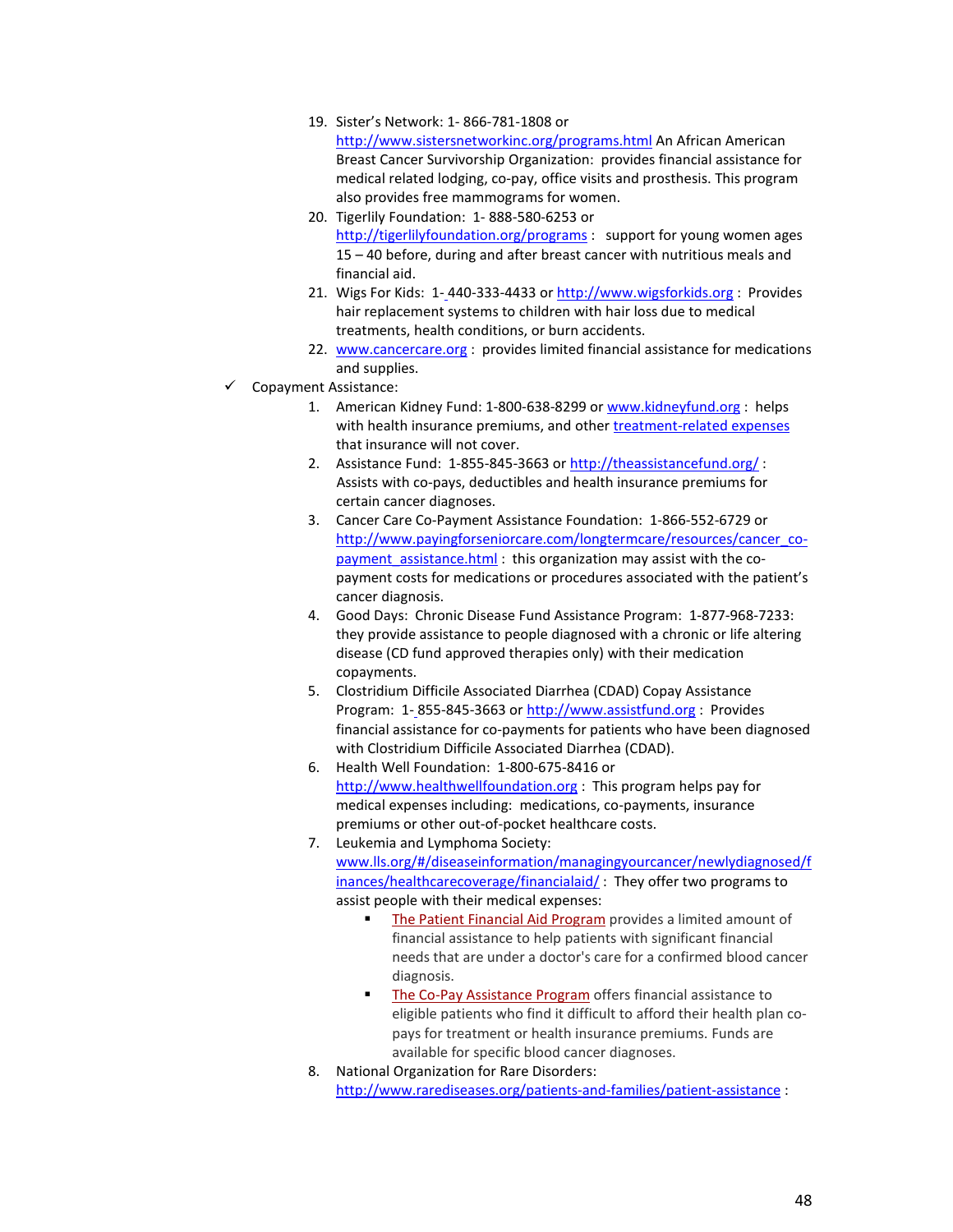19. Sister's Network: 1- 866-781-1808 or http://www.sistersnetworkinc.org/programs.html An African American Breast Cancer Survivorship Organization: provides financial assistance for medical related lodging, co-pay, office visits and prosthesis. This program also provides free mammograms for women.
20. Tigerlily Foundation: 1- 888-580-6253 or http://tigerlilyfoundation.org/programs : support for young women ages 15 – 40 before, during and after breast cancer with nutritious meals and financial aid.
21. Wigs For Kids: 1- 440-333-4433 or http://www.wigsforkids.org : Provides hair replacement systems to children with hair loss due to medical treatments, health conditions, or burn accidents.
22. www.cancercare.org : provides limited financial assistance for medications and supplies.

- ✓ Copayment Assistance:
    1. American Kidney Fund: 1-800-638-8299 or www.kidneyfund.org : helps with health insurance premiums, and other treatment-related expenses that insurance will not cover.
    2. Assistance Fund: 1-855-845-3663 or http://theassistancefund.org/ : Assists with co-pays, deductibles and health insurance premiums for certain cancer diagnoses.
    3. Cancer Care Co-Payment Assistance Foundation: 1-866-552-6729 or http://www.payingforseniorcare.com/longtermcare/resources/cancer_co-payment_assistance.html : this organization may assist with the co-payment costs for medications or procedures associated with the patient's cancer diagnosis.
    4. Good Days: Chronic Disease Fund Assistance Program: 1-877-968-7233: they provide assistance to people diagnosed with a chronic or life altering disease (CD fund approved therapies only) with their medication copayments.
    5. Clostridium Difficile Associated Diarrhea (CDAD) Copay Assistance Program: 1- 855-845-3663 or http://www.assistfund.org : Provides financial assistance for co-payments for patients who have been diagnosed with Clostridium Difficile Associated Diarrhea (CDAD).
    6. Health Well Foundation: 1-800-675-8416 or http://www.healthwellfoundation.org : This program helps pay for medical expenses including: medications, co-payments, insurance premiums or other out-of-pocket healthcare costs.
    7. Leukemia and Lymphoma Society: www.lls.org/#/diseaseinformation/managingyourcancer/newlydiagnosed/finances/healthcarecoverage/financialaid/ : They offer two programs to assist people with their medical expenses:
        - The Patient Financial Aid Program provides a limited amount of financial assistance to help patients with significant financial needs that are under a doctor's care for a confirmed blood cancer diagnosis.
        - The Co-Pay Assistance Program offers financial assistance to eligible patients who find it difficult to afford their health plan co-pays for treatment or health insurance premiums. Funds are available for specific blood cancer diagnoses.
    8. National Organization for Rare Disorders: http://www.rarediseases.org/patients-and-families/patient-assistance :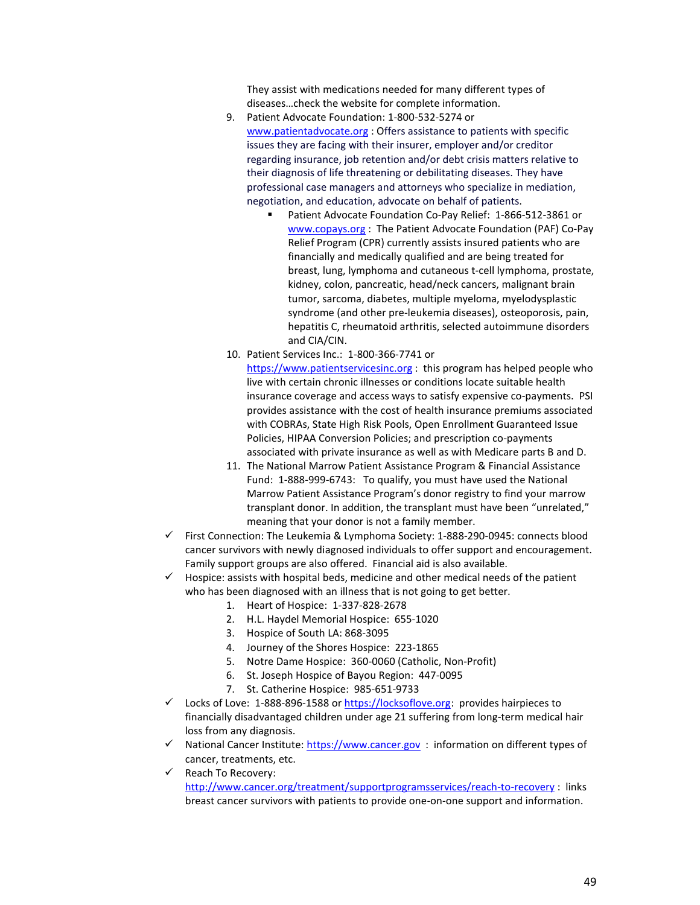They assist with medications needed for many different types of diseases…check the website for complete information.

9. Patient Advocate Foundation: 1-800-532-5274 or [www.patientadvocate.org](http://www.patientadvocate.org) : Offers assistance to patients with specific issues they are facing with their insurer, employer and/or creditor regarding insurance, job retention and/or debt crisis matters relative to their diagnosis of life threatening or debilitating diseases. They have professional case managers and attorneys who specialize in mediation, negotiation, and education, advocate on behalf of patients.
   - Patient Advocate Foundation Co-Pay Relief: 1-866-512-3861 or [www.copays.org](http://www.copays.org) : The Patient Advocate Foundation (PAF) Co-Pay Relief Program (CPR) currently assists insured patients who are financially and medically qualified and are being treated for breast, lung, lymphoma and cutaneous t-cell lymphoma, prostate, kidney, colon, pancreatic, head/neck cancers, malignant brain tumor, sarcoma, diabetes, multiple myeloma, myelodysplastic syndrome (and other pre-leukemia diseases), osteoporosis, pain, hepatitis C, rheumatoid arthritis, selected autoimmune disorders and CIA/CIN.
10. Patient Services Inc.: 1-800-366-7741 or [https://www.patientservicesinc.org](https://www.patientservicesinc.org) : this program has helped people who live with certain chronic illnesses or conditions locate suitable health insurance coverage and access ways to satisfy expensive co-payments. PSI provides assistance with the cost of health insurance premiums associated with COBRAs, State High Risk Pools, Open Enrollment Guaranteed Issue Policies, HIPAA Conversion Policies; and prescription co-payments associated with private insurance as well as with Medicare parts B and D.
11. The National Marrow Patient Assistance Program & Financial Assistance Fund: 1-888-999-6743: To qualify, you must have used the National Marrow Patient Assistance Program's donor registry to find your marrow transplant donor. In addition, the transplant must have been "unrelated," meaning that your donor is not a family member.

- ✓ First Connection: The Leukemia & Lymphoma Society: 1-888-290-0945: connects blood cancer survivors with newly diagnosed individuals to offer support and encouragement. Family support groups are also offered. Financial aid is also available.
- ✓ Hospice: assists with hospital beds, medicine and other medical needs of the patient who has been diagnosed with an illness that is not going to get better.
  1. Heart of Hospice: 1-337-828-2678
  2. H.L. Haydel Memorial Hospice: 655-1020
  3. Hospice of South LA: 868-3095
  4. Journey of the Shores Hospice: 223-1865
  5. Notre Dame Hospice: 360-0060 (Catholic, Non-Profit)
  6. St. Joseph Hospice of Bayou Region: 447-0095
  7. St. Catherine Hospice: 985-651-9733
- ✓ Locks of Love: 1-888-896-1588 or [https://locksoflove.org](https://locksoflove.org): provides hairpieces to financially disadvantaged children under age 21 suffering from long-term medical hair loss from any diagnosis.
- ✓ National Cancer Institute: [https://www.cancer.gov](https://www.cancer.gov) : information on different types of cancer, treatments, etc.
- ✓ Reach To Recovery: [http://www.cancer.org/treatment/supportprogramsservices/reach-to-recovery](http://www.cancer.org/treatment/supportprogramsservices/reach-to-recovery) : links breast cancer survivors with patients to provide one-on-one support and information.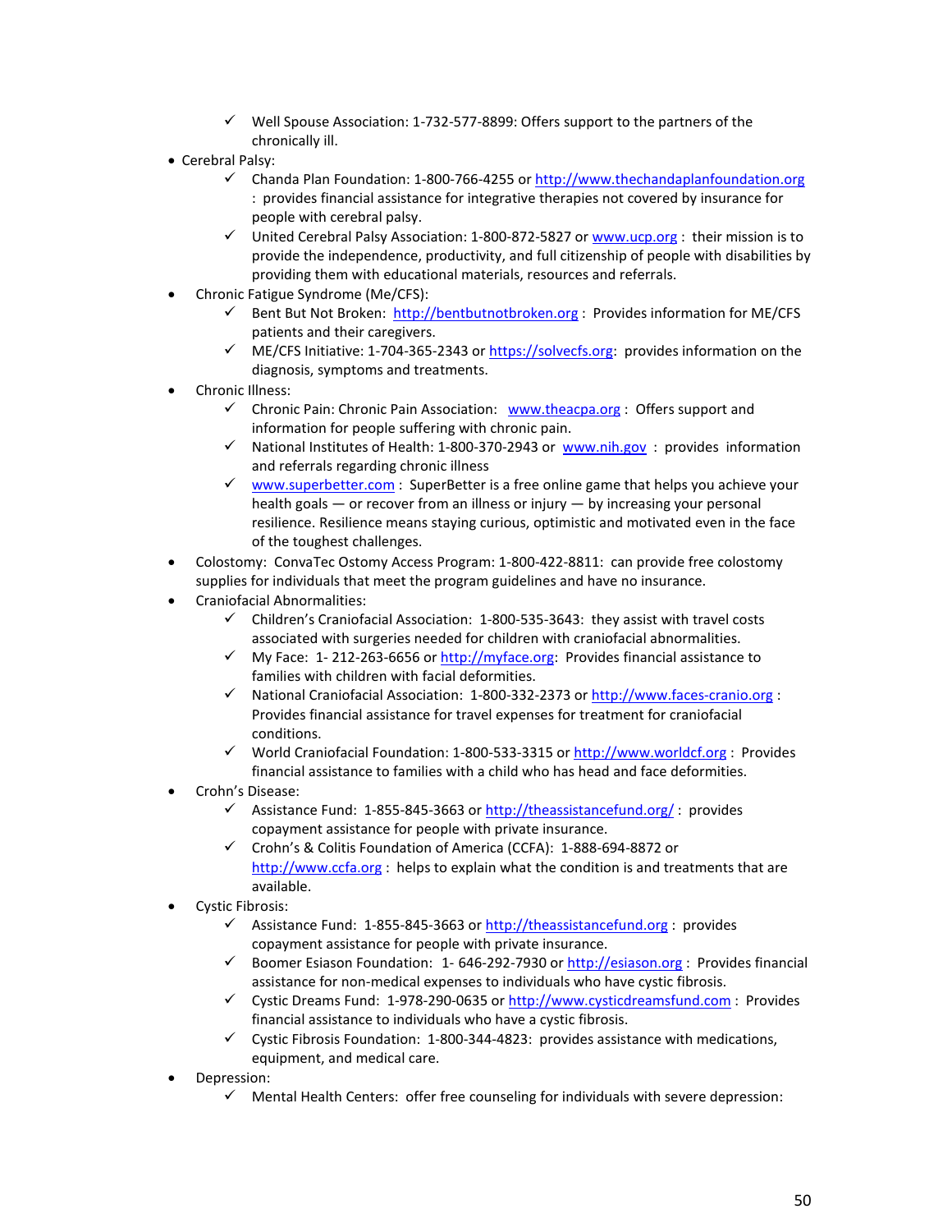- ✓ Well Spouse Association: 1-732-577-8899: Offers support to the partners of the chronically ill.
- Cerebral Palsy:
  - ✓ Chanda Plan Foundation: 1-800-766-4255 or http://www.thechandaplanfoundation.org : provides financial assistance for integrative therapies not covered by insurance for people with cerebral palsy.
  - ✓ United Cerebral Palsy Association: 1-800-872-5827 or www.ucp.org : their mission is to provide the independence, productivity, and full citizenship of people with disabilities by providing them with educational materials, resources and referrals.
- Chronic Fatigue Syndrome (Me/CFS):
  - ✓ Bent But Not Broken: http://bentbutnotbroken.org : Provides information for ME/CFS patients and their caregivers.
  - ✓ ME/CFS Initiative: 1-704-365-2343 or https://solvecfs.org: provides information on the diagnosis, symptoms and treatments.
- Chronic Illness:
  - ✓ Chronic Pain: Chronic Pain Association: www.theacpa.org : Offers support and information for people suffering with chronic pain.
  - ✓ National Institutes of Health: 1-800-370-2943 or www.nih.gov : provides information and referrals regarding chronic illness
  - ✓ www.superbetter.com : SuperBetter is a free online game that helps you achieve your health goals — or recover from an illness or injury — by increasing your personal resilience. Resilience means staying curious, optimistic and motivated even in the face of the toughest challenges.
- Colostomy: ConvaTec Ostomy Access Program: 1-800-422-8811: can provide free colostomy supplies for individuals that meet the program guidelines and have no insurance.
- Craniofacial Abnormalities:
  - ✓ Children's Craniofacial Association: 1-800-535-3643: they assist with travel costs associated with surgeries needed for children with craniofacial abnormalities.
  - ✓ My Face: 1- 212-263-6656 or http://myface.org: Provides financial assistance to families with children with facial deformities.
  - ✓ National Craniofacial Association: 1-800-332-2373 or http://www.faces-cranio.org : Provides financial assistance for travel expenses for treatment for craniofacial conditions.
  - ✓ World Craniofacial Foundation: 1-800-533-3315 or http://www.worldcf.org : Provides financial assistance to families with a child who has head and face deformities.
- Crohn's Disease:
  - ✓ Assistance Fund: 1-855-845-3663 or http://theassistancefund.org/ : provides copayment assistance for people with private insurance.
  - ✓ Crohn's & Colitis Foundation of America (CCFA): 1-888-694-8872 or http://www.ccfa.org : helps to explain what the condition is and treatments that are available.
- Cystic Fibrosis:
  - ✓ Assistance Fund: 1-855-845-3663 or http://theassistancefund.org : provides copayment assistance for people with private insurance.
  - ✓ Boomer Esiason Foundation: 1- 646-292-7930 or http://esiason.org : Provides financial assistance for non-medical expenses to individuals who have cystic fibrosis.
  - ✓ Cystic Dreams Fund: 1-978-290-0635 or http://www.cysticdreamsfund.com : Provides financial assistance to individuals who have a cystic fibrosis.
  - ✓ Cystic Fibrosis Foundation: 1-800-344-4823: provides assistance with medications, equipment, and medical care.
- Depression:
  - ✓ Mental Health Centers: offer free counseling for individuals with severe depression: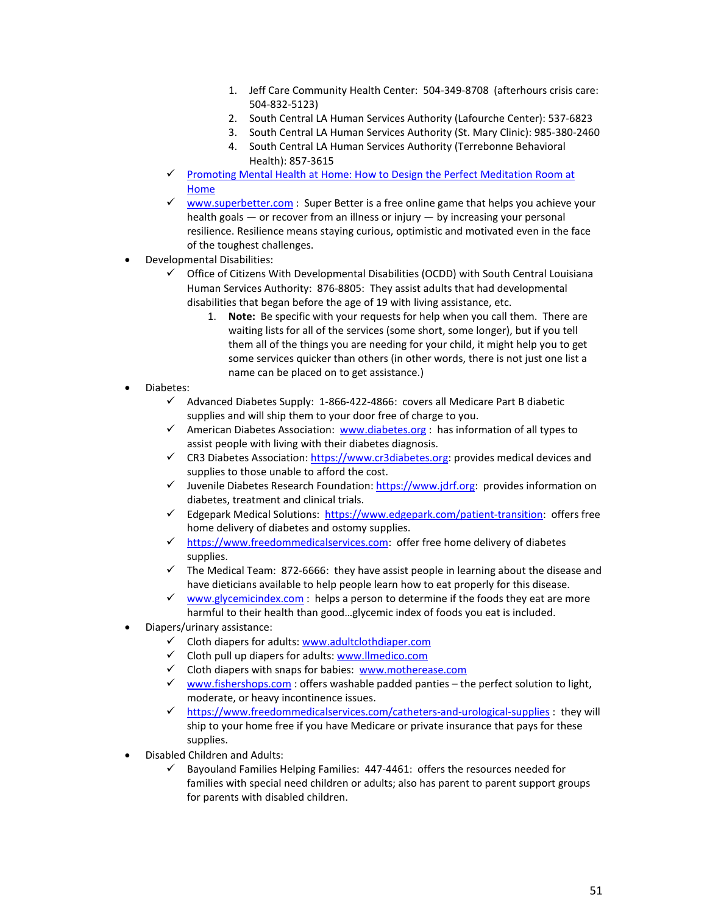1. Jeff Care Community Health Center: 504-349-8708 (afterhours crisis care: 504-832-5123)
      2. South Central LA Human Services Authority (Lafourche Center): 537-6823
      3. South Central LA Human Services Authority (St. Mary Clinic): 985-380-2460
      4. South Central LA Human Services Authority (Terrebonne Behavioral Health): 857-3615
  - ✓ Promoting Mental Health at Home: How to Design the Perfect Meditation Room at Home
  - ✓ www.superbetter.com : Super Better is a free online game that helps you achieve your health goals — or recover from an illness or injury — by increasing your personal resilience. Resilience means staying curious, optimistic and motivated even in the face of the toughest challenges.
- Developmental Disabilities:
  - ✓ Office of Citizens With Developmental Disabilities (OCDD) with South Central Louisiana Human Services Authority: 876-8805: They assist adults that had developmental disabilities that began before the age of 19 with living assistance, etc.
    1. **Note:** Be specific with your requests for help when you call them. There are waiting lists for all of the services (some short, some longer), but if you tell them all of the things you are needing for your child, it might help you to get some services quicker than others (in other words, there is not just one list a name can be placed on to get assistance.)
- Diabetes:
  - ✓ Advanced Diabetes Supply: 1-866-422-4866: covers all Medicare Part B diabetic supplies and will ship them to your door free of charge to you.
  - ✓ American Diabetes Association: www.diabetes.org : has information of all types to assist people with living with their diabetes diagnosis.
  - ✓ CR3 Diabetes Association: https://www.cr3diabetes.org: provides medical devices and supplies to those unable to afford the cost.
  - ✓ Juvenile Diabetes Research Foundation: https://www.jdrf.org: provides information on diabetes, treatment and clinical trials.
  - ✓ Edgepark Medical Solutions: https://www.edgepark.com/patient-transition: offers free home delivery of diabetes and ostomy supplies.
  - ✓ https://www.freedommedicalservices.com: offer free home delivery of diabetes supplies.
  - ✓ The Medical Team: 872-6666: they have assist people in learning about the disease and have dieticians available to help people learn how to eat properly for this disease.
  - ✓ www.glycemicindex.com : helps a person to determine if the foods they eat are more harmful to their health than good…glycemic index of foods you eat is included.
- Diapers/urinary assistance:
  - ✓ Cloth diapers for adults: www.adultclothdiaper.com
  - ✓ Cloth pull up diapers for adults: www.llmedico.com
  - ✓ Cloth diapers with snaps for babies: www.motherease.com
  - ✓ www.fishershops.com : offers washable padded panties – the perfect solution to light, moderate, or heavy incontinence issues.
  - ✓ https://www.freedommedicalservices.com/catheters-and-urological-supplies : they will ship to your home free if you have Medicare or private insurance that pays for these supplies.
- Disabled Children and Adults:
  - ✓ Bayouland Families Helping Families: 447-4461: offers the resources needed for families with special need children or adults; also has parent to parent support groups for parents with disabled children.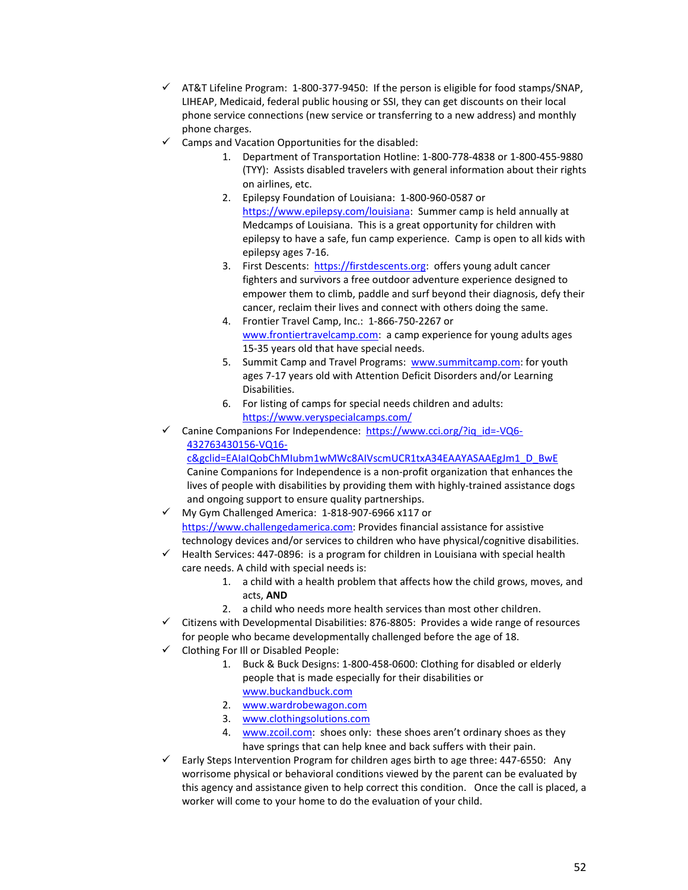- ✓ AT&T Lifeline Program: 1-800-377-9450: If the person is eligible for food stamps/SNAP, LIHEAP, Medicaid, federal public housing or SSI, they can get discounts on their local phone service connections (new service or transferring to a new address) and monthly phone charges.
- ✓ Camps and Vacation Opportunities for the disabled:
    1. Department of Transportation Hotline: 1-800-778-4838 or 1-800-455-9880 (TYY): Assists disabled travelers with general information about their rights on airlines, etc.
    2. Epilepsy Foundation of Louisiana: 1-800-960-0587 or https://www.epilepsy.com/louisiana: Summer camp is held annually at Medcamps of Louisiana. This is a great opportunity for children with epilepsy to have a safe, fun camp experience. Camp is open to all kids with epilepsy ages 7-16.
    3. First Descents: https://firstdescents.org: offers young adult cancer fighters and survivors a free outdoor adventure experience designed to empower them to climb, paddle and surf beyond their diagnosis, defy their cancer, reclaim their lives and connect with others doing the same.
    4. Frontier Travel Camp, Inc.: 1-866-750-2267 or www.frontiertravelcamp.com: a camp experience for young adults ages 15-35 years old that have special needs.
    5. Summit Camp and Travel Programs: www.summitcamp.com: for youth ages 7-17 years old with Attention Deficit Disorders and/or Learning Disabilities.
    6. For listing of camps for special needs children and adults: https://www.veryspecialcamps.com/
- ✓ Canine Companions For Independence: https://www.cci.org/?iq_id=-VQ6-432763430156-VQ16-c&gclid=EAIaIQobChMIubm1wMWc8AIVscmUCR1txA34EAAYASAAEgJm1_D_BwE Canine Companions for Independence is a non-profit organization that enhances the lives of people with disabilities by providing them with highly-trained assistance dogs and ongoing support to ensure quality partnerships.
- ✓ My Gym Challenged America: 1-818-907-6966 x117 or https://www.challengedamerica.com: Provides financial assistance for assistive technology devices and/or services to children who have physical/cognitive disabilities.
- ✓ Health Services: 447-0896: is a program for children in Louisiana with special health care needs. A child with special needs is:
    1. a child with a health problem that affects how the child grows, moves, and acts, **AND**
    2. a child who needs more health services than most other children.
- ✓ Citizens with Developmental Disabilities: 876-8805: Provides a wide range of resources for people who became developmentally challenged before the age of 18.
- ✓ Clothing For Ill or Disabled People:
    1. Buck & Buck Designs: 1-800-458-0600: Clothing for disabled or elderly people that is made especially for their disabilities or www.buckandbuck.com
    2. www.wardrobewagon.com
    3. www.clothingsolutions.com
    4. www.zcoil.com: shoes only: these shoes aren't ordinary shoes as they have springs that can help knee and back suffers with their pain.
- ✓ Early Steps Intervention Program for children ages birth to age three: 447-6550: Any worrisome physical or behavioral conditions viewed by the parent can be evaluated by this agency and assistance given to help correct this condition. Once the call is placed, a worker will come to your home to do the evaluation of your child.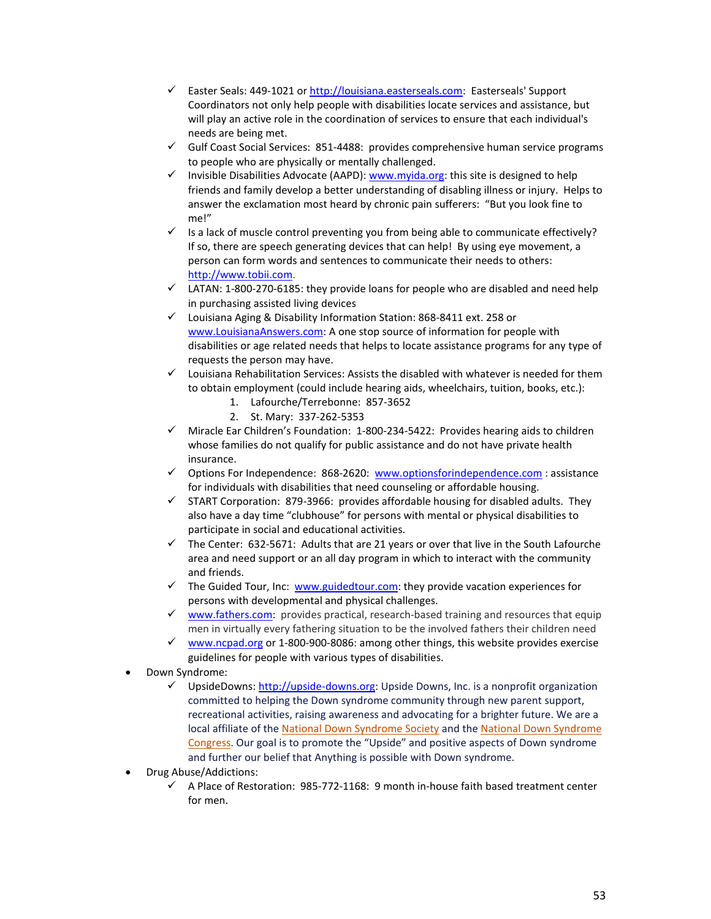- Easter Seals: 449-1021 or http://louisiana.easterseals.com: Easterseals' Support Coordinators not only help people with disabilities locate services and assistance, but will play an active role in the coordination of services to ensure that each individual's needs are being met.
- Gulf Coast Social Services: 851-4488: provides comprehensive human service programs to people who are physically or mentally challenged.
- Invisible Disabilities Advocate (AAPD): www.myida.org: this site is designed to help friends and family develop a better understanding of disabling illness or injury. Helps to answer the exclamation most heard by chronic pain sufferers: "But you look fine to me!"
- Is a lack of muscle control preventing you from being able to communicate effectively? If so, there are speech generating devices that can help! By using eye movement, a person can form words and sentences to communicate their needs to others: http://www.tobii.com.
- LATAN: 1-800-270-6185: they provide loans for people who are disabled and need help in purchasing assisted living devices
- Louisiana Aging & Disability Information Station: 868-8411 ext. 258 or www.LouisianaAnswers.com: A one stop source of information for people with disabilities or age related needs that helps to locate assistance programs for any type of requests the person may have.
- Louisiana Rehabilitation Services: Assists the disabled with whatever is needed for them to obtain employment (could include hearing aids, wheelchairs, tuition, books, etc.):
  1. Lafourche/Terrebonne: 857-3652
  2. St. Mary: 337-262-5353
- Miracle Ear Children's Foundation: 1-800-234-5422: Provides hearing aids to children whose families do not qualify for public assistance and do not have private health insurance.
- Options For Independence: 868-2620: www.optionsforindependence.com : assistance for individuals with disabilities that need counseling or affordable housing.
- START Corporation: 879-3966: provides affordable housing for disabled adults. They also have a day time "clubhouse" for persons with mental or physical disabilities to participate in social and educational activities.
- The Center: 632-5671: Adults that are 21 years or over that live in the South Lafourche area and need support or an all day program in which to interact with the community and friends.
- The Guided Tour, Inc: www.guidedtour.com: they provide vacation experiences for persons with developmental and physical challenges.
- www.fathers.com: provides practical, research-based training and resources that equip men in virtually every fathering situation to be the involved fathers their children need
- www.ncpad.org or 1-800-900-8086: among other things, this website provides exercise guidelines for people with various types of disabilities.

- Down Syndrome:
  - UpsideDowns: http://upside-downs.org: Upside Downs, Inc. is a nonprofit organization committed to helping the Down syndrome community through new parent support, recreational activities, raising awareness and advocating for a brighter future. We are a local affiliate of the National Down Syndrome Society and the National Down Syndrome Congress. Our goal is to promote the "Upside" and positive aspects of Down syndrome and further our belief that Anything is possible with Down syndrome.
- Drug Abuse/Addictions:
  - A Place of Restoration: 985-772-1168: 9 month in-house faith based treatment center for men.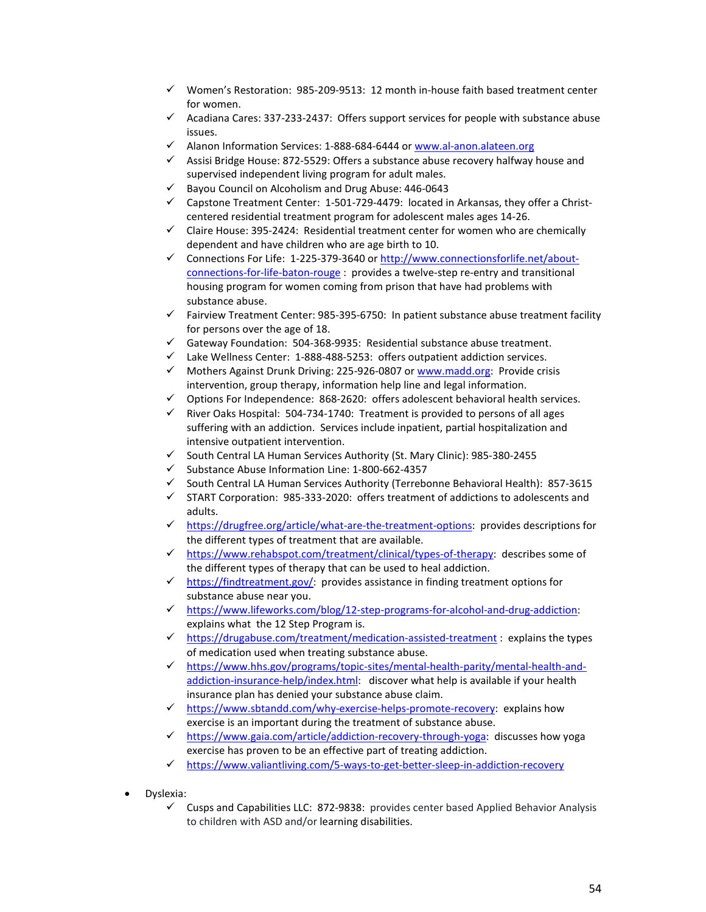- ✓ Women's Restoration: 985-209-9513: 12 month in-house faith based treatment center for women.
- ✓ Acadiana Cares: 337-233-2437: Offers support services for people with substance abuse issues.
- ✓ Alanon Information Services: 1-888-684-6444 or www.al-anon.alateen.org
- ✓ Assisi Bridge House: 872-5529: Offers a substance abuse recovery halfway house and supervised independent living program for adult males.
- ✓ Bayou Council on Alcoholism and Drug Abuse: 446-0643
- ✓ Capstone Treatment Center: 1-501-729-4479: located in Arkansas, they offer a Christ-centered residential treatment program for adolescent males ages 14-26.
- ✓ Claire House: 395-2424: Residential treatment center for women who are chemically dependent and have children who are age birth to 10.
- ✓ Connections For Life: 1-225-379-3640 or http://www.connectionsforlife.net/about-connections-for-life-baton-rouge : provides a twelve-step re-entry and transitional housing program for women coming from prison that have had problems with substance abuse.
- ✓ Fairview Treatment Center: 985-395-6750: In patient substance abuse treatment facility for persons over the age of 18.
- ✓ Gateway Foundation: 504-368-9935: Residential substance abuse treatment.
- ✓ Lake Wellness Center: 1-888-488-5253: offers outpatient addiction services.
- ✓ Mothers Against Drunk Driving: 225-926-0807 or www.madd.org: Provide crisis intervention, group therapy, information help line and legal information.
- ✓ Options For Independence: 868-2620: offers adolescent behavioral health services.
- ✓ River Oaks Hospital: 504-734-1740: Treatment is provided to persons of all ages suffering with an addiction. Services include inpatient, partial hospitalization and intensive outpatient intervention.
- ✓ South Central LA Human Services Authority (St. Mary Clinic): 985-380-2455
- ✓ Substance Abuse Information Line: 1-800-662-4357
- ✓ South Central LA Human Services Authority (Terrebonne Behavioral Health): 857-3615
- ✓ START Corporation: 985-333-2020: offers treatment of addictions to adolescents and adults.
- ✓ https://drugfree.org/article/what-are-the-treatment-options: provides descriptions for the different types of treatment that are available.
- ✓ https://www.rehabspot.com/treatment/clinical/types-of-therapy: describes some of the different types of therapy that can be used to heal addiction.
- ✓ https://findtreatment.gov/: provides assistance in finding treatment options for substance abuse near you.
- ✓ https://www.lifeworks.com/blog/12-step-programs-for-alcohol-and-drug-addiction: explains what the 12 Step Program is.
- ✓ https://drugabuse.com/treatment/medication-assisted-treatment : explains the types of medication used when treating substance abuse.
- ✓ https://www.hhs.gov/programs/topic-sites/mental-health-parity/mental-health-and-addiction-insurance-help/index.html: discover what help is available if your health insurance plan has denied your substance abuse claim.
- ✓ https://www.sbtandd.com/why-exercise-helps-promote-recovery: explains how exercise is an important during the treatment of substance abuse.
- ✓ https://www.gaia.com/article/addiction-recovery-through-yoga: discusses how yoga exercise has proven to be an effective part of treating addiction.
- ✓ https://www.valiantliving.com/5-ways-to-get-better-sleep-in-addiction-recovery

- Dyslexia:
  - ✓ Cusps and Capabilities LLC: 872-9838: provides center based Applied Behavior Analysis to children with ASD and/or learning disabilities.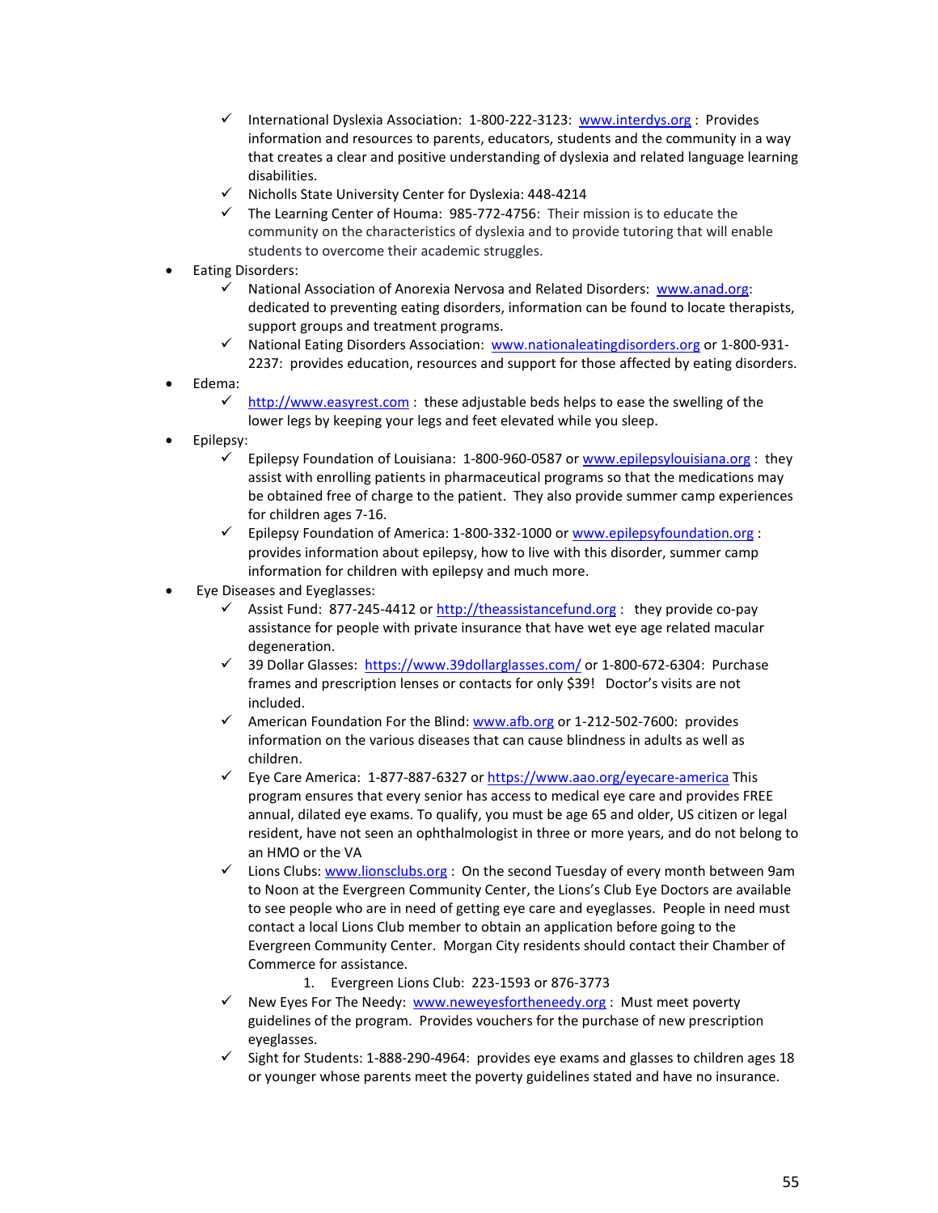- ✓ International Dyslexia Association: 1-800-222-3123: www.interdys.org : Provides information and resources to parents, educators, students and the community in a way that creates a clear and positive understanding of dyslexia and related language learning disabilities.
  - ✓ Nicholls State University Center for Dyslexia: 448-4214
  - ✓ The Learning Center of Houma: 985-772-4756: Their mission is to educate the community on the characteristics of dyslexia and to provide tutoring that will enable students to overcome their academic struggles.
- Eating Disorders:
  - ✓ National Association of Anorexia Nervosa and Related Disorders: www.anad.org: dedicated to preventing eating disorders, information can be found to locate therapists, support groups and treatment programs.
  - ✓ National Eating Disorders Association: www.nationaleatingdisorders.org or 1-800-931-2237: provides education, resources and support for those affected by eating disorders.
- Edema:
  - ✓ http://www.easyrest.com : these adjustable beds helps to ease the swelling of the lower legs by keeping your legs and feet elevated while you sleep.
- Epilepsy:
  - ✓ Epilepsy Foundation of Louisiana: 1-800-960-0587 or www.epilepsylouisiana.org : they assist with enrolling patients in pharmaceutical programs so that the medications may be obtained free of charge to the patient. They also provide summer camp experiences for children ages 7-16.
  - ✓ Epilepsy Foundation of America: 1-800-332-1000 or www.epilepsyfoundation.org : provides information about epilepsy, how to live with this disorder, summer camp information for children with epilepsy and much more.
- Eye Diseases and Eyeglasses:
  - ✓ Assist Fund: 877-245-4412 or http://theassistancefund.org : they provide co-pay assistance for people with private insurance that have wet eye age related macular degeneration.
  - ✓ 39 Dollar Glasses: https://www.39dollarglasses.com/ or 1-800-672-6304: Purchase frames and prescription lenses or contacts for only $39! Doctor's visits are not included.
  - ✓ American Foundation For the Blind: www.afb.org or 1-212-502-7600: provides information on the various diseases that can cause blindness in adults as well as children.
  - ✓ Eye Care America: 1-877-887-6327 or https://www.aao.org/eyecare-america This program ensures that every senior has access to medical eye care and provides FREE annual, dilated eye exams. To qualify, you must be age 65 and older, US citizen or legal resident, have not seen an ophthalmologist in three or more years, and do not belong to an HMO or the VA
  - ✓ Lions Clubs: www.lionsclubs.org : On the second Tuesday of every month between 9am to Noon at the Evergreen Community Center, the Lions's Club Eye Doctors are available to see people who are in need of getting eye care and eyeglasses. People in need must contact a local Lions Club member to obtain an application before going to the Evergreen Community Center. Morgan City residents should contact their Chamber of Commerce for assistance.
    1. Evergreen Lions Club: 223-1593 or 876-3773
  - ✓ New Eyes For The Needy: www.neweyesfortheneedy.org : Must meet poverty guidelines of the program. Provides vouchers for the purchase of new prescription eyeglasses.
  - ✓ Sight for Students: 1-888-290-4964: provides eye exams and glasses to children ages 18 or younger whose parents meet the poverty guidelines stated and have no insurance.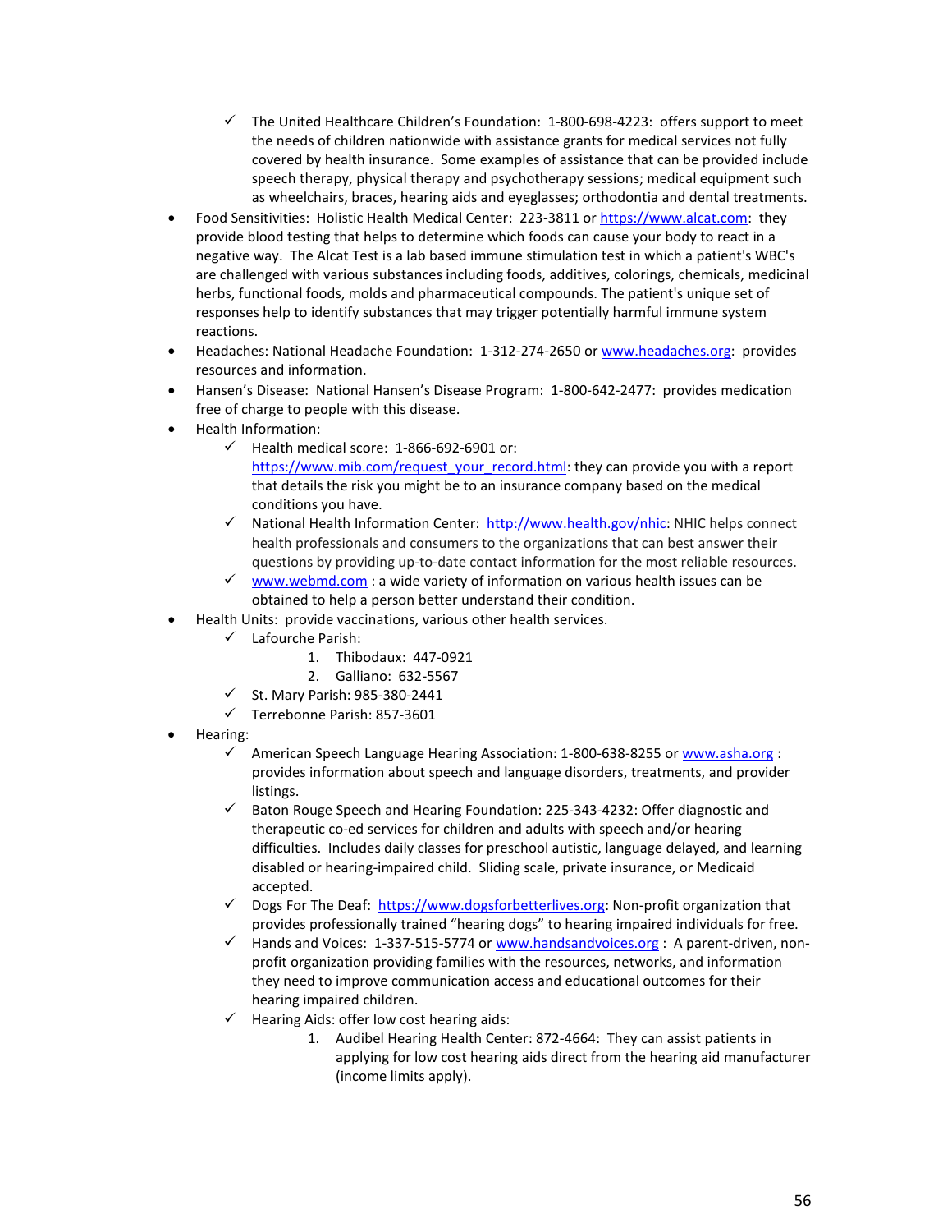- ✓ The United Healthcare Children's Foundation: 1-800-698-4223: offers support to meet the needs of children nationwide with assistance grants for medical services not fully covered by health insurance. Some examples of assistance that can be provided include speech therapy, physical therapy and psychotherapy sessions; medical equipment such as wheelchairs, braces, hearing aids and eyeglasses; orthodontia and dental treatments.
- Food Sensitivities: Holistic Health Medical Center: 223-3811 or https://www.alcat.com: they provide blood testing that helps to determine which foods can cause your body to react in a negative way. The Alcat Test is a lab based immune stimulation test in which a patient's WBC's are challenged with various substances including foods, additives, colorings, chemicals, medicinal herbs, functional foods, molds and pharmaceutical compounds. The patient's unique set of responses help to identify substances that may trigger potentially harmful immune system reactions.
- Headaches: National Headache Foundation: 1-312-274-2650 or www.headaches.org: provides resources and information.
- Hansen's Disease: National Hansen's Disease Program: 1-800-642-2477: provides medication free of charge to people with this disease.
- Health Information:
  - ✓ Health medical score: 1-866-692-6901 or: https://www.mib.com/request_your_record.html: they can provide you with a report that details the risk you might be to an insurance company based on the medical conditions you have.
  - ✓ National Health Information Center: http://www.health.gov/nhic: NHIC helps connect health professionals and consumers to the organizations that can best answer their questions by providing up-to-date contact information for the most reliable resources.
  - ✓ www.webmd.com : a wide variety of information on various health issues can be obtained to help a person better understand their condition.
- Health Units: provide vaccinations, various other health services.
  - ✓ Lafourche Parish:
    1. Thibodaux: 447-0921
    2. Galliano: 632-5567
  - ✓ St. Mary Parish: 985-380-2441
  - ✓ Terrebonne Parish: 857-3601
- Hearing:
  - ✓ American Speech Language Hearing Association: 1-800-638-8255 or www.asha.org : provides information about speech and language disorders, treatments, and provider listings.
  - ✓ Baton Rouge Speech and Hearing Foundation: 225-343-4232: Offer diagnostic and therapeutic co-ed services for children and adults with speech and/or hearing difficulties. Includes daily classes for preschool autistic, language delayed, and learning disabled or hearing-impaired child. Sliding scale, private insurance, or Medicaid accepted.
  - ✓ Dogs For The Deaf: https://www.dogsforbetterlives.org: Non-profit organization that provides professionally trained "hearing dogs" to hearing impaired individuals for free.
  - ✓ Hands and Voices: 1-337-515-5774 or www.handsandvoices.org : A parent-driven, non-profit organization providing families with the resources, networks, and information they need to improve communication access and educational outcomes for their hearing impaired children.
  - ✓ Hearing Aids: offer low cost hearing aids:
    1. Audibel Hearing Health Center: 872-4664: They can assist patients in applying for low cost hearing aids direct from the hearing aid manufacturer (income limits apply).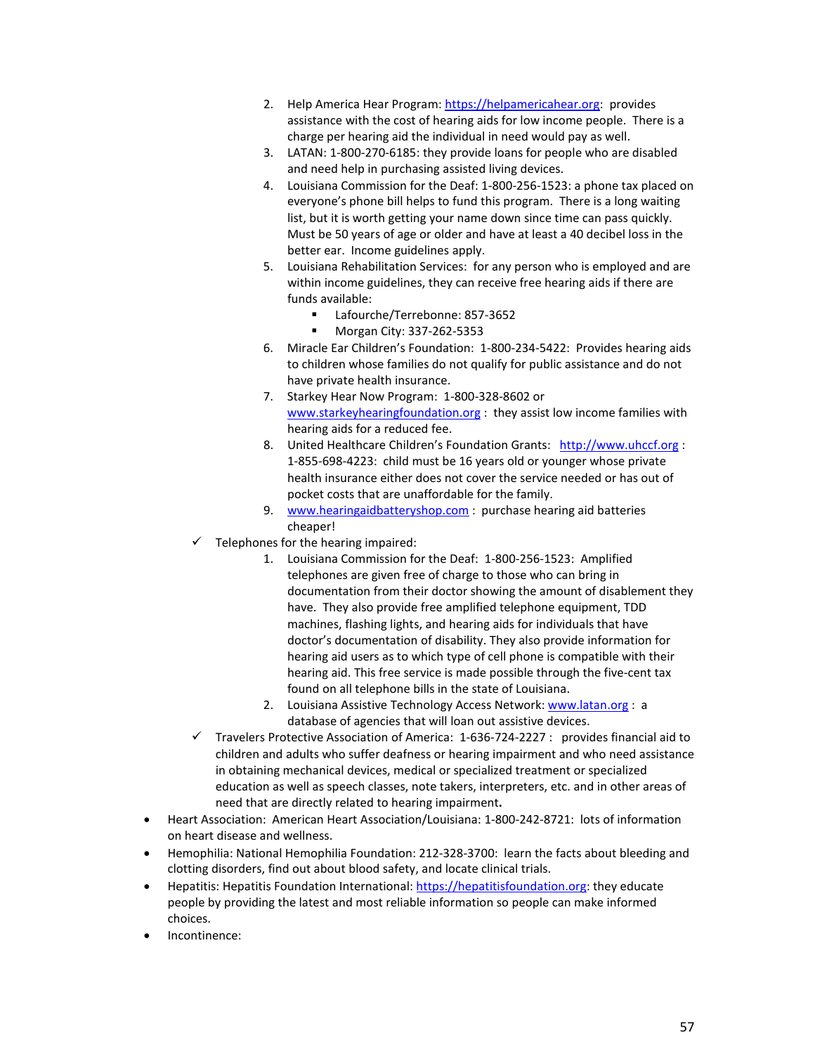2. Help America Hear Program: https://helpamericahear.org: provides assistance with the cost of hearing aids for low income people. There is a charge per hearing aid the individual in need would pay as well.
   3. LATAN: 1-800-270-6185: they provide loans for people who are disabled and need help in purchasing assisted living devices.
   4. Louisiana Commission for the Deaf: 1-800-256-1523: a phone tax placed on everyone's phone bill helps to fund this program. There is a long waiting list, but it is worth getting your name down since time can pass quickly. Must be 50 years of age or older and have at least a 40 decibel loss in the better ear. Income guidelines apply.
   5. Louisiana Rehabilitation Services: for any person who is employed and are within income guidelines, they can receive free hearing aids if there are funds available:
      - Lafourche/Terrebone: 857-3652
      - Morgan City: 337-262-5353
   6. Miracle Ear Children's Foundation: 1-800-234-5422: Provides hearing aids to children whose families do not qualify for public assistance and do not have private health insurance.
   7. Starkey Hear Now Program: 1-800-328-8602 or www.starkeyhearingfoundation.org : they assist low income families with hearing aids for a reduced fee.
   8. United Healthcare Children's Foundation Grants: http://www.uhccf.org : 1-855-698-4223: child must be 16 years old or younger whose private health insurance either does not cover the service needed or has out of pocket costs that are unaffordable for the family.
   9. www.hearingaidbatteryshop.com : purchase hearing aid batteries cheaper!
  - ✓ Telephones for the hearing impaired:
    1. Louisiana Commission for the Deaf: 1-800-256-1523: Amplified telephones are given free of charge to those who can bring in documentation from their doctor showing the amount of disablement they have. They also provide free amplified telephone equipment, TDD machines, flashing lights, and hearing aids for individuals that have doctor's documentation of disability. They also provide information for hearing aid users as to which type of cell phone is compatible with their hearing aid. This free service is made possible through the five-cent tax found on all telephone bills in the state of Louisiana.
    2. Louisiana Assistive Technology Access Network: www.latan.org : a database of agencies that will loan out assistive devices.
  - ✓ Travelers Protective Association of America: 1-636-724-2227 : provides financial aid to children and adults who suffer deafness or hearing impairment and who need assistance in obtaining mechanical devices, medical or specialized treatment or specialized education as well as speech classes, note takers, interpreters, etc. and in other areas of need that are directly related to hearing impairment**.**
- Heart Association: American Heart Association/Louisiana: 1-800-242-8721: lots of information on heart disease and wellness.
- Hemophilia: National Hemophilia Foundation: 212-328-3700: learn the facts about bleeding and clotting disorders, find out about blood safety, and locate clinical trials.
- Hepatitis: Hepatitis Foundation International: https://hepatitisfoundation.org: they educate people by providing the latest and most reliable information so people can make informed choices.
- Incontinence: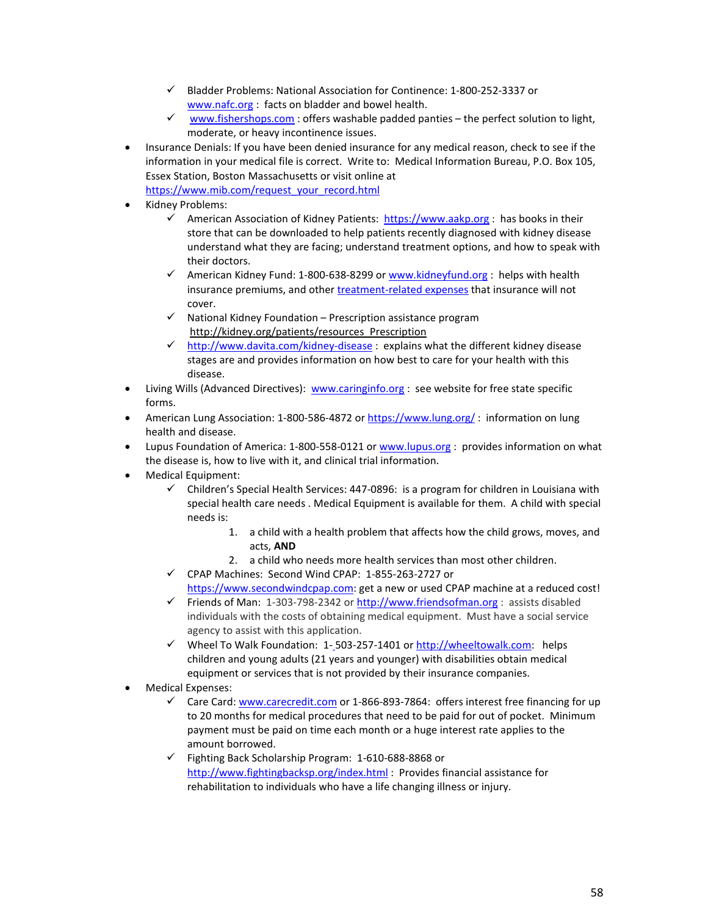- ✓ Bladder Problems: National Association for Continence: 1-800-252-3337 or www.nafc.org : facts on bladder and bowel health.
  - ✓ www.fishershops.com : offers washable padded panties – the perfect solution to light, moderate, or heavy incontinence issues.
- Insurance Denials: If you have been denied insurance for any medical reason, check to see if the information in your medical file is correct. Write to: Medical Information Bureau, P.O. Box 105, Essex Station, Boston Massachusetts or visit online at https://www.mib.com/request_your_record.html
- Kidney Problems:
  - ✓ American Association of Kidney Patients: https://www.aakp.org : has books in their store that can be downloaded to help patients recently diagnosed with kidney disease understand what they are facing; understand treatment options, and how to speak with their doctors.
  - ✓ American Kidney Fund: 1-800-638-8299 or www.kidneyfund.org : helps with health insurance premiums, and other treatment-related expenses that insurance will not cover.
  - ✓ National Kidney Foundation – Prescription assistance program http://kidney.org/patients/resources_Prescription
  - ✓ http://www.davita.com/kidney-disease : explains what the different kidney disease stages are and provides information on how best to care for your health with this disease.
- Living Wills (Advanced Directives): www.caringinfo.org : see website for free state specific forms.
- American Lung Association: 1-800-586-4872 or https://www.lung.org/ : information on lung health and disease.
- Lupus Foundation of America: 1-800-558-0121 or www.lupus.org : provides information on what the disease is, how to live with it, and clinical trial information.
- Medical Equipment:
  - ✓ Children's Special Health Services: 447-0896: is a program for children in Louisiana with special health care needs . Medical Equipment is available for them. A child with special needs is:
    1. a child with a health problem that affects how the child grows, moves, and acts, **AND**
    2. a child who needs more health services than most other children.
  - ✓ CPAP Machines: Second Wind CPAP: 1-855-263-2727 or https://www.secondwindcpap.com: get a new or used CPAP machine at a reduced cost!
  - ✓ Friends of Man: 1-303-798-2342 or http://www.friendsofman.org : assists disabled individuals with the costs of obtaining medical equipment. Must have a social service agency to assist with this application.
  - ✓ Wheel To Walk Foundation: 1-503-257-1401 or http://wheeltowalk.com: helps children and young adults (21 years and younger) with disabilities obtain medical equipment or services that is not provided by their insurance companies.
- Medical Expenses:
  - ✓ Care Card: www.carecredit.com or 1-866-893-7864: offers interest free financing for up to 20 months for medical procedures that need to be paid for out of pocket. Minimum payment must be paid on time each month or a huge interest rate applies to the amount borrowed.
  - ✓ Fighting Back Scholarship Program: 1-610-688-8868 or http://www.fightingbacksp.org/index.html : Provides financial assistance for rehabilitation to individuals who have a life changing illness or injury.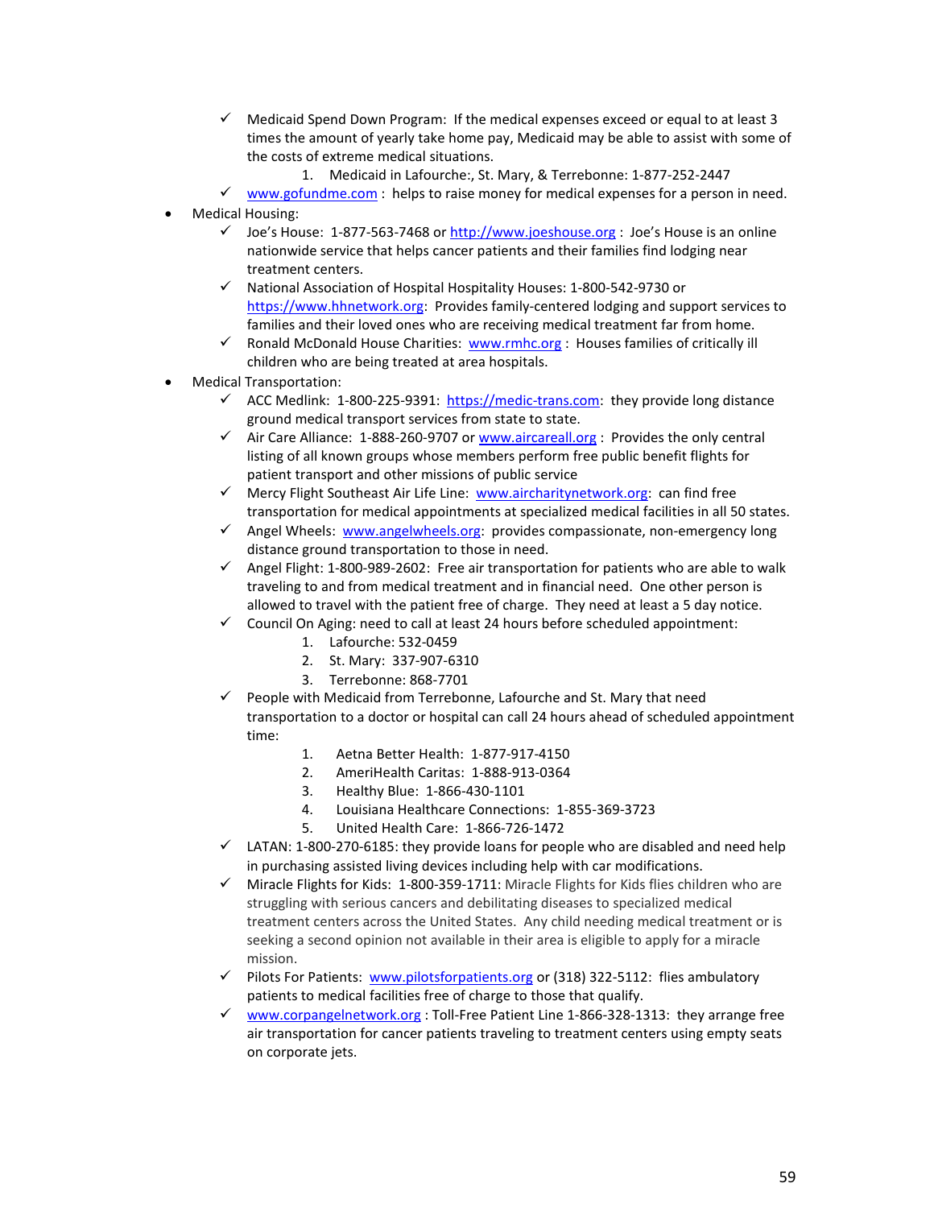- ✓ Medicaid Spend Down Program: If the medical expenses exceed or equal to at least 3 times the amount of yearly take home pay, Medicaid may be able to assist with some of the costs of extreme medical situations.
    1. Medicaid in Lafourche:, St. Mary, & Terrebonne: 1-877-252-2447
- ✓ www.gofundme.com : helps to raise money for medical expenses for a person in need.

- Medical Housing:
    - ✓ Joe's House: 1-877-563-7468 or http://www.joeshouse.org : Joe's House is an online nationwide service that helps cancer patients and their families find lodging near treatment centers.
    - ✓ National Association of Hospital Hospitality Houses: 1-800-542-9730 or https://www.hhnetwork.org: Provides family-centered lodging and support services to families and their loved ones who are receiving medical treatment far from home.
    - ✓ Ronald McDonald House Charities: www.rmhc.org : Houses families of critically ill children who are being treated at area hospitals.
- Medical Transportation:
    - ✓ ACC Medlink: 1-800-225-9391: https://medic-trans.com: they provide long distance ground medical transport services from state to state.
    - ✓ Air Care Alliance: 1-888-260-9707 or www.aircareall.org : Provides the only central listing of all known groups whose members perform free public benefit flights for patient transport and other missions of public service
    - ✓ Mercy Flight Southeast Air Life Line: www.aircharitynetwork.org: can find free transportation for medical appointments at specialized medical facilities in all 50 states.
    - ✓ Angel Wheels: www.angelwheels.org: provides compassionate, non-emergency long distance ground transportation to those in need.
    - ✓ Angel Flight: 1-800-989-2602: Free air transportation for patients who are able to walk traveling to and from medical treatment and in financial need. One other person is allowed to travel with the patient free of charge. They need at least a 5 day notice.
    - ✓ Council On Aging: need to call at least 24 hours before scheduled appointment:
        1. Lafourche: 532-0459
        2. St. Mary: 337-907-6310
        3. Terrebonne: 868-7701
    - ✓ People with Medicaid from Terrebonne, Lafourche and St. Mary that need transportation to a doctor or hospital can call 24 hours ahead of scheduled appointment time:
        1. Aetna Better Health: 1-877-917-4150
        2. AmeriHealth Caritas: 1-888-913-0364
        3. Healthy Blue: 1-866-430-1101
        4. Louisiana Healthcare Connections: 1-855-369-3723
        5. United Health Care: 1-866-726-1472
    - ✓ LATAN: 1-800-270-6185: they provide loans for people who are disabled and need help in purchasing assisted living devices including help with car modifications.
    - ✓ Miracle Flights for Kids: 1-800-359-1711: Miracle Flights for Kids flies children who are struggling with serious cancers and debilitating diseases to specialized medical treatment centers across the United States. Any child needing medical treatment or is seeking a second opinion not available in their area is eligible to apply for a miracle mission.
    - ✓ Pilots For Patients: www.pilotsforpatients.org or (318) 322-5112: flies ambulatory patients to medical facilities free of charge to those that qualify.
    - ✓ www.corpangelnetwork.org : Toll-Free Patient Line 1-866-328-1313: they arrange free air transportation for cancer patients traveling to treatment centers using empty seats on corporate jets.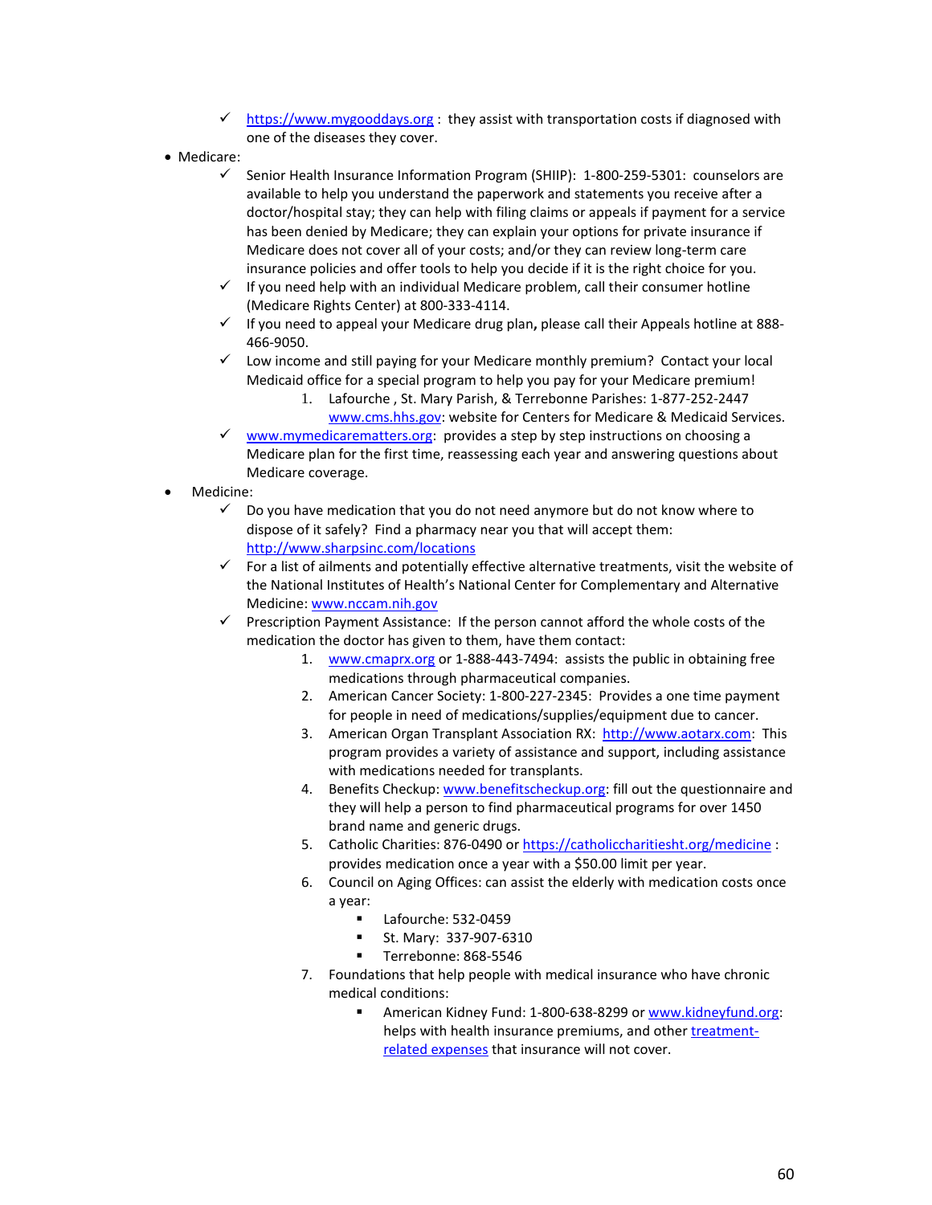- ✓ https://www.mygooddays.org : they assist with transportation costs if diagnosed with one of the diseases they cover.

- Medicare:
  - ✓ Senior Health Insurance Information Program (SHIIP): 1-800-259-5301: counselors are available to help you understand the paperwork and statements you receive after a doctor/hospital stay; they can help with filing claims or appeals if payment for a service has been denied by Medicare; they can explain your options for private insurance if Medicare does not cover all of your costs; and/or they can review long-term care insurance policies and offer tools to help you decide if it is the right choice for you.
  - ✓ If you need help with an individual Medicare problem, call their consumer hotline (Medicare Rights Center) at 800-333-4114.
  - ✓ If you need to appeal your Medicare drug plan**,** please call their Appeals hotline at 888-466-9050.
  - ✓ Low income and still paying for your Medicare monthly premium? Contact your local Medicaid office for a special program to help you pay for your Medicare premium!
    1. Lafourche , St. Mary Parish, & Terrebonne Parishes: 1-877-252-2447
       www.cms.hhs.gov: website for Centers for Medicare & Medicaid Services.
  - ✓ www.mymedicarematters.org: provides a step by step instructions on choosing a Medicare plan for the first time, reassessing each year and answering questions about Medicare coverage.

- Medicine:
  - ✓ Do you have medication that you do not need anymore but do not know where to dispose of it safely? Find a pharmacy near you that will accept them: http://www.sharpsinc.com/locations
  - ✓ For a list of ailments and potentially effective alternative treatments, visit the website of the National Institutes of Health's National Center for Complementary and Alternative Medicine: www.nccam.nih.gov
  - ✓ Prescription Payment Assistance: If the person cannot afford the whole costs of the medication the doctor has given to them, have them contact:
    1. www.cmaprx.org or 1-888-443-7494: assists the public in obtaining free medications through pharmaceutical companies.
    2. American Cancer Society: 1-800-227-2345: Provides a one time payment for people in need of medications/supplies/equipment due to cancer.
    3. American Organ Transplant Association RX: http://www.aotarx.com: This program provides a variety of assistance and support, including assistance with medications needed for transplants.
    4. Benefits Checkup: www.benefitscheckup.org: fill out the questionnaire and they will help a person to find pharmaceutical programs for over 1450 brand name and generic drugs.
    5. Catholic Charities: 876-0490 or https://catholiccharitiesht.org/medicine : provides medication once a year with a $50.00 limit per year.
    6. Council on Aging Offices: can assist the elderly with medication costs once a year:
       - Lafourche: 532-0459
       - St. Mary: 337-907-6310
       - Terrebonne: 868-5546
    7. Foundations that help people with medical insurance who have chronic medical conditions:
       - American Kidney Fund: 1-800-638-8299 or www.kidneyfund.org: helps with health insurance premiums, and other treatment-related expenses that insurance will not cover.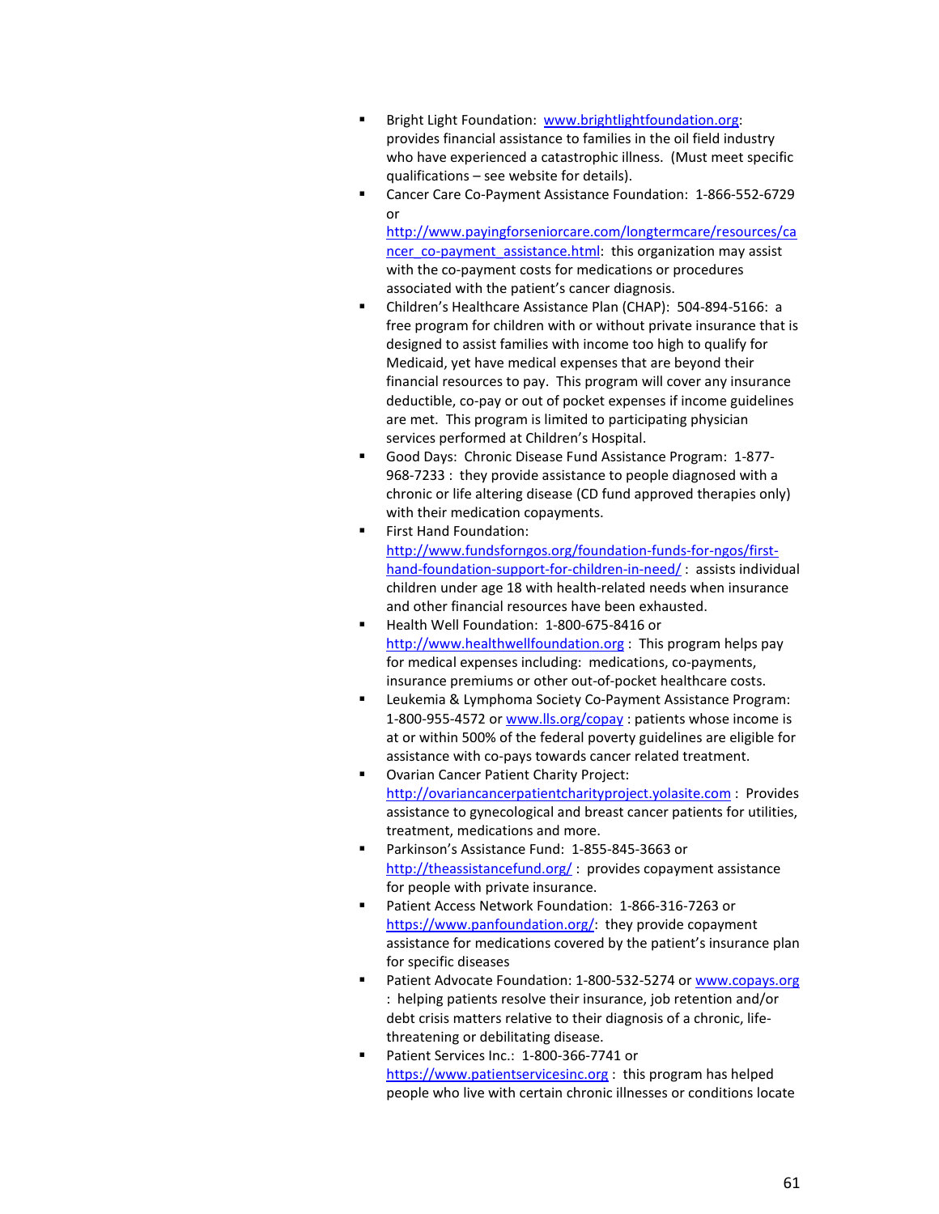- Bright Light Foundation: www.brightlightfoundation.org: provides financial assistance to families in the oil field industry who have experienced a catastrophic illness. (Must meet specific qualifications – see website for details).
- Cancer Care Co-Payment Assistance Foundation: 1-866-552-6729 or http://www.payingforseniorcare.com/longtermcare/resources/cancer_co-payment_assistance.html: this organization may assist with the co-payment costs for medications or procedures associated with the patient's cancer diagnosis.
- Children's Healthcare Assistance Plan (CHAP): 504-894-5166: a free program for children with or without private insurance that is designed to assist families with income too high to qualify for Medicaid, yet have medical expenses that are beyond their financial resources to pay. This program will cover any insurance deductible, co-pay or out of pocket expenses if income guidelines are met. This program is limited to participating physician services performed at Children's Hospital.
- Good Days: Chronic Disease Fund Assistance Program: 1-877-968-7233 : they provide assistance to people diagnosed with a chronic or life altering disease (CD fund approved therapies only) with their medication copayments.
- First Hand Foundation: http://www.fundsforngos.org/foundation-funds-for-ngos/first-hand-foundation-support-for-children-in-need/ : assists individual children under age 18 with health-related needs when insurance and other financial resources have been exhausted.
- Health Well Foundation: 1-800-675-8416 or http://www.healthwellfoundation.org : This program helps pay for medical expenses including: medications, co-payments, insurance premiums or other out-of-pocket healthcare costs.
- Leukemia & Lymphoma Society Co-Payment Assistance Program: 1-800-955-4572 or www.lls.org/copay : patients whose income is at or within 500% of the federal poverty guidelines are eligible for assistance with co-pays towards cancer related treatment.
- Ovarian Cancer Patient Charity Project: http://ovariancancerpatientcharityproject.yolasite.com : Provides assistance to gynecological and breast cancer patients for utilities, treatment, medications and more.
- Parkinson's Assistance Fund: 1-855-845-3663 or http://theassistancefund.org/ : provides copayment assistance for people with private insurance.
- Patient Access Network Foundation: 1-866-316-7263 or https://www.panfoundation.org/: they provide copayment assistance for medications covered by the patient's insurance plan for specific diseases
- Patient Advocate Foundation: 1-800-532-5274 or www.copays.org : helping patients resolve their insurance, job retention and/or debt crisis matters relative to their diagnosis of a chronic, life-threatening or debilitating disease.
- Patient Services Inc.: 1-800-366-7741 or https://www.patientservicesinc.org : this program has helped people who live with certain chronic illnesses or conditions locate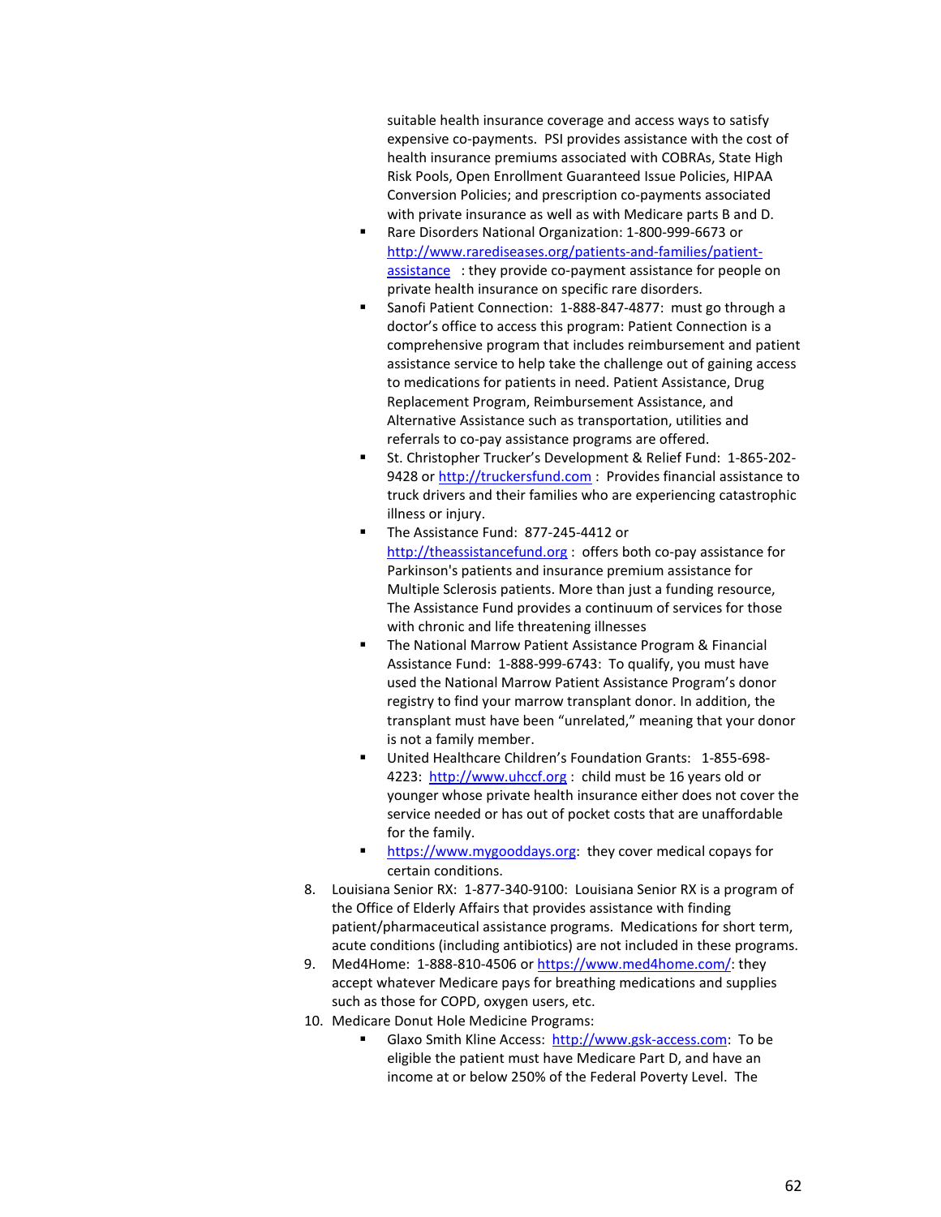suitable health insurance coverage and access ways to satisfy expensive co-payments. PSI provides assistance with the cost of health insurance premiums associated with COBRAs, State High Risk Pools, Open Enrollment Guaranteed Issue Policies, HIPAA Conversion Policies; and prescription co-payments associated with private insurance as well as with Medicare parts B and D.

- Rare Disorders National Organization: 1-800-999-6673 or http://www.rarediseases.org/patients-and-families/patient-assistance : they provide co-payment assistance for people on private health insurance on specific rare disorders.
- Sanofi Patient Connection: 1-888-847-4877: must go through a doctor's office to access this program: Patient Connection is a comprehensive program that includes reimbursement and patient assistance service to help take the challenge out of gaining access to medications for patients in need. Patient Assistance, Drug Replacement Program, Reimbursement Assistance, and Alternative Assistance such as transportation, utilities and referrals to co-pay assistance programs are offered.
- St. Christopher Trucker's Development & Relief Fund: 1-865-202-9428 or http://truckersfund.com : Provides financial assistance to truck drivers and their families who are experiencing catastrophic illness or injury.
- The Assistance Fund: 877-245-4412 or http://theassistancefund.org : offers both co-pay assistance for Parkinson's patients and insurance premium assistance for Multiple Sclerosis patients. More than just a funding resource, The Assistance Fund provides a continuum of services for those with chronic and life threatening illnesses
- The National Marrow Patient Assistance Program & Financial Assistance Fund: 1-888-999-6743: To qualify, you must have used the National Marrow Patient Assistance Program's donor registry to find your marrow transplant donor. In addition, the transplant must have been "unrelated," meaning that your donor is not a family member.
- United Healthcare Children's Foundation Grants: 1-855-698-4223: http://www.uhccf.org : child must be 16 years old or younger whose private health insurance either does not cover the service needed or has out of pocket costs that are unaffordable for the family.
- https://www.mygooddays.org: they cover medical copays for certain conditions.

8. Louisiana Senior RX: 1-877-340-9100: Louisiana Senior RX is a program of the Office of Elderly Affairs that provides assistance with finding patient/pharmaceutical assistance programs. Medications for short term, acute conditions (including antibiotics) are not included in these programs.
9. Med4Home: 1-888-810-4506 or https://www.med4home.com/: they accept whatever Medicare pays for breathing medications and supplies such as those for COPD, oxygen users, etc.
10. Medicare Donut Hole Medicine Programs:
    - Glaxo Smith Kline Access: http://www.gsk-access.com: To be eligible the patient must have Medicare Part D, and have an income at or below 250% of the Federal Poverty Level. The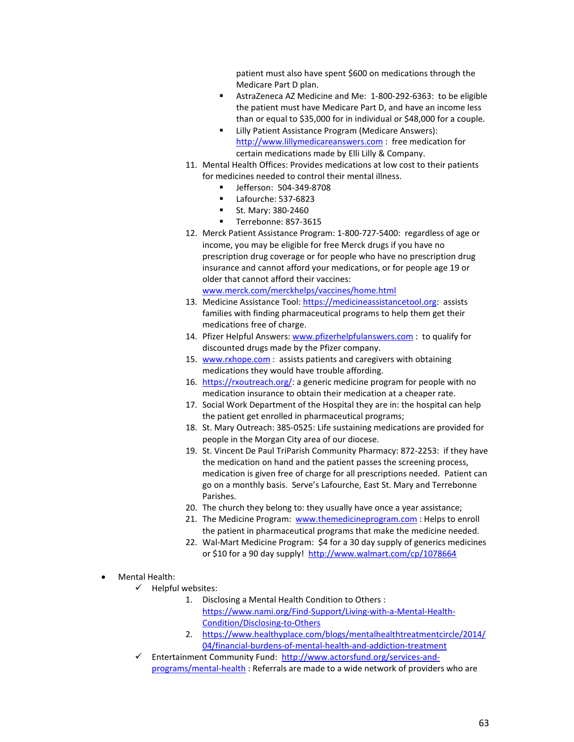patient must also have spent $600 on medications through the Medicare Part D plan.

- AstraZeneca AZ Medicine and Me: 1-800-292-6363: to be eligible the patient must have Medicare Part D, and have an income less than or equal to $35,000 for in individual or $48,000 for a couple.
- Lilly Patient Assistance Program (Medicare Answers): http://www.lillymedicareanswers.com : free medication for certain medications made by Elli Lilly & Company.

11. Mental Health Offices: Provides medications at low cost to their patients for medicines needed to control their mental illness.
    - Jefferson: 504-349-8708
    - Lafourche: 537-6823
    - St. Mary: 380-2460
    - Terrebonne: 857-3615
12. Merck Patient Assistance Program: 1-800-727-5400: regardless of age or income, you may be eligible for free Merck drugs if you have no prescription drug coverage or for people who have no prescription drug insurance and cannot afford your medications, or for people age 19 or older that cannot afford their vaccines: www.merck.com/merckhelps/vaccines/home.html
13. Medicine Assistance Tool: https://medicineassistancetool.org: assists families with finding pharmaceutical programs to help them get their medications free of charge.
14. Pfizer Helpful Answers: www.pfizerhelpfulanswers.com : to qualify for discounted drugs made by the Pfizer company.
15. www.rxhope.com : assists patients and caregivers with obtaining medications they would have trouble affording.
16. https://rxoutreach.org/: a generic medicine program for people with no medication insurance to obtain their medication at a cheaper rate.
17. Social Work Department of the Hospital they are in: the hospital can help the patient get enrolled in pharmaceutical programs;
18. St. Mary Outreach: 385-0525: Life sustaining medications are provided for people in the Morgan City area of our diocese.
19. St. Vincent De Paul TriParish Community Pharmacy: 872-2253: if they have the medication on hand and the patient passes the screening process, medication is given free of charge for all prescriptions needed. Patient can go on a monthly basis. Serve's Lafourche, East St. Mary and Terrebonne Parishes.
20. The church they belong to: they usually have once a year assistance;
21. The Medicine Program: www.themedicineprogram.com : Helps to enroll the patient in pharmaceutical programs that make the medicine needed.
22. Wal-Mart Medicine Program: $4 for a 30 day supply of generics medicines or $10 for a 90 day supply! http://www.walmart.com/cp/1078664

- Mental Health:
  - ✓ Helpful websites:
    1. Disclosing a Mental Health Condition to Others : https://www.nami.org/Find-Support/Living-with-a-Mental-Health-Condition/Disclosing-to-Others
    2. https://www.healthyplace.com/blogs/mentalhealthtreatmentcircle/2014/04/financial-burdens-of-mental-health-and-addiction-treatment
  - ✓ Entertainment Community Fund: http://www.actorsfund.org/services-and-programs/mental-health : Referrals are made to a wide network of providers who are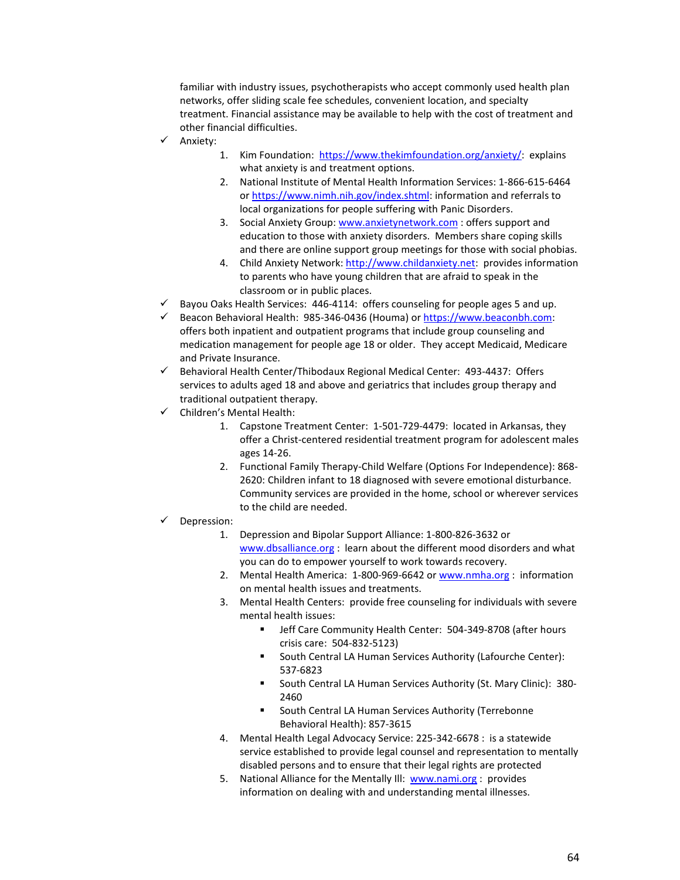familiar with industry issues, psychotherapists who accept commonly used health plan networks, offer sliding scale fee schedules, convenient location, and specialty treatment. Financial assistance may be available to help with the cost of treatment and other financial difficulties.

- ✓ Anxiety:
    1. Kim Foundation: https://www.thekimfoundation.org/anxiety/: explains what anxiety is and treatment options.
    2. National Institute of Mental Health Information Services: 1-866-615-6464 or https://www.nimh.nih.gov/index.shtml: information and referrals to local organizations for people suffering with Panic Disorders.
    3. Social Anxiety Group: www.anxietynetwork.com : offers support and education to those with anxiety disorders. Members share coping skills and there are online support group meetings for those with social phobias.
    4. Child Anxiety Network: http://www.childanxiety.net: provides information to parents who have young children that are afraid to speak in the classroom or in public places.
- ✓ Bayou Oaks Health Services: 446-4114: offers counseling for people ages 5 and up.
- ✓ Beacon Behavioral Health: 985-346-0436 (Houma) or https://www.beaconbh.com: offers both inpatient and outpatient programs that include group counseling and medication management for people age 18 or older. They accept Medicaid, Medicare and Private Insurance.
- ✓ Behavioral Health Center/Thibodaux Regional Medical Center: 493-4437: Offers services to adults aged 18 and above and geriatrics that includes group therapy and traditional outpatient therapy.
- ✓ Children's Mental Health:
    1. Capstone Treatment Center: 1-501-729-4479: located in Arkansas, they offer a Christ-centered residential treatment program for adolescent males ages 14-26.
    2. Functional Family Therapy-Child Welfare (Options For Independence): 868-2620: Children infant to 18 diagnosed with severe emotional disturbance. Community services are provided in the home, school or wherever services to the child are needed.
- ✓ Depression:
    1. Depression and Bipolar Support Alliance: 1-800-826-3632 or www.dbsalliance.org : learn about the different mood disorders and what you can do to empower yourself to work towards recovery.
    2. Mental Health America: 1-800-969-6642 or www.nmha.org : information on mental health issues and treatments.
    3. Mental Health Centers: provide free counseling for individuals with severe mental health issues:
        - Jeff Care Community Health Center: 504-349-8708 (after hours crisis care: 504-832-5123)
        - South Central LA Human Services Authority (Lafourche Center): 537-6823
        - South Central LA Human Services Authority (St. Mary Clinic): 380-2460
        - South Central LA Human Services Authority (Terrebonne Behavioral Health): 857-3615
    4. Mental Health Legal Advocacy Service: 225-342-6678 : is a statewide service established to provide legal counsel and representation to mentally disabled persons and to ensure that their legal rights are protected
    5. National Alliance for the Mentally Ill: www.nami.org : provides information on dealing with and understanding mental illnesses.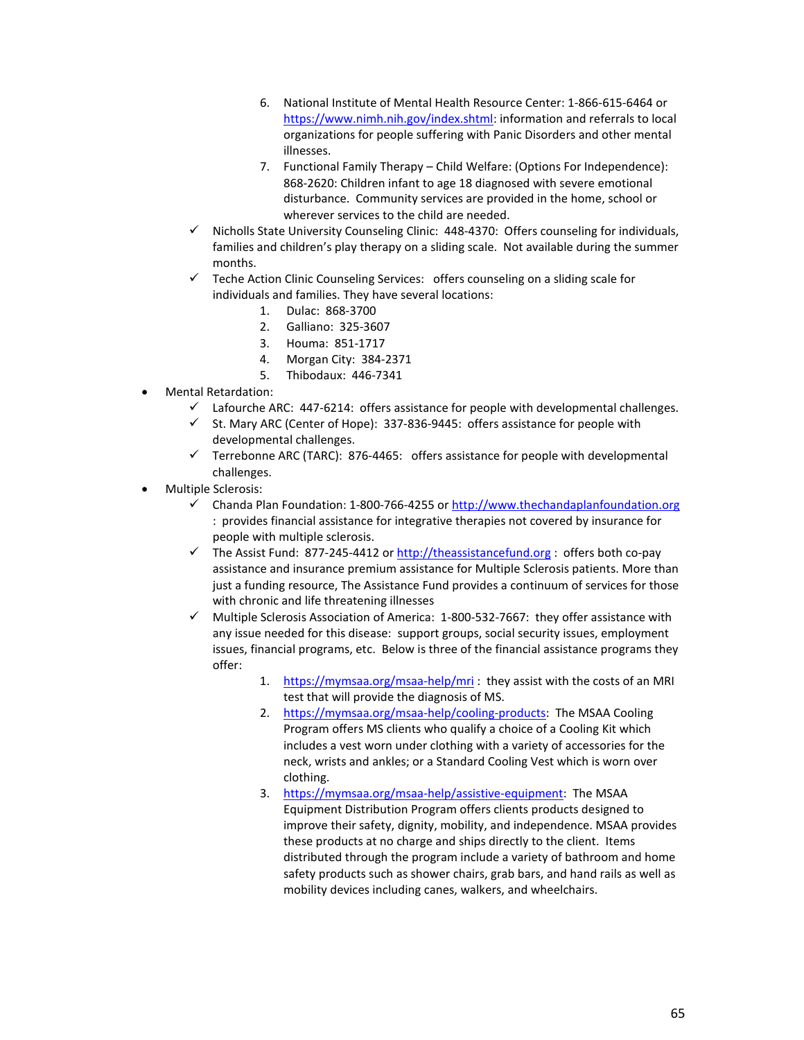6. National Institute of Mental Health Resource Center: 1-866-615-6464 or https://www.nimh.nih.gov/index.shtml: information and referrals to local organizations for people suffering with Panic Disorders and other mental illnesses.
7. Functional Family Therapy – Child Welfare: (Options For Independence): 868-2620: Children infant to age 18 diagnosed with severe emotional disturbance. Community services are provided in the home, school or wherever services to the child are needed.

- ✓ Nicholls State University Counseling Clinic: 448-4370: Offers counseling for individuals, families and children's play therapy on a sliding scale. Not available during the summer months.
- ✓ Teche Action Clinic Counseling Services: offers counseling on a sliding scale for individuals and families. They have several locations:
  1. Dulac: 868-3700
  2. Galliano: 325-3607
  3. Houma: 851-1717
  4. Morgan City: 384-2371
  5. Thibodaux: 446-7341

- Mental Retardation:
  - ✓ Lafourche ARC: 447-6214: offers assistance for people with developmental challenges.
  - ✓ St. Mary ARC (Center of Hope): 337-836-9445: offers assistance for people with developmental challenges.
  - ✓ Terrebonne ARC (TARC): 876-4465: offers assistance for people with developmental challenges.
- Multiple Sclerosis:
  - ✓ Chanda Plan Foundation: 1-800-766-4255 or http://www.thechandaplanfoundation.org : provides financial assistance for integrative therapies not covered by insurance for people with multiple sclerosis.
  - ✓ The Assist Fund: 877-245-4412 or http://theassistancefund.org : offers both co-pay assistance and insurance premium assistance for Multiple Sclerosis patients. More than just a funding resource, The Assistance Fund provides a continuum of services for those with chronic and life threatening illnesses
  - ✓ Multiple Sclerosis Association of America: 1-800-532-7667: they offer assistance with any issue needed for this disease: support groups, social security issues, employment issues, financial programs, etc. Below is three of the financial assistance programs they offer:
    1. https://mymsaa.org/msaa-help/mri : they assist with the costs of an MRI test that will provide the diagnosis of MS.
    2. https://mymsaa.org/msaa-help/cooling-products: The MSAA Cooling Program offers MS clients who qualify a choice of a Cooling Kit which includes a vest worn under clothing with a variety of accessories for the neck, wrists and ankles; or a Standard Cooling Vest which is worn over clothing.
    3. https://mymsaa.org/msaa-help/assistive-equipment: The MSAA Equipment Distribution Program offers clients products designed to improve their safety, dignity, mobility, and independence. MSAA provides these products at no charge and ships directly to the client. Items distributed through the program include a variety of bathroom and home safety products such as shower chairs, grab bars, and hand rails as well as mobility devices including canes, walkers, and wheelchairs.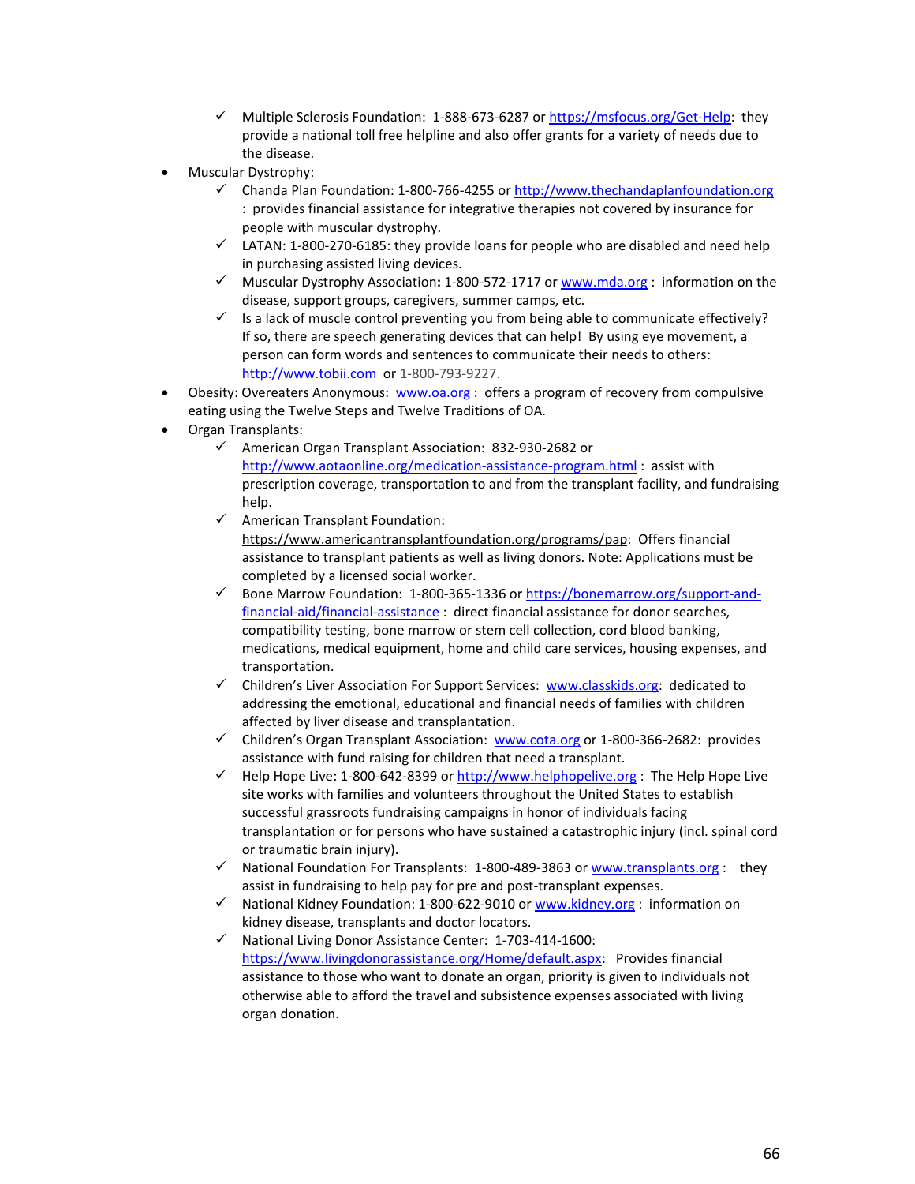- ✓ Multiple Sclerosis Foundation: 1-888-673-6287 or https://msfocus.org/Get-Help: they provide a national toll free helpline and also offer grants for a variety of needs due to the disease.
- Muscular Dystrophy:
  - ✓ Chanda Plan Foundation: 1-800-766-4255 or http://www.thechandaplanfoundation.org : provides financial assistance for integrative therapies not covered by insurance for people with muscular dystrophy.
  - ✓ LATAN: 1-800-270-6185: they provide loans for people who are disabled and need help in purchasing assisted living devices.
  - ✓ Muscular Dystrophy Association**:** 1-800-572-1717 or www.mda.org : information on the disease, support groups, caregivers, summer camps, etc.
  - ✓ Is a lack of muscle control preventing you from being able to communicate effectively? If so, there are speech generating devices that can help! By using eye movement, a person can form words and sentences to communicate their needs to others: http://www.tobii.com or 1-800-793-9227.
- Obesity: Overeaters Anonymous: www.oa.org : offers a program of recovery from compulsive eating using the Twelve Steps and Twelve Traditions of OA.
- Organ Transplants:
  - ✓ American Organ Transplant Association: 832-930-2682 or http://www.aotaonline.org/medication-assistance-program.html : assist with prescription coverage, transportation to and from the transplant facility, and fundraising help.
  - ✓ American Transplant Foundation: https://www.americantransplantfoundation.org/programs/pap: Offers financial assistance to transplant patients as well as living donors. Note: Applications must be completed by a licensed social worker.
  - ✓ Bone Marrow Foundation: 1-800-365-1336 or https://bonemarrow.org/support-and-financial-aid/financial-assistance : direct financial assistance for donor searches, compatibility testing, bone marrow or stem cell collection, cord blood banking, medications, medical equipment, home and child care services, housing expenses, and transportation.
  - ✓ Children's Liver Association For Support Services: www.classkids.org: dedicated to addressing the emotional, educational and financial needs of families with children affected by liver disease and transplantation.
  - ✓ Children's Organ Transplant Association: www.cota.org or 1-800-366-2682: provides assistance with fund raising for children that need a transplant.
  - ✓ Help Hope Live: 1-800-642-8399 or http://www.helphopelive.org : The Help Hope Live site works with families and volunteers throughout the United States to establish successful grassroots fundraising campaigns in honor of individuals facing transplantation or for persons who have sustained a catastrophic injury (incl. spinal cord or traumatic brain injury).
  - ✓ National Foundation For Transplants: 1-800-489-3863 or www.transplants.org : they assist in fundraising to help pay for pre and post-transplant expenses.
  - ✓ National Kidney Foundation: 1-800-622-9010 or www.kidney.org : information on kidney disease, transplants and doctor locators.
  - ✓ National Living Donor Assistance Center: 1-703-414-1600: https://www.livingdonorassistance.org/Home/default.aspx: Provides financial assistance to those who want to donate an organ, priority is given to individuals not otherwise able to afford the travel and subsistence expenses associated with living organ donation.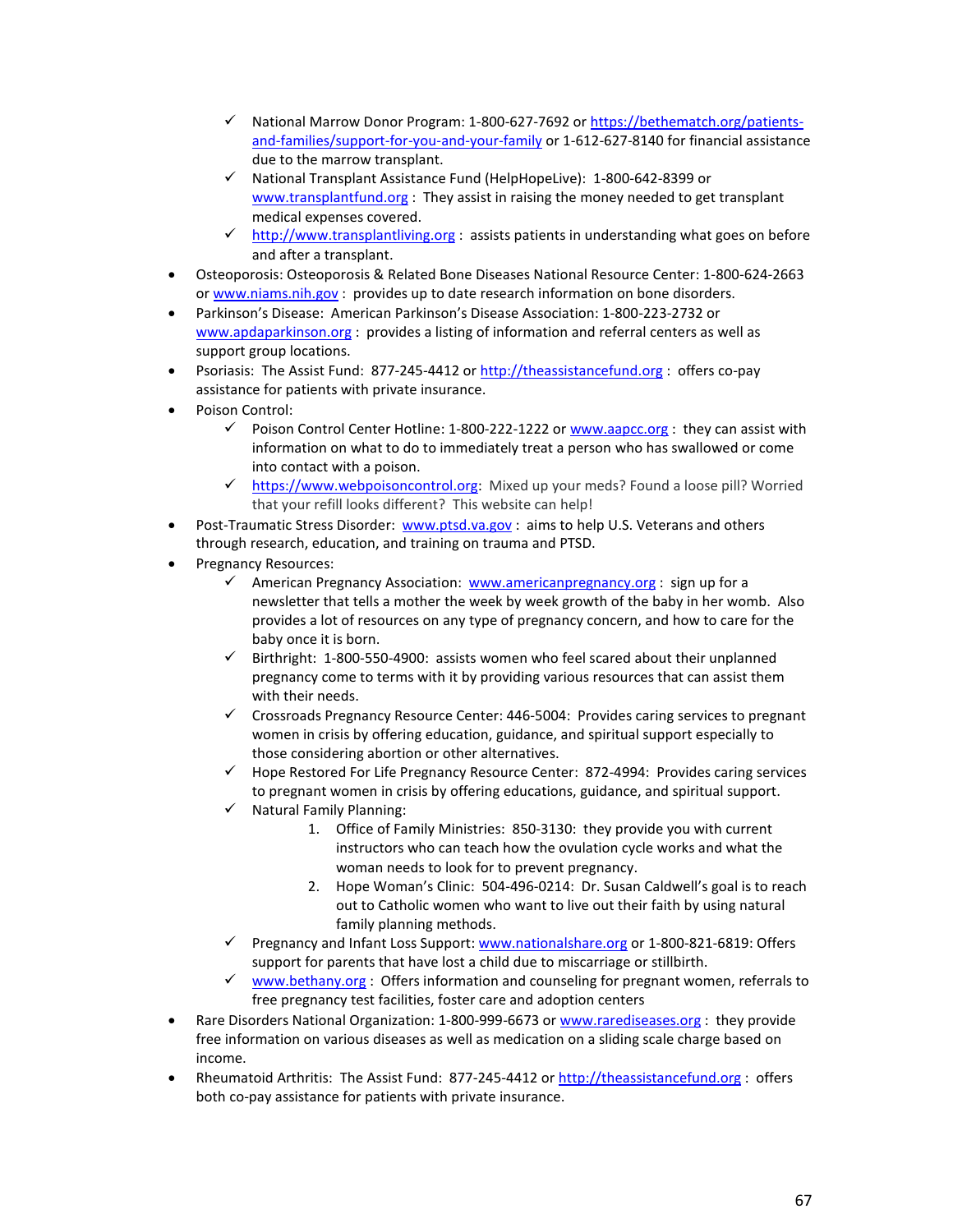- ✓ National Marrow Donor Program: 1-800-627-7692 or https://bethematch.org/patients-and-families/support-for-you-and-your-family or 1-612-627-8140 for financial assistance due to the marrow transplant.
  - ✓ National Transplant Assistance Fund (HelpHopeLive): 1-800-642-8399 or www.transplantfund.org : They assist in raising the money needed to get transplant medical expenses covered.
  - ✓ http://www.transplantliving.org : assists patients in understanding what goes on before and after a transplant.
- Osteoporosis: Osteoporosis & Related Bone Diseases National Resource Center: 1-800-624-2663 or www.niams.nih.gov : provides up to date research information on bone disorders.
- Parkinson's Disease: American Parkinson's Disease Association: 1-800-223-2732 or www.apdaparkinson.org : provides a listing of information and referral centers as well as support group locations.
- Psoriasis: The Assist Fund: 877-245-4412 or http://theassistancefund.org : offers co-pay assistance for patients with private insurance.
- Poison Control:
  - ✓ Poison Control Center Hotline: 1-800-222-1222 or www.aapcc.org : they can assist with information on what to do to immediately treat a person who has swallowed or come into contact with a poison.
  - ✓ https://www.webpoisoncontrol.org: Mixed up your meds? Found a loose pill? Worried that your refill looks different? This website can help!
- Post-Traumatic Stress Disorder: www.ptsd.va.gov : aims to help U.S. Veterans and others through research, education, and training on trauma and PTSD.
- Pregnancy Resources:
  - ✓ American Pregnancy Association: www.americanpregnancy.org : sign up for a newsletter that tells a mother the week by week growth of the baby in her womb. Also provides a lot of resources on any type of pregnancy concern, and how to care for the baby once it is born.
  - ✓ Birthright: 1-800-550-4900: assists women who feel scared about their unplanned pregnancy come to terms with it by providing various resources that can assist them with their needs.
  - ✓ Crossroads Pregnancy Resource Center: 446-5004: Provides caring services to pregnant women in crisis by offering education, guidance, and spiritual support especially to those considering abortion or other alternatives.
  - ✓ Hope Restored For Life Pregnancy Resource Center: 872-4994: Provides caring services to pregnant women in crisis by offering educations, guidance, and spiritual support.
  - ✓ Natural Family Planning:
    1. Office of Family Ministries: 850-3130: they provide you with current instructors who can teach how the ovulation cycle works and what the woman needs to look for to prevent pregnancy.
    2. Hope Woman's Clinic: 504-496-0214: Dr. Susan Caldwell's goal is to reach out to Catholic women who want to live out their faith by using natural family planning methods.
  - ✓ Pregnancy and Infant Loss Support: www.nationalshare.org or 1-800-821-6819: Offers support for parents that have lost a child due to miscarriage or stillbirth.
  - ✓ www.bethany.org : Offers information and counseling for pregnant women, referrals to free pregnancy test facilities, foster care and adoption centers
- Rare Disorders National Organization: 1-800-999-6673 or www.rarediseases.org : they provide free information on various diseases as well as medication on a sliding scale charge based on income.
- Rheumatoid Arthritis: The Assist Fund: 877-245-4412 or http://theassistancefund.org : offers both co-pay assistance for patients with private insurance.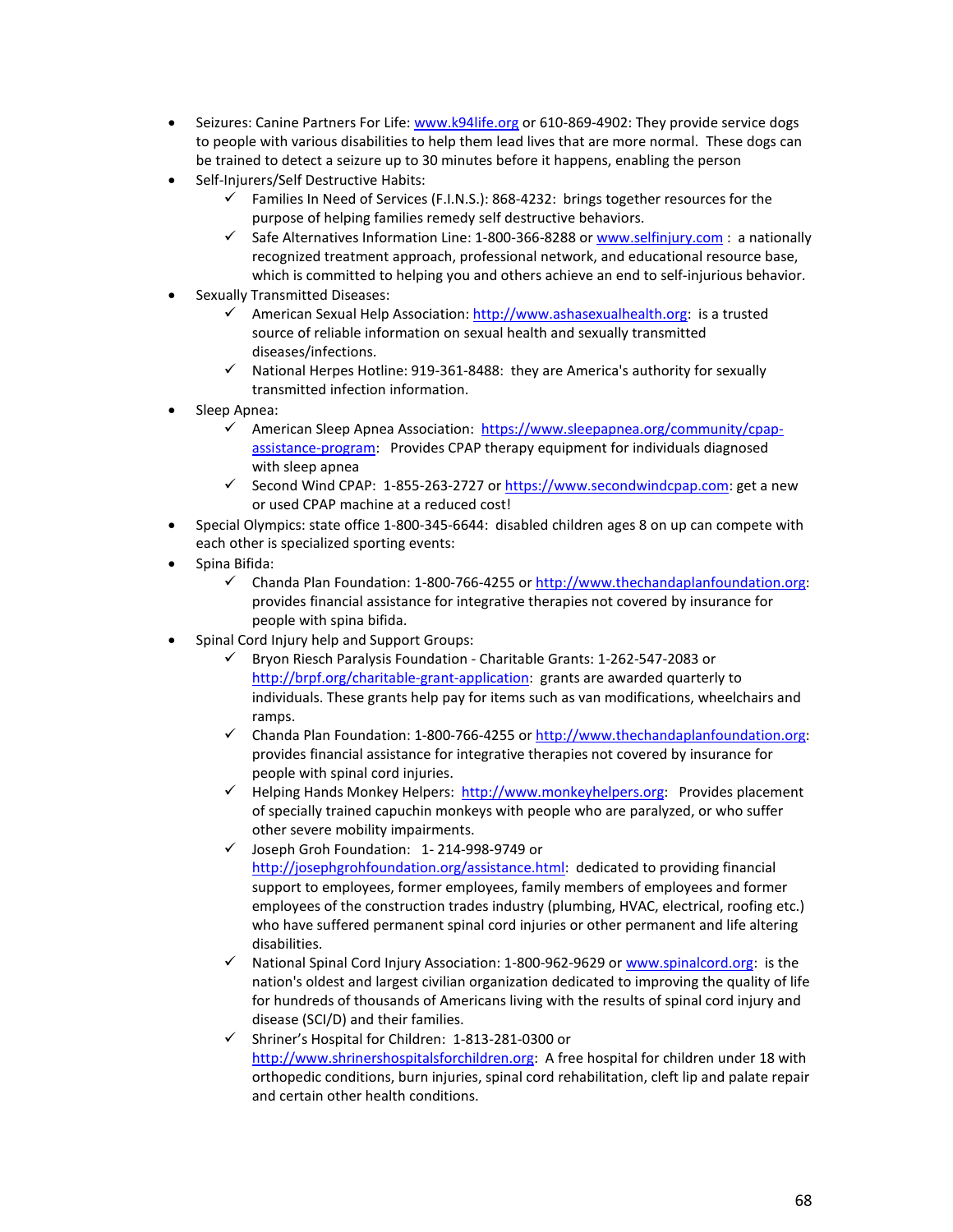- Seizures: Canine Partners For Life: [www.k94life.org](http://www.k94life.org) or 610-869-4902: They provide service dogs to people with various disabilities to help them lead lives that are more normal. These dogs can be trained to detect a seizure up to 30 minutes before it happens, enabling the person
- Self-Injurers/Self Destructive Habits:
  - ✓ Families In Need of Services (F.I.N.S.): 868-4232: brings together resources for the purpose of helping families remedy self destructive behaviors.
  - ✓ Safe Alternatives Information Line: 1-800-366-8288 or [www.selfinjury.com](http://www.selfinjury.com) : a nationally recognized treatment approach, professional network, and educational resource base, which is committed to helping you and others achieve an end to self-injurious behavior.
- Sexually Transmitted Diseases:
  - ✓ American Sexual Help Association: [http://www.ashasexualhealth.org](http://www.ashasexualhealth.org): is a trusted source of reliable information on sexual health and sexually transmitted diseases/infections.
  - ✓ National Herpes Hotline: 919-361-8488: they are America's authority for sexually transmitted infection information.
- Sleep Apnea:
  - ✓ American Sleep Apnea Association: [https://www.sleepapnea.org/community/cpap-assistance-program](https://www.sleepapnea.org/community/cpap-assistance-program): Provides CPAP therapy equipment for individuals diagnosed with sleep apnea
  - ✓ Second Wind CPAP: 1-855-263-2727 or [https://www.secondwindcpap.com](https://www.secondwindcpap.com): get a new or used CPAP machine at a reduced cost!
- Special Olympics: state office 1-800-345-6644: disabled children ages 8 on up can compete with each other is specialized sporting events:
- Spina Bifida:
  - ✓ Chanda Plan Foundation: 1-800-766-4255 or [http://www.thechandaplanfoundation.org](http://www.thechandaplanfoundation.org): provides financial assistance for integrative therapies not covered by insurance for people with spina bifida.
- Spinal Cord Injury help and Support Groups:
  - ✓ Bryon Riesch Paralysis Foundation - Charitable Grants: 1-262-547-2083 or [http://brpf.org/charitable-grant-application](http://brpf.org/charitable-grant-application): grants are awarded quarterly to individuals. These grants help pay for items such as van modifications, wheelchairs and ramps.
  - ✓ Chanda Plan Foundation: 1-800-766-4255 or [http://www.thechandaplanfoundation.org](http://www.thechandaplanfoundation.org): provides financial assistance for integrative therapies not covered by insurance for people with spinal cord injuries.
  - ✓ Helping Hands Monkey Helpers: [http://www.monkeyhelpers.org](http://www.monkeyhelpers.org): Provides placement of specially trained capuchin monkeys with people who are paralyzed, or who suffer other severe mobility impairments.
  - ✓ Joseph Groh Foundation: 1- 214-998-9749 or [http://josephgrohfoundation.org/assistance.html](http://josephgrohfoundation.org/assistance.html): dedicated to providing financial support to employees, former employees, family members of employees and former employees of the construction trades industry (plumbing, HVAC, electrical, roofing etc.) who have suffered permanent spinal cord injuries or other permanent and life altering disabilities.
  - ✓ National Spinal Cord Injury Association: 1-800-962-9629 or [www.spinalcord.org](http://www.spinalcord.org): is the nation's oldest and largest civilian organization dedicated to improving the quality of life for hundreds of thousands of Americans living with the results of spinal cord injury and disease (SCI/D) and their families.
  - ✓ Shriner's Hospital for Children: 1-813-281-0300 or [http://www.shrinershospitalsforchildren.org](http://www.shrinershospitalsforchildren.org): A free hospital for children under 18 with orthopedic conditions, burn injuries, spinal cord rehabilitation, cleft lip and palate repair and certain other health conditions.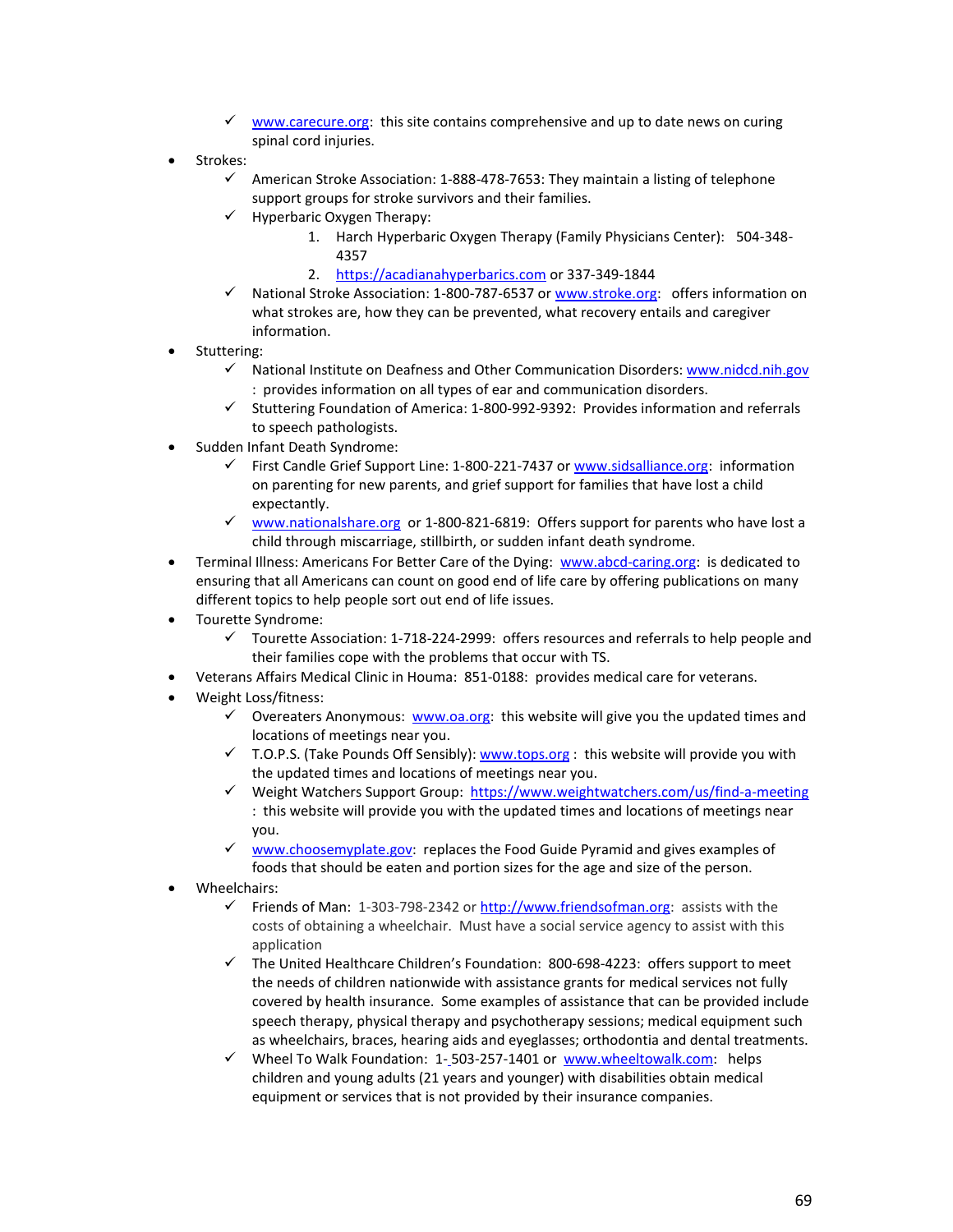- ✓ [www.carecure.org](http://www.carecure.org): this site contains comprehensive and up to date news on curing spinal cord injuries.
- Strokes:
  - ✓ American Stroke Association: 1-888-478-7653: They maintain a listing of telephone support groups for stroke survivors and their families.
  - ✓ Hyperbaric Oxygen Therapy:
    1. Harch Hyperbaric Oxygen Therapy (Family Physicians Center): 504-348-4357
    2. [https://acadianahyperbarics.com](https://acadianahyperbarics.com) or 337-349-1844
  - ✓ National Stroke Association: 1-800-787-6537 or [www.stroke.org](http://www.stroke.org): offers information on what strokes are, how they can be prevented, what recovery entails and caregiver information.
- Stuttering:
  - ✓ National Institute on Deafness and Other Communication Disorders: [www.nidcd.nih.gov](http://www.nidcd.nih.gov) : provides information on all types of ear and communication disorders.
  - ✓ Stuttering Foundation of America: 1-800-992-9392: Provides information and referrals to speech pathologists.
- Sudden Infant Death Syndrome:
  - ✓ First Candle Grief Support Line: 1-800-221-7437 or [www.sidsalliance.org](http://www.sidsalliance.org): information on parenting for new parents, and grief support for families that have lost a child expectantly.
  - ✓ [www.nationalshare.org](http://www.nationalshare.org) or 1-800-821-6819: Offers support for parents who have lost a child through miscarriage, stillbirth, or sudden infant death syndrome.
- Terminal Illness: Americans For Better Care of the Dying: [www.abcd-caring.org](http://www.abcd-caring.org): is dedicated to ensuring that all Americans can count on good end of life care by offering publications on many different topics to help people sort out end of life issues.
- Tourette Syndrome:
  - ✓ Tourette Association: 1-718-224-2999: offers resources and referrals to help people and their families cope with the problems that occur with TS.
- Veterans Affairs Medical Clinic in Houma: 851-0188: provides medical care for veterans.
- Weight Loss/fitness:
  - ✓ Overeaters Anonymous: [www.oa.org](http://www.oa.org): this website will give you the updated times and locations of meetings near you.
  - ✓ T.O.P.S. (Take Pounds Off Sensibly): [www.tops.org](http://www.tops.org) : this website will provide you with the updated times and locations of meetings near you.
  - ✓ Weight Watchers Support Group: [https://www.weightwatchers.com/us/find-a-meeting](https://www.weightwatchers.com/us/find-a-meeting) : this website will provide you with the updated times and locations of meetings near you.
  - ✓ [www.choosemyplate.gov](http://www.choosemyplate.gov): replaces the Food Guide Pyramid and gives examples of foods that should be eaten and portion sizes for the age and size of the person.
- Wheelchairs:
  - ✓ Friends of Man: 1-303-798-2342 or [http://www.friendsofman.org](http://www.friendsofman.org): assists with the costs of obtaining a wheelchair. Must have a social service agency to assist with this application
  - ✓ The United Healthcare Children's Foundation: 800-698-4223: offers support to meet the needs of children nationwide with assistance grants for medical services not fully covered by health insurance. Some examples of assistance that can be provided include speech therapy, physical therapy and psychotherapy sessions; medical equipment such as wheelchairs, braces, hearing aids and eyeglasses; orthodontia and dental treatments.
  - ✓ Wheel To Walk Foundation: 1-503-257-1401 or [www.wheeltowalk.com](http://www.wheeltowalk.com): helps children and young adults (21 years and younger) with disabilities obtain medical equipment or services that is not provided by their insurance companies.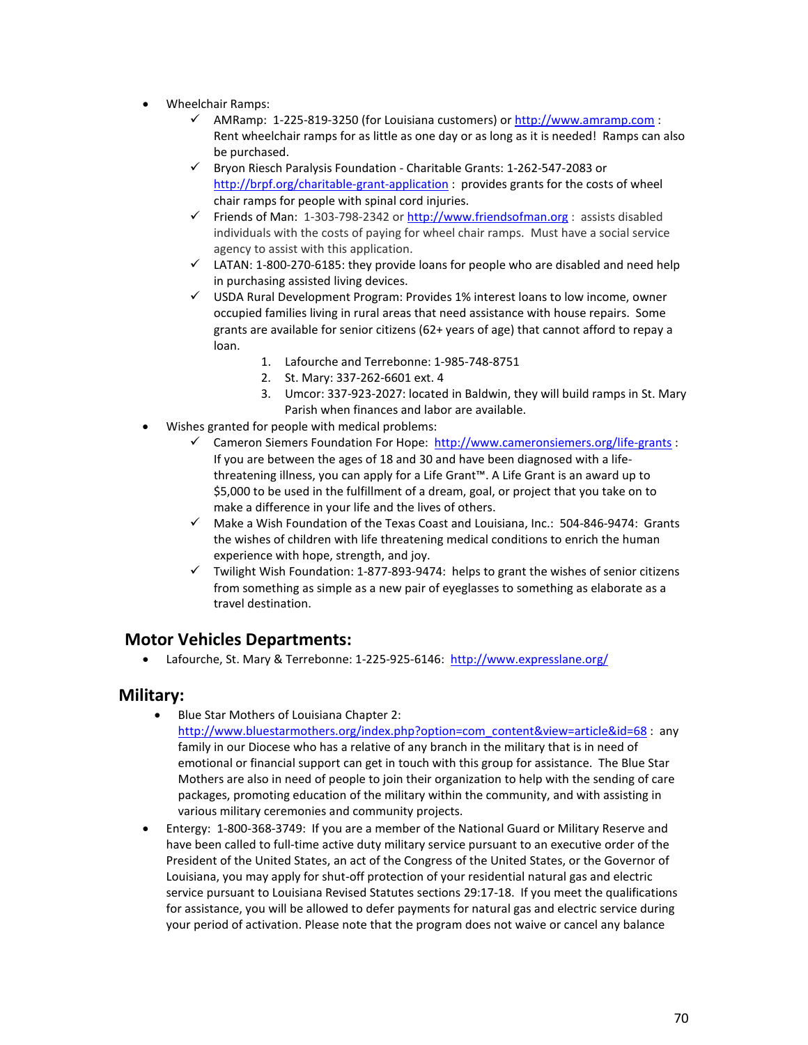- Wheelchair Ramps:
  - ✓ AMRamp: 1-225-819-3250 (for Louisiana customers) or http://www.amramp.com : Rent wheelchair ramps for as little as one day or as long as it is needed! Ramps can also be purchased.
  - ✓ Bryon Riesch Paralysis Foundation - Charitable Grants: 1-262-547-2083 or http://brpf.org/charitable-grant-application : provides grants for the costs of wheel chair ramps for people with spinal cord injuries.
  - ✓ Friends of Man: 1-303-798-2342 or http://www.friendsofman.org : assists disabled individuals with the costs of paying for wheel chair ramps. Must have a social service agency to assist with this application.
  - ✓ LATAN: 1-800-270-6185: they provide loans for people who are disabled and need help in purchasing assisted living devices.
  - ✓ USDA Rural Development Program: Provides 1% interest loans to low income, owner occupied families living in rural areas that need assistance with house repairs. Some grants are available for senior citizens (62+ years of age) that cannot afford to repay a loan.
    1. Lafourche and Terrebonne: 1-985-748-8751
    2. St. Mary: 337-262-6601 ext. 4
    3. Umcor: 337-923-2027: located in Baldwin, they will build ramps in St. Mary Parish when finances and labor are available.
- Wishes granted for people with medical problems:
  - ✓ Cameron Siemers Foundation For Hope: http://www.cameronsiemers.org/life-grants : If you are between the ages of 18 and 30 and have been diagnosed with a life-threatening illness, you can apply for a Life Grant™. A Life Grant is an award up to $5,000 to be used in the fulfillment of a dream, goal, or project that you take on to make a difference in your life and the lives of others.
  - ✓ Make a Wish Foundation of the Texas Coast and Louisiana, Inc.: 504-846-9474: Grants the wishes of children with life threatening medical conditions to enrich the human experience with hope, strength, and joy.
  - ✓ Twilight Wish Foundation: 1-877-893-9474: helps to grant the wishes of senior citizens from something as simple as a new pair of eyeglasses to something as elaborate as a travel destination.

## Motor Vehicles Departments:

- Lafourche, St. Mary & Terrebonne: 1-225-925-6146: http://www.expresslane.org/

## Military:

- Blue Star Mothers of Louisiana Chapter 2: http://www.bluestarmothers.org/index.php?option=com_content&view=article&id=68 : any family in our Diocese who has a relative of any branch in the military that is in need of emotional or financial support can get in touch with this group for assistance. The Blue Star Mothers are also in need of people to join their organization to help with the sending of care packages, promoting education of the military within the community, and with assisting in various military ceremonies and community projects.
- Entergy: 1-800-368-3749: If you are a member of the National Guard or Military Reserve and have been called to full-time active duty military service pursuant to an executive order of the President of the United States, an act of the Congress of the United States, or the Governor of Louisiana, you may apply for shut-off protection of your residential natural gas and electric service pursuant to Louisiana Revised Statutes sections 29:17-18. If you meet the qualifications for assistance, you will be allowed to defer payments for natural gas and electric service during your period of activation. Please note that the program does not waive or cancel any balance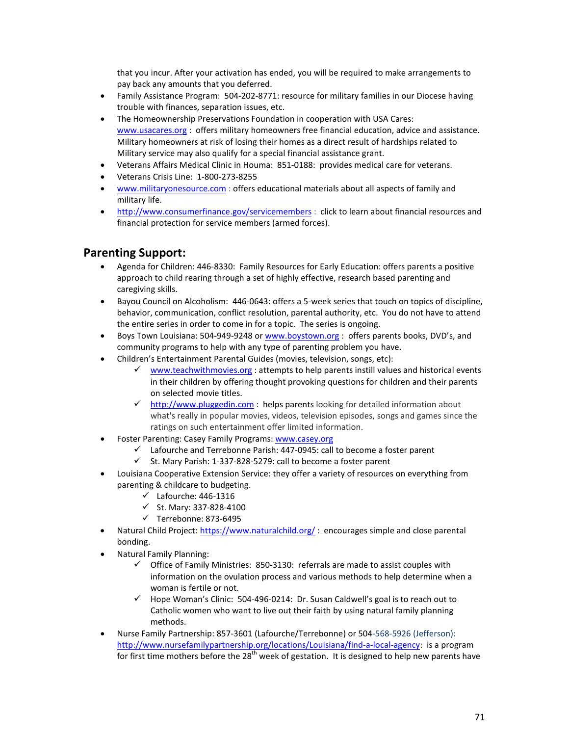that you incur. After your activation has ended, you will be required to make arrangements to pay back any amounts that you deferred.

- Family Assistance Program: 504-202-8771: resource for military families in our Diocese having trouble with finances, separation issues, etc.
- The Homeownership Preservations Foundation in cooperation with USA Cares: www.usacares.org : offers military homeowners free financial education, advice and assistance. Military homeowners at risk of losing their homes as a direct result of hardships related to Military service may also qualify for a special financial assistance grant.
- Veterans Affairs Medical Clinic in Houma: 851-0188: provides medical care for veterans.
- Veterans Crisis Line: 1-800-273-8255
- www.militaryonesource.com : offers educational materials about all aspects of family and military life.
- http://www.consumerfinance.gov/servicemembers : click to learn about financial resources and financial protection for service members (armed forces).

## Parenting Support:

- Agenda for Children: 446-8330: Family Resources for Early Education: offers parents a positive approach to child rearing through a set of highly effective, research based parenting and caregiving skills.
- Bayou Council on Alcoholism: 446-0643: offers a 5-week series that touch on topics of discipline, behavior, communication, conflict resolution, parental authority, etc. You do not have to attend the entire series in order to come in for a topic. The series is ongoing.
- Boys Town Louisiana: 504-949-9248 or www.boystown.org : offers parents books, DVD's, and community programs to help with any type of parenting problem you have.
- Children's Entertainment Parental Guides (movies, television, songs, etc):
  - ✓ www.teachwithmovies.org : attempts to help parents instill values and historical events in their children by offering thought provoking questions for children and their parents on selected movie titles.
  - ✓ http://www.pluggedin.com : helps parents looking for detailed information about what's really in popular movies, videos, television episodes, songs and games since the ratings on such entertainment offer limited information.
- Foster Parenting: Casey Family Programs: www.casey.org
  - ✓ Lafourche and Terrebonne Parish: 447-0945: call to become a foster parent
  - ✓ St. Mary Parish: 1-337-828-5279: call to become a foster parent
- Louisiana Cooperative Extension Service: they offer a variety of resources on everything from parenting & childcare to budgeting.
  - ✓ Lafourche: 446-1316
  - ✓ St. Mary: 337-828-4100
  - ✓ Terrebonne: 873-6495
- Natural Child Project: https://www.naturalchild.org/ : encourages simple and close parental bonding.
- Natural Family Planning:
  - ✓ Office of Family Ministries: 850-3130: referrals are made to assist couples with information on the ovulation process and various methods to help determine when a woman is fertile or not.
  - ✓ Hope Woman's Clinic: 504-496-0214: Dr. Susan Caldwell's goal is to reach out to Catholic women who want to live out their faith by using natural family planning methods.
- Nurse Family Partnership: 857-3601 (Lafourche/Terrebonne) or 504-568-5926 (Jefferson): http://www.nursefamilypartnership.org/locations/Louisiana/find-a-local-agency: is a program for first time mothers before the 28th week of gestation. It is designed to help new parents have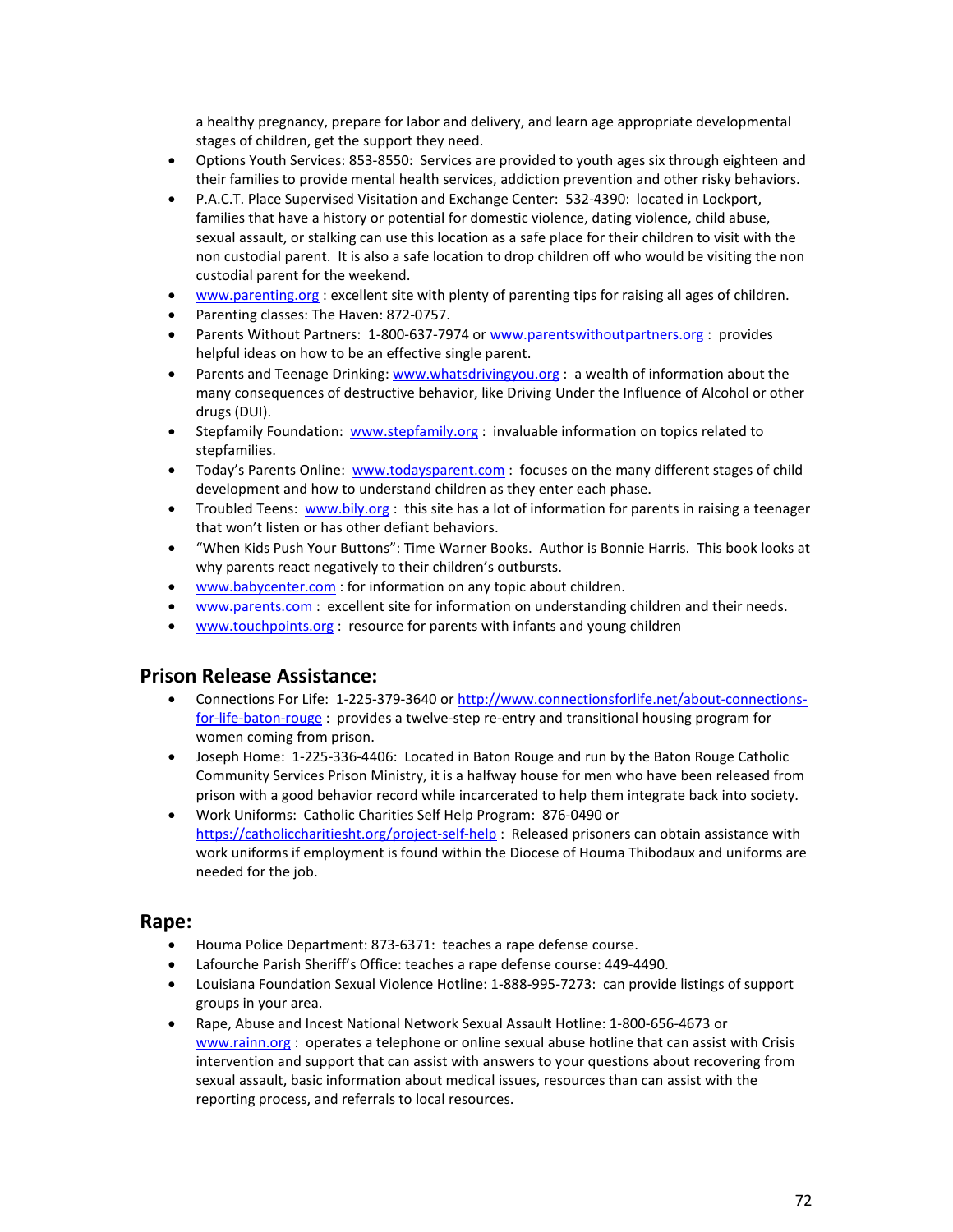a healthy pregnancy, prepare for labor and delivery, and learn age appropriate developmental stages of children, get the support they need.

- Options Youth Services: 853-8550: Services are provided to youth ages six through eighteen and their families to provide mental health services, addiction prevention and other risky behaviors.
- P.A.C.T. Place Supervised Visitation and Exchange Center: 532-4390: located in Lockport, families that have a history or potential for domestic violence, dating violence, child abuse, sexual assault, or stalking can use this location as a safe place for their children to visit with the non custodial parent. It is also a safe location to drop children off who would be visiting the non custodial parent for the weekend.
- www.parenting.org : excellent site with plenty of parenting tips for raising all ages of children.
- Parenting classes: The Haven: 872-0757.
- Parents Without Partners: 1-800-637-7974 or www.parentswithoutpartners.org : provides helpful ideas on how to be an effective single parent.
- Parents and Teenage Drinking: www.whatsdrivingyou.org : a wealth of information about the many consequences of destructive behavior, like Driving Under the Influence of Alcohol or other drugs (DUI).
- Stepfamily Foundation: www.stepfamily.org : invaluable information on topics related to stepfamilies.
- Today's Parents Online: www.todaysparent.com : focuses on the many different stages of child development and how to understand children as they enter each phase.
- Troubled Teens: www.bily.org : this site has a lot of information for parents in raising a teenager that won't listen or has other defiant behaviors.
- "When Kids Push Your Buttons": Time Warner Books. Author is Bonnie Harris. This book looks at why parents react negatively to their children's outbursts.
- www.babycenter.com : for information on any topic about children.
- www.parents.com : excellent site for information on understanding children and their needs.
- www.touchpoints.org : resource for parents with infants and young children

## Prison Release Assistance:

- Connections For Life: 1-225-379-3640 or http://www.connectionsforlife.net/about-connections-for-life-baton-rouge : provides a twelve-step re-entry and transitional housing program for women coming from prison.
- Joseph Home: 1-225-336-4406: Located in Baton Rouge and run by the Baton Rouge Catholic Community Services Prison Ministry, it is a halfway house for men who have been released from prison with a good behavior record while incarcerated to help them integrate back into society.
- Work Uniforms: Catholic Charities Self Help Program: 876-0490 or https://catholiccharitiesht.org/project-self-help : Released prisoners can obtain assistance with work uniforms if employment is found within the Diocese of Houma Thibodaux and uniforms are needed for the job.

## Rape:

- Houma Police Department: 873-6371: teaches a rape defense course.
- Lafourche Parish Sheriff's Office: teaches a rape defense course: 449-4490.
- Louisiana Foundation Sexual Violence Hotline: 1-888-995-7273: can provide listings of support groups in your area.
- Rape, Abuse and Incest National Network Sexual Assault Hotline: 1-800-656-4673 or www.rainn.org : operates a telephone or online sexual abuse hotline that can assist with Crisis intervention and support that can assist with answers to your questions about recovering from sexual assault, basic information about medical issues, resources than can assist with the reporting process, and referrals to local resources.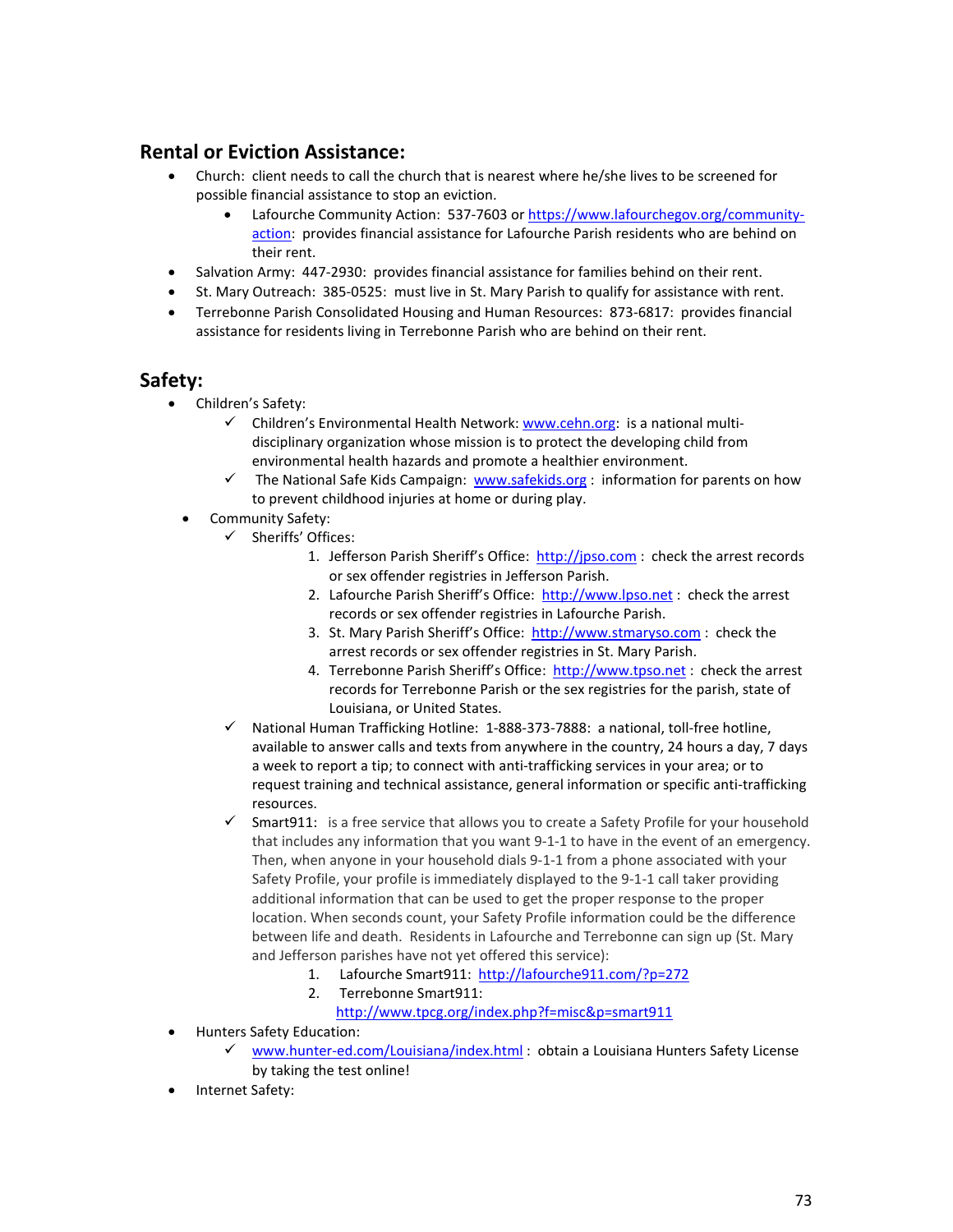## Rental or Eviction Assistance:

- Church: client needs to call the church that is nearest where he/she lives to be screened for possible financial assistance to stop an eviction.
    - Lafourche Community Action: 537-7603 or https://www.lafourchegov.org/community-action: provides financial assistance for Lafourche Parish residents who are behind on their rent.
- Salvation Army: 447-2930: provides financial assistance for families behind on their rent.
- St. Mary Outreach: 385-0525: must live in St. Mary Parish to qualify for assistance with rent.
- Terrebonne Parish Consolidated Housing and Human Resources: 873-6817: provides financial assistance for residents living in Terrebonne Parish who are behind on their rent.

## Safety:

- Children's Safety:
    - ✓ Children's Environmental Health Network: www.cehn.org: is a national multi-disciplinary organization whose mission is to protect the developing child from environmental health hazards and promote a healthier environment.
    - ✓ The National Safe Kids Campaign: www.safekids.org : information for parents on how to prevent childhood injuries at home or during play.
- Community Safety:
    - ✓ Sheriffs' Offices:
        1. Jefferson Parish Sheriff's Office: http://jpso.com : check the arrest records or sex offender registries in Jefferson Parish.
        2. Lafourche Parish Sheriff's Office: http://www.lpso.net : check the arrest records or sex offender registries in Lafourche Parish.
        3. St. Mary Parish Sheriff's Office: http://www.stmaryso.com : check the arrest records or sex offender registries in St. Mary Parish.
        4. Terrebonne Parish Sheriff's Office: http://www.tpso.net : check the arrest records for Terrebonne Parish or the sex registries for the parish, state of Louisiana, or United States.
    - ✓ National Human Trafficking Hotline: 1-888-373-7888: a national, toll-free hotline, available to answer calls and texts from anywhere in the country, 24 hours a day, 7 days a week to report a tip; to connect with anti-trafficking services in your area; or to request training and technical assistance, general information or specific anti-trafficking resources.
    - ✓ Smart911: is a free service that allows you to create a Safety Profile for your household that includes any information that you want 9-1-1 to have in the event of an emergency. Then, when anyone in your household dials 9-1-1 from a phone associated with your Safety Profile, your profile is immediately displayed to the 9-1-1 call taker providing additional information that can be used to get the proper response to the proper location. When seconds count, your Safety Profile information could be the difference between life and death. Residents in Lafourche and Terrebonne can sign up (St. Mary and Jefferson parishes have not yet offered this service):
        1. Lafourche Smart911: http://lafourche911.com/?p=272
        2. Terrebonne Smart911: http://www.tpcg.org/index.php?f=misc&p=smart911
- Hunters Safety Education:
    - ✓ www.hunter-ed.com/Louisiana/index.html : obtain a Louisiana Hunters Safety License by taking the test online!
- Internet Safety: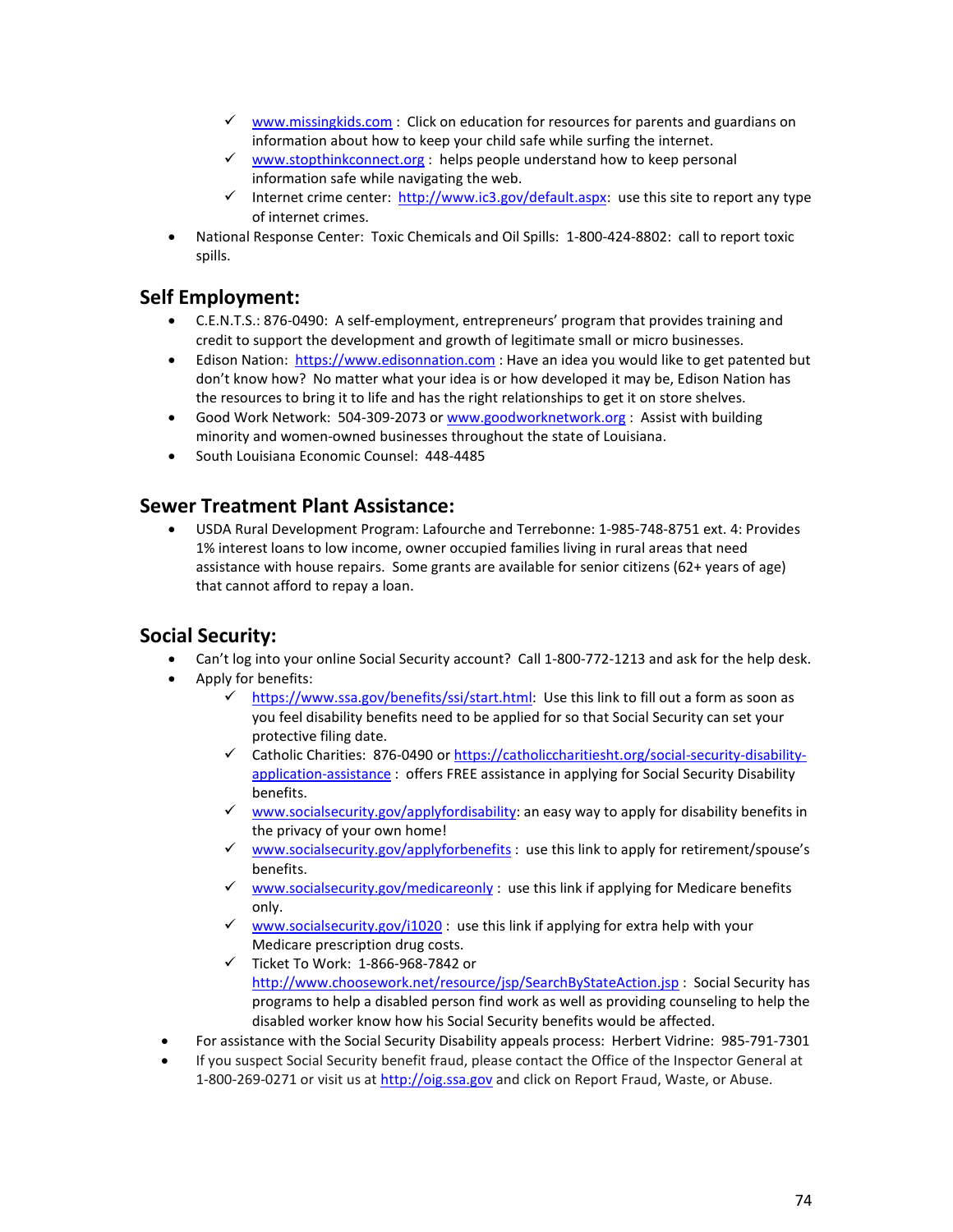- ✓ www.missingkids.com : Click on education for resources for parents and guardians on information about how to keep your child safe while surfing the internet.
    - ✓ www.stopthinkconnect.org : helps people understand how to keep personal information safe while navigating the web.
    - ✓ Internet crime center: http://www.ic3.gov/default.aspx: use this site to report any type of internet crimes.
- National Response Center: Toxic Chemicals and Oil Spills: 1-800-424-8802: call to report toxic spills.

## Self Employment:

- C.E.N.T.S.: 876-0490: A self-employment, entrepreneurs' program that provides training and credit to support the development and growth of legitimate small or micro businesses.
- Edison Nation: https://www.edisonnation.com : Have an idea you would like to get patented but don't know how? No matter what your idea is or how developed it may be, Edison Nation has the resources to bring it to life and has the right relationships to get it on store shelves.
- Good Work Network: 504-309-2073 or www.goodworknetwork.org : Assist with building minority and women-owned businesses throughout the state of Louisiana.
- South Louisiana Economic Counsel: 448-4485

## Sewer Treatment Plant Assistance:

- USDA Rural Development Program: Lafourche and Terrebonne: 1-985-748-8751 ext. 4: Provides 1% interest loans to low income, owner occupied families living in rural areas that need assistance with house repairs. Some grants are available for senior citizens (62+ years of age) that cannot afford to repay a loan.

## Social Security:

- Can't log into your online Social Security account? Call 1-800-772-1213 and ask for the help desk.
- Apply for benefits:
    - ✓ https://www.ssa.gov/benefits/ssi/start.html: Use this link to fill out a form as soon as you feel disability benefits need to be applied for so that Social Security can set your protective filing date.
    - ✓ Catholic Charities: 876-0490 or https://catholiccharitiesht.org/social-security-disability-application-assistance : offers FREE assistance in applying for Social Security Disability benefits.
    - ✓ www.socialsecurity.gov/applyfordisability: an easy way to apply for disability benefits in the privacy of your own home!
    - ✓ www.socialsecurity.gov/applyforbenefits : use this link to apply for retirement/spouse's benefits.
    - ✓ www.socialsecurity.gov/medicareonly : use this link if applying for Medicare benefits only.
    - ✓ www.socialsecurity.gov/i1020 : use this link if applying for extra help with your Medicare prescription drug costs.
    - ✓ Ticket To Work: 1-866-968-7842 or http://www.choosework.net/resource/jsp/SearchByStateAction.jsp : Social Security has programs to help a disabled person find work as well as providing counseling to help the disabled worker know how his Social Security benefits would be affected.
- For assistance with the Social Security Disability appeals process: Herbert Vidrine: 985-791-7301
- If you suspect Social Security benefit fraud, please contact the Office of the Inspector General at 1-800-269-0271 or visit us at http://oig.ssa.gov and click on Report Fraud, Waste, or Abuse.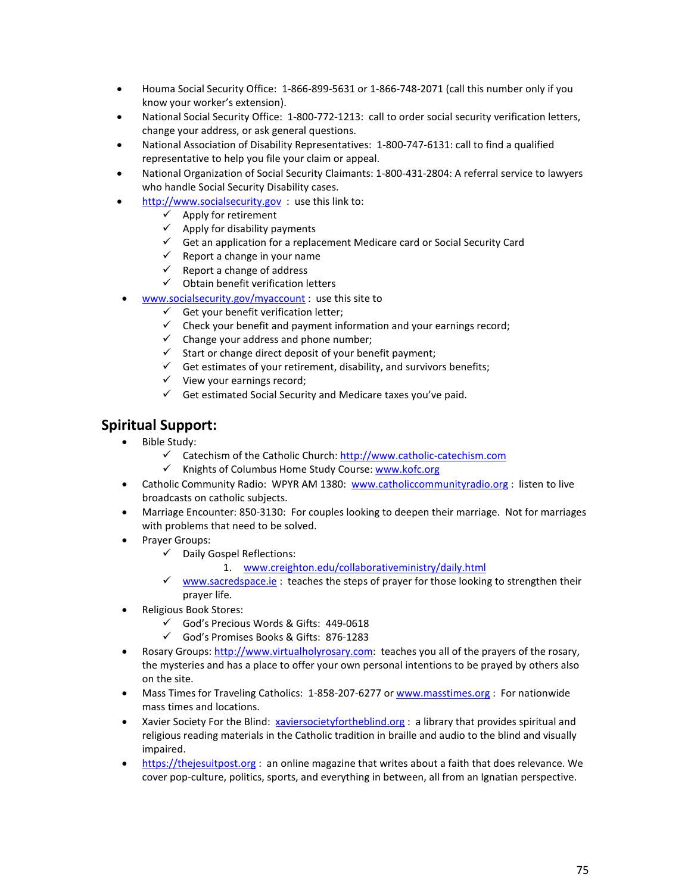- Houma Social Security Office: 1-866-899-5631 or 1-866-748-2071 (call this number only if you know your worker's extension).
- National Social Security Office: 1-800-772-1213: call to order social security verification letters, change your address, or ask general questions.
- National Association of Disability Representatives: 1-800-747-6131: call to find a qualified representative to help you file your claim or appeal.
- National Organization of Social Security Claimants: 1-800-431-2804: A referral service to lawyers who handle Social Security Disability cases.
- http://www.socialsecurity.gov : use this link to:
  - ✓ Apply for retirement
  - ✓ Apply for disability payments
  - ✓ Get an application for a replacement Medicare card or Social Security Card
  - ✓ Report a change in your name
  - ✓ Report a change of address
  - ✓ Obtain benefit verification letters
- www.socialsecurity.gov/myaccount : use this site to
  - ✓ Get your benefit verification letter;
  - ✓ Check your benefit and payment information and your earnings record;
  - ✓ Change your address and phone number;
  - ✓ Start or change direct deposit of your benefit payment;
  - ✓ Get estimates of your retirement, disability, and survivors benefits;
  - ✓ View your earnings record;
  - ✓ Get estimated Social Security and Medicare taxes you've paid.

## Spiritual Support:

- Bible Study:
  - ✓ Catechism of the Catholic Church: http://www.catholic-catechism.com
  - ✓ Knights of Columbus Home Study Course: www.kofc.org
- Catholic Community Radio: WPYR AM 1380: www.catholiccommunityradio.org : listen to live broadcasts on catholic subjects.
- Marriage Encounter: 850-3130: For couples looking to deepen their marriage. Not for marriages with problems that need to be solved.
- Prayer Groups:
  - ✓ Daily Gospel Reflections:
    1. www.creighton.edu/collaborativeministry/daily.html
  - ✓ www.sacredspace.ie : teaches the steps of prayer for those looking to strengthen their prayer life.
- Religious Book Stores:
  - ✓ God's Precious Words & Gifts: 449-0618
  - ✓ God's Promises Books & Gifts: 876-1283
- Rosary Groups: http://www.virtualholyrosary.com: teaches you all of the prayers of the rosary, the mysteries and has a place to offer your own personal intentions to be prayed by others also on the site.
- Mass Times for Traveling Catholics: 1-858-207-6277 or www.masstimes.org : For nationwide mass times and locations.
- Xavier Society For the Blind: xaviersocietyfortheblind.org : a library that provides spiritual and religious reading materials in the Catholic tradition in braille and audio to the blind and visually impaired.
- https://thejesuitpost.org : an online magazine that writes about a faith that does relevance. We cover pop-culture, politics, sports, and everything in between, all from an Ignatian perspective.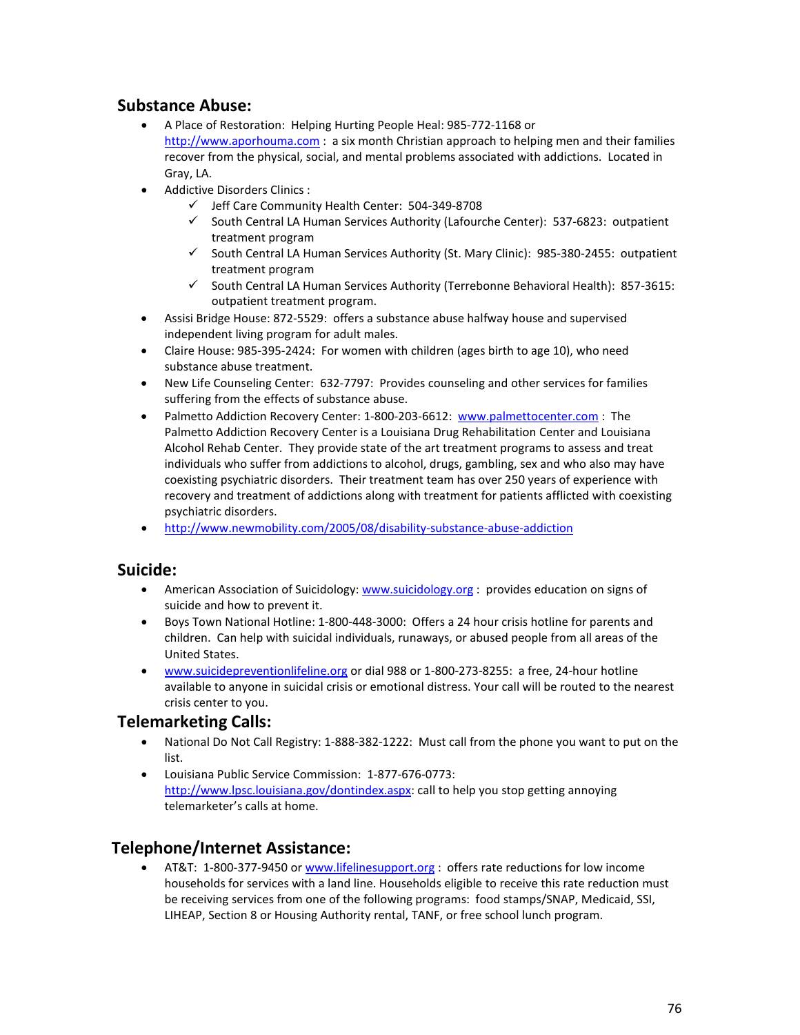## Substance Abuse:

- A Place of Restoration: Helping Hurting People Heal: 985-772-1168 or http://www.aporhouma.com : a six month Christian approach to helping men and their families recover from the physical, social, and mental problems associated with addictions. Located in Gray, LA.
- Addictive Disorders Clinics :
  - ✓ Jeff Care Community Health Center: 504-349-8708
  - ✓ South Central LA Human Services Authority (Lafourche Center): 537-6823: outpatient treatment program
  - ✓ South Central LA Human Services Authority (St. Mary Clinic): 985-380-2455: outpatient treatment program
  - ✓ South Central LA Human Services Authority (Terrebonne Behavioral Health): 857-3615: outpatient treatment program.
- Assisi Bridge House: 872-5529: offers a substance abuse halfway house and supervised independent living program for adult males.
- Claire House: 985-395-2424: For women with children (ages birth to age 10), who need substance abuse treatment.
- New Life Counseling Center: 632-7797: Provides counseling and other services for families suffering from the effects of substance abuse.
- Palmetto Addiction Recovery Center: 1-800-203-6612: www.palmettocenter.com : The Palmetto Addiction Recovery Center is a Louisiana Drug Rehabilitation Center and Louisiana Alcohol Rehab Center. They provide state of the art treatment programs to assess and treat individuals who suffer from addictions to alcohol, drugs, gambling, sex and who also may have coexisting psychiatric disorders. Their treatment team has over 250 years of experience with recovery and treatment of addictions along with treatment for patients afflicted with coexisting psychiatric disorders.
- http://www.newmobility.com/2005/08/disability-substance-abuse-addiction

## Suicide:

- American Association of Suicidology: www.suicidology.org : provides education on signs of suicide and how to prevent it.
- Boys Town National Hotline: 1-800-448-3000: Offers a 24 hour crisis hotline for parents and children. Can help with suicidal individuals, runaways, or abused people from all areas of the United States.
- www.suicidepreventionlifeline.org or dial 988 or 1-800-273-8255: a free, 24-hour hotline available to anyone in suicidal crisis or emotional distress. Your call will be routed to the nearest crisis center to you.

## Telemarketing Calls:

- National Do Not Call Registry: 1-888-382-1222: Must call from the phone you want to put on the list.
- Louisiana Public Service Commission: 1-877-676-0773: http://www.lpsc.louisiana.gov/dontindex.aspx: call to help you stop getting annoying telemarketer's calls at home.

## Telephone/Internet Assistance:

- AT&T: 1-800-377-9450 or www.lifelinesupport.org : offers rate reductions for low income households for services with a land line. Households eligible to receive this rate reduction must be receiving services from one of the following programs: food stamps/SNAP, Medicaid, SSI, LIHEAP, Section 8 or Housing Authority rental, TANF, or free school lunch program.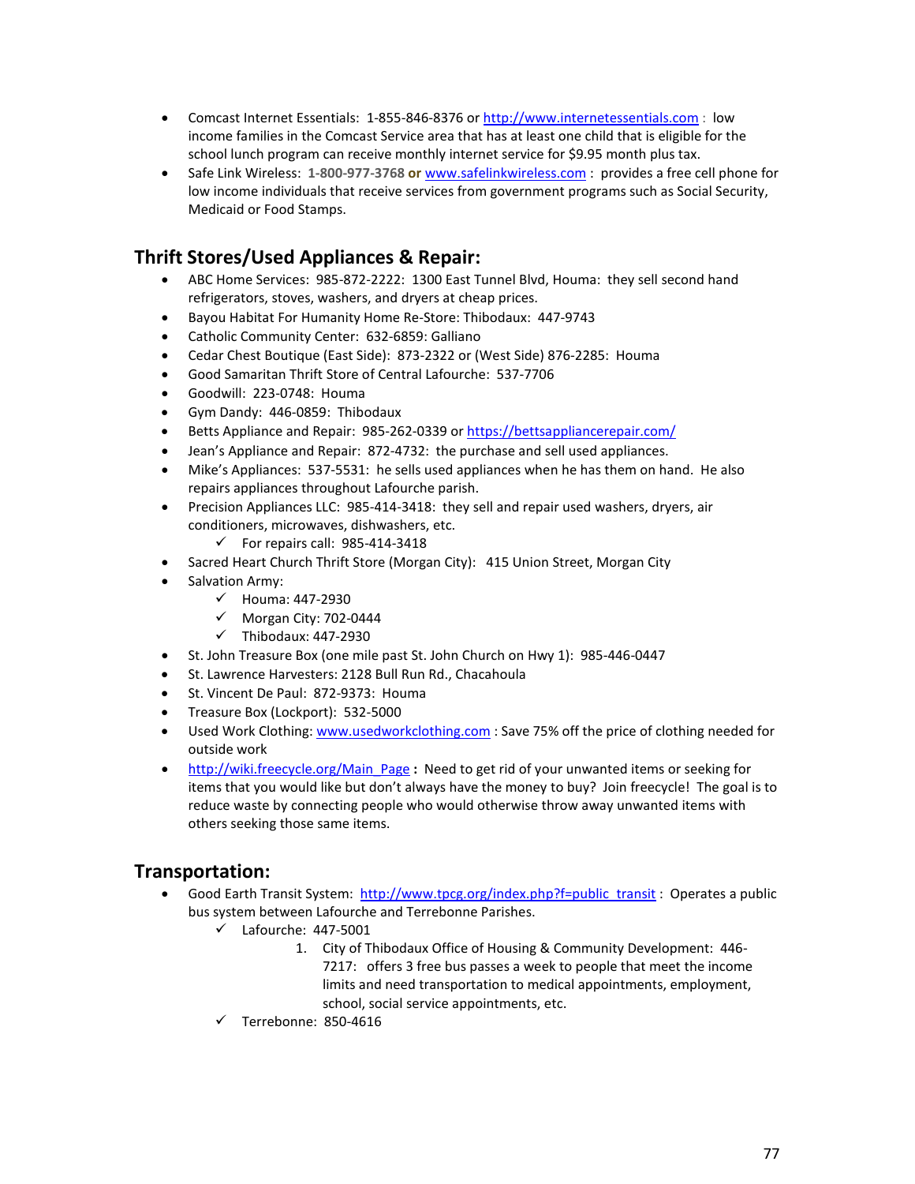- Comcast Internet Essentials: 1-855-846-8376 or http://www.internetessentials.com : low income families in the Comcast Service area that has at least one child that is eligible for the school lunch program can receive monthly internet service for $9.95 month plus tax.
- Safe Link Wireless: **1-800-977-3768 or** www.safelinkwireless.com : provides a free cell phone for low income individuals that receive services from government programs such as Social Security, Medicaid or Food Stamps.

## Thrift Stores/Used Appliances & Repair:

- ABC Home Services: 985-872-2222: 1300 East Tunnel Blvd, Houma: they sell second hand refrigerators, stoves, washers, and dryers at cheap prices.
- Bayou Habitat For Humanity Home Re-Store: Thibodaux: 447-9743
- Catholic Community Center: 632-6859: Galliano
- Cedar Chest Boutique (East Side): 873-2322 or (West Side) 876-2285: Houma
- Good Samaritan Thrift Store of Central Lafourche: 537-7706
- Goodwill: 223-0748: Houma
- Gym Dandy: 446-0859: Thibodaux
- Betts Appliance and Repair: 985-262-0339 or https://bettsappliancerepair.com/
- Jean's Appliance and Repair: 872-4732: the purchase and sell used appliances.
- Mike's Appliances: 537-5531: he sells used appliances when he has them on hand. He also repairs appliances throughout Lafourche parish.
- Precision Appliances LLC: 985-414-3418: they sell and repair used washers, dryers, air conditioners, microwaves, dishwashers, etc.
  - ✓ For repairs call: 985-414-3418
- Sacred Heart Church Thrift Store (Morgan City): 415 Union Street, Morgan City
- Salvation Army:
  - ✓ Houma: 447-2930
  - ✓ Morgan City: 702-0444
  - ✓ Thibodaux: 447-2930
- St. John Treasure Box (one mile past St. John Church on Hwy 1): 985-446-0447
- St. Lawrence Harvesters: 2128 Bull Run Rd., Chacahoula
- St. Vincent De Paul: 872-9373: Houma
- Treasure Box (Lockport): 532-5000
- Used Work Clothing: www.usedworkclothing.com : Save 75% off the price of clothing needed for outside work
- http://wiki.freecycle.org/Main_Page **:** Need to get rid of your unwanted items or seeking for items that you would like but don't always have the money to buy? Join freecycle! The goal is to reduce waste by connecting people who would otherwise throw away unwanted items with others seeking those same items.

## Transportation:

- Good Earth Transit System: http://www.tpcg.org/index.php?f=public_transit : Operates a public bus system between Lafourche and Terrebonne Parishes.
  - ✓ Lafourche: 447-5001
    1. City of Thibodaux Office of Housing & Community Development: 446-7217: offers 3 free bus passes a week to people that meet the income limits and need transportation to medical appointments, employment, school, social service appointments, etc.
  - ✓ Terrebonne: 850-4616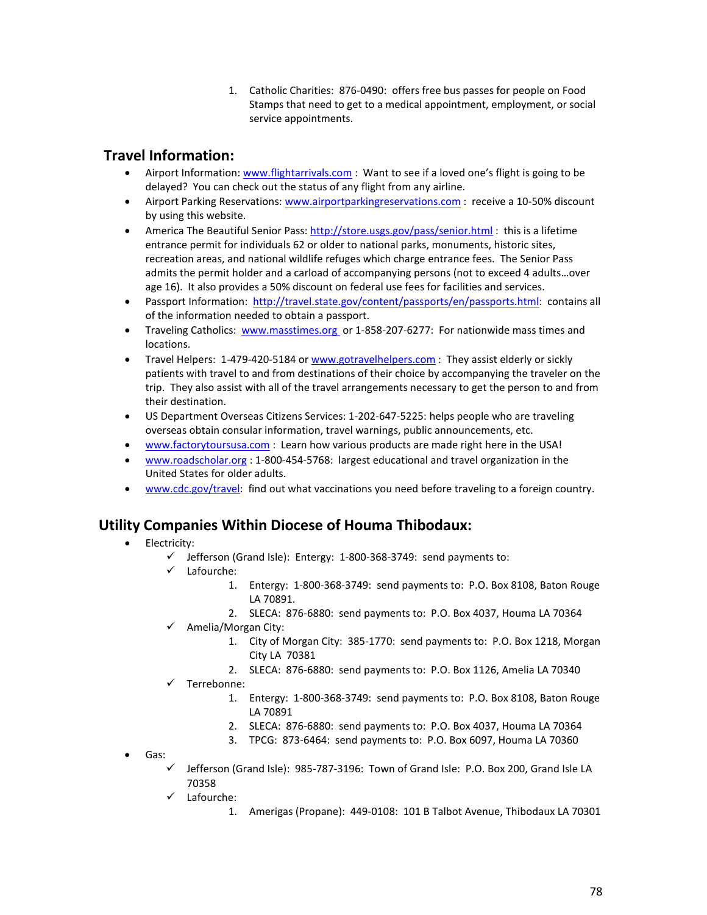1. Catholic Charities: 876-0490: offers free bus passes for people on Food Stamps that need to get to a medical appointment, employment, or social service appointments.

## Travel Information:

- Airport Information: www.flightarrivals.com : Want to see if a loved one's flight is going to be delayed? You can check out the status of any flight from any airline.
- Airport Parking Reservations: www.airportparkingreservations.com : receive a 10-50% discount by using this website.
- America The Beautiful Senior Pass: http://store.usgs.gov/pass/senior.html : this is a lifetime entrance permit for individuals 62 or older to national parks, monuments, historic sites, recreation areas, and national wildlife refuges which charge entrance fees. The Senior Pass admits the permit holder and a carload of accompanying persons (not to exceed 4 adults…over age 16). It also provides a 50% discount on federal use fees for facilities and services.
- Passport Information: http://travel.state.gov/content/passports/en/passports.html: contains all of the information needed to obtain a passport.
- Traveling Catholics: www.masstimes.org or 1-858-207-6277: For nationwide mass times and locations.
- Travel Helpers: 1-479-420-5184 or www.gotravelhelpers.com : They assist elderly or sickly patients with travel to and from destinations of their choice by accompanying the traveler on the trip. They also assist with all of the travel arrangements necessary to get the person to and from their destination.
- US Department Overseas Citizens Services: 1-202-647-5225: helps people who are traveling overseas obtain consular information, travel warnings, public announcements, etc.
- www.factorytoursusa.com : Learn how various products are made right here in the USA!
- www.roadscholar.org : 1-800-454-5768: largest educational and travel organization in the United States for older adults.
- www.cdc.gov/travel: find out what vaccinations you need before traveling to a foreign country.

## Utility Companies Within Diocese of Houma Thibodaux:

- Electricity:
  - ✓ Jefferson (Grand Isle): Entergy: 1-800-368-3749: send payments to:
  - ✓ Lafourche:
    1. Entergy: 1-800-368-3749: send payments to: P.O. Box 8108, Baton Rouge LA 70891.
    2. SLECA: 876-6880: send payments to: P.O. Box 4037, Houma LA 70364
  - ✓ Amelia/Morgan City:
    1. City of Morgan City: 385-1770: send payments to: P.O. Box 1218, Morgan City LA 70381
    2. SLECA: 876-6880: send payments to: P.O. Box 1126, Amelia LA 70340
  - ✓ Terrebonne:
    1. Entergy: 1-800-368-3749: send payments to: P.O. Box 8108, Baton Rouge LA 70891
    2. SLECA: 876-6880: send payments to: P.O. Box 4037, Houma LA 70364
    3. TPCG: 873-6464: send payments to: P.O. Box 6097, Houma LA 70360
- Gas:
  - ✓ Jefferson (Grand Isle): 985-787-3196: Town of Grand Isle: P.O. Box 200, Grand Isle LA 70358
  - ✓ Lafourche:
    1. Amerigas (Propane): 449-0108: 101 B Talbot Avenue, Thibodaux LA 70301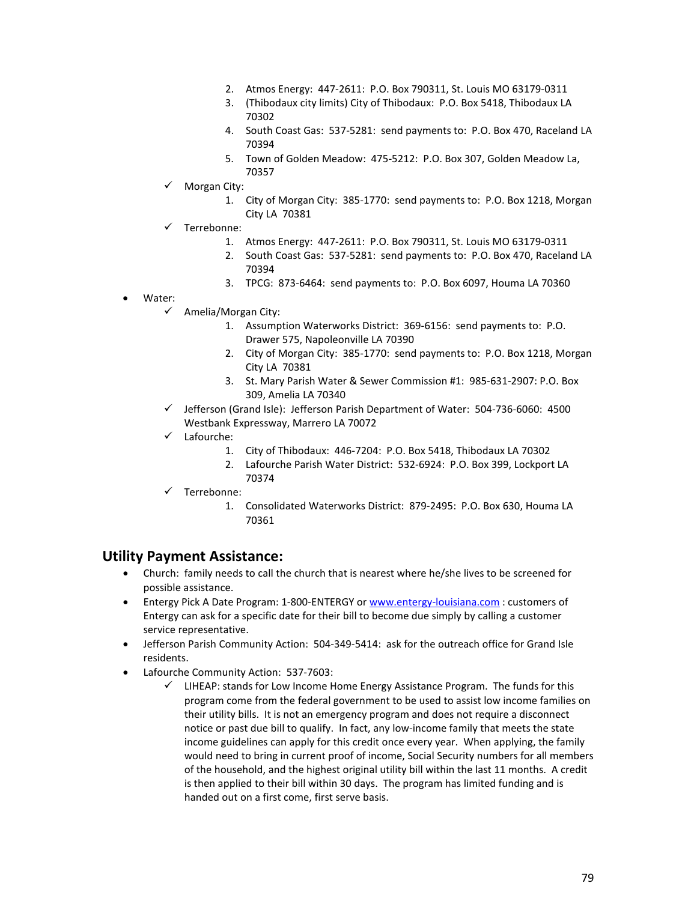2. Atmos Energy: 447-2611: P.O. Box 790311, St. Louis MO 63179-0311
   3. (Thibodaux city limits) City of Thibodaux: P.O. Box 5418, Thibodaux LA 70302
   4. South Coast Gas: 537-5281: send payments to: P.O. Box 470, Raceland LA 70394
   5. Town of Golden Meadow: 475-5212: P.O. Box 307, Golden Meadow La, 70357
- ✓ Morgan City:
   1. City of Morgan City: 385-1770: send payments to: P.O. Box 1218, Morgan City LA 70381
- ✓ Terrebonne:
   1. Atmos Energy: 447-2611: P.O. Box 790311, St. Louis MO 63179-0311
   2. South Coast Gas: 537-5281: send payments to: P.O. Box 470, Raceland LA 70394
   3. TPCG: 873-6464: send payments to: P.O. Box 6097, Houma LA 70360

- Water:
  - ✓ Amelia/Morgan City:
     1. Assumption Waterworks District: 369-6156: send payments to: P.O. Drawer 575, Napoleonville LA 70390
     2. City of Morgan City: 385-1770: send payments to: P.O. Box 1218, Morgan City LA 70381
     3. St. Mary Parish Water & Sewer Commission #1: 985-631-2907: P.O. Box 309, Amelia LA 70340
  - ✓ Jefferson (Grand Isle): Jefferson Parish Department of Water: 504-736-6060: 4500 Westbank Expressway, Marrero LA 70072
  - ✓ Lafourche:
     1. City of Thibodaux: 446-7204: P.O. Box 5418, Thibodaux LA 70302
     2. Lafourche Parish Water District: 532-6924: P.O. Box 399, Lockport LA 70374
  - ✓ Terrebonne:
     1. Consolidated Waterworks District: 879-2495: P.O. Box 630, Houma LA 70361

## Utility Payment Assistance:

- Church: family needs to call the church that is nearest where he/she lives to be screened for possible assistance.
- Entergy Pick A Date Program: 1-800-ENTERGY or www.entergy-louisiana.com : customers of Entergy can ask for a specific date for their bill to become due simply by calling a customer service representative.
- Jefferson Parish Community Action: 504-349-5414: ask for the outreach office for Grand Isle residents.
- Lafourche Community Action: 537-7603:
  - ✓ LIHEAP: stands for Low Income Home Energy Assistance Program. The funds for this program come from the federal government to be used to assist low income families on their utility bills. It is not an emergency program and does not require a disconnect notice or past due bill to qualify. In fact, any low-income family that meets the state income guidelines can apply for this credit once every year. When applying, the family would need to bring in current proof of income, Social Security numbers for all members of the household, and the highest original utility bill within the last 11 months. A credit is then applied to their bill within 30 days. The program has limited funding and is handed out on a first come, first serve basis.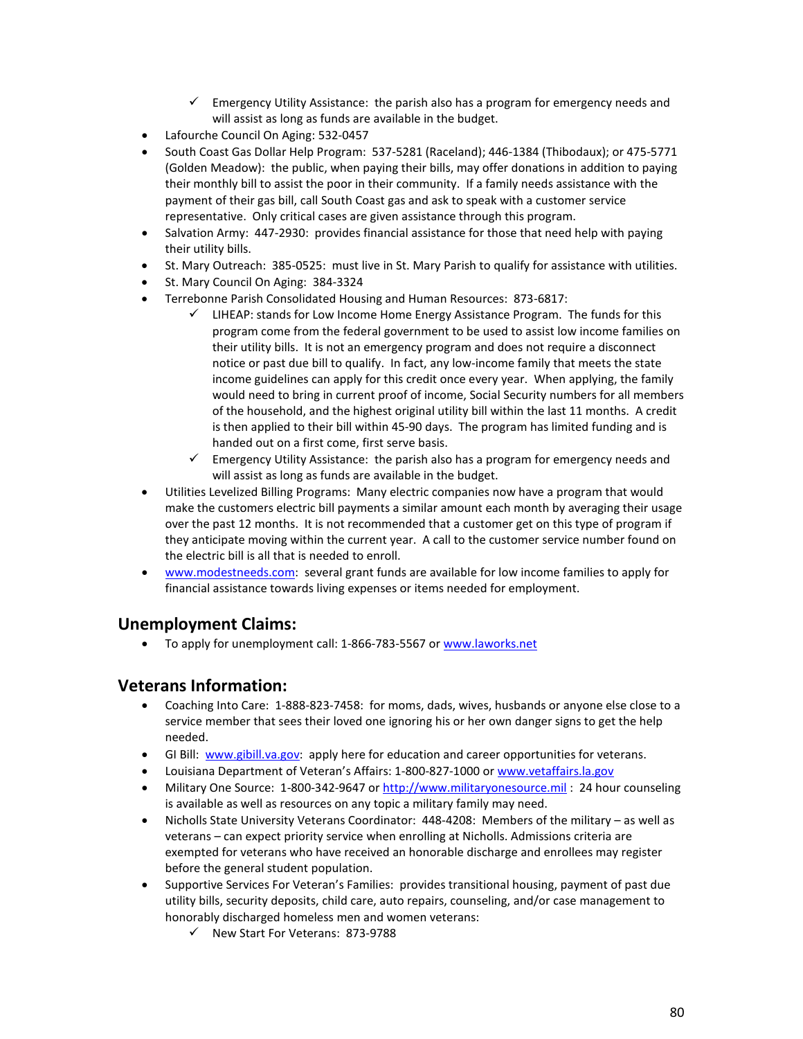- ✓ Emergency Utility Assistance: the parish also has a program for emergency needs and will assist as long as funds are available in the budget.
- Lafourche Council On Aging: 532-0457
- South Coast Gas Dollar Help Program: 537-5281 (Raceland); 446-1384 (Thibodaux); or 475-5771 (Golden Meadow): the public, when paying their bills, may offer donations in addition to paying their monthly bill to assist the poor in their community. If a family needs assistance with the payment of their gas bill, call South Coast gas and ask to speak with a customer service representative. Only critical cases are given assistance through this program.
- Salvation Army: 447-2930: provides financial assistance for those that need help with paying their utility bills.
- St. Mary Outreach: 385-0525: must live in St. Mary Parish to qualify for assistance with utilities.
- St. Mary Council On Aging: 384-3324
- Terrebonne Parish Consolidated Housing and Human Resources: 873-6817:
    - ✓ LIHEAP: stands for Low Income Home Energy Assistance Program. The funds for this program come from the federal government to be used to assist low income families on their utility bills. It is not an emergency program and does not require a disconnect notice or past due bill to qualify. In fact, any low-income family that meets the state income guidelines can apply for this credit once every year. When applying, the family would need to bring in current proof of income, Social Security numbers for all members of the household, and the highest original utility bill within the last 11 months. A credit is then applied to their bill within 45-90 days. The program has limited funding and is handed out on a first come, first serve basis.
    - ✓ Emergency Utility Assistance: the parish also has a program for emergency needs and will assist as long as funds are available in the budget.
- Utilities Levelized Billing Programs: Many electric companies now have a program that would make the customers electric bill payments a similar amount each month by averaging their usage over the past 12 months. It is not recommended that a customer get on this type of program if they anticipate moving within the current year. A call to the customer service number found on the electric bill is all that is needed to enroll.
- www.modestneeds.com: several grant funds are available for low income families to apply for financial assistance towards living expenses or items needed for employment.

## Unemployment Claims:

- To apply for unemployment call: 1-866-783-5567 or www.laworks.net

## Veterans Information:

- Coaching Into Care: 1-888-823-7458: for moms, dads, wives, husbands or anyone else close to a service member that sees their loved one ignoring his or her own danger signs to get the help needed.
- GI Bill: www.gibill.va.gov: apply here for education and career opportunities for veterans.
- Louisiana Department of Veteran's Affairs: 1-800-827-1000 or www.vetaffairs.la.gov
- Military One Source: 1-800-342-9647 or http://www.militaryonesource.mil : 24 hour counseling is available as well as resources on any topic a military family may need.
- Nicholls State University Veterans Coordinator: 448-4208: Members of the military – as well as veterans – can expect priority service when enrolling at Nicholls. Admissions criteria are exempted for veterans who have received an honorable discharge and enrollees may register before the general student population.
- Supportive Services For Veteran's Families: provides transitional housing, payment of past due utility bills, security deposits, child care, auto repairs, counseling, and/or case management to honorably discharged homeless men and women veterans:
    - ✓ New Start For Veterans: 873-9788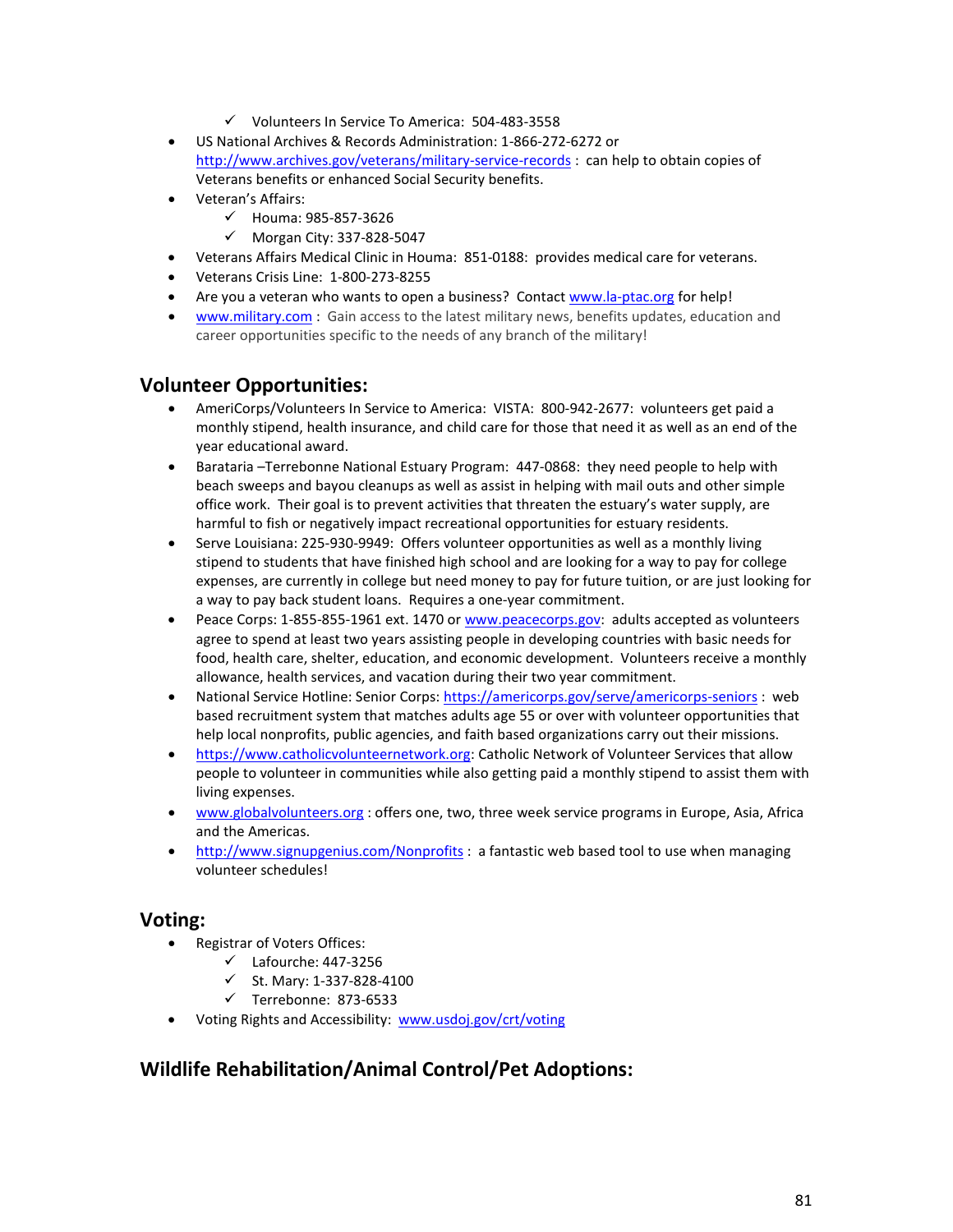- ✓ Volunteers In Service To America: 504-483-3558
- US National Archives & Records Administration: 1-866-272-6272 or http://www.archives.gov/veterans/military-service-records : can help to obtain copies of Veterans benefits or enhanced Social Security benefits.
- Veteran's Affairs:
    - ✓ Houma: 985-857-3626
    - ✓ Morgan City: 337-828-5047
- Veterans Affairs Medical Clinic in Houma: 851-0188: provides medical care for veterans.
- Veterans Crisis Line: 1-800-273-8255
- Are you a veteran who wants to open a business? Contact www.la-ptac.org for help!
- www.military.com : Gain access to the latest military news, benefits updates, education and career opportunities specific to the needs of any branch of the military!

## Volunteer Opportunities:

- AmeriCorps/Volunteers In Service to America: VISTA: 800-942-2677: volunteers get paid a monthly stipend, health insurance, and child care for those that need it as well as an end of the year educational award.
- Barataria –Terrebonne National Estuary Program: 447-0868: they need people to help with beach sweeps and bayou cleanups as well as assist in helping with mail outs and other simple office work. Their goal is to prevent activities that threaten the estuary's water supply, are harmful to fish or negatively impact recreational opportunities for estuary residents.
- Serve Louisiana: 225-930-9949: Offers volunteer opportunities as well as a monthly living stipend to students that have finished high school and are looking for a way to pay for college expenses, are currently in college but need money to pay for future tuition, or are just looking for a way to pay back student loans. Requires a one-year commitment.
- Peace Corps: 1-855-855-1961 ext. 1470 or www.peacecorps.gov: adults accepted as volunteers agree to spend at least two years assisting people in developing countries with basic needs for food, health care, shelter, education, and economic development. Volunteers receive a monthly allowance, health services, and vacation during their two year commitment.
- National Service Hotline: Senior Corps: https://americorps.gov/serve/americorps-seniors : web based recruitment system that matches adults age 55 or over with volunteer opportunities that help local nonprofits, public agencies, and faith based organizations carry out their missions.
- https://www.catholicvolunteernetwork.org: Catholic Network of Volunteer Services that allow people to volunteer in communities while also getting paid a monthly stipend to assist them with living expenses.
- www.globalvolunteers.org : offers one, two, three week service programs in Europe, Asia, Africa and the Americas.
- http://www.signupgenius.com/Nonprofits : a fantastic web based tool to use when managing volunteer schedules!

## Voting:

- Registrar of Voters Offices:
    - ✓ Lafourche: 447-3256
    - ✓ St. Mary: 1-337-828-4100
    - ✓ Terrebonne: 873-6533
- Voting Rights and Accessibility: www.usdoj.gov/crt/voting

## Wildlife Rehabilitation/Animal Control/Pet Adoptions: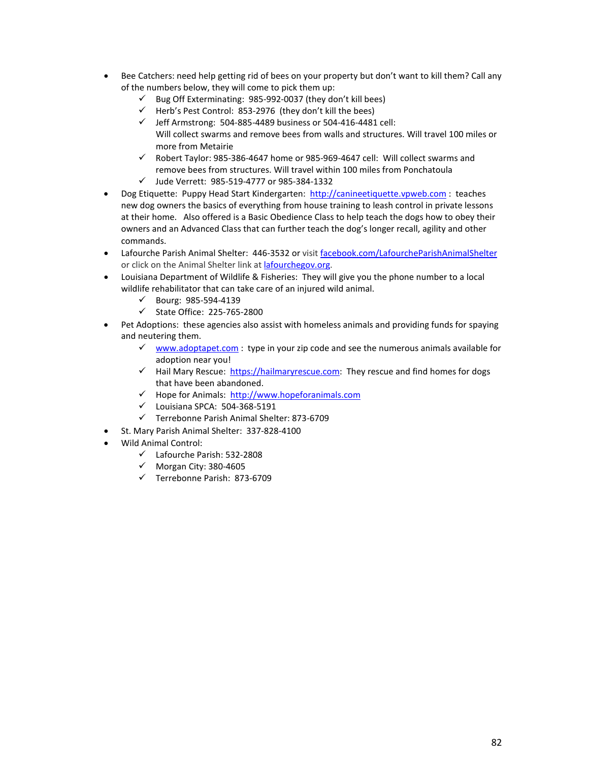- Bee Catchers: need help getting rid of bees on your property but don't want to kill them? Call any of the numbers below, they will come to pick them up:
  - ✓ Bug Off Exterminating: 985-992-0037 (they don't kill bees)
  - ✓ Herb's Pest Control: 853-2976 (they don't kill the bees)
  - ✓ Jeff Armstrong: 504-885-4489 business or 504-416-4481 cell: Will collect swarms and remove bees from walls and structures. Will travel 100 miles or more from Metairie
  - ✓ Robert Taylor: 985-386-4647 home or 985-969-4647 cell: Will collect swarms and remove bees from structures. Will travel within 100 miles from Ponchatoula
  - ✓ Jude Verrett: 985-519-4777 or 985-384-1332
- Dog Etiquette: Puppy Head Start Kindergarten: http://canineetiquette.vpweb.com : teaches new dog owners the basics of everything from house training to leash control in private lessons at their home. Also offered is a Basic Obedience Class to help teach the dogs how to obey their owners and an Advanced Class that can further teach the dog's longer recall, agility and other commands.
- Lafourche Parish Animal Shelter: 446-3532 or visit facebook.com/LafourcheParishAnimalShelter or click on the Animal Shelter link at lafourchegov.org.
- Louisiana Department of Wildlife & Fisheries: They will give you the phone number to a local wildlife rehabilitator that can take care of an injured wild animal.
  - ✓ Bourg: 985-594-4139
  - ✓ State Office: 225-765-2800
- Pet Adoptions: these agencies also assist with homeless animals and providing funds for spaying and neutering them.
  - ✓ www.adoptapet.com : type in your zip code and see the numerous animals available for adoption near you!
  - ✓ Hail Mary Rescue: https://hailmaryrescue.com: They rescue and find homes for dogs that have been abandoned.
  - ✓ Hope for Animals: http://www.hopeforanimals.com
  - ✓ Louisiana SPCA: 504-368-5191
  - ✓ Terrebonne Parish Animal Shelter: 873-6709
- St. Mary Parish Animal Shelter: 337-828-4100
- Wild Animal Control:
  - ✓ Lafourche Parish: 532-2808
  - ✓ Morgan City: 380-4605
  - ✓ Terrebonne Parish: 873-6709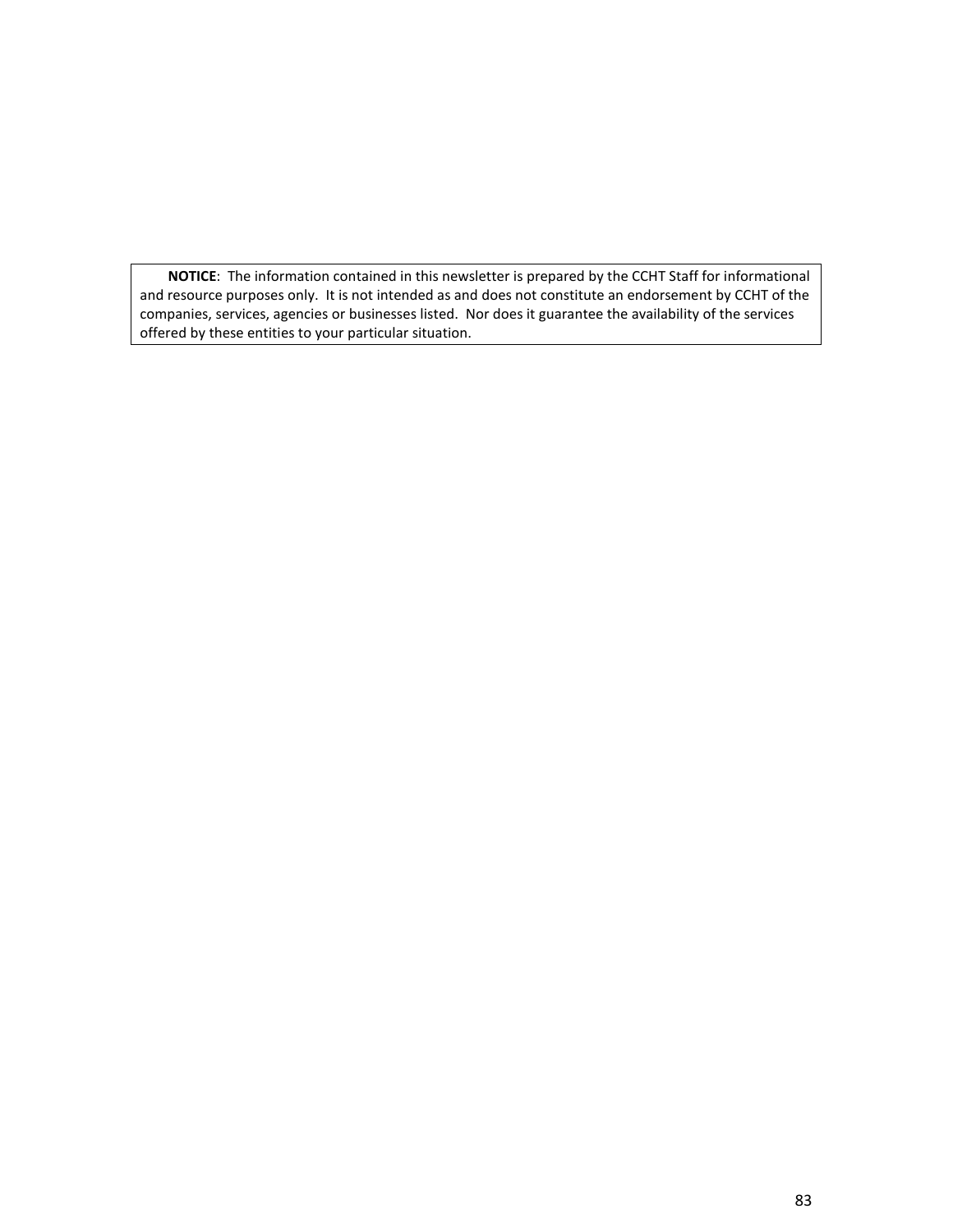**NOTICE**: The information contained in this newsletter is prepared by the CCHT Staff for informational and resource purposes only. It is not intended as and does not constitute an endorsement by CCHT of the companies, services, agencies or businesses listed. Nor does it guarantee the availability of the services offered by these entities to your particular situation.